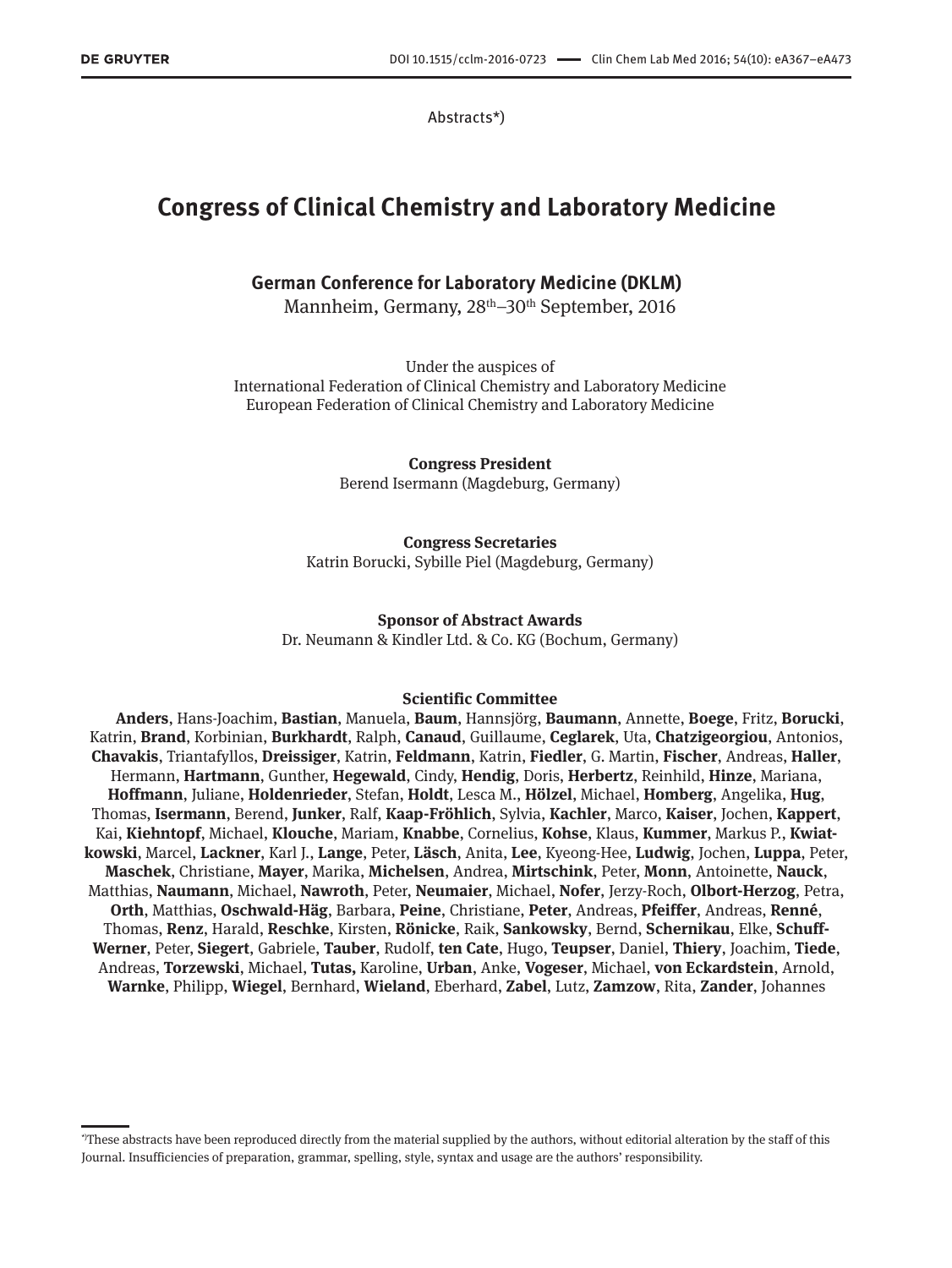Abstracts*)

# Congress of Clinical Chemistry and Laboratory Medicine

## German Conference for Laboratory Medicine (DKLM)

Mannheim, Germany, 28th–30th September, 2016

Under the auspices of
International Federation of Clinical Chemistry and Laboratory Medicine
European Federation of Clinical Chemistry and Laboratory Medicine

**Congress President**
Berend Isermann (Magdeburg, Germany)

**Congress Secretaries**
Katrin Borucki, Sybille Piel (Magdeburg, Germany)

**Sponsor of Abstract Awards**
Dr. Neumann & Kindler Ltd. & Co. KG (Bochum, Germany)

**Scientific Committee**

**Anders**, Hans-Joachim, **Bastian**, Manuela, **Baum**, Hannsjörg, **Baumann**, Annette, **Boege**, Fritz, **Borucki**, Katrin, **Brand**, Korbinian, **Burkhardt**, Ralph, **Canaud**, Guillaume, **Ceglarek**, Uta, **Chatzigeorgiou**, Antonios, **Chavakis**, Triantafyllos, **Dreissiger**, Katrin, **Feldmann**, Katrin, **Fiedler**, G. Martin, **Fischer**, Andreas, **Haller**, Hermann, **Hartmann**, Gunther, **Hegewald**, Cindy, **Hendig**, Doris, **Herbertz**, Reinhild, **Hinze**, Mariana, **Hoffmann**, Juliane, **Holdenrieder**, Stefan, **Holdt**, Lesca M., **Hölzel**, Michael, **Homberg**, Angelika, **Hug**, Thomas, **Isermann**, Berend, **Junker**, Ralf, **Kaap-Fröhlich**, Sylvia, **Kachler**, Marco, **Kaiser**, Jochen, **Kappert**, Kai, **Kiehntopf**, Michael, **Klouche**, Mariam, **Knabbe**, Cornelius, **Kohse**, Klaus, **Kummer**, Markus P., **Kwiatkowski**, Marcel, **Lackner**, Karl J., **Lange**, Peter, **Läsch**, Anita, **Lee**, Kyeong-Hee, **Ludwig**, Jochen, **Luppa**, Peter, **Maschek**, Christiane, **Mayer**, Marika, **Michelsen**, Andrea, **Mirtschink**, Peter, **Monn**, Antoinette, **Nauck**, Matthias, **Naumann**, Michael, **Nawroth**, Peter, **Neumaier**, Michael, **Nofer**, Jerzy-Roch, **Olbort-Herzog**, Petra, **Orth**, Matthias, **Oschwald-Häg**, Barbara, **Peine**, Christiane, **Peter**, Andreas, **Pfeiffer**, Andreas, **Renné**, Thomas, **Renz**, Harald, **Reschke**, Kirsten, **Rönicke**, Raik, **Sankowsky**, Bernd, **Schernikau**, Elke, **Schuff-Werner**, Peter, **Siegert**, Gabriele, **Tauber**, Rudolf, **ten Cate**, Hugo, **Teupser**, Daniel, **Thiery**, Joachim, **Tiede**, Andreas, **Torzewski**, Michael, **Tutas,** Karoline, **Urban**, Anke, **Vogeser**, Michael, **von Eckardstein**, Arnold, **Warnke**, Philipp, **Wiegel**, Bernhard, **Wieland**, Eberhard, **Zabel**, Lutz, **Zamzow**, Rita, **Zander**, Johannes

*)These abstracts have been reproduced directly from the material supplied by the authors, without editorial alteration by the staff of this Journal. Insufficiencies of preparation, grammar, spelling, style, syntax and usage are the authors' responsibility.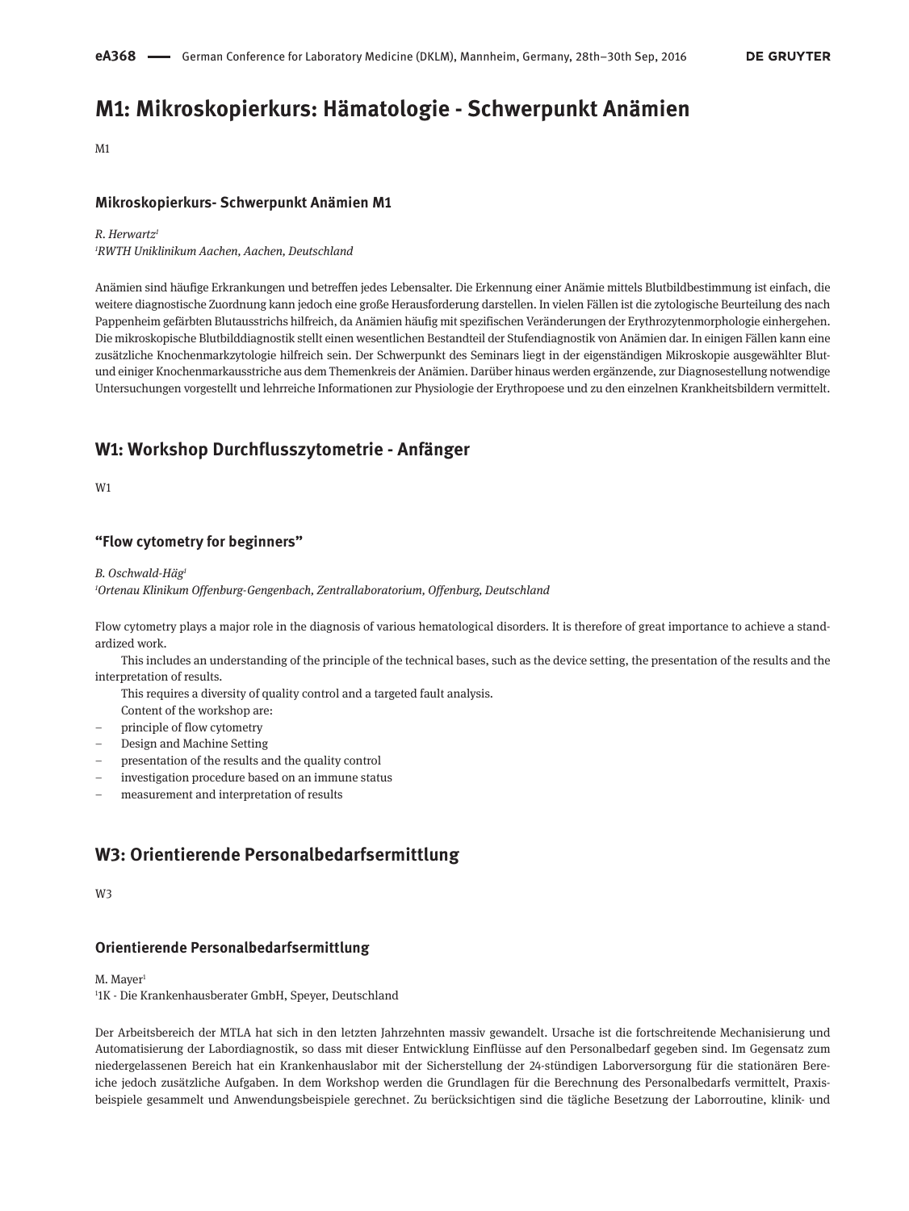# M1: Mikroskopierkurs: Hämatologie - Schwerpunkt Anämien

M1

### Mikroskopierkurs- Schwerpunkt Anämien M1

*R. Herwartz*[1]
[1]*RWTH Uniklinikum Aachen, Aachen, Deutschland*

Anämien sind häufige Erkrankungen und betreffen jedes Lebensalter. Die Erkennung einer Anämie mittels Blutbildbestimmung ist einfach, die weitere diagnostische Zuordnung kann jedoch eine große Herausforderung darstellen. In vielen Fällen ist die zytologische Beurteilung des nach Pappenheim gefärbten Blutausstrichs hilfreich, da Anämien häufig mit spezifischen Veränderungen der Erythrozytenmorphologie einhergehen. Die mikroskopische Blutbilddiagnostik stellt einen wesentlichen Bestandteil der Stufendiagnostik von Anämien dar. In einigen Fällen kann eine zusätzliche Knochenmarkzytologie hilfreich sein. Der Schwerpunkt des Seminars liegt in der eigenständigen Mikroskopie ausgewählter Blut- und einiger Knochenmarkausstriche aus dem Themenkreis der Anämien. Darüber hinaus werden ergänzende, zur Diagnosestellung notwendige Untersuchungen vorgestellt und lehrreiche Informationen zur Physiologie der Erythropoese und zu den einzelnen Krankheitsbildern vermittelt.

# W1: Workshop Durchflusszytometrie - Anfänger

W1

### "Flow cytometry for beginners"

*B. Oschwald-Häg*[1]
[1]*Ortenau Klinikum Offenburg-Gengenbach, Zentrallaboratorium, Offenburg, Deutschland*

Flow cytometry plays a major role in the diagnosis of various hematological disorders. It is therefore of great importance to achieve a standardized work.

This includes an understanding of the principle of the technical bases, such as the device setting, the presentation of the results and the interpretation of results.

This requires a diversity of quality control and a targeted fault analysis.

Content of the workshop are:

- principle of flow cytometry
- Design and Machine Setting
- presentation of the results and the quality control
- investigation procedure based on an immune status
- measurement and interpretation of results

# W3: Orientierende Personalbedarfsermittlung

W3

### Orientierende Personalbedarfsermittlung

M. Mayer[1]
[1]1K - Die Krankenhausberater GmbH, Speyer, Deutschland

Der Arbeitsbereich der MTLA hat sich in den letzten Jahrzehnten massiv gewandelt. Ursache ist die fortschreitende Mechanisierung und Automatisierung der Labordiagnostik, so dass mit dieser Entwicklung Einflüsse auf den Personalbedarf gegeben sind. Im Gegensatz zum niedergelassenen Bereich hat ein Krankenhauslabor mit der Sicherstellung der 24-stündigen Laborversorgung für die stationären Bereiche jedoch zusätzliche Aufgaben. In dem Workshop werden die Grundlagen für die Berechnung des Personalbedarfs vermittelt, Praxisbeispiele gesammelt und Anwendungsbeispiele gerechnet. Zu berücksichtigen sind die tägliche Besetzung der Laborroutine, klinik- und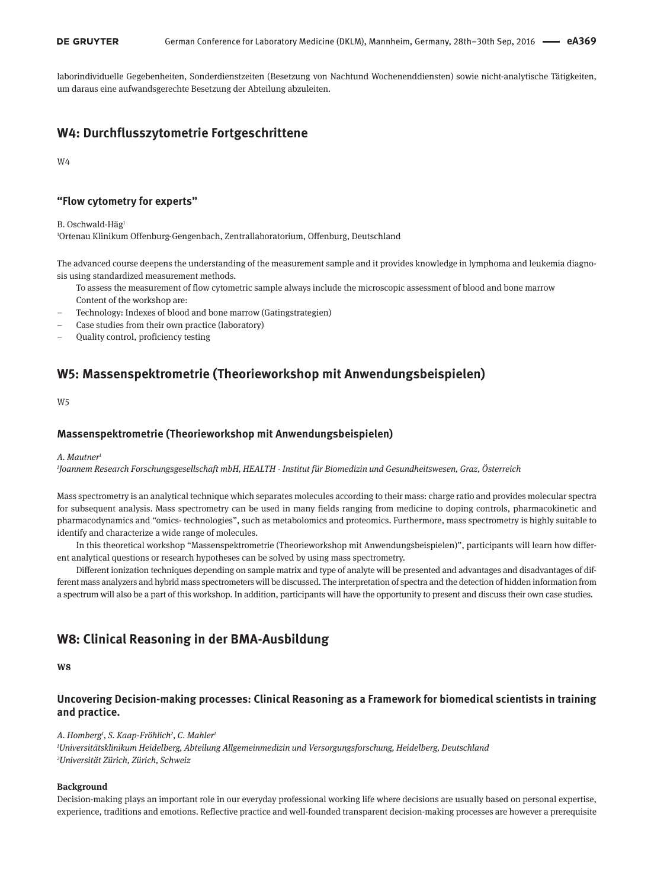laborindividuelle Gegebenheiten, Sonderdienstzeiten (Besetzung von Nachtund Wochenenddiensten) sowie nicht-analytische Tätigkeiten, um daraus eine aufwandsgerechte Besetzung der Abteilung abzuleiten.

## W4: Durchflusszytometrie Fortgeschrittene

W4

### "Flow cytometry for experts"

B. Oschwald-Häg[1]

[1]Ortenau Klinikum Offenburg-Gengenbach, Zentrallaboratorium, Offenburg, Deutschland

The advanced course deepens the understanding of the measurement sample and it provides knowledge in lymphoma and leukemia diagnosis using standardized measurement methods.

To assess the measurement of flow cytometric sample always include the microscopic assessment of blood and bone marrow

Content of the workshop are:

- Technology: Indexes of blood and bone marrow (Gatingstrategien)
- Case studies from their own practice (laboratory)
- Quality control, proficiency testing

## W5: Massenspektrometrie (Theorieworkshop mit Anwendungsbeispielen)

W5

### Massenspektrometrie (Theorieworkshop mit Anwendungsbeispielen)

*A. Mautner[1]*

*[1]Joannem Research Forschungsgesellschaft mbH, HEALTH - Institut für Biomedizin und Gesundheitswesen, Graz, Österreich*

Mass spectrometry is an analytical technique which separates molecules according to their mass: charge ratio and provides molecular spectra for subsequent analysis. Mass spectrometry can be used in many fields ranging from medicine to doping controls, pharmacokinetic and pharmacodynamics and "omics- technologies", such as metabolomics and proteomics. Furthermore, mass spectrometry is highly suitable to identify and characterize a wide range of molecules.

In this theoretical workshop "Massenspektrometrie (Theorieworkshop mit Anwendungsbeispielen)", participants will learn how different analytical questions or research hypotheses can be solved by using mass spectrometry.

Different ionization techniques depending on sample matrix and type of analyte will be presented and advantages and disadvantages of different mass analyzers and hybrid mass spectrometers will be discussed. The interpretation of spectra and the detection of hidden information from a spectrum will also be a part of this workshop. In addition, participants will have the opportunity to present and discuss their own case studies.

## W8: Clinical Reasoning in der BMA-Ausbildung

**W8**

### Uncovering Decision-making processes: Clinical Reasoning as a Framework for biomedical scientists in training and practice.

*A. Homberg[1], S. Kaap-Fröhlich[2], C. Mahler[1]*

*[1]Universitätsklinikum Heidelberg, Abteilung Allgemeinmedizin und Versorgungsforschung, Heidelberg, Deutschland*

*[2]Universität Zürich, Zürich, Schweiz*

**Background**

Decision-making plays an important role in our everyday professional working life where decisions are usually based on personal expertise, experience, traditions and emotions. Reflective practice and well-founded transparent decision-making processes are however a prerequisite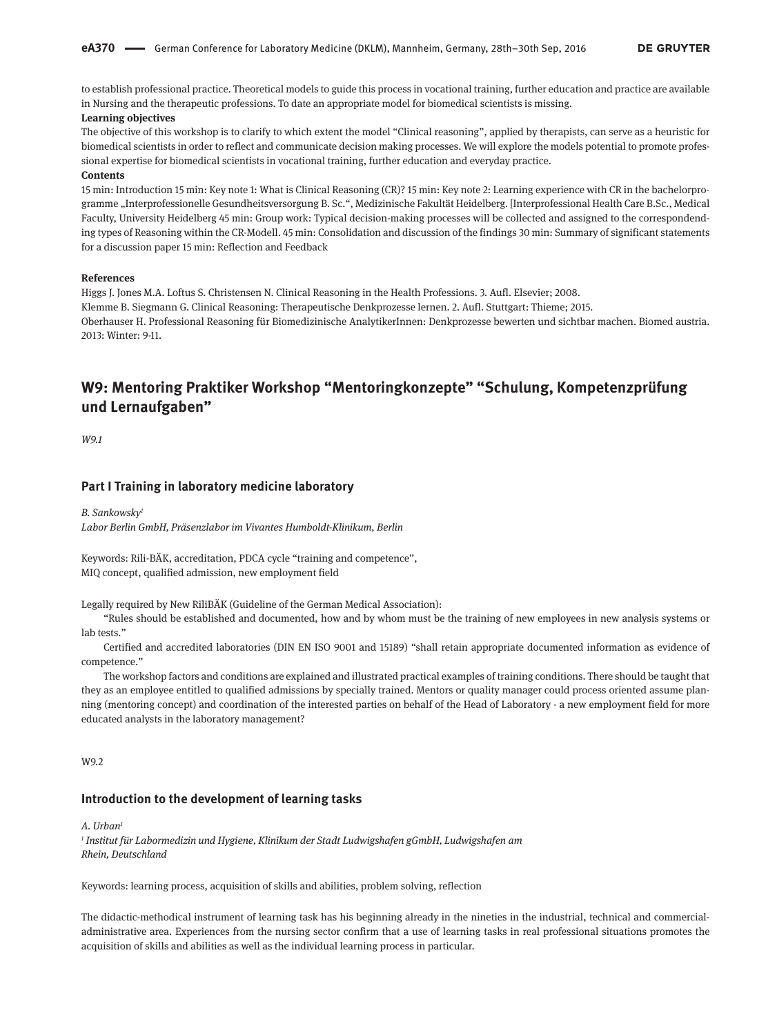to establish professional practice. Theoretical models to guide this process in vocational training, further education and practice are available in Nursing and the therapeutic professions. To date an appropriate model for biomedical scientists is missing.

**Learning objectives**

The objective of this workshop is to clarify to which extent the model "Clinical reasoning", applied by therapists, can serve as a heuristic for biomedical scientists in order to reflect and communicate decision making processes. We will explore the models potential to promote professional expertise for biomedical scientists in vocational training, further education and everyday practice.

**Contents**

15 min: Introduction 15 min: Key note 1: What is Clinical Reasoning (CR)? 15 min: Key note 2: Learning experience with CR in the bachelorprogramme „Interprofessionelle Gesundheitsversorgung B. Sc.", Medizinische Fakultät Heidelberg. [Interprofessional Health Care B.Sc., Medical Faculty, University Heidelberg 45 min: Group work: Typical decision-making processes will be collected and assigned to the correspondending types of Reasoning within the CR-Modell. 45 min: Consolidation and discussion of the findings 30 min: Summary of significant statements for a discussion paper 15 min: Reflection and Feedback

**References**

Higgs J. Jones M.A. Loftus S. Christensen N. Clinical Reasoning in the Health Professions. 3. Aufl. Elsevier; 2008.

Klemme B. Siegmann G. Clinical Reasoning: Therapeutische Denkprozesse lernen. 2. Aufl. Stuttgart: Thieme; 2015.

Oberhauser H. Professional Reasoning für Biomedizinische AnalytikerInnen: Denkprozesse bewerten und sichtbar machen. Biomed austria. 2013: Winter: 9-11.

## W9: Mentoring Praktiker Workshop "Mentoringkonzepte" "Schulung, Kompetenzprüfung und Lernaufgaben"

*W9.1*

### Part I Training in laboratory medicine laboratory

*B. Sankowsky[1]*

*Labor Berlin GmbH, Präsenzlabor im Vivantes Humboldt-Klinikum, Berlin*

Keywords: Rili-BÄK, accreditation, PDCA cycle "training and competence", MIQ concept, qualified admission, new employment field

Legally required by New RiliBÄK (Guideline of the German Medical Association):

"Rules should be established and documented, how and by whom must be the training of new employees in new analysis systems or lab tests."

Certified and accredited laboratories (DIN EN ISO 9001 and 15189) "shall retain appropriate documented information as evidence of competence."

The workshop factors and conditions are explained and illustrated practical examples of training conditions. There should be taught that they as an employee entitled to qualified admissions by specially trained. Mentors or quality manager could process oriented assume planning (mentoring concept) and coordination of the interested parties on behalf of the Head of Laboratory - a new employment field for more educated analysts in the laboratory management?

W9.2

### Introduction to the development of learning tasks

*A. Urban[1]*

*[1] Institut für Labormedizin und Hygiene, Klinikum der Stadt Ludwigshafen gGmbH, Ludwigshafen am Rhein, Deutschland*

Keywords: learning process, acquisition of skills and abilities, problem solving, reflection

The didactic-methodical instrument of learning task has his beginning already in the nineties in the industrial, technical and commercial-administrative area. Experiences from the nursing sector confirm that a use of learning tasks in real professional situations promotes the acquisition of skills and abilities as well as the individual learning process in particular.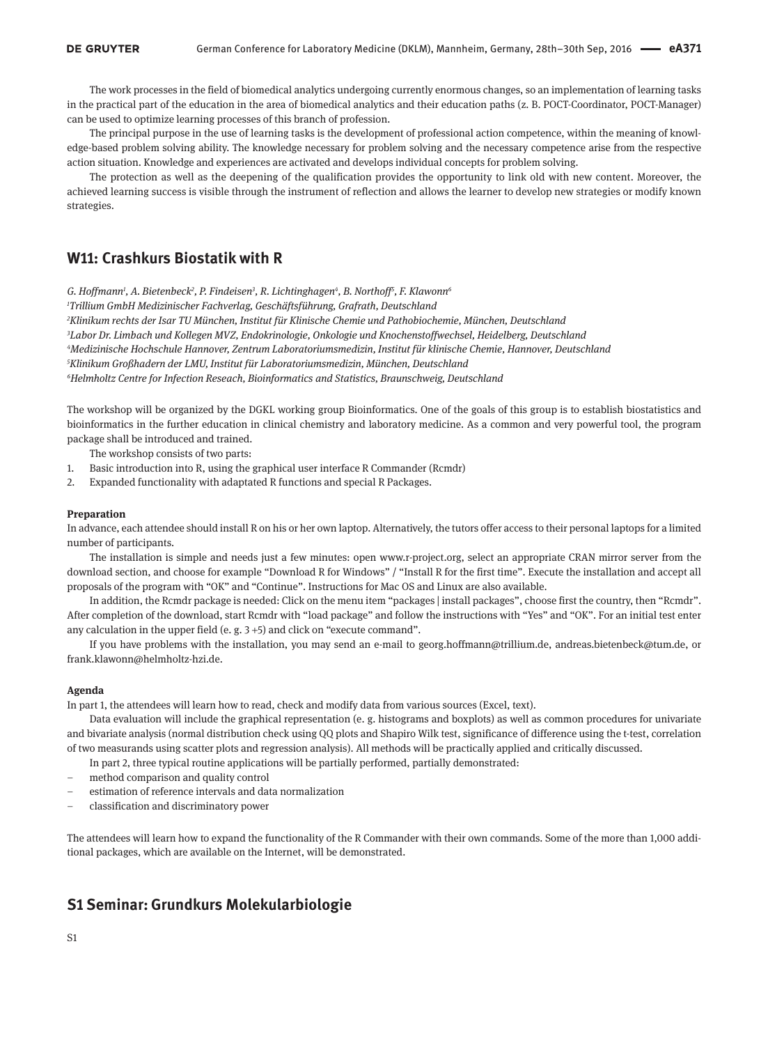The work processes in the field of biomedical analytics undergoing currently enormous changes, so an implementation of learning tasks in the practical part of the education in the area of biomedical analytics and their education paths (z. B. POCT-Coordinator, POCT-Manager) can be used to optimize learning processes of this branch of profession.

The principal purpose in the use of learning tasks is the development of professional action competence, within the meaning of knowledge-based problem solving ability. The knowledge necessary for problem solving and the necessary competence arise from the respective action situation. Knowledge and experiences are activated and develops individual concepts for problem solving.

The protection as well as the deepening of the qualification provides the opportunity to link old with new content. Moreover, the achieved learning success is visible through the instrument of reflection and allows the learner to develop new strategies or modify known strategies.

## W11: Crashkurs Biostatik with R

*G. Hoffmann[1], A. Bietenbeck[2], P. Findeisen[3], R. Lichtinghagen[4], B. Northoff[5], F. Klawonn[6]*

*[1]Trillium GmbH Medizinischer Fachverlag, Geschäftsführung, Grafrath, Deutschland*

*[2]Klinikum rechts der Isar TU München, Institut für Klinische Chemie und Pathobiochemie, München, Deutschland*

*[3]Labor Dr. Limbach und Kollegen MVZ, Endokrinologie, Onkologie und Knochenstoffwechsel, Heidelberg, Deutschland*

*[4]Medizinische Hochschule Hannover, Zentrum Laboratoriumsmedizin, Institut für klinische Chemie, Hannover, Deutschland*

*[5]Klinikum Großhadern der LMU, Institut für Laboratoriumsmedizin, München, Deutschland*

*[6]Helmholtz Centre for Infection Reseach, Bioinformatics and Statistics, Braunschweig, Deutschland*

The workshop will be organized by the DGKL working group Bioinformatics. One of the goals of this group is to establish biostatistics and bioinformatics in the further education in clinical chemistry and laboratory medicine. As a common and very powerful tool, the program package shall be introduced and trained.

The workshop consists of two parts:

1. Basic introduction into R, using the graphical user interface R Commander (Rcmdr)
2. Expanded functionality with adaptated R functions and special R Packages.

**Preparation**

In advance, each attendee should install R on his or her own laptop. Alternatively, the tutors offer access to their personal laptops for a limited number of participants.

The installation is simple and needs just a few minutes: open www.r-project.org, select an appropriate CRAN mirror server from the download section, and choose for example "Download R for Windows" / "Install R for the first time". Execute the installation and accept all proposals of the program with "OK" and "Continue". Instructions for Mac OS and Linux are also available.

In addition, the Rcmdr package is needed: Click on the menu item "packages | install packages", choose first the country, then "Rcmdr". After completion of the download, start Rcmdr with "load package" and follow the instructions with "Yes" and "OK". For an initial test enter any calculation in the upper field (e. g. 3 +5) and click on "execute command".

If you have problems with the installation, you may send an e-mail to georg.hoffmann@trillium.de, andreas.bietenbeck@tum.de, or frank.klawonn@helmholtz-hzi.de.

**Agenda**

In part 1, the attendees will learn how to read, check and modify data from various sources (Excel, text).

Data evaluation will include the graphical representation (e. g. histograms and boxplots) as well as common procedures for univariate and bivariate analysis (normal distribution check using QQ plots and Shapiro Wilk test, significance of difference using the t-test, correlation of two measurands using scatter plots and regression analysis). All methods will be practically applied and critically discussed.

In part 2, three typical routine applications will be partially performed, partially demonstrated:

- method comparison and quality control
- estimation of reference intervals and data normalization
- classification and discriminatory power

The attendees will learn how to expand the functionality of the R Commander with their own commands. Some of the more than 1,000 additional packages, which are available on the Internet, will be demonstrated.

## S1 Seminar: Grundkurs Molekularbiologie

S1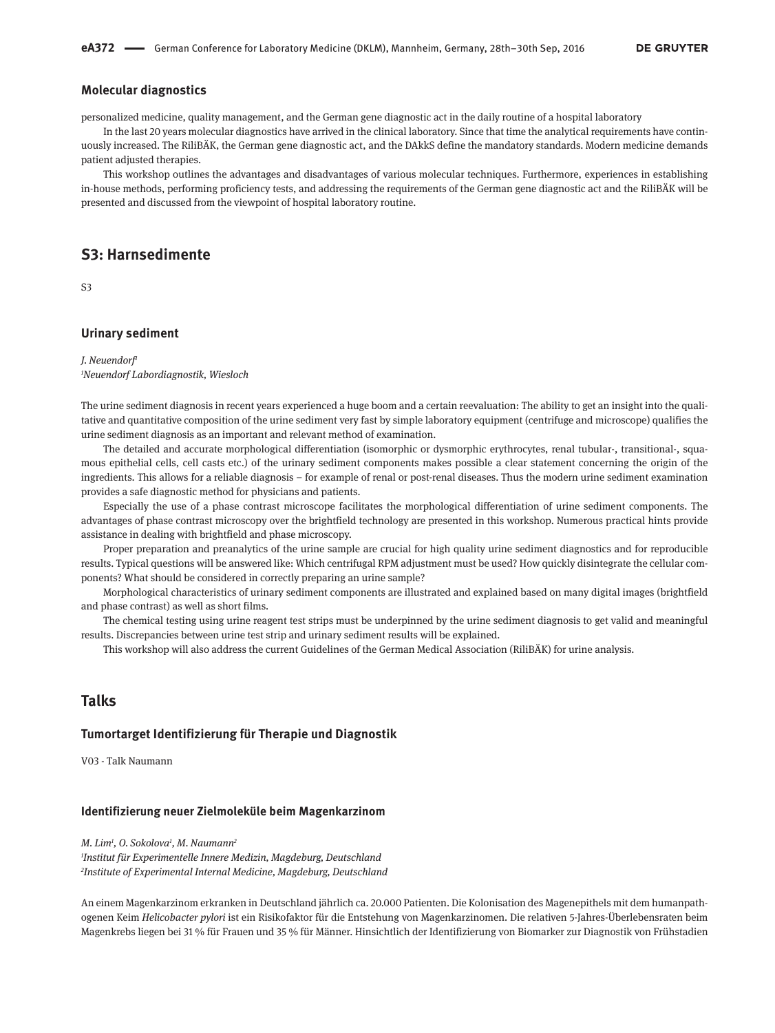### Molecular diagnostics

personalized medicine, quality management, and the German gene diagnostic act in the daily routine of a hospital laboratory

In the last 20 years molecular diagnostics have arrived in the clinical laboratory. Since that time the analytical requirements have continuously increased. The RiliBÄK, the German gene diagnostic act, and the DAkkS define the mandatory standards. Modern medicine demands patient adjusted therapies.

This workshop outlines the advantages and disadvantages of various molecular techniques. Furthermore, experiences in establishing in-house methods, performing proficiency tests, and addressing the requirements of the German gene diagnostic act and the RiliBÄK will be presented and discussed from the viewpoint of hospital laboratory routine.

## S3: Harnsedimente

S3

### Urinary sediment

*J. Neuendorf*[1]
[1]*Neuendorf Labordiagnostik, Wiesloch*

The urine sediment diagnosis in recent years experienced a huge boom and a certain reevaluation: The ability to get an insight into the qualitative and quantitative composition of the urine sediment very fast by simple laboratory equipment (centrifuge and microscope) qualifies the urine sediment diagnosis as an important and relevant method of examination.

The detailed and accurate morphological differentiation (isomorphic or dysmorphic erythrocytes, renal tubular-, transitional-, squamous epithelial cells, cell casts etc.) of the urinary sediment components makes possible a clear statement concerning the origin of the ingredients. This allows for a reliable diagnosis – for example of renal or post-renal diseases. Thus the modern urine sediment examination provides a safe diagnostic method for physicians and patients.

Especially the use of a phase contrast microscope facilitates the morphological differentiation of urine sediment components. The advantages of phase contrast microscopy over the brightfield technology are presented in this workshop. Numerous practical hints provide assistance in dealing with brightfield and phase microscopy.

Proper preparation and preanalytics of the urine sample are crucial for high quality urine sediment diagnostics and for reproducible results. Typical questions will be answered like: Which centrifugal RPM adjustment must be used? How quickly disintegrate the cellular components? What should be considered in correctly preparing an urine sample?

Morphological characteristics of urinary sediment components are illustrated and explained based on many digital images (brightfield and phase contrast) as well as short films.

The chemical testing using urine reagent test strips must be underpinned by the urine sediment diagnosis to get valid and meaningful results. Discrepancies between urine test strip and urinary sediment results will be explained.

This workshop will also address the current Guidelines of the German Medical Association (RiliBÄK) for urine analysis.

## Talks

### Tumortarget Identifizierung für Therapie und Diagnostik

V03 - Talk Naumann

### Identifizierung neuer Zielmoleküle beim Magenkarzinom

*M. Lim*[1], *O. Sokolova*[1], *M. Naumann*[2]
[1]*Institut für Experimentelle Innere Medizin, Magdeburg, Deutschland*
[2]*Institute of Experimental Internal Medicine, Magdeburg, Deutschland*

An einem Magenkarzinom erkranken in Deutschland jährlich ca. 20.000 Patienten. Die Kolonisation des Magenepithels mit dem humanpathogenen Keim *Helicobacter pylori* ist ein Risikofaktor für die Entstehung von Magenkarzinomen. Die relativen 5-Jahres-Überlebensraten beim Magenkrebs liegen bei 31 % für Frauen und 35 % für Männer. Hinsichtlich der Identifizierung von Biomarker zur Diagnostik von Frühstadien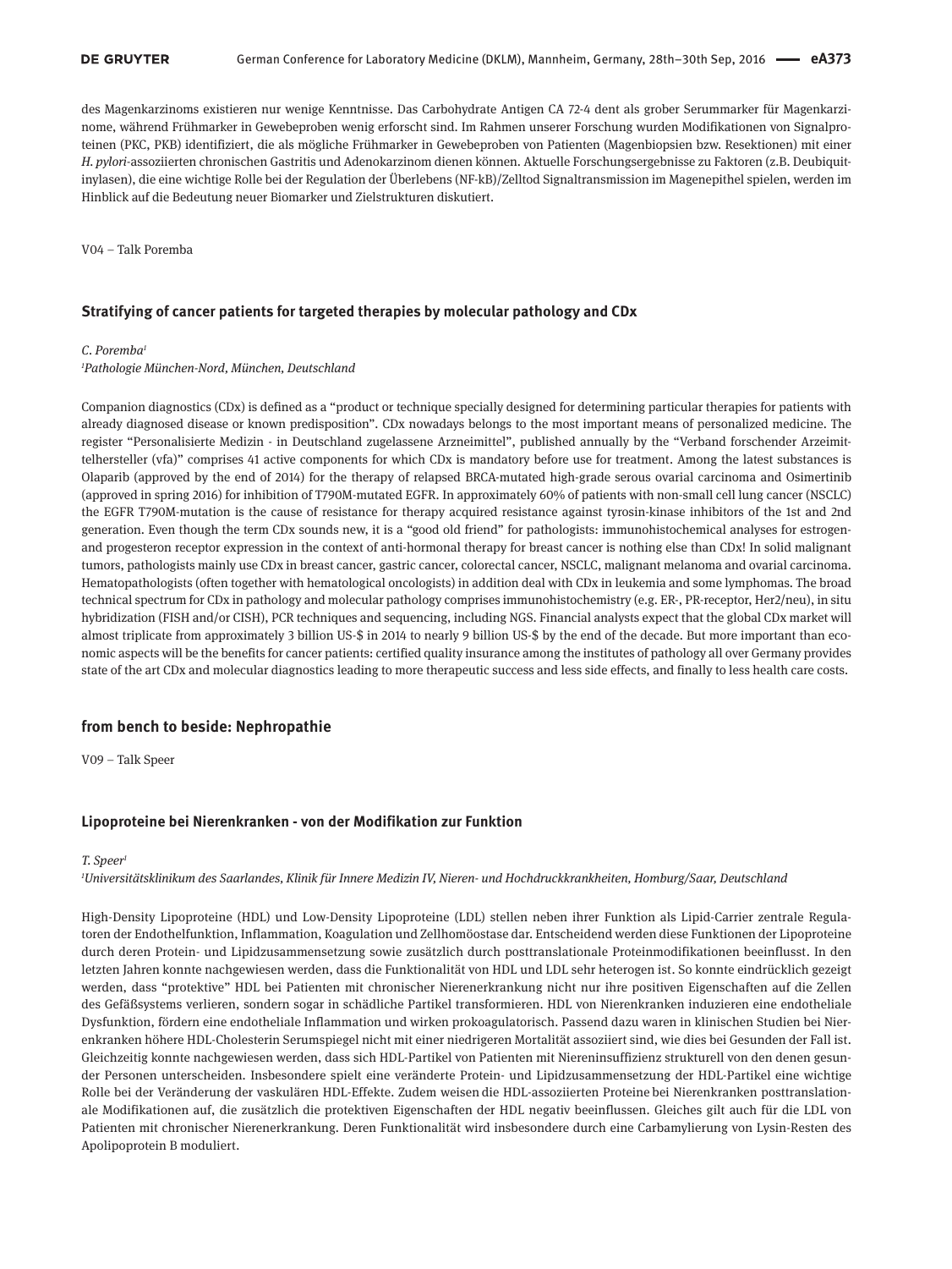des Magenkarzinoms existieren nur wenige Kenntnisse. Das Carbohydrate Antigen CA 72-4 dent als grober Serummarker für Magenkarzinome, während Frühmarker in Gewebeproben wenig erforscht sind. Im Rahmen unserer Forschung wurden Modifikationen von Signalproteinen (PKC, PKB) identifiziert, die als mögliche Frühmarker in Gewebeproben von Patienten (Magenbiopsien bzw. Resektionen) mit einer *H. pylori*-assoziierten chronischen Gastritis und Adenokarzinom dienen können. Aktuelle Forschungsergebnisse zu Faktoren (z.B. Deubiquitinylasen), die eine wichtige Rolle bei der Regulation der Überlebens (NF-kB)/Zelltod Signaltransmission im Magenepithel spielen, werden im Hinblick auf die Bedeutung neuer Biomarker und Zielstrukturen diskutiert.

V04 – Talk Poremba

### Stratifying of cancer patients for targeted therapies by molecular pathology and CDx

*C. Poremba*[1]

[1]*Pathologie München-Nord, München, Deutschland*

Companion diagnostics (CDx) is defined as a "product or technique specially designed for determining particular therapies for patients with already diagnosed disease or known predisposition". CDx nowadays belongs to the most important means of personalized medicine. The register "Personalisierte Medizin - in Deutschland zugelassene Arzneimittel", published annually by the "Verband forschender Arzeimittelhersteller (vfa)" comprises 41 active components for which CDx is mandatory before use for treatment. Among the latest substances is Olaparib (approved by the end of 2014) for the therapy of relapsed BRCA-mutated high-grade serous ovarial carcinoma and Osimertinib (approved in spring 2016) for inhibition of T790M-mutated EGFR. In approximately 60% of patients with non-small cell lung cancer (NSCLC) the EGFR T790M-mutation is the cause of resistance for therapy acquired resistance against tyrosin-kinase inhibitors of the 1st and 2nd generation. Even though the term CDx sounds new, it is a "good old friend" for pathologists: immunohistochemical analyses for estrogen- and progesteron receptor expression in the context of anti-hormonal therapy for breast cancer is nothing else than CDx! In solid malignant tumors, pathologists mainly use CDx in breast cancer, gastric cancer, colorectal cancer, NSCLC, malignant melanoma and ovarial carcinoma. Hematopathologists (often together with hematological oncologists) in addition deal with CDx in leukemia and some lymphomas. The broad technical spectrum for CDx in pathology and molecular pathology comprises immunohistochemistry (e.g. ER-, PR-receptor, Her2/neu), in situ hybridization (FISH and/or CISH), PCR techniques and sequencing, including NGS. Financial analysts expect that the global CDx market will almost triplicate from approximately 3 billion US-$ in 2014 to nearly 9 billion US-$ by the end of the decade. But more important than economic aspects will be the benefits for cancer patients: certified quality insurance among the institutes of pathology all over Germany provides state of the art CDx and molecular diagnostics leading to more therapeutic success and less side effects, and finally to less health care costs.

## from bench to beside: Nephropathie

V09 – Talk Speer

### Lipoproteine bei Nierenkranken - von der Modifikation zur Funktion

*T. Speer*[1]

[1]*Universitätsklinikum des Saarlandes, Klinik für Innere Medizin IV, Nieren- und Hochdruckkrankheiten, Homburg/Saar, Deutschland*

High-Density Lipoproteine (HDL) und Low-Density Lipoproteine (LDL) stellen neben ihrer Funktion als Lipid-Carrier zentrale Regulatoren der Endothelfunktion, Inflammation, Koagulation und Zellhomöostase dar. Entscheidend werden diese Funktionen der Lipoproteine durch deren Protein- und Lipidzusammensetzung sowie zusätzlich durch posttranslationale Proteinmodifikationen beeinflusst. In den letzten Jahren konnte nachgewiesen werden, dass die Funktionalität von HDL und LDL sehr heterogen ist. So konnte eindrücklich gezeigt werden, dass "protektive" HDL bei Patienten mit chronischer Nierenerkrankung nicht nur ihre positiven Eigenschaften auf die Zellen des Gefäßsystems verlieren, sondern sogar in schädliche Partikel transformieren. HDL von Nierenkranken induzieren eine endotheliale Dysfunktion, fördern eine endotheliale Inflammation und wirken prokoagulatorisch. Passend dazu waren in klinischen Studien bei Nierenkranken höhere HDL-Cholesterin Serumspiegel nicht mit einer niedrigeren Mortalität assoziiert sind, wie dies bei Gesunden der Fall ist. Gleichzeitig konnte nachgewiesen werden, dass sich HDL-Partikel von Patienten mit Niereninsuffizienz strukturell von den denen gesunder Personen unterscheiden. Insbesondere spielt eine veränderte Protein- und Lipidzusammensetzung der HDL-Partikel eine wichtige Rolle bei der Veränderung der vaskulären HDL-Effekte. Zudem weisen die HDL-assoziierten Proteine bei Nierenkranken posttranslationale Modifikationen auf, die zusätzlich die protektiven Eigenschaften der HDL negativ beeinflussen. Gleiches gilt auch für die LDL von Patienten mit chronischer Nierenerkrankung. Deren Funktionalität wird insbesondere durch eine Carbamylierung von Lysin-Resten des Apolipoprotein B moduliert.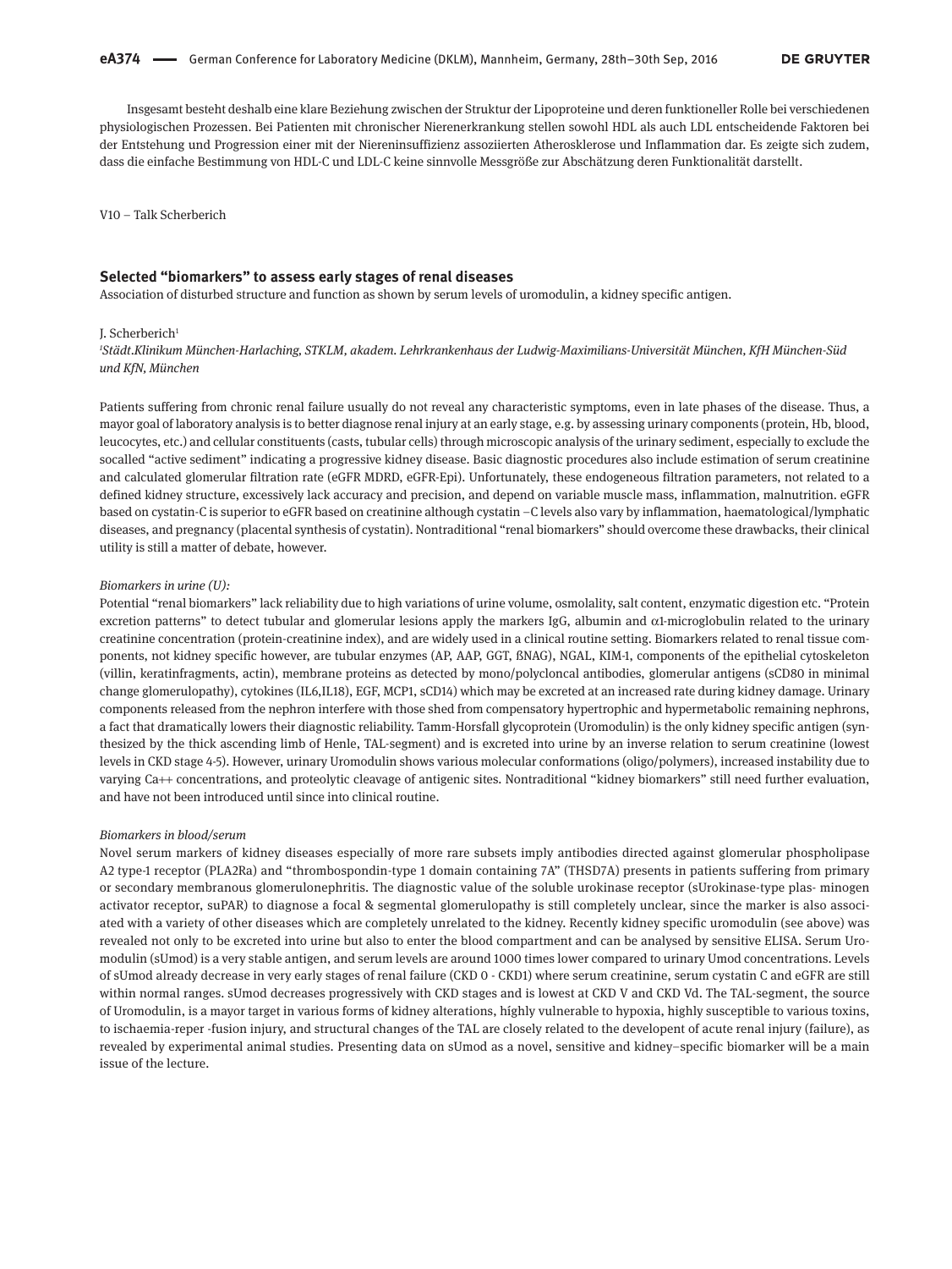Insgesamt besteht deshalb eine klare Beziehung zwischen der Struktur der Lipoproteine und deren funktioneller Rolle bei verschiedenen physiologischen Prozessen. Bei Patienten mit chronischer Nierenerkrankung stellen sowohl HDL als auch LDL entscheidende Faktoren bei der Entstehung und Progression einer mit der Niereninsuffizienz assoziierten Atherosklerose und Inflammation dar. Es zeigte sich zudem, dass die einfache Bestimmung von HDL-C und LDL-C keine sinnvolle Messgröße zur Abschätzung deren Funktionalität darstellt.

V10 – Talk Scherberich

## Selected "biomarkers" to assess early stages of renal diseases

Association of disturbed structure and function as shown by serum levels of uromodulin, a kidney specific antigen.

J. Scherberich[1]

*[1]Städt.Klinikum München-Harlaching, STKLM, akadem. Lehrkrankenhaus der Ludwig-Maximilians-Universität München, KfH München-Süd und KfN, München*

Patients suffering from chronic renal failure usually do not reveal any characteristic symptoms, even in late phases of the disease. Thus, a mayor goal of laboratory analysis is to better diagnose renal injury at an early stage, e.g. by assessing urinary components (protein, Hb, blood, leucocytes, etc.) and cellular constituents (casts, tubular cells) through microscopic analysis of the urinary sediment, especially to exclude the socalled "active sediment" indicating a progressive kidney disease. Basic diagnostic procedures also include estimation of serum creatinine and calculated glomerular filtration rate (eGFR MDRD, eGFR-Epi). Unfortunately, these endogeneous filtration parameters, not related to a defined kidney structure, excessively lack accuracy and precision, and depend on variable muscle mass, inflammation, malnutrition. eGFR based on cystatin-C is superior to eGFR based on creatinine although cystatin –C levels also vary by inflammation, haematological/lymphatic diseases, and pregnancy (placental synthesis of cystatin). Nontraditional "renal biomarkers" should overcome these drawbacks, their clinical utility is still a matter of debate, however.

*Biomarkers in urine (U):*

Potential "renal biomarkers" lack reliability due to high variations of urine volume, osmolality, salt content, enzymatic digestion etc. "Protein excretion patterns" to detect tubular and glomerular lesions apply the markers IgG, albumin and α1-microglobulin related to the urinary creatinine concentration (protein-creatinine index), and are widely used in a clinical routine setting. Biomarkers related to renal tissue components, not kidney specific however, are tubular enzymes (AP, AAP, GGT, ßNAG), NGAL, KIM-1, components of the epithelial cytoskeleton (villin, keratinfragments, actin), membrane proteins as detected by mono/polycloncal antibodies, glomerular antigens (sCD80 in minimal change glomerulopathy), cytokines (IL6,IL18), EGF, MCP1, sCD14) which may be excreted at an increased rate during kidney damage. Urinary components released from the nephron interfere with those shed from compensatory hypertrophic and hypermetabolic remaining nephrons, a fact that dramatically lowers their diagnostic reliability. Tamm-Horsfall glycoprotein (Uromodulin) is the only kidney specific antigen (synthesized by the thick ascending limb of Henle, TAL-segment) and is excreted into urine by an inverse relation to serum creatinine (lowest levels in CKD stage 4-5). However, urinary Uromodulin shows various molecular conformations (oligo/polymers), increased instability due to varying Ca++ concentrations, and proteolytic cleavage of antigenic sites. Nontraditional "kidney biomarkers" still need further evaluation, and have not been introduced until since into clinical routine.

*Biomarkers in blood/serum*

Novel serum markers of kidney diseases especially of more rare subsets imply antibodies directed against glomerular phospholipase A2 type-1 receptor (PLA2Ra) and "thrombospondin-type 1 domain containing 7A" (THSD7A) presents in patients suffering from primary or secondary membranous glomerulonephritis. The diagnostic value of the soluble urokinase receptor (sUrokinase-type plas- minogen activator receptor, suPAR) to diagnose a focal & segmental glomerulopathy is still completely unclear, since the marker is also associated with a variety of other diseases which are completely unrelated to the kidney. Recently kidney specific uromodulin (see above) was revealed not only to be excreted into urine but also to enter the blood compartment and can be analysed by sensitive ELISA. Serum Uromodulin (sUmod) is a very stable antigen, and serum levels are around 1000 times lower compared to urinary Umod concentrations. Levels of sUmod already decrease in very early stages of renal failure (CKD 0 - CKD1) where serum creatinine, serum cystatin C and eGFR are still within normal ranges. sUmod decreases progressively with CKD stages and is lowest at CKD V and CKD Vd. The TAL-segment, the source of Uromodulin, is a mayor target in various forms of kidney alterations, highly vulnerable to hypoxia, highly susceptible to various toxins, to ischaemia-reper -fusion injury, and structural changes of the TAL are closely related to the developent of acute renal injury (failure), as revealed by experimental animal studies. Presenting data on sUmod as a novel, sensitive and kidney–specific biomarker will be a main issue of the lecture.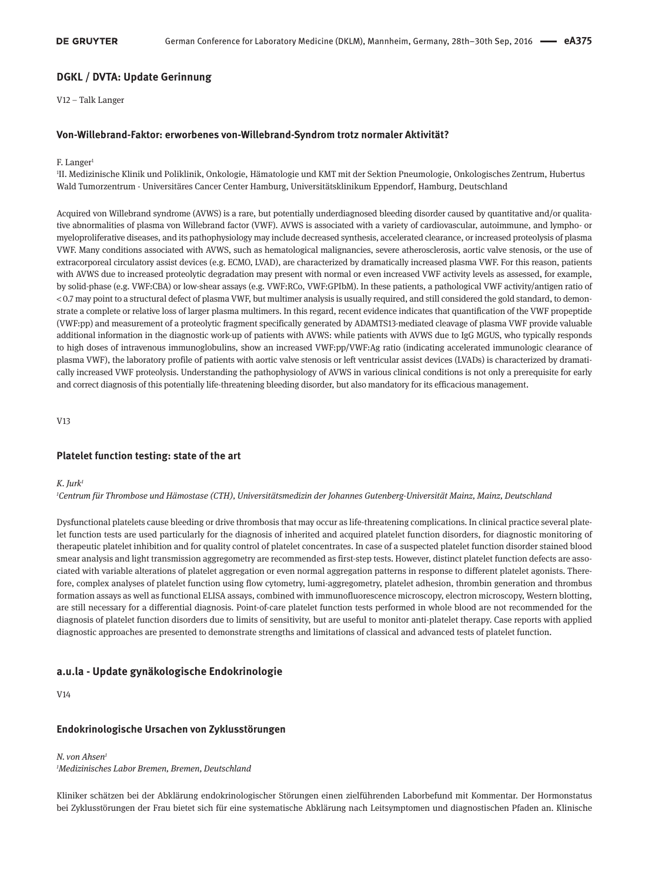## DGKL / DVTA: Update Gerinnung

V12 – Talk Langer

### Von-Willebrand-Faktor: erworbenes von-Willebrand-Syndrom trotz normaler Aktivität?

F. Langer[1]

[1]II. Medizinische Klinik und Poliklinik, Onkologie, Hämatologie und KMT mit der Sektion Pneumologie, Onkologisches Zentrum, Hubertus Wald Tumorzentrum - Universitäres Cancer Center Hamburg, Universitätsklinikum Eppendorf, Hamburg, Deutschland

Acquired von Willebrand syndrome (AVWS) is a rare, but potentially underdiagnosed bleeding disorder caused by quantitative and/or qualitative abnormalities of plasma von Willebrand factor (VWF). AVWS is associated with a variety of cardiovascular, autoimmune, and lympho- or myeloproliferative diseases, and its pathophysiology may include decreased synthesis, accelerated clearance, or increased proteolysis of plasma VWF. Many conditions associated with AVWS, such as hematological malignancies, severe atherosclerosis, aortic valve stenosis, or the use of extracorporeal circulatory assist devices (e.g. ECMO, LVAD), are characterized by dramatically increased plasma VWF. For this reason, patients with AVWS due to increased proteolytic degradation may present with normal or even increased VWF activity levels as assessed, for example, by solid-phase (e.g. VWF:CBA) or low-shear assays (e.g. VWF:RCo, VWF:GPIbM). In these patients, a pathological VWF activity/antigen ratio of < 0.7 may point to a structural defect of plasma VWF, but multimer analysis is usually required, and still considered the gold standard, to demonstrate a complete or relative loss of larger plasma multimers. In this regard, recent evidence indicates that quantification of the VWF propeptide (VWF:pp) and measurement of a proteolytic fragment specifically generated by ADAMTS13-mediated cleavage of plasma VWF provide valuable additional information in the diagnostic work-up of patients with AVWS: while patients with AVWS due to IgG MGUS, who typically responds to high doses of intravenous immunoglobulins, show an increased VWF:pp/VWF:Ag ratio (indicating accelerated immunologic clearance of plasma VWF), the laboratory profile of patients with aortic valve stenosis or left ventricular assist devices (LVADs) is characterized by dramatically increased VWF proteolysis. Understanding the pathophysiology of AVWS in various clinical conditions is not only a prerequisite for early and correct diagnosis of this potentially life-threatening bleeding disorder, but also mandatory for its efficacious management.

V13

### Platelet function testing: state of the art

*K. Jurk*[1]

[1]*Centrum für Thrombose und Hämostase (CTH), Universitätsmedizin der Johannes Gutenberg-Universität Mainz, Mainz, Deutschland*

Dysfunctional platelets cause bleeding or drive thrombosis that may occur as life-threatening complications. In clinical practice several platelet function tests are used particularly for the diagnosis of inherited and acquired platelet function disorders, for diagnostic monitoring of therapeutic platelet inhibition and for quality control of platelet concentrates. In case of a suspected platelet function disorder stained blood smear analysis and light transmission aggregometry are recommended as first-step tests. However, distinct platelet function defects are associated with variable alterations of platelet aggregation or even normal aggregation patterns in response to different platelet agonists. Therefore, complex analyses of platelet function using flow cytometry, lumi-aggregometry, platelet adhesion, thrombin generation and thrombus formation assays as well as functional ELISA assays, combined with immunofluorescence microscopy, electron microscopy, Western blotting, are still necessary for a differential diagnosis. Point-of-care platelet function tests performed in whole blood are not recommended for the diagnosis of platelet function disorders due to limits of sensitivity, but are useful to monitor anti-platelet therapy. Case reports with applied diagnostic approaches are presented to demonstrate strengths and limitations of classical and advanced tests of platelet function.

## a.u.la - Update gynäkologische Endokrinologie

V14

### Endokrinologische Ursachen von Zyklusstörungen

*N. von Ahsen*[1]

[1]*Medizinisches Labor Bremen, Bremen, Deutschland*

Kliniker schätzen bei der Abklärung endokrinologischer Störungen einen zielführenden Laborbefund mit Kommentar. Der Hormonstatus bei Zyklusstörungen der Frau bietet sich für eine systematische Abklärung nach Leitsymptomen und diagnostischen Pfaden an. Klinische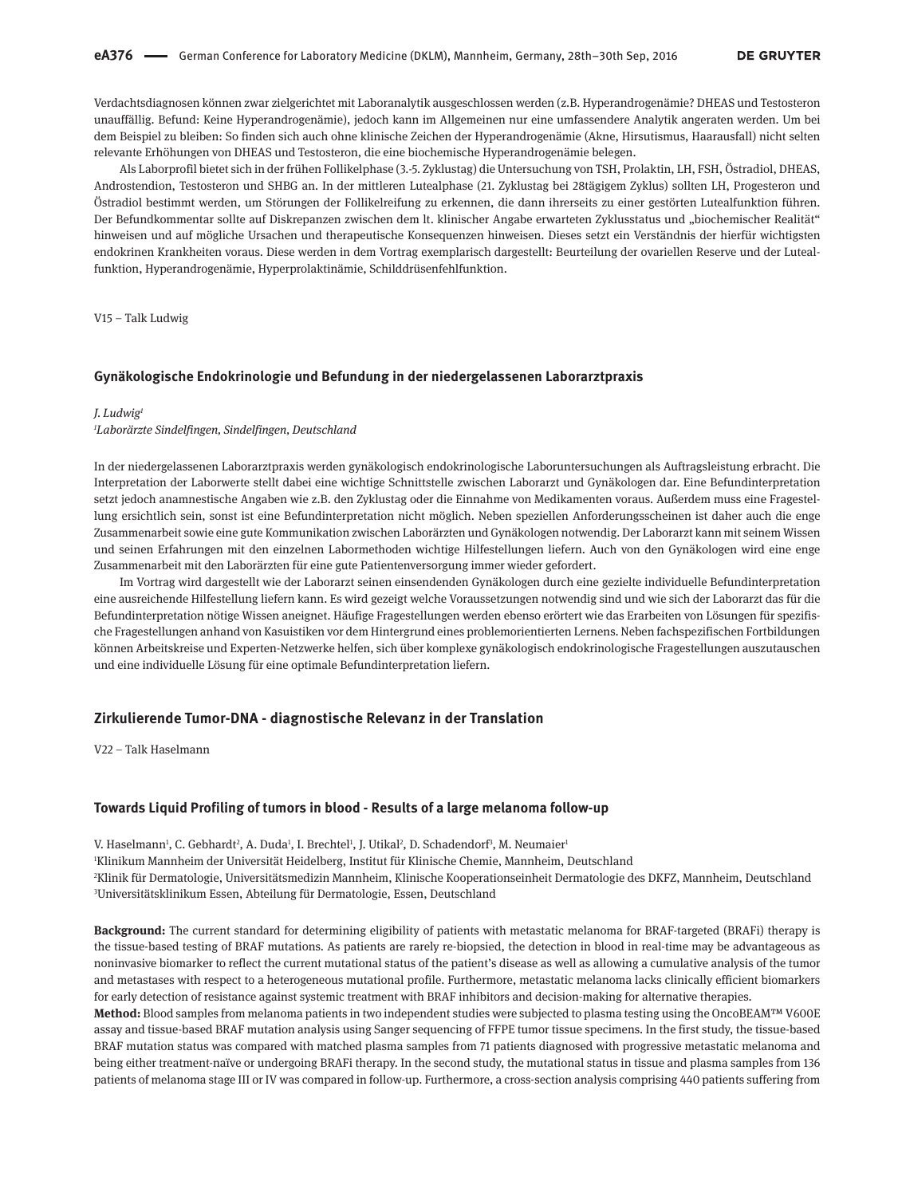Verdachtsdiagnosen können zwar zielgerichtet mit Laboranalytik ausgeschlossen werden (z.B. Hyperandrogenämie? DHEAS und Testosteron unauffällig. Befund: Keine Hyperandrogenämie), jedoch kann im Allgemeinen nur eine umfassendere Analytik angeraten werden. Um bei dem Beispiel zu bleiben: So finden sich auch ohne klinische Zeichen der Hyperandrogenämie (Akne, Hirsutismus, Haarausfall) nicht selten relevante Erhöhungen von DHEAS und Testosteron, die eine biochemische Hyperandrogenämie belegen.

Als Laborprofil bietet sich in der frühen Follikelphase (3.-5. Zyklustag) die Untersuchung von TSH, Prolaktin, LH, FSH, Östradiol, DHEAS, Androstendion, Testosteron und SHBG an. In der mittleren Lutealphase (21. Zyklustag bei 28tägigem Zyklus) sollten LH, Progesteron und Östradiol bestimmt werden, um Störungen der Follikelreifung zu erkennen, die dann ihrerseits zu einer gestörten Lutealfunktion führen. Der Befundkommentar sollte auf Diskrepanzen zwischen dem lt. klinischer Angabe erwarteten Zyklusstatus und „biochemischer Realität" hinweisen und auf mögliche Ursachen und therapeutische Konsequenzen hinweisen. Dieses setzt ein Verständnis der hierfür wichtigsten endokrinen Krankheiten voraus. Diese werden in dem Vortrag exemplarisch dargestellt: Beurteilung der ovariellen Reserve und der Lutealfunktion, Hyperandrogenämie, Hyperprolaktinämie, Schilddrüsenfehlfunktion.

V15 – Talk Ludwig

### Gynäkologische Endokrinologie und Befundung in der niedergelassenen Laborarztpraxis

*J. Ludwig*[1]
[1]*Laborärzte Sindelfingen, Sindelfingen, Deutschland*

In der niedergelassenen Laborarztpraxis werden gynäkologisch endokrinologische Laboruntersuchungen als Auftragsleistung erbracht. Die Interpretation der Laborwerte stellt dabei eine wichtige Schnittstelle zwischen Laborarzt und Gynäkologen dar. Eine Befundinterpretation setzt jedoch anamnestische Angaben wie z.B. den Zyklustag oder die Einnahme von Medikamenten voraus. Außerdem muss eine Fragestellung ersichtlich sein, sonst ist eine Befundinterpretation nicht möglich. Neben speziellen Anforderungsscheinen ist daher auch die enge Zusammenarbeit sowie eine gute Kommunikation zwischen Laborärzten und Gynäkologen notwendig. Der Laborarzt kann mit seinem Wissen und seinen Erfahrungen mit den einzelnen Labormethoden wichtige Hilfestellungen liefern. Auch von den Gynäkologen wird eine enge Zusammenarbeit mit den Laborärzten für eine gute Patientenversorgung immer wieder gefordert.

Im Vortrag wird dargestellt wie der Laborarzt seinen einsendenden Gynäkologen durch eine gezielte individuelle Befundinterpretation eine ausreichende Hilfestellung liefern kann. Es wird gezeigt welche Voraussetzungen notwendig sind und wie sich der Laborarzt das für die Befundinterpretation nötige Wissen aneignet. Häufige Fragestellungen werden ebenso erörtert wie das Erarbeiten von Lösungen für spezifische Fragestellungen anhand von Kasuistiken vor dem Hintergrund eines problemorientierten Lernens. Neben fachspezifischen Fortbildungen können Arbeitskreise und Experten-Netzwerke helfen, sich über komplexe gynäkologisch endokrinologische Fragestellungen auszutauschen und eine individuelle Lösung für eine optimale Befundinterpretation liefern.

### Zirkulierende Tumor-DNA - diagnostische Relevanz in der Translation

V22 – Talk Haselmann

### Towards Liquid Profiling of tumors in blood - Results of a large melanoma follow-up

V. Haselmann[1], C. Gebhardt[2], A. Duda[1], I. Brechtel[1], J. Utikal[2], D. Schadendorf[3], M. Neumaier[1]
[1]Klinikum Mannheim der Universität Heidelberg, Institut für Klinische Chemie, Mannheim, Deutschland
[2]Klinik für Dermatologie, Universitätsmedizin Mannheim, Klinische Kooperationseinheit Dermatologie des DKFZ, Mannheim, Deutschland
[3]Universitätsklinikum Essen, Abteilung für Dermatologie, Essen, Deutschland

**Background:** The current standard for determining eligibility of patients with metastatic melanoma for BRAF-targeted (BRAFi) therapy is the tissue-based testing of BRAF mutations. As patients are rarely re-biopsied, the detection in blood in real-time may be advantageous as noninvasive biomarker to reflect the current mutational status of the patient's disease as well as allowing a cumulative analysis of the tumor and metastases with respect to a heterogeneous mutational profile. Furthermore, metastatic melanoma lacks clinically efficient biomarkers for early detection of resistance against systemic treatment with BRAF inhibitors and decision-making for alternative therapies.
**Method:** Blood samples from melanoma patients in two independent studies were subjected to plasma testing using the OncoBEAM™ V600E assay and tissue-based BRAF mutation analysis using Sanger sequencing of FFPE tumor tissue specimens. In the first study, the tissue-based BRAF mutation status was compared with matched plasma samples from 71 patients diagnosed with progressive metastatic melanoma and being either treatment-naïve or undergoing BRAFi therapy. In the second study, the mutational status in tissue and plasma samples from 136 patients of melanoma stage III or IV was compared in follow-up. Furthermore, a cross-section analysis comprising 440 patients suffering from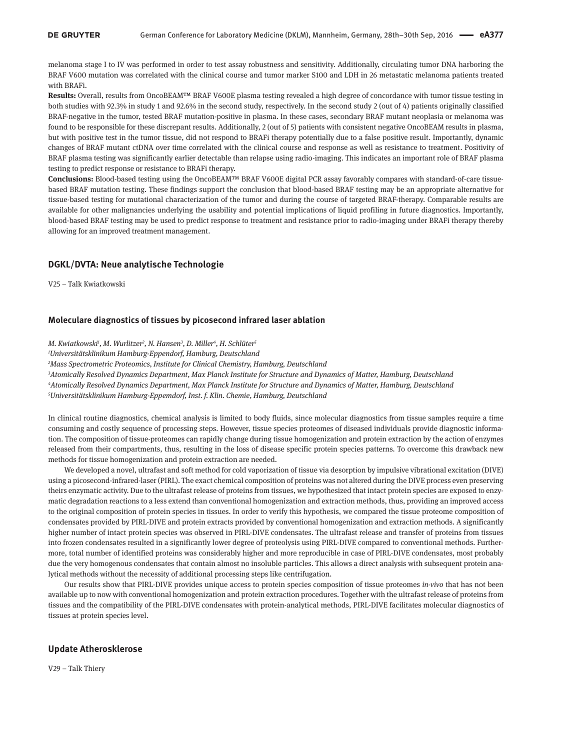melanoma stage I to IV was performed in order to test assay robustness and sensitivity. Additionally, circulating tumor DNA harboring the BRAF V600 mutation was correlated with the clinical course and tumor marker S100 and LDH in 26 metastatic melanoma patients treated with BRAFi.

**Results:** Overall, results from OncoBEAM™ BRAF V600E plasma testing revealed a high degree of concordance with tumor tissue testing in both studies with 92.3% in study 1 and 92.6% in the second study, respectively. In the second study 2 (out of 4) patients originally classified BRAF-negative in the tumor, tested BRAF mutation-positive in plasma. In these cases, secondary BRAF mutant neoplasia or melanoma was found to be responsible for these discrepant results. Additionally, 2 (out of 5) patients with consistent negative OncoBEAM results in plasma, but with positive test in the tumor tissue, did not respond to BRAFi therapy potentially due to a false positive result. Importantly, dynamic changes of BRAF mutant ctDNA over time correlated with the clinical course and response as well as resistance to treatment. Positivity of BRAF plasma testing was significantly earlier detectable than relapse using radio-imaging. This indicates an important role of BRAF plasma testing to predict response or resistance to BRAFi therapy.

**Conclusions:** Blood-based testing using the OncoBEAM™ BRAF V600E digital PCR assay favorably compares with standard-of-care tissue-based BRAF mutation testing. These findings support the conclusion that blood-based BRAF testing may be an appropriate alternative for tissue-based testing for mutational characterization of the tumor and during the course of targeted BRAF-therapy. Comparable results are available for other malignancies underlying the usability and potential implications of liquid profiling in future diagnostics. Importantly, blood-based BRAF testing may be used to predict response to treatment and resistance prior to radio-imaging under BRAFi therapy thereby allowing for an improved treatment management.

## DGKL/DVTA: Neue analytische Technologie

V25 – Talk Kwiatkowski

### Moleculare diagnostics of tissues by picosecond infrared laser ablation

*M. Kwiatkowski[1], M. Wurlitzer[2], N. Hansen[3], D. Miller[4], H. Schlüter[5]*

*[1]Universitätsklinikum Hamburg-Eppendorf, Hamburg, Deutschland*

*[2]Mass Spectrometric Proteomics, Institute for Clinical Chemistry, Hamburg, Deutschland*

*[3]Atomically Resolved Dynamics Department, Max Planck Institute for Structure and Dynamics of Matter, Hamburg, Deutschland*

*[4]Atomically Resolved Dynamics Department, Max Planck Institute for Structure and Dynamics of Matter, Hamburg, Deutschland*

*[5]Universitätsklinikum Hamburg-Eppemdorf, Inst. f. Klin. Chemie, Hamburg, Deutschland*

In clinical routine diagnostics, chemical analysis is limited to body fluids, since molecular diagnostics from tissue samples require a time consuming and costly sequence of processing steps. However, tissue species proteomes of diseased individuals provide diagnostic information. The composition of tissue-proteomes can rapidly change during tissue homogenization and protein extraction by the action of enzymes released from their compartments, thus, resulting in the loss of disease specific protein species patterns. To overcome this drawback new methods for tissue homogenization and protein extraction are needed.

We developed a novel, ultrafast and soft method for cold vaporization of tissue via desorption by impulsive vibrational excitation (DIVE) using a picosecond-infrared-laser (PIRL). The exact chemical composition of proteins was not altered during the DIVE process even preserving theirs enzymatic activity. Due to the ultrafast release of proteins from tissues, we hypothesized that intact protein species are exposed to enzymatic degradation reactions to a less extend than conventional homogenization and extraction methods, thus, providing an improved access to the original composition of protein species in tissues. In order to verify this hypothesis, we compared the tissue proteome composition of condensates provided by PIRL-DIVE and protein extracts provided by conventional homogenization and extraction methods. A significantly higher number of intact protein species was observed in PIRL-DIVE condensates. The ultrafast release and transfer of proteins from tissues into frozen condensates resulted in a significantly lower degree of proteolysis using PIRL-DIVE compared to conventional methods. Furthermore, total number of identified proteins was considerably higher and more reproducible in case of PIRL-DIVE condensates, most probably due the very homogenous condensates that contain almost no insoluble particles. This allows a direct analysis with subsequent protein analytical methods without the necessity of additional processing steps like centrifugation.

Our results show that PIRL-DIVE provides unique access to protein species composition of tissue proteomes *in-vivo* that has not been available up to now with conventional homogenization and protein extraction procedures. Together with the ultrafast release of proteins from tissues and the compatibility of the PIRL-DIVE condensates with protein-analytical methods, PIRL-DIVE facilitates molecular diagnostics of tissues at protein species level.

## Update Atherosklerose

V29 – Talk Thiery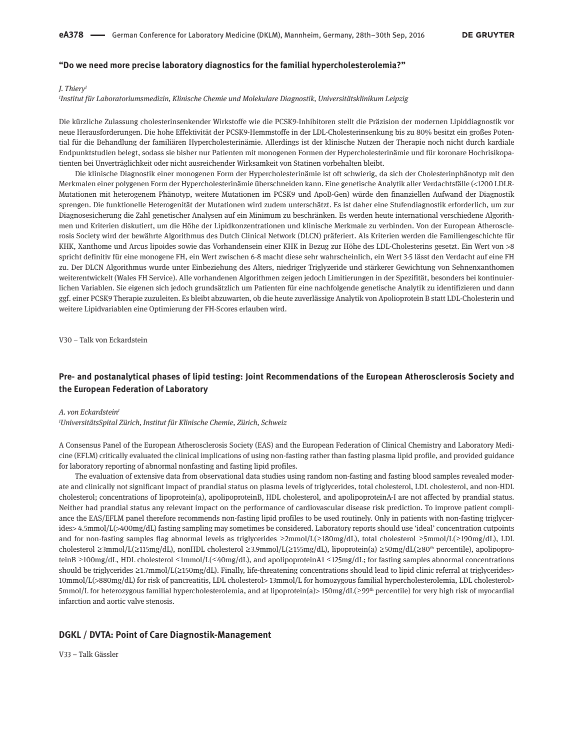### "Do we need more precise laboratory diagnostics for the familial hypercholesterolemia?"

*J. Thiery*[1]

[1]*Institut für Laboratoriumsmedizin, Klinische Chemie und Molekulare Diagnostik, Universitätsklinikum Leipzig*

Die kürzliche Zulassung cholesterinsenkender Wirkstoffe wie die PCSK9-Inhibitoren stellt die Präzision der modernen Lipiddiagnostik vor neue Herausforderungen. Die hohe Effektivität der PCSK9-Hemmstoffe in der LDL-Cholesterinsenkung bis zu 80% besitzt ein großes Potential für die Behandlung der familiären Hypercholesterinämie. Allerdings ist der klinische Nutzen der Therapie noch nicht durch kardiale Endpunktstudien belegt, sodass sie bisher nur Patienten mit monogenen Formen der Hypercholesterinämie und für koronare Hochrisikopatienten bei Unverträglichkeit oder nicht ausreichender Wirksamkeit von Statinen vorbehalten bleibt.

Die klinische Diagnostik einer monogenen Form der Hypercholesterinämie ist oft schwierig, da sich der Cholesterinphänotyp mit den Merkmalen einer polygenen Form der Hypercholesterinämie überschneiden kann. Eine genetische Analytik aller Verdachtsfälle (<1200 LDLR-Mutationen mit heterogenem Phänotyp, weitere Mutationen im PCSK9 und ApoB-Gen) würde den finanziellen Aufwand der Diagnostik sprengen. Die funktionelle Heterogenität der Mutationen wird zudem unterschätzt. Es ist daher eine Stufendiagnostik erforderlich, um zur Diagnosesicherung die Zahl genetischer Analysen auf ein Minimum zu beschränken. Es werden heute international verschiedene Algorithmen und Kriterien diskutiert, um die Höhe der Lipidkonzentrationen und klinische Merkmale zu verbinden. Von der European Atherosclerosis Society wird der bewährte Algorithmus des Dutch Clinical Network (DLCN) präferiert. Als Kriterien werden die Familiengeschichte für KHK, Xanthome und Arcus lipoides sowie das Vorhandensein einer KHK in Bezug zur Höhe des LDL-Cholesterins gesetzt. Ein Wert von >8 spricht definitiv für eine monogene FH, ein Wert zwischen 6-8 macht diese sehr wahrscheinlich, ein Wert 3-5 lässt den Verdacht auf eine FH zu. Der DLCN Algorithmus wurde unter Einbeziehung des Alters, niedriger Triglyzeride und stärkerer Gewichtung von Sehnenxanthomen weiterentwickelt (Wales FH Service). Alle vorhandenen Algorithmen zeigen jedoch Limitierungen in der Spezifität, besonders bei kontinuierlichen Variablen. Sie eigenen sich jedoch grundsätzlich um Patienten für eine nachfolgende genetische Analytik zu identifizieren und dann ggf. einer PCSK9 Therapie zuzuleiten. Es bleibt abzuwarten, ob die heute zuverlässige Analytik von Apolioprotein B statt LDL-Cholesterin und weitere Lipidvariablen eine Optimierung der FH-Scores erlauben wird.

V30 – Talk von Eckardstein

### Pre- and postanalytical phases of lipid testing: Joint Recommendations of the European Atherosclerosis Society and the European Federation of Laboratory

*A. von Eckardstein*[1]

[1]*UniversitätsSpital Zürich, Institut für Klinische Chemie, Zürich, Schweiz*

A Consensus Panel of the European Atherosclerosis Society (EAS) and the European Federation of Clinical Chemistry and Laboratory Medicine (EFLM) critically evaluated the clinical implications of using non-fasting rather than fasting plasma lipid profile, and provided guidance for laboratory reporting of abnormal nonfasting and fasting lipid profiles.

The evaluation of extensive data from observational data studies using random non-fasting and fasting blood samples revealed moderate and clinically not significant impact of prandial status on plasma levels of triglycerides, total cholesterol, LDL cholesterol, and non-HDL cholesterol; concentrations of lipoprotein(a), apolipoproteinB, HDL cholesterol, and apolipoproteinA-I are not affected by prandial status. Neither had prandial status any relevant impact on the performance of cardiovascular disease risk prediction. To improve patient compliance the EAS/EFLM panel therefore recommends non-fasting lipid profiles to be used routinely. Only in patients with non-fasting triglycerides> 4.5mmol/L(>400mg/dL) fasting sampling may sometimes be considered. Laboratory reports should use 'ideal' concentration cutpoints and for non-fasting samples flag abnormal levels as triglycerides ≥2mmol/L(≥180mg/dL), total cholesterol ≥5mmol/L(≥190mg/dL), LDL cholesterol ≥3mmol/L(≥115mg/dL), nonHDL cholesterol ≥3.9mmol/L(≥155mg/dL), lipoprotein(a) ≥50mg/dL(≥80$^{th}$ percentile), apolipoproteinB ≥100mg/dL, HDL cholesterol ≤1mmol/L(≤40mg/dL), and apolipoproteinA1 ≤125mg/dL; for fasting samples abnormal concentrations should be triglycerides ≥1.7mmol/L(≥150mg/dL). Finally, life-threatening concentrations should lead to lipid clinic referral at triglycerides> 10mmol/L(>880mg/dL) for risk of pancreatitis, LDL cholesterol> 13mmol/L for homozygous familial hypercholesterolemia, LDL cholesterol> 5mmol/L for heterozygous familial hypercholesterolemia, and at lipoprotein(a)> 150mg/dL(≥99$^{th}$ percentile) for very high risk of myocardial infarction and aortic valve stenosis.

## DGKL / DVTA: Point of Care Diagnostik-Management

V33 – Talk Gässler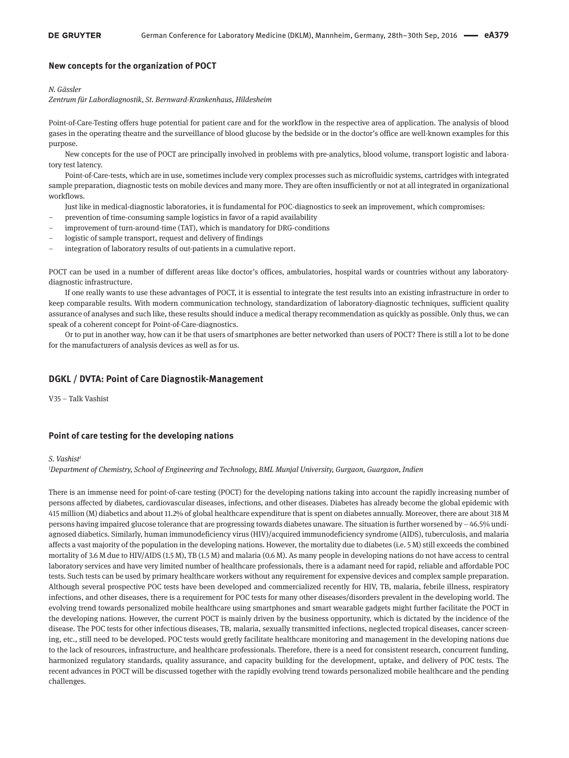## New concepts for the organization of POCT

*N. Gässler*

*Zentrum für Labordiagnostik, St. Bernward-Krankenhaus, Hildesheim*

Point-of-Care-Testing offers huge potential for patient care and for the workflow in the respective area of application. The analysis of blood gases in the operating theatre and the surveillance of blood glucose by the bedside or in the doctor's office are well-known examples for this purpose.

New concepts for the use of POCT are principally involved in problems with pre-analytics, blood volume, transport logistic and laboratory test latency.

Point-of-Care-tests, which are in use, sometimes include very complex processes such as microfluidic systems, cartridges with integrated sample preparation, diagnostic tests on mobile devices and many more. They are often insufficiently or not at all integrated in organizational workflows.

Just like in medical-diagnostic laboratories, it is fundamental for POC-diagnostics to seek an improvement, which compromises:

- prevention of time-consuming sample logistics in favor of a rapid availability
- improvement of turn-around-time (TAT), which is mandatory for DRG-conditions
- logistic of sample transport, request and delivery of findings
- integration of laboratory results of out-patients in a cumulative report.

POCT can be used in a number of different areas like doctor's offices, ambulatories, hospital wards or countries without any laboratory-diagnostic infrastructure.

If one really wants to use these advantages of POCT, it is essential to integrate the test results into an existing infrastructure in order to keep comparable results. With modern communication technology, standardization of laboratory-diagnostic techniques, sufficient quality assurance of analyses and such like, these results should induce a medical therapy recommendation as quickly as possible. Only thus, we can speak of a coherent concept for Point-of-Care-diagnostics.

Or to put in another way, how can it be that users of smartphones are better networked than users of POCT? There is still a lot to be done for the manufacturers of analysis devices as well as for us.

## DGKL / DVTA: Point of Care Diagnostik-Management

V35 – Talk Vashist

## Point of care testing for the developing nations

*S. Vashist*[1]

[1]*Department of Chemistry, School of Engineering and Technology, BML Munjal University, Gurgaon, Guargaon, Indien*

There is an immense need for point-of-care testing (POCT) for the developing nations taking into account the rapidly increasing number of persons affected by diabetes, cardiovascular diseases, infections, and other diseases. Diabetes has already become the global epidemic with 415 million (M) diabetics and about 11.2% of global healthcare expenditure that is spent on diabetes annually. Moreover, there are about 318 M persons having impaired glucose tolerance that are progressing towards diabetes unaware. The situation is further worsened by ~ 46.5% undiagnosed diabetics. Similarly, human immunodeficiency virus (HIV)/acquired immunodeficiency syndrome (AIDS), tuberculosis, and malaria affects a vast majority of the population in the developing nations. However, the mortality due to diabetes (i.e. 5 M) still exceeds the combined mortality of 3.6 M due to HIV/AIDS (1.5 M), TB (1.5 M) and malaria (0.6 M). As many people in developing nations do not have access to central laboratory services and have very limited number of healthcare professionals, there is a adamant need for rapid, reliable and affordable POC tests. Such tests can be used by primary healthcare workers without any requirement for expensive devices and complex sample preparation. Although several prospective POC tests have been developed and commercialized recently for HIV, TB, malaria, febrile illness, respiratory infections, and other diseases, there is a requirement for POC tests for many other diseases/disorders prevalent in the developing world. The evolving trend towards personalized mobile healthcare using smartphones and smart wearable gadgets might further facilitate the POCT in the developing nations. However, the current POCT is mainly driven by the business opportunity, which is dictated by the incidence of the disease. The POC tests for other infectious diseases, TB, malaria, sexually transmitted infections, neglected tropical diseases, cancer screening, etc., still need to be developed. POC tests would gretly facilitate healthcare monitoring and management in the developing nations due to the lack of resources, infrastructure, and healthcare professionals. Therefore, there is a need for consistent research, concurrent funding, harmonized regulatory standards, quality assurance, and capacity building for the development, uptake, and delivery of POC tests. The recent advances in POCT will be discussed together with the rapidly evolving trend towards personalized mobile healthcare and the pending challenges.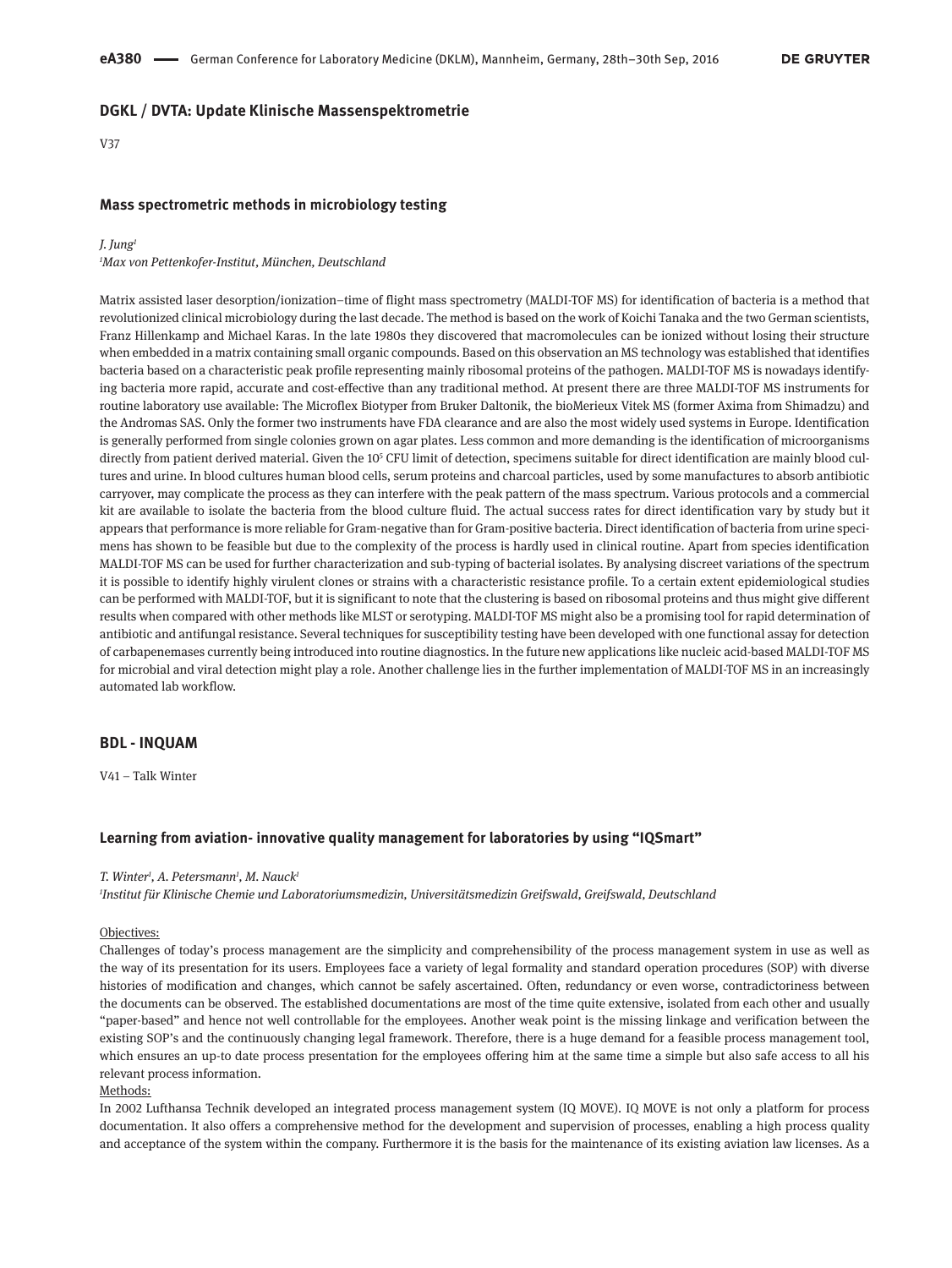## DGKL / DVTA: Update Klinische Massenspektrometrie

V37

### Mass spectrometric methods in microbiology testing

*J. Jung*[1]

[1]*Max von Pettenkofer-Institut, München, Deutschland*

Matrix assisted laser desorption/ionization–time of flight mass spectrometry (MALDI-TOF MS) for identification of bacteria is a method that revolutionized clinical microbiology during the last decade. The method is based on the work of Koichi Tanaka and the two German scientists, Franz Hillenkamp and Michael Karas. In the late 1980s they discovered that macromolecules can be ionized without losing their structure when embedded in a matrix containing small organic compounds. Based on this observation an MS technology was established that identifies bacteria based on a characteristic peak profile representing mainly ribosomal proteins of the pathogen. MALDI-TOF MS is nowadays identifying bacteria more rapid, accurate and cost-effective than any traditional method. At present there are three MALDI-TOF MS instruments for routine laboratory use available: The Microflex Biotyper from Bruker Daltonik, the bioMerieux Vitek MS (former Axima from Shimadzu) and the Andromas SAS. Only the former two instruments have FDA clearance and are also the most widely used systems in Europe. Identification is generally performed from single colonies grown on agar plates. Less common and more demanding is the identification of microorganisms directly from patient derived material. Given the $10^5$ CFU limit of detection, specimens suitable for direct identification are mainly blood cultures and urine. In blood cultures human blood cells, serum proteins and charcoal particles, used by some manufactures to absorb antibiotic carryover, may complicate the process as they can interfere with the peak pattern of the mass spectrum. Various protocols and a commercial kit are available to isolate the bacteria from the blood culture fluid. The actual success rates for direct identification vary by study but it appears that performance is more reliable for Gram-negative than for Gram-positive bacteria. Direct identification of bacteria from urine specimens has shown to be feasible but due to the complexity of the process is hardly used in clinical routine. Apart from species identification MALDI-TOF MS can be used for further characterization and sub-typing of bacterial isolates. By analysing discreet variations of the spectrum it is possible to identify highly virulent clones or strains with a characteristic resistance profile. To a certain extent epidemiological studies can be performed with MALDI-TOF, but it is significant to note that the clustering is based on ribosomal proteins and thus might give different results when compared with other methods like MLST or serotyping. MALDI-TOF MS might also be a promising tool for rapid determination of antibiotic and antifungal resistance. Several techniques for susceptibility testing have been developed with one functional assay for detection of carbapenemases currently being introduced into routine diagnostics. In the future new applications like nucleic acid-based MALDI-TOF MS for microbial and viral detection might play a role. Another challenge lies in the further implementation of MALDI-TOF MS in an increasingly automated lab workflow.

## BDL - INQUAM

V41 – Talk Winter

### Learning from aviation- innovative quality management for laboratories by using "IQSmart"

*T. Winter*[1]*, A. Petersmann*[1]*, M. Nauck*[1]

[1]*Institut für Klinische Chemie und Laboratoriumsmedizin, Universitätsmedizin Greifswald, Greifswald, Deutschland*

Objectives:

Challenges of today's process management are the simplicity and comprehensibility of the process management system in use as well as the way of its presentation for its users. Employees face a variety of legal formality and standard operation procedures (SOP) with diverse histories of modification and changes, which cannot be safely ascertained. Often, redundancy or even worse, contradictoriness between the documents can be observed. The established documentations are most of the time quite extensive, isolated from each other and usually "paper-based" and hence not well controllable for the employees. Another weak point is the missing linkage and verification between the existing SOP's and the continuously changing legal framework. Therefore, there is a huge demand for a feasible process management tool, which ensures an up-to date process presentation for the employees offering him at the same time a simple but also safe access to all his relevant process information.

Methods:

In 2002 Lufthansa Technik developed an integrated process management system (IQ MOVE). IQ MOVE is not only a platform for process documentation. It also offers a comprehensive method for the development and supervision of processes, enabling a high process quality and acceptance of the system within the company. Furthermore it is the basis for the maintenance of its existing aviation law licenses. As a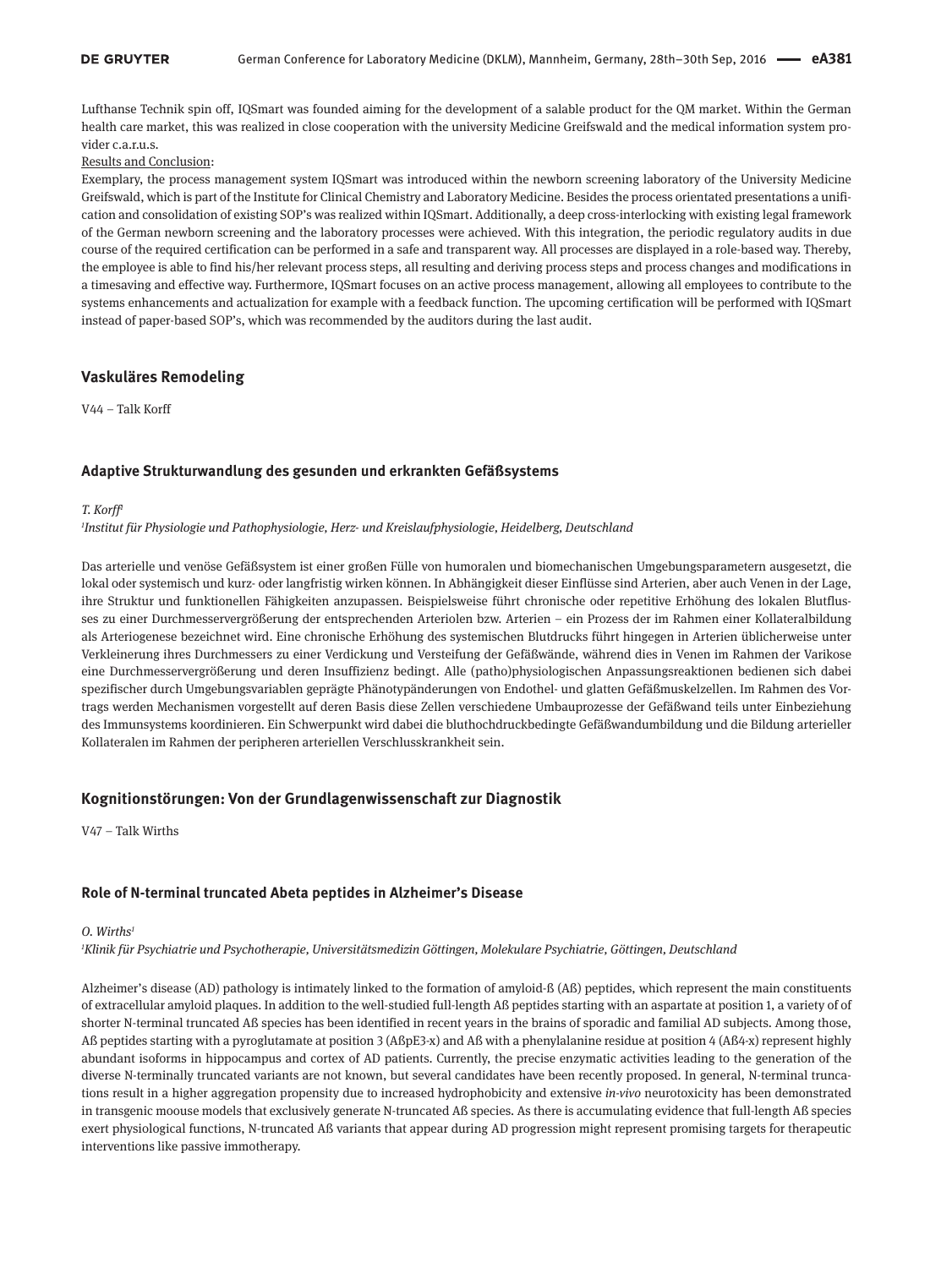Lufthanse Technik spin off, IQSmart was founded aiming for the development of a salable product for the QM market. Within the German health care market, this was realized in close cooperation with the university Medicine Greifswald and the medical information system provider c.a.r.u.s.

Results and Conclusion:

Exemplary, the process management system IQSmart was introduced within the newborn screening laboratory of the University Medicine Greifswald, which is part of the Institute for Clinical Chemistry and Laboratory Medicine. Besides the process orientated presentations a unification and consolidation of existing SOP's was realized within IQSmart. Additionally, a deep cross-interlocking with existing legal framework of the German newborn screening and the laboratory processes were achieved. With this integration, the periodic regulatory audits in due course of the required certification can be performed in a safe and transparent way. All processes are displayed in a role-based way. Thereby, the employee is able to find his/her relevant process steps, all resulting and deriving process steps and process changes and modifications in a timesaving and effective way. Furthermore, IQSmart focuses on an active process management, allowing all employees to contribute to the systems enhancements and actualization for example with a feedback function. The upcoming certification will be performed with IQSmart instead of paper-based SOP's, which was recommended by the auditors during the last audit.

## Vaskuläres Remodeling

V44 – Talk Korff

### Adaptive Strukturwandlung des gesunden und erkrankten Gefäßsystems

*T. Korff*[1]

[1]*Institut für Physiologie und Pathophysiologie, Herz- und Kreislaufphysiologie, Heidelberg, Deutschland*

Das arterielle und venöse Gefäßsystem ist einer großen Fülle von humoralen und biomechanischen Umgebungsparametern ausgesetzt, die lokal oder systemisch und kurz- oder langfristig wirken können. In Abhängigkeit dieser Einflüsse sind Arterien, aber auch Venen in der Lage, ihre Struktur und funktionellen Fähigkeiten anzupassen. Beispielsweise führt chronische oder repetitive Erhöhung des lokalen Blutflusses zu einer Durchmesservergrößerung der entsprechenden Arteriolen bzw. Arterien – ein Prozess der im Rahmen einer Kollateralbildung als Arteriogenese bezeichnet wird. Eine chronische Erhöhung des systemischen Blutdrucks führt hingegen in Arterien üblicherweise unter Verkleinerung ihres Durchmessers zu einer Verdickung und Versteifung der Gefäßwände, während dies in Venen im Rahmen der Varikose eine Durchmesservergrößerung und deren Insuffizienz bedingt. Alle (patho)physiologischen Anpassungsreaktionen bedienen sich dabei spezifischer durch Umgebungsvariablen geprägte Phänotypänderungen von Endothel- und glatten Gefäßmuskelzellen. Im Rahmen des Vortrags werden Mechanismen vorgestellt auf deren Basis diese Zellen verschiedene Umbauprozesse der Gefäßwand teils unter Einbeziehung des Immunsystems koordinieren. Ein Schwerpunkt wird dabei die bluthochdruckbedingte Gefäßwandumbildung und die Bildung arterieller Kollateralen im Rahmen der peripheren arteriellen Verschlusskrankheit sein.

## Kognitionstörungen: Von der Grundlagenwissenschaft zur Diagnostik

V47 – Talk Wirths

### Role of N-terminal truncated Abeta peptides in Alzheimer's Disease

*O. Wirths*[1]

[1]*Klinik für Psychiatrie und Psychotherapie, Universitätsmedizin Göttingen, Molekulare Psychiatrie, Göttingen, Deutschland*

Alzheimer's disease (AD) pathology is intimately linked to the formation of amyloid-ß (Aß) peptides, which represent the main constituents of extracellular amyloid plaques. In addition to the well-studied full-length Aß peptides starting with an aspartate at position 1, a variety of of shorter N-terminal truncated Aß species has been identified in recent years in the brains of sporadic and familial AD subjects. Among those, Aß peptides starting with a pyroglutamate at position 3 (AßpE3-x) and Aß with a phenylalanine residue at position 4 (Aß4-x) represent highly abundant isoforms in hippocampus and cortex of AD patients. Currently, the precise enzymatic activities leading to the generation of the diverse N-terminally truncated variants are not known, but several candidates have been recently proposed. In general, N-terminal truncations result in a higher aggregation propensity due to increased hydrophobicity and extensive *in-vivo* neurotoxicity has been demonstrated in transgenic moouse models that exclusively generate N-truncated Aß species. As there is accumulating evidence that full-length Aß species exert physiological functions, N-truncated Aß variants that appear during AD progression might represent promising targets for therapeutic interventions like passive immotherapy.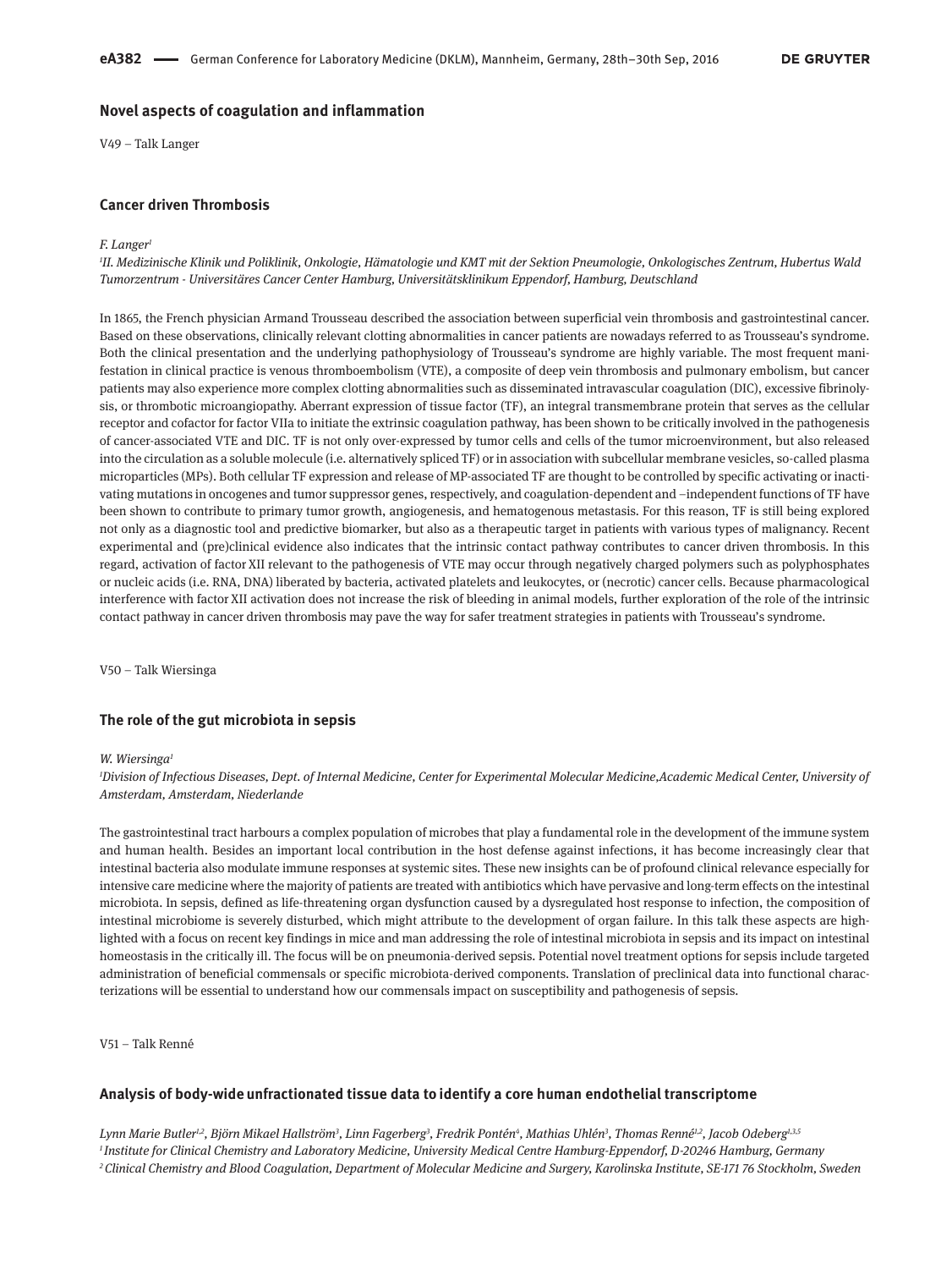## Novel aspects of coagulation and inflammation

V49 – Talk Langer

### Cancer driven Thrombosis

*F. Langer[1]*

*[1]II. Medizinische Klinik und Poliklinik, Onkologie, Hämatologie und KMT mit der Sektion Pneumologie, Onkologisches Zentrum, Hubertus Wald Tumorzentrum - Universitäres Cancer Center Hamburg, Universitätsklinikum Eppendorf, Hamburg, Deutschland*

In 1865, the French physician Armand Trousseau described the association between superficial vein thrombosis and gastrointestinal cancer. Based on these observations, clinically relevant clotting abnormalities in cancer patients are nowadays referred to as Trousseau's syndrome. Both the clinical presentation and the underlying pathophysiology of Trousseau's syndrome are highly variable. The most frequent manifestation in clinical practice is venous thromboembolism (VTE), a composite of deep vein thrombosis and pulmonary embolism, but cancer patients may also experience more complex clotting abnormalities such as disseminated intravascular coagulation (DIC), excessive fibrinolysis, or thrombotic microangiopathy. Aberrant expression of tissue factor (TF), an integral transmembrane protein that serves as the cellular receptor and cofactor for factor VIIa to initiate the extrinsic coagulation pathway, has been shown to be critically involved in the pathogenesis of cancer-associated VTE and DIC. TF is not only over-expressed by tumor cells and cells of the tumor microenvironment, but also released into the circulation as a soluble molecule (i.e. alternatively spliced TF) or in association with subcellular membrane vesicles, so-called plasma microparticles (MPs). Both cellular TF expression and release of MP-associated TF are thought to be controlled by specific activating or inactivating mutations in oncogenes and tumor suppressor genes, respectively, and coagulation-dependent and –independent functions of TF have been shown to contribute to primary tumor growth, angiogenesis, and hematogenous metastasis. For this reason, TF is still being explored not only as a diagnostic tool and predictive biomarker, but also as a therapeutic target in patients with various types of malignancy. Recent experimental and (pre)clinical evidence also indicates that the intrinsic contact pathway contributes to cancer driven thrombosis. In this regard, activation of factor XII relevant to the pathogenesis of VTE may occur through negatively charged polymers such as polyphosphates or nucleic acids (i.e. RNA, DNA) liberated by bacteria, activated platelets and leukocytes, or (necrotic) cancer cells. Because pharmacological interference with factor XII activation does not increase the risk of bleeding in animal models, further exploration of the role of the intrinsic contact pathway in cancer driven thrombosis may pave the way for safer treatment strategies in patients with Trousseau's syndrome.

V50 – Talk Wiersinga

### The role of the gut microbiota in sepsis

*W. Wiersinga[1]*

*[1]Division of Infectious Diseases, Dept. of Internal Medicine, Center for Experimental Molecular Medicine,Academic Medical Center, University of Amsterdam, Amsterdam, Niederlande*

The gastrointestinal tract harbours a complex population of microbes that play a fundamental role in the development of the immune system and human health. Besides an important local contribution in the host defense against infections, it has become increasingly clear that intestinal bacteria also modulate immune responses at systemic sites. These new insights can be of profound clinical relevance especially for intensive care medicine where the majority of patients are treated with antibiotics which have pervasive and long-term effects on the intestinal microbiota. In sepsis, defined as life-threatening organ dysfunction caused by a dysregulated host response to infection, the composition of intestinal microbiome is severely disturbed, which might attribute to the development of organ failure. In this talk these aspects are highlighted with a focus on recent key findings in mice and man addressing the role of intestinal microbiota in sepsis and its impact on intestinal homeostasis in the critically ill. The focus will be on pneumonia-derived sepsis. Potential novel treatment options for sepsis include targeted administration of beneficial commensals or specific microbiota-derived components. Translation of preclinical data into functional characterizations will be essential to understand how our commensals impact on susceptibility and pathogenesis of sepsis.

V51 – Talk Renné

### Analysis of body-wide unfractionated tissue data to identify a core human endothelial transcriptome

*Lynn Marie Butler[1,2], Björn Mikael Hallström[3], Linn Fagerberg[3], Fredrik Pontén[4], Mathias Uhlén[3], Thomas Renné[1,2], Jacob Odeberg[1,3,5]*

*[1]Institute for Clinical Chemistry and Laboratory Medicine, University Medical Centre Hamburg-Eppendorf, D-20246 Hamburg, Germany*

*[2]Clinical Chemistry and Blood Coagulation, Department of Molecular Medicine and Surgery, Karolinska Institute, SE-171 76 Stockholm, Sweden*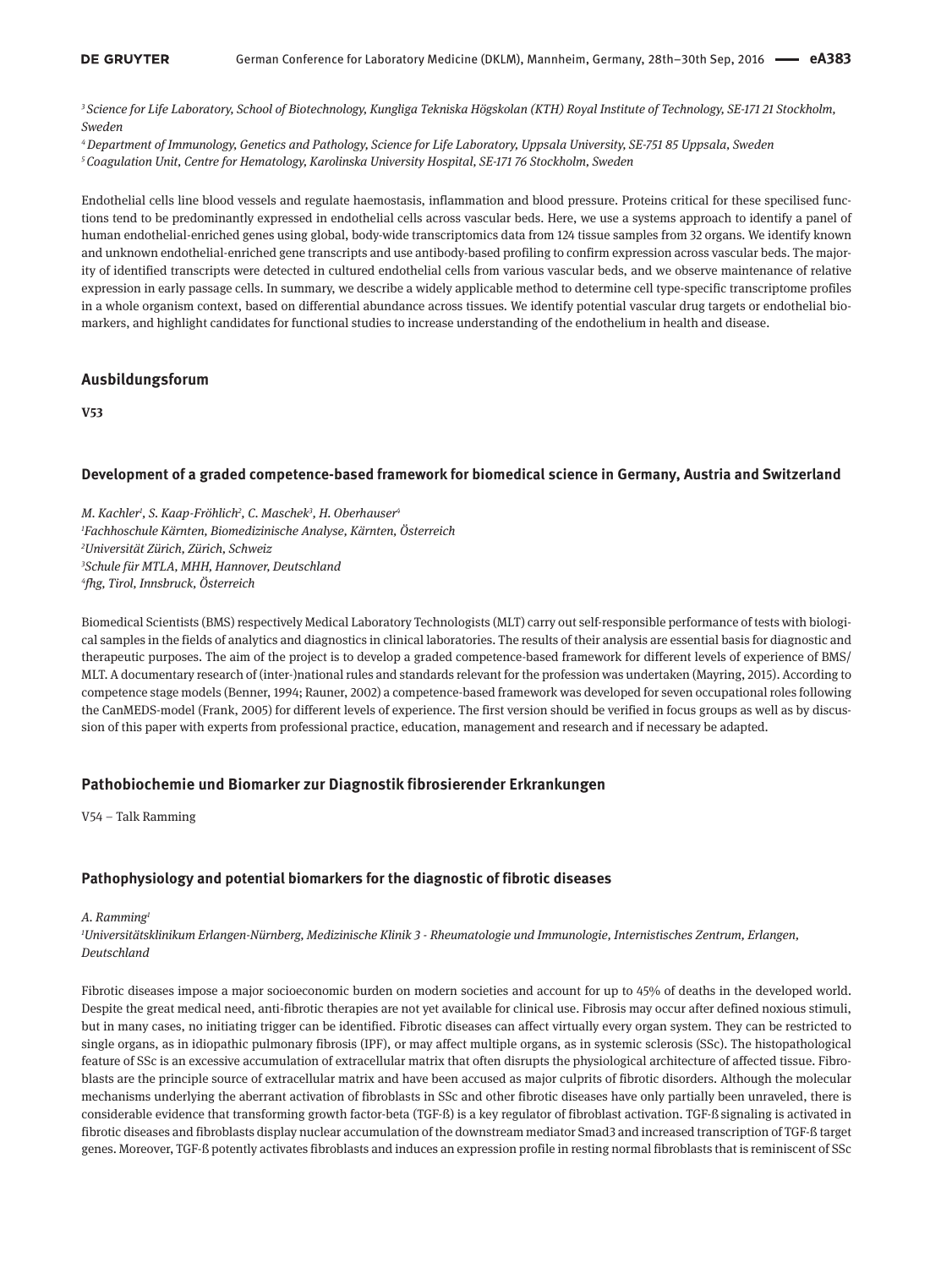[3] *Science for Life Laboratory, School of Biotechnology, Kungliga Tekniska Högskolan (KTH) Royal Institute of Technology, SE-171 21 Stockholm, Sweden*

[4] *Department of Immunology, Genetics and Pathology, Science for Life Laboratory, Uppsala University, SE-751 85 Uppsala, Sweden*

[5] *Coagulation Unit, Centre for Hematology, Karolinska University Hospital, SE-171 76 Stockholm, Sweden*

Endothelial cells line blood vessels and regulate haemostasis, inflammation and blood pressure. Proteins critical for these specilised functions tend to be predominantly expressed in endothelial cells across vascular beds. Here, we use a systems approach to identify a panel of human endothelial-enriched genes using global, body-wide transcriptomics data from 124 tissue samples from 32 organs. We identify known and unknown endothelial-enriched gene transcripts and use antibody-based profiling to confirm expression across vascular beds. The majority of identified transcripts were detected in cultured endothelial cells from various vascular beds, and we observe maintenance of relative expression in early passage cells. In summary, we describe a widely applicable method to determine cell type-specific transcriptome profiles in a whole organism context, based on differential abundance across tissues. We identify potential vascular drug targets or endothelial biomarkers, and highlight candidates for functional studies to increase understanding of the endothelium in health and disease.

## Ausbildungsforum

**V53**

### Development of a graded competence-based framework for biomedical science in Germany, Austria and Switzerland

*M. Kachler[1], S. Kaap-Fröhlich[2], C. Maschek[3], H. Oberhauser[4]*

[1]*Fachhoschule Kärnten, Biomedizinische Analyse, Kärnten, Österreich*

[2]*Universität Zürich, Zürich, Schweiz*

[3]*Schule für MTLA, MHH, Hannover, Deutschland*

[4]*fhg, Tirol, Innsbruck, Österreich*

Biomedical Scientists (BMS) respectively Medical Laboratory Technologists (MLT) carry out self-responsible performance of tests with biological samples in the fields of analytics and diagnostics in clinical laboratories. The results of their analysis are essential basis for diagnostic and therapeutic purposes. The aim of the project is to develop a graded competence-based framework for different levels of experience of BMS/MLT. A documentary research of (inter-)national rules and standards relevant for the profession was undertaken (Mayring, 2015). According to competence stage models (Benner, 1994; Rauner, 2002) a competence-based framework was developed for seven occupational roles following the CanMEDS-model (Frank, 2005) for different levels of experience. The first version should be verified in focus groups as well as by discussion of this paper with experts from professional practice, education, management and research and if necessary be adapted.

## Pathobiochemie und Biomarker zur Diagnostik fibrosierender Erkrankungen

V54 – Talk Ramming

### Pathophysiology and potential biomarkers for the diagnostic of fibrotic diseases

*A. Ramming[1]*

[1]*Universitätsklinikum Erlangen-Nürnberg, Medizinische Klinik 3 - Rheumatologie und Immunologie, Internistisches Zentrum, Erlangen, Deutschland*

Fibrotic diseases impose a major socioeconomic burden on modern societies and account for up to 45% of deaths in the developed world. Despite the great medical need, anti-fibrotic therapies are not yet available for clinical use. Fibrosis may occur after defined noxious stimuli, but in many cases, no initiating trigger can be identified. Fibrotic diseases can affect virtually every organ system. They can be restricted to single organs, as in idiopathic pulmonary fibrosis (IPF), or may affect multiple organs, as in systemic sclerosis (SSc). The histopathological feature of SSc is an excessive accumulation of extracellular matrix that often disrupts the physiological architecture of affected tissue. Fibroblasts are the principle source of extracellular matrix and have been accused as major culprits of fibrotic disorders. Although the molecular mechanisms underlying the aberrant activation of fibroblasts in SSc and other fibrotic diseases have only partially been unraveled, there is considerable evidence that transforming growth factor-beta (TGF-ß) is a key regulator of fibroblast activation. TGF-ß signaling is activated in fibrotic diseases and fibroblasts display nuclear accumulation of the downstream mediator Smad3 and increased transcription of TGF-ß target genes. Moreover, TGF-ß potently activates fibroblasts and induces an expression profile in resting normal fibroblasts that is reminiscent of SSc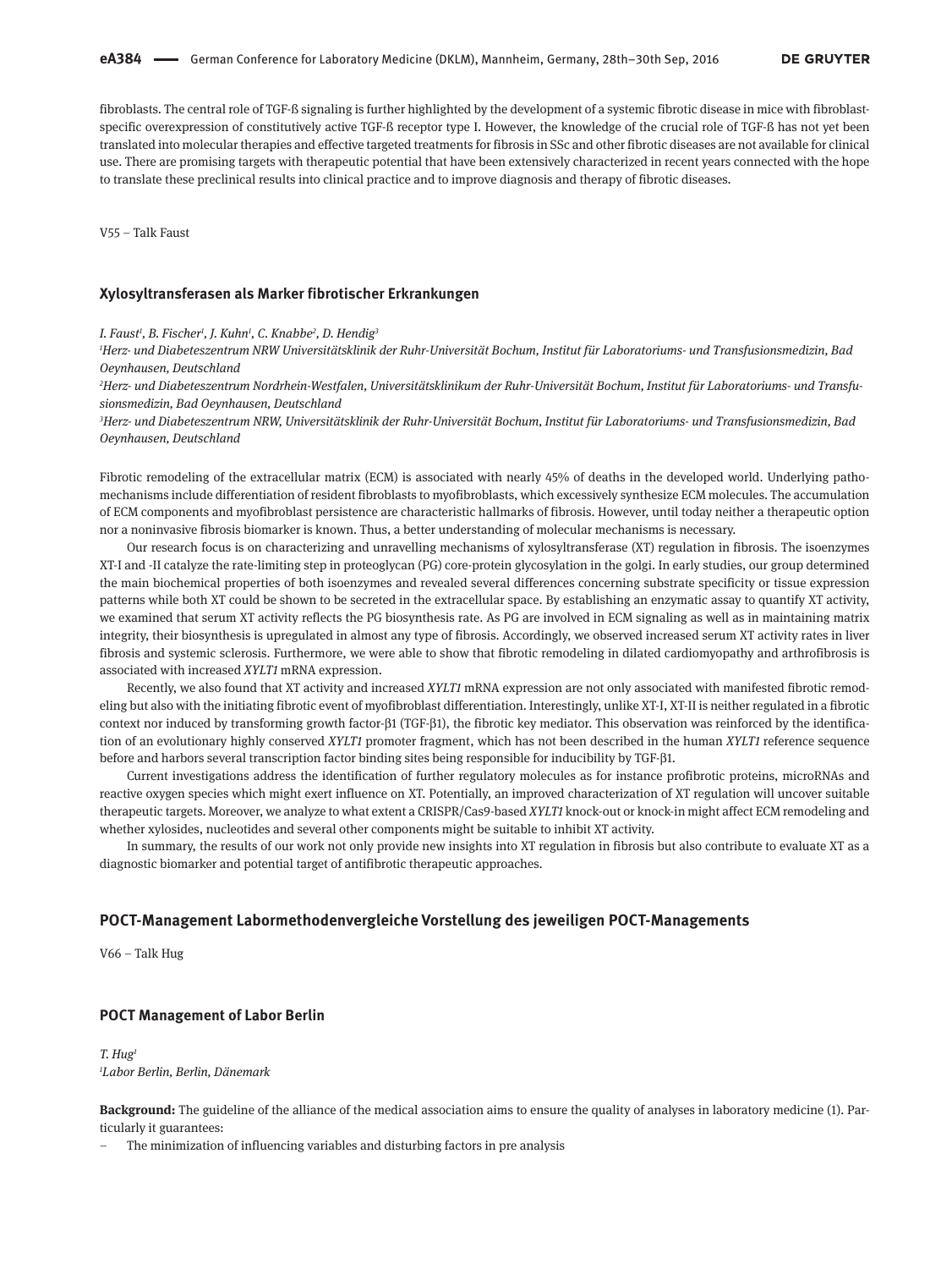fibroblasts. The central role of TGF-ß signaling is further highlighted by the development of a systemic fibrotic disease in mice with fibroblast-specific overexpression of constitutively active TGF-ß receptor type I. However, the knowledge of the crucial role of TGF-ß has not yet been translated into molecular therapies and effective targeted treatments for fibrosis in SSc and other fibrotic diseases are not available for clinical use. There are promising targets with therapeutic potential that have been extensively characterized in recent years connected with the hope to translate these preclinical results into clinical practice and to improve diagnosis and therapy of fibrotic diseases.

V55 – Talk Faust

### Xylosyltransferasen als Marker fibrotischer Erkrankungen

*I. Faust[1], B. Fischer[1], J. Kuhn[1], C. Knabbe[2], D. Hendig[3]*

*[1]Herz- und Diabeteszentrum NRW Universitätsklinik der Ruhr-Universität Bochum, Institut für Laboratoriums- und Transfusionsmedizin, Bad Oeynhausen, Deutschland*

*[2]Herz- und Diabeteszentrum Nordrhein-Westfalen, Universitätsklinikum der Ruhr-Universität Bochum, Institut für Laboratoriums- und Transfusionsmedizin, Bad Oeynhausen, Deutschland*

*[3]Herz- und Diabeteszentrum NRW, Universitätsklinik der Ruhr-Universität Bochum, Institut für Laboratoriums- und Transfusionsmedizin, Bad Oeynhausen, Deutschland*

Fibrotic remodeling of the extracellular matrix (ECM) is associated with nearly 45% of deaths in the developed world. Underlying pathomechanisms include differentiation of resident fibroblasts to myofibroblasts, which excessively synthesize ECM molecules. The accumulation of ECM components and myofibroblast persistence are characteristic hallmarks of fibrosis. However, until today neither a therapeutic option nor a noninvasive fibrosis biomarker is known. Thus, a better understanding of molecular mechanisms is necessary.

Our research focus is on characterizing and unravelling mechanisms of xylosyltransferase (XT) regulation in fibrosis. The isoenzymes XT-I and -II catalyze the rate-limiting step in proteoglycan (PG) core-protein glycosylation in the golgi. In early studies, our group determined the main biochemical properties of both isoenzymes and revealed several differences concerning substrate specificity or tissue expression patterns while both XT could be shown to be secreted in the extracellular space. By establishing an enzymatic assay to quantify XT activity, we examined that serum XT activity reflects the PG biosynthesis rate. As PG are involved in ECM signaling as well as in maintaining matrix integrity, their biosynthesis is upregulated in almost any type of fibrosis. Accordingly, we observed increased serum XT activity rates in liver fibrosis and systemic sclerosis. Furthermore, we were able to show that fibrotic remodeling in dilated cardiomyopathy and arthrofibrosis is associated with increased *XYLT1* mRNA expression.

Recently, we also found that XT activity and increased *XYLT1* mRNA expression are not only associated with manifested fibrotic remodeling but also with the initiating fibrotic event of myofibroblast differentiation. Interestingly, unlike XT-I, XT-II is neither regulated in a fibrotic context nor induced by transforming growth factor-β1 (TGF-β1), the fibrotic key mediator. This observation was reinforced by the identification of an evolutionary highly conserved *XYLT1* promoter fragment, which has not been described in the human *XYLT1* reference sequence before and harbors several transcription factor binding sites being responsible for inducibility by TGF-β1.

Current investigations address the identification of further regulatory molecules as for instance profibrotic proteins, microRNAs and reactive oxygen species which might exert influence on XT. Potentially, an improved characterization of XT regulation will uncover suitable therapeutic targets. Moreover, we analyze to what extent a CRISPR/Cas9-based *XYLT1* knock-out or knock-in might affect ECM remodeling and whether xylosides, nucleotides and several other components might be suitable to inhibit XT activity.

In summary, the results of our work not only provide new insights into XT regulation in fibrosis but also contribute to evaluate XT as a diagnostic biomarker and potential target of antifibrotic therapeutic approaches.

## POCT-Management Labormethodenvergleiche Vorstellung des jeweiligen POCT-Managements

V66 – Talk Hug

### POCT Management of Labor Berlin

*T. Hug[1]*

*[1]Labor Berlin, Berlin, Dänemark*

**Background:** The guideline of the alliance of the medical association aims to ensure the quality of analyses in laboratory medicine (1). Particularly it guarantees:

- The minimization of influencing variables and disturbing factors in pre analysis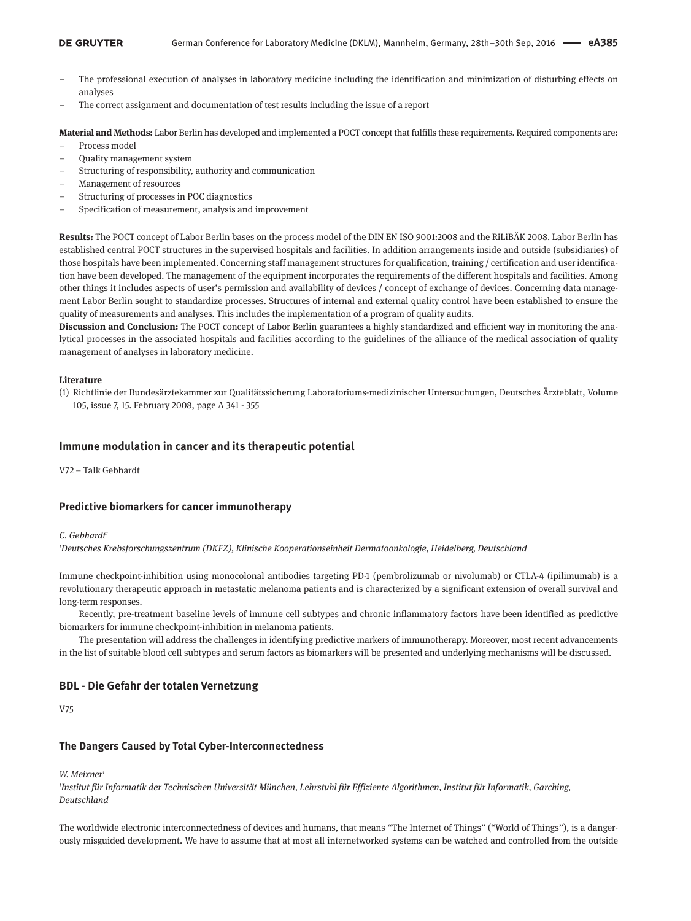- The professional execution of analyses in laboratory medicine including the identification and minimization of disturbing effects on analyses
- The correct assignment and documentation of test results including the issue of a report

**Material and Methods:** Labor Berlin has developed and implemented a POCT concept that fulfills these requirements. Required components are:

- Process model
- Quality management system
- Structuring of responsibility, authority and communication
- Management of resources
- Structuring of processes in POC diagnostics
- Specification of measurement, analysis and improvement

**Results:** The POCT concept of Labor Berlin bases on the process model of the DIN EN ISO 9001:2008 and the RiLiBÄK 2008. Labor Berlin has established central POCT structures in the supervised hospitals and facilities. In addition arrangements inside and outside (subsidiaries) of those hospitals have been implemented. Concerning staff management structures for qualification, training / certification and user identification have been developed. The management of the equipment incorporates the requirements of the different hospitals and facilities. Among other things it includes aspects of user's permission and availability of devices / concept of exchange of devices. Concerning data management Labor Berlin sought to standardize processes. Structures of internal and external quality control have been established to ensure the quality of measurements and analyses. This includes the implementation of a program of quality audits.

**Discussion and Conclusion:** The POCT concept of Labor Berlin guarantees a highly standardized and efficient way in monitoring the analytical processes in the associated hospitals and facilities according to the guidelines of the alliance of the medical association of quality management of analyses in laboratory medicine.

**Literature**

(1) Richtlinie der Bundesärztekammer zur Qualitätssicherung Laboratoriums-medizinischer Untersuchungen, Deutsches Ärzteblatt, Volume 105, issue 7, 15. February 2008, page A 341 - 355

## Immune modulation in cancer and its therapeutic potential

V72 – Talk Gebhardt

## Predictive biomarkers for cancer immunotherapy

*C. Gebhardt*[1]

[1]*Deutsches Krebsforschungszentrum (DKFZ), Klinische Kooperationseinheit Dermatoonkologie, Heidelberg, Deutschland*

Immune checkpoint-inhibition using monocolonal antibodies targeting PD-1 (pembrolizumab or nivolumab) or CTLA-4 (ipilimumab) is a revolutionary therapeutic approach in metastatic melanoma patients and is characterized by a significant extension of overall survival and long-term responses.

Recently, pre-treatment baseline levels of immune cell subtypes and chronic inflammatory factors have been identified as predictive biomarkers for immune checkpoint-inhibition in melanoma patients.

The presentation will address the challenges in identifying predictive markers of immunotherapy. Moreover, most recent advancements in the list of suitable blood cell subtypes and serum factors as biomarkers will be presented and underlying mechanisms will be discussed.

## BDL - Die Gefahr der totalen Vernetzung

V75

## The Dangers Caused by Total Cyber-Interconnectedness

*W. Meixner*[1]

[1]*Institut für Informatik der Technischen Universität München, Lehrstuhl für Effiziente Algorithmen, Institut für Informatik, Garching, Deutschland*

The worldwide electronic interconnectedness of devices and humans, that means "The Internet of Things" ("World of Things"), is a dangerously misguided development. We have to assume that at most all internetworked systems can be watched and controlled from the outside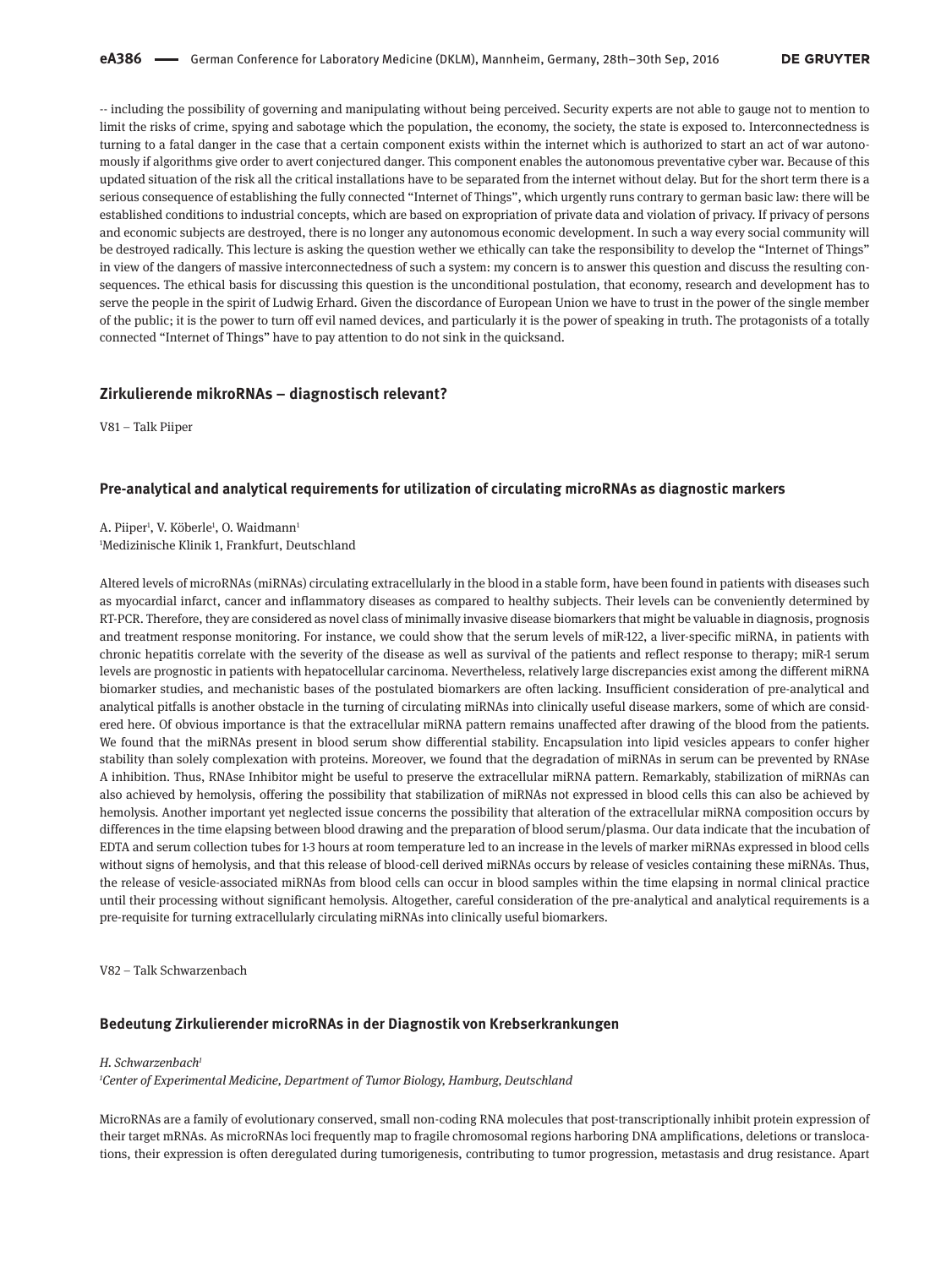-- including the possibility of governing and manipulating without being perceived. Security experts are not able to gauge not to mention to limit the risks of crime, spying and sabotage which the population, the economy, the society, the state is exposed to. Interconnectedness is turning to a fatal danger in the case that a certain component exists within the internet which is authorized to start an act of war autonomously if algorithms give order to avert conjectured danger. This component enables the autonomous preventative cyber war. Because of this updated situation of the risk all the critical installations have to be separated from the internet without delay. But for the short term there is a serious consequence of establishing the fully connected "Internet of Things", which urgently runs contrary to german basic law: there will be established conditions to industrial concepts, which are based on expropriation of private data and violation of privacy. If privacy of persons and economic subjects are destroyed, there is no longer any autonomous economic development. In such a way every social community will be destroyed radically. This lecture is asking the question wether we ethically can take the responsibility to develop the "Internet of Things" in view of the dangers of massive interconnectedness of such a system: my concern is to answer this question and discuss the resulting consequences. The ethical basis for discussing this question is the unconditional postulation, that economy, research and development has to serve the people in the spirit of Ludwig Erhard. Given the discordance of European Union we have to trust in the power of the single member of the public; it is the power to turn off evil named devices, and particularly it is the power of speaking in truth. The protagonists of a totally connected "Internet of Things" have to pay attention to do not sink in the quicksand.

## Zirkulierende mikroRNAs – diagnostisch relevant?

V81 – Talk Piiper

### Pre-analytical and analytical requirements for utilization of circulating microRNAs as diagnostic markers

A. Piiper[1], V. Köberle[1], O. Waidmann[1]
[1]Medizinische Klinik 1, Frankfurt, Deutschland

Altered levels of microRNAs (miRNAs) circulating extracellularly in the blood in a stable form, have been found in patients with diseases such as myocardial infarct, cancer and inflammatory diseases as compared to healthy subjects. Their levels can be conveniently determined by RT-PCR. Therefore, they are considered as novel class of minimally invasive disease biomarkers that might be valuable in diagnosis, prognosis and treatment response monitoring. For instance, we could show that the serum levels of miR-122, a liver-specific miRNA, in patients with chronic hepatitis correlate with the severity of the disease as well as survival of the patients and reflect response to therapy; miR-1 serum levels are prognostic in patients with hepatocellular carcinoma. Nevertheless, relatively large discrepancies exist among the different miRNA biomarker studies, and mechanistic bases of the postulated biomarkers are often lacking. Insufficient consideration of pre-analytical and analytical pitfalls is another obstacle in the turning of circulating miRNAs into clinically useful disease markers, some of which are considered here. Of obvious importance is that the extracellular miRNA pattern remains unaffected after drawing of the blood from the patients. We found that the miRNAs present in blood serum show differential stability. Encapsulation into lipid vesicles appears to confer higher stability than solely complexation with proteins. Moreover, we found that the degradation of miRNAs in serum can be prevented by RNAse A inhibition. Thus, RNAse Inhibitor might be useful to preserve the extracellular miRNA pattern. Remarkably, stabilization of miRNAs can also achieved by hemolysis, offering the possibility that stabilization of miRNAs not expressed in blood cells this can also be achieved by hemolysis. Another important yet neglected issue concerns the possibility that alteration of the extracellular miRNA composition occurs by differences in the time elapsing between blood drawing and the preparation of blood serum/plasma. Our data indicate that the incubation of EDTA and serum collection tubes for 1-3 hours at room temperature led to an increase in the levels of marker miRNAs expressed in blood cells without signs of hemolysis, and that this release of blood-cell derived miRNAs occurs by release of vesicles containing these miRNAs. Thus, the release of vesicle-associated miRNAs from blood cells can occur in blood samples within the time elapsing in normal clinical practice until their processing without significant hemolysis. Altogether, careful consideration of the pre-analytical and analytical requirements is a pre-requisite for turning extracellularly circulating miRNAs into clinically useful biomarkers.

V82 – Talk Schwarzenbach

### Bedeutung Zirkulierender microRNAs in der Diagnostik von Krebserkrankungen

*H. Schwarzenbach[1]*
*[1]Center of Experimental Medicine, Department of Tumor Biology, Hamburg, Deutschland*

MicroRNAs are a family of evolutionary conserved, small non-coding RNA molecules that post-transcriptionally inhibit protein expression of their target mRNAs. As microRNAs loci frequently map to fragile chromosomal regions harboring DNA amplifications, deletions or translocations, their expression is often deregulated during tumorigenesis, contributing to tumor progression, metastasis and drug resistance. Apart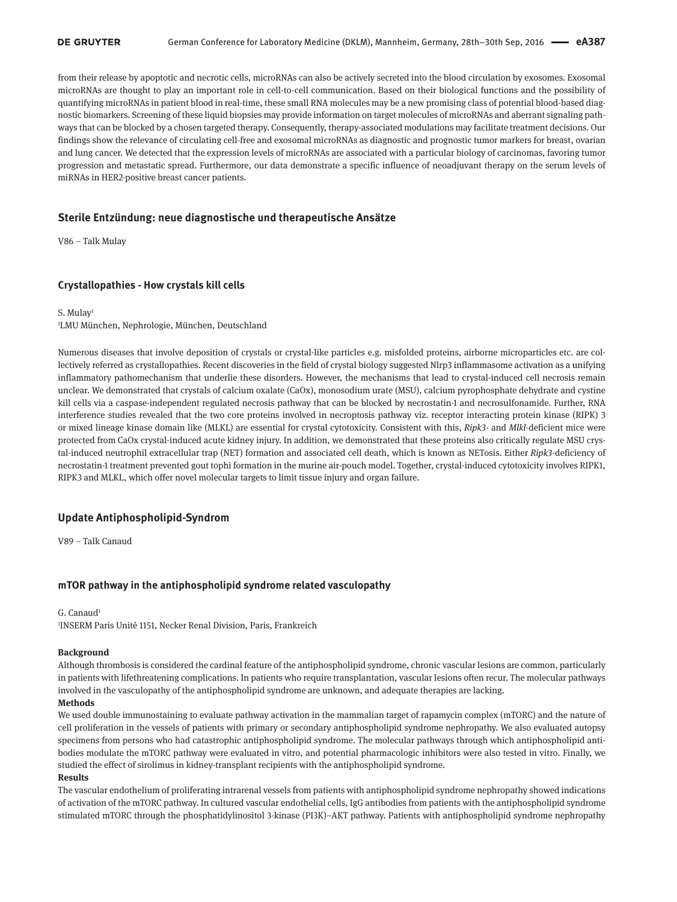from their release by apoptotic and necrotic cells, microRNAs can also be actively secreted into the blood circulation by exosomes. Exosomal microRNAs are thought to play an important role in cell-to-cell communication. Based on their biological functions and the possibility of quantifying microRNAs in patient blood in real-time, these small RNA molecules may be a new promising class of potential blood-based diagnostic biomarkers. Screening of these liquid biopsies may provide information on target molecules of microRNAs and aberrant signaling pathways that can be blocked by a chosen targeted therapy. Consequently, therapy-associated modulations may facilitate treatment decisions. Our findings show the relevance of circulating cell-free and exosomal microRNAs as diagnostic and prognostic tumor markers for breast, ovarian and lung cancer. We detected that the expression levels of microRNAs are associated with a particular biology of carcinomas, favoring tumor progression and metastatic spread. Furthermore, our data demonstrate a specific influence of neoadjuvant therapy on the serum levels of miRNAs in HER2-positive breast cancer patients.

## Sterile Entzündung: neue diagnostische und therapeutische Ansätze

V86 – Talk Mulay

## Crystallopathies - How crystals kill cells

S. Mulay[1]

[1]LMU München, Nephrologie, München, Deutschland

Numerous diseases that involve deposition of crystals or crystal-like particles e.g. misfolded proteins, airborne microparticles etc. are collectively referred as crystallopathies. Recent discoveries in the field of crystal biology suggested Nlrp3 inflammasome activation as a unifying inflammatory pathomechanism that underlie these disorders. However, the mechanisms that lead to crystal-induced cell necrosis remain unclear. We demonstrated that crystals of calcium oxalate (CaOx), monosodium urate (MSU), calcium pyrophosphate dehydrate and cystine kill cells via a caspase-independent regulated necrosis pathway that can be blocked by necrostatin-1 and necrosulfonamide. Further, RNA interference studies revealed that the two core proteins involved in necroptosis pathway viz. receptor interacting protein kinase (RIPK) 3 or mixed lineage kinase domain like (MLKL) are essential for crystal cytotoxicity. Consistent with this, *Ripk3*- and *Mlkl*-deficient mice were protected from CaOx crystal-induced acute kidney injury. In addition, we demonstrated that these proteins also critically regulate MSU crystal-induced neutrophil extracellular trap (NET) formation and associated cell death, which is known as NETosis. Either *Ripk3*-deficiency of necrostatin-1 treatment prevented gout tophi formation in the murine air-pouch model. Together, crystal-induced cytotoxicity involves RIPK1, RIPK3 and MLKL, which offer novel molecular targets to limit tissue injury and organ failure.

## Update Antiphospholipid-Syndrom

V89 – Talk Canaud

## mTOR pathway in the antiphospholipid syndrome related vasculopathy

G. Canaud[1]

[1]INSERM Paris Unité 1151, Necker Renal Division, Paris, Frankreich

**Background**

Although thrombosis is considered the cardinal feature of the antiphospholipid syndrome, chronic vascular lesions are common, particularly in patients with lifethreatening complications. In patients who require transplantation, vascular lesions often recur. The molecular pathways involved in the vasculopathy of the antiphospholipid syndrome are unknown, and adequate therapies are lacking.

**Methods**

We used double immunostaining to evaluate pathway activation in the mammalian target of rapamycin complex (mTORC) and the nature of cell proliferation in the vessels of patients with primary or secondary antiphospholipid syndrome nephropathy. We also evaluated autopsy specimens from persons who had catastrophic antiphospholipid syndrome. The molecular pathways through which antiphospholipid antibodies modulate the mTORC pathway were evaluated in vitro, and potential pharmacologic inhibitors were also tested in vitro. Finally, we studied the effect of sirolimus in kidney-transplant recipients with the antiphospholipid syndrome.

**Results**

The vascular endothelium of proliferating intrarenal vessels from patients with antiphospholipid syndrome nephropathy showed indications of activation of the mTORC pathway. In cultured vascular endothelial cells, IgG antibodies from patients with the antiphospholipid syndrome stimulated mTORC through the phosphatidylinositol 3-kinase (PI3K)–AKT pathway. Patients with antiphospholipid syndrome nephropathy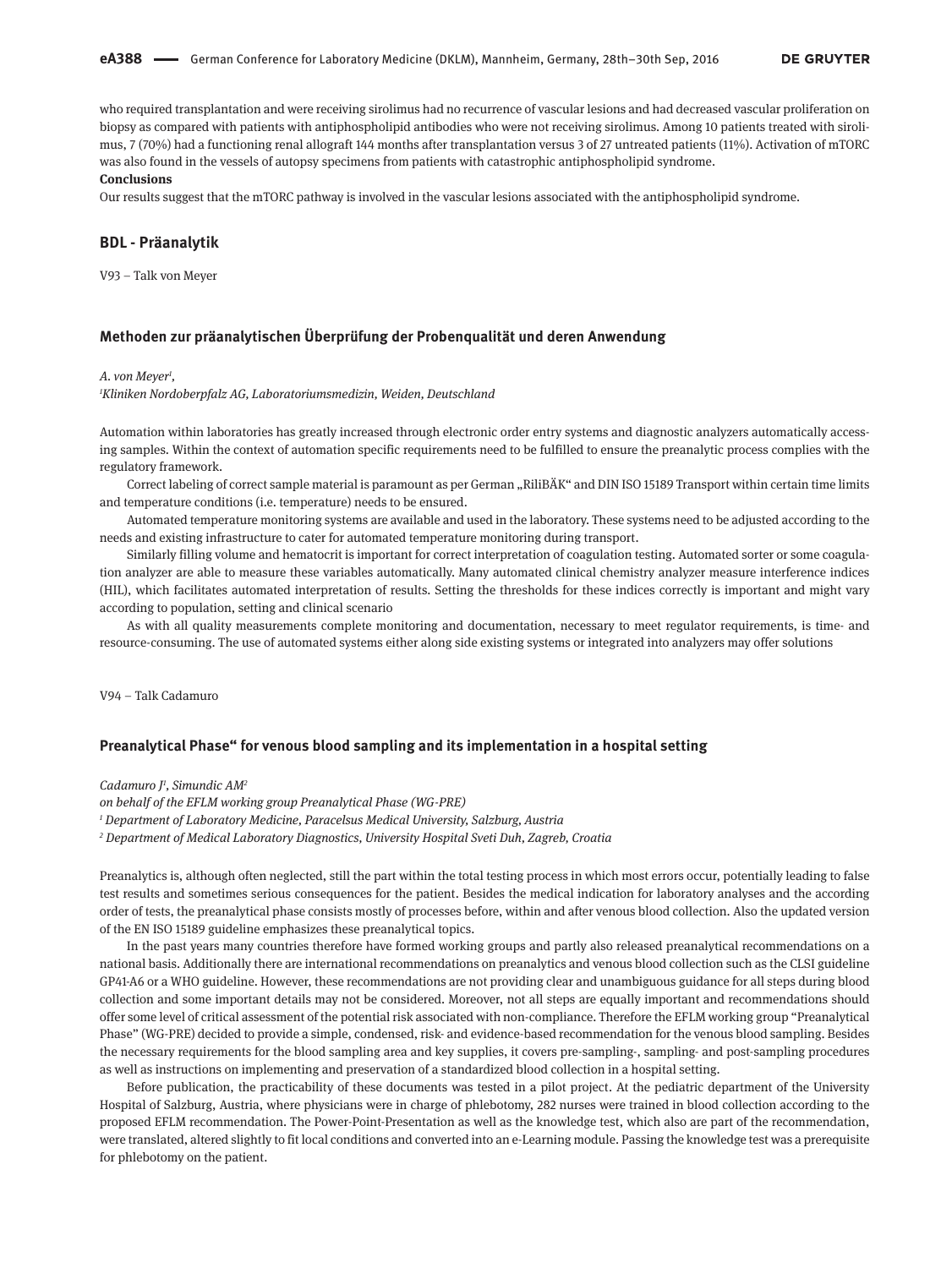who required transplantation and were receiving sirolimus had no recurrence of vascular lesions and had decreased vascular proliferation on biopsy as compared with patients with antiphospholipid antibodies who were not receiving sirolimus. Among 10 patients treated with sirolimus, 7 (70%) had a functioning renal allograft 144 months after transplantation versus 3 of 27 untreated patients (11%). Activation of mTORC was also found in the vessels of autopsy specimens from patients with catastrophic antiphospholipid syndrome.

**Conclusions**

Our results suggest that the mTORC pathway is involved in the vascular lesions associated with the antiphospholipid syndrome.

## BDL - Präanalytik

V93 – Talk von Meyer

### Methoden zur präanalytischen Überprüfung der Probenqualität und deren Anwendung

*A. von Meyer[1],*

*[1]Kliniken Nordoberpfalz AG, Laboratoriumsmedizin, Weiden, Deutschland*

Automation within laboratories has greatly increased through electronic order entry systems and diagnostic analyzers automatically accessing samples. Within the context of automation specific requirements need to be fulfilled to ensure the preanalytic process complies with the regulatory framework.

Correct labeling of correct sample material is paramount as per German „RiliBÄK" and DIN ISO 15189 Transport within certain time limits and temperature conditions (i.e. temperature) needs to be ensured.

Automated temperature monitoring systems are available and used in the laboratory. These systems need to be adjusted according to the needs and existing infrastructure to cater for automated temperature monitoring during transport.

Similarly filling volume and hematocrit is important for correct interpretation of coagulation testing. Automated sorter or some coagulation analyzer are able to measure these variables automatically. Many automated clinical chemistry analyzer measure interference indices (HIL), which facilitates automated interpretation of results. Setting the thresholds for these indices correctly is important and might vary according to population, setting and clinical scenario

As with all quality measurements complete monitoring and documentation, necessary to meet regulator requirements, is time- and resource-consuming. The use of automated systems either along side existing systems or integrated into analyzers may offer solutions

V94 – Talk Cadamuro

### Preanalytical Phase" for venous blood sampling and its implementation in a hospital setting

*Cadamuro J[1], Simundic AM[2]*

*on behalf of the EFLM working group Preanalytical Phase (WG-PRE)*

*[1] Department of Laboratory Medicine, Paracelsus Medical University, Salzburg, Austria*

*[2] Department of Medical Laboratory Diagnostics, University Hospital Sveti Duh, Zagreb, Croatia*

Preanalytics is, although often neglected, still the part within the total testing process in which most errors occur, potentially leading to false test results and sometimes serious consequences for the patient. Besides the medical indication for laboratory analyses and the according order of tests, the preanalytical phase consists mostly of processes before, within and after venous blood collection. Also the updated version of the EN ISO 15189 guideline emphasizes these preanalytical topics.

In the past years many countries therefore have formed working groups and partly also released preanalytical recommendations on a national basis. Additionally there are international recommendations on preanalytics and venous blood collection such as the CLSI guideline GP41-A6 or a WHO guideline. However, these recommendations are not providing clear and unambiguous guidance for all steps during blood collection and some important details may not be considered. Moreover, not all steps are equally important and recommendations should offer some level of critical assessment of the potential risk associated with non-compliance. Therefore the EFLM working group "Preanalytical Phase" (WG-PRE) decided to provide a simple, condensed, risk- and evidence-based recommendation for the venous blood sampling. Besides the necessary requirements for the blood sampling area and key supplies, it covers pre-sampling-, sampling- and post-sampling procedures as well as instructions on implementing and preservation of a standardized blood collection in a hospital setting.

Before publication, the practicability of these documents was tested in a pilot project. At the pediatric department of the University Hospital of Salzburg, Austria, where physicians were in charge of phlebotomy, 282 nurses were trained in blood collection according to the proposed EFLM recommendation. The Power-Point-Presentation as well as the knowledge test, which also are part of the recommendation, were translated, altered slightly to fit local conditions and converted into an e-Learning module. Passing the knowledge test was a prerequisite for phlebotomy on the patient.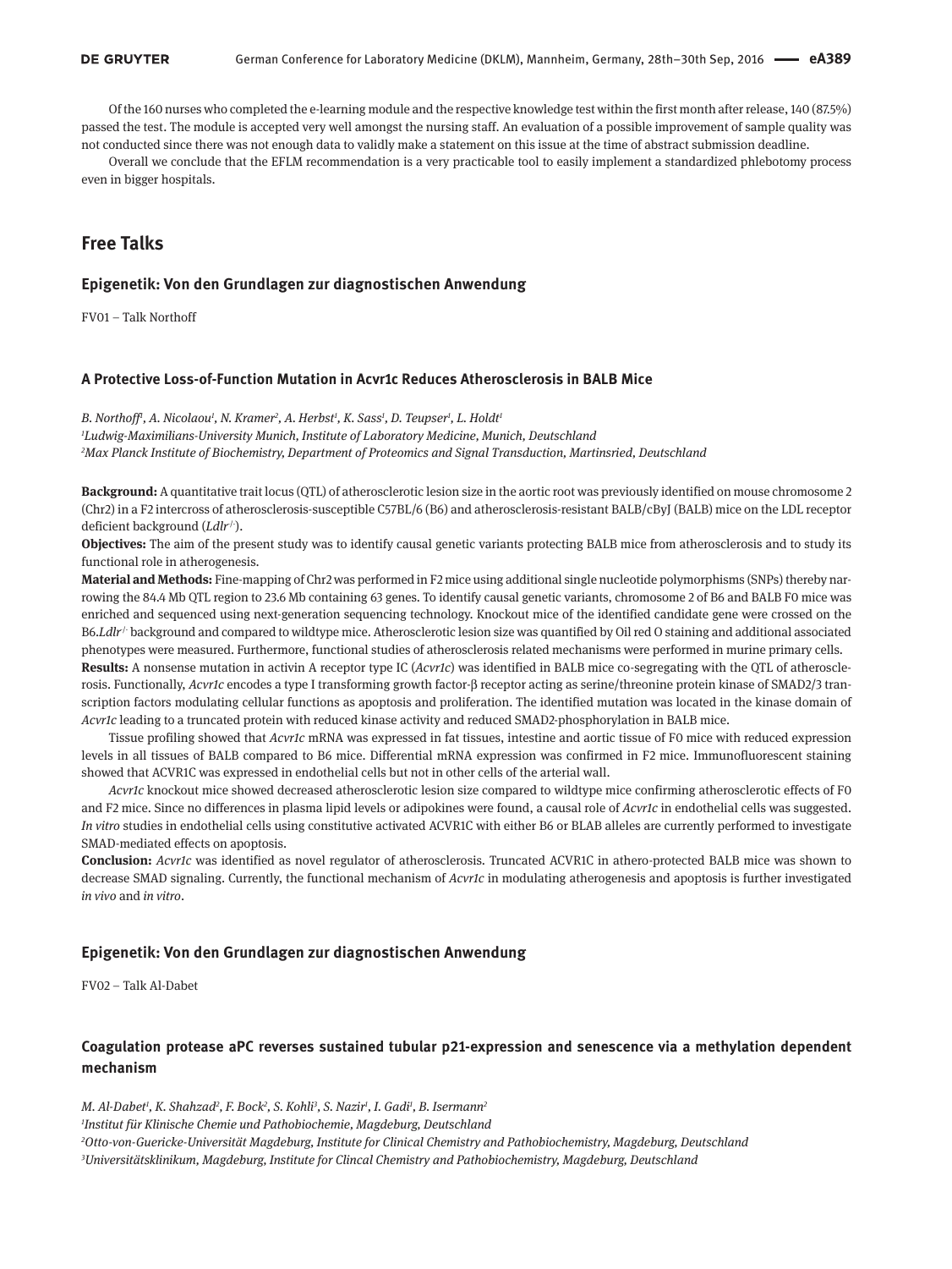Of the 160 nurses who completed the e-learning module and the respective knowledge test within the first month after release, 140 (87.5%) passed the test. The module is accepted very well amongst the nursing staff. An evaluation of a possible improvement of sample quality was not conducted since there was not enough data to validly make a statement on this issue at the time of abstract submission deadline.

Overall we conclude that the EFLM recommendation is a very practicable tool to easily implement a standardized phlebotomy process even in bigger hospitals.

## Free Talks

### Epigenetik: Von den Grundlagen zur diagnostischen Anwendung

FV01 – Talk Northoff

### A Protective Loss-of-Function Mutation in Acvr1c Reduces Atherosclerosis in BALB Mice

*B. Northoff[1], A. Nicolaou[1], N. Kramer[2], A. Herbst[1], K. Sass[1], D. Teupser[1], L. Holdt[1]*

*[1]Ludwig-Maximilians-University Munich, Institute of Laboratory Medicine, Munich, Deutschland*

*[2]Max Planck Institute of Biochemistry, Department of Proteomics and Signal Transduction, Martinsried, Deutschland*

**Background:** A quantitative trait locus (QTL) of atherosclerotic lesion size in the aortic root was previously identified on mouse chromosome 2 (Chr2) in a F2 intercross of atherosclerosis-susceptible C57BL/6 (B6) and atherosclerosis-resistant BALB/cByJ (BALB) mice on the LDL receptor deficient background (*Ldlr*$^{-/-}$).

**Objectives:** The aim of the present study was to identify causal genetic variants protecting BALB mice from atherosclerosis and to study its functional role in atherogenesis.

**Material and Methods:** Fine-mapping of Chr2 was performed in F2 mice using additional single nucleotide polymorphisms (SNPs) thereby narrowing the 84.4 Mb QTL region to 23.6 Mb containing 63 genes. To identify causal genetic variants, chromosome 2 of B6 and BALB F0 mice was enriched and sequenced using next-generation sequencing technology. Knockout mice of the identified candidate gene were crossed on the B6.*Ldlr*$^{-/-}$ background and compared to wildtype mice. Atherosclerotic lesion size was quantified by Oil red O staining and additional associated phenotypes were measured. Furthermore, functional studies of atherosclerosis related mechanisms were performed in murine primary cells.

**Results:** A nonsense mutation in activin A receptor type IC (*Acvr1c*) was identified in BALB mice co-segregating with the QTL of atherosclerosis. Functionally, *Acvr1c* encodes a type I transforming growth factor-β receptor acting as serine/threonine protein kinase of SMAD2/3 transcription factors modulating cellular functions as apoptosis and proliferation. The identified mutation was located in the kinase domain of *Acvr1c* leading to a truncated protein with reduced kinase activity and reduced SMAD2-phosphorylation in BALB mice.

Tissue profiling showed that *Acvr1c* mRNA was expressed in fat tissues, intestine and aortic tissue of F0 mice with reduced expression levels in all tissues of BALB compared to B6 mice. Differential mRNA expression was confirmed in F2 mice. Immunofluorescent staining showed that ACVR1C was expressed in endothelial cells but not in other cells of the arterial wall.

*Acvr1c* knockout mice showed decreased atherosclerotic lesion size compared to wildtype mice confirming atherosclerotic effects of F0 and F2 mice. Since no differences in plasma lipid levels or adipokines were found, a causal role of *Acvr1c* in endothelial cells was suggested. *In vitro* studies in endothelial cells using constitutive activated ACVR1C with either B6 or BLAB alleles are currently performed to investigate SMAD-mediated effects on apoptosis.

**Conclusion:** *Acvr1c* was identified as novel regulator of atherosclerosis. Truncated ACVR1C in athero-protected BALB mice was shown to decrease SMAD signaling. Currently, the functional mechanism of *Acvr1c* in modulating atherogenesis and apoptosis is further investigated *in vivo* and *in vitro*.

### Epigenetik: Von den Grundlagen zur diagnostischen Anwendung

FV02 – Talk Al-Dabet

### Coagulation protease aPC reverses sustained tubular p21-expression and senescence via a methylation dependent mechanism

*M. Al-Dabet[1], K. Shahzad[2], F. Bock[2], S. Kohli[3], S. Nazir[1], I. Gadi[1], B. Isermann[2]*

*[1]Institut für Klinische Chemie und Pathobiochemie, Magdeburg, Deutschland*

*[2]Otto-von-Guericke-Universität Magdeburg, Institute for Clinical Chemistry and Pathobiochemistry, Magdeburg, Deutschland*

*[3]Universitätsklinikum, Magdeburg, Institute for Clincal Chemistry and Pathobiochemistry, Magdeburg, Deutschland*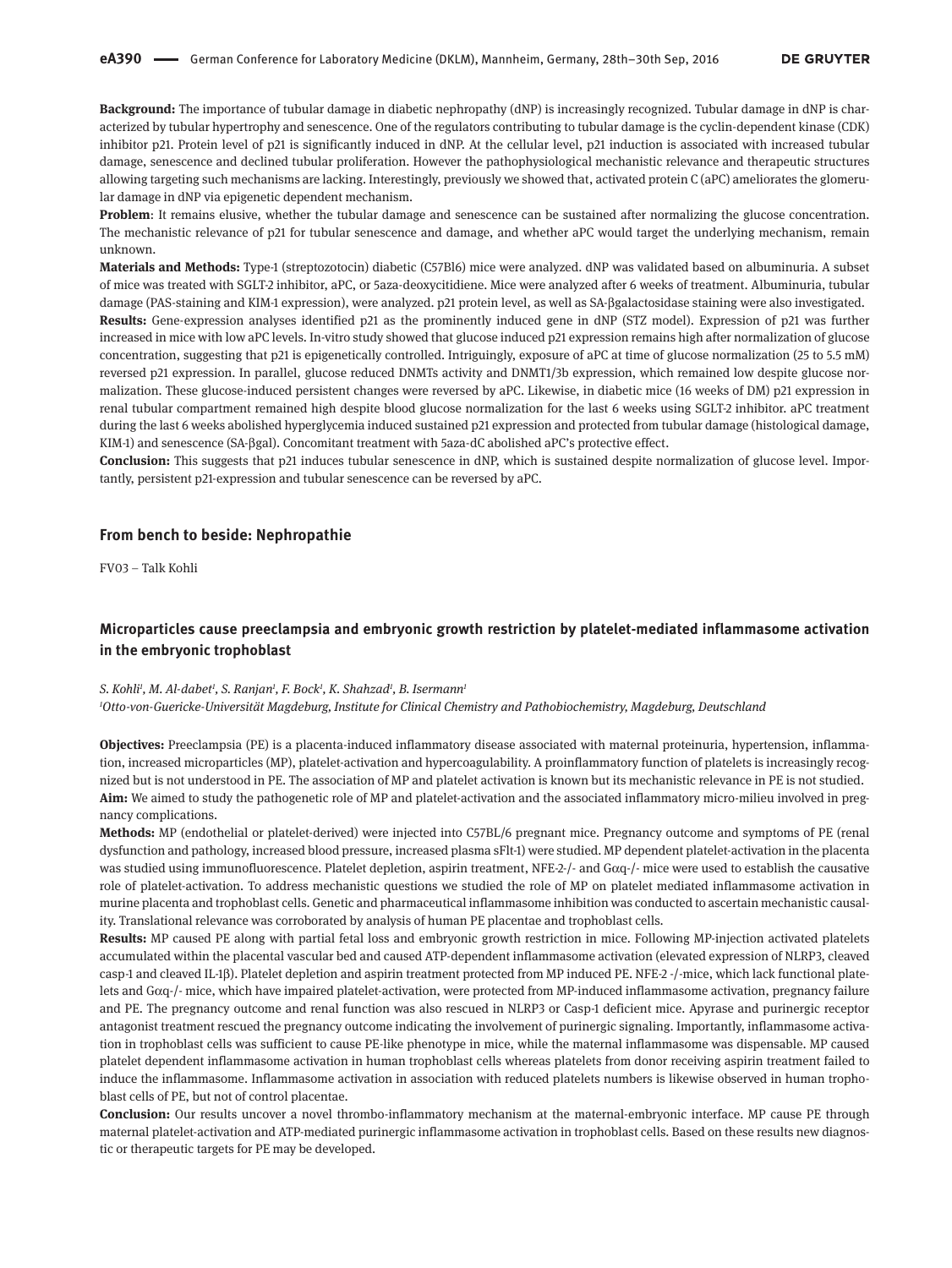**Background:** The importance of tubular damage in diabetic nephropathy (dNP) is increasingly recognized. Tubular damage in dNP is characterized by tubular hypertrophy and senescence. One of the regulators contributing to tubular damage is the cyclin-dependent kinase (CDK) inhibitor p21. Protein level of p21 is significantly induced in dNP. At the cellular level, p21 induction is associated with increased tubular damage, senescence and declined tubular proliferation. However the pathophysiological mechanistic relevance and therapeutic structures allowing targeting such mechanisms are lacking. Interestingly, previously we showed that, activated protein C (aPC) ameliorates the glomerular damage in dNP via epigenetic dependent mechanism.

**Problem**: It remains elusive, whether the tubular damage and senescence can be sustained after normalizing the glucose concentration. The mechanistic relevance of p21 for tubular senescence and damage, and whether aPC would target the underlying mechanism, remain unknown.

**Materials and Methods:** Type-1 (streptozotocin) diabetic (C57Bl6) mice were analyzed. dNP was validated based on albuminuria. A subset of mice was treated with SGLT-2 inhibitor, aPC, or 5aza-deoxycitidiene. Mice were analyzed after 6 weeks of treatment. Albuminuria, tubular damage (PAS-staining and KIM-1 expression), were analyzed. p21 protein level, as well as SA-βgalactosidase staining were also investigated.

**Results:** Gene-expression analyses identified p21 as the prominently induced gene in dNP (STZ model). Expression of p21 was further increased in mice with low aPC levels. In-vitro study showed that glucose induced p21 expression remains high after normalization of glucose concentration, suggesting that p21 is epigenetically controlled. Intriguingly, exposure of aPC at time of glucose normalization (25 to 5.5 mM) reversed p21 expression. In parallel, glucose reduced DNMTs activity and DNMT1/3b expression, which remained low despite glucose normalization. These glucose-induced persistent changes were reversed by aPC. Likewise, in diabetic mice (16 weeks of DM) p21 expression in renal tubular compartment remained high despite blood glucose normalization for the last 6 weeks using SGLT-2 inhibitor. aPC treatment during the last 6 weeks abolished hyperglycemia induced sustained p21 expression and protected from tubular damage (histological damage, KIM-1) and senescence (SA-βgal). Concomitant treatment with 5aza-dC abolished aPC's protective effect.

**Conclusion:** This suggests that p21 induces tubular senescence in dNP, which is sustained despite normalization of glucose level. Importantly, persistent p21-expression and tubular senescence can be reversed by aPC.

## From bench to beside: Nephropathie

FV03 – Talk Kohli

### Microparticles cause preeclampsia and embryonic growth restriction by platelet-mediated inflammasome activation in the embryonic trophoblast

*S. Kohli[1], M. Al-dabet[1], S. Ranjan[1], F. Bock[1], K. Shahzad[1], B. Isermann[1]*

*[1]Otto-von-Guericke-Universität Magdeburg, Institute for Clinical Chemistry and Pathobiochemistry, Magdeburg, Deutschland*

**Objectives:** Preeclampsia (PE) is a placenta-induced inflammatory disease associated with maternal proteinuria, hypertension, inflammation, increased microparticles (MP), platelet-activation and hypercoagulability. A proinflammatory function of platelets is increasingly recognized but is not understood in PE. The association of MP and platelet activation is known but its mechanistic relevance in PE is not studied.

**Aim:** We aimed to study the pathogenetic role of MP and platelet-activation and the associated inflammatory micro-milieu involved in pregnancy complications.

**Methods:** MP (endothelial or platelet-derived) were injected into C57BL/6 pregnant mice. Pregnancy outcome and symptoms of PE (renal dysfunction and pathology, increased blood pressure, increased plasma sFlt-1) were studied. MP dependent platelet-activation in the placenta was studied using immunofluorescence. Platelet depletion, aspirin treatment, NFE-2-/- and Gαq-/- mice were used to establish the causative role of platelet-activation. To address mechanistic questions we studied the role of MP on platelet mediated inflammasome activation in murine placenta and trophoblast cells. Genetic and pharmaceutical inflammasome inhibition was conducted to ascertain mechanistic causality. Translational relevance was corroborated by analysis of human PE placentae and trophoblast cells.

**Results:** MP caused PE along with partial fetal loss and embryonic growth restriction in mice. Following MP-injection activated platelets accumulated within the placental vascular bed and caused ATP-dependent inflammasome activation (elevated expression of NLRP3, cleaved casp-1 and cleaved IL-1β). Platelet depletion and aspirin treatment protected from MP induced PE. NFE-2 -/-mice, which lack functional platelets and Gαq-/- mice, which have impaired platelet-activation, were protected from MP-induced inflammasome activation, pregnancy failure and PE. The pregnancy outcome and renal function was also rescued in NLRP3 or Casp-1 deficient mice. Apyrase and purinergic receptor antagonist treatment rescued the pregnancy outcome indicating the involvement of purinergic signaling. Importantly, inflammasome activation in trophoblast cells was sufficient to cause PE-like phenotype in mice, while the maternal inflammasome was dispensable. MP caused platelet dependent inflammasome activation in human trophoblast cells whereas platelets from donor receiving aspirin treatment failed to induce the inflammasome. Inflammasome activation in association with reduced platelets numbers is likewise observed in human trophoblast cells of PE, but not of control placentae.

**Conclusion:** Our results uncover a novel thrombo-inflammatory mechanism at the maternal-embryonic interface. MP cause PE through maternal platelet-activation and ATP-mediated purinergic inflammasome activation in trophoblast cells. Based on these results new diagnostic or therapeutic targets for PE may be developed.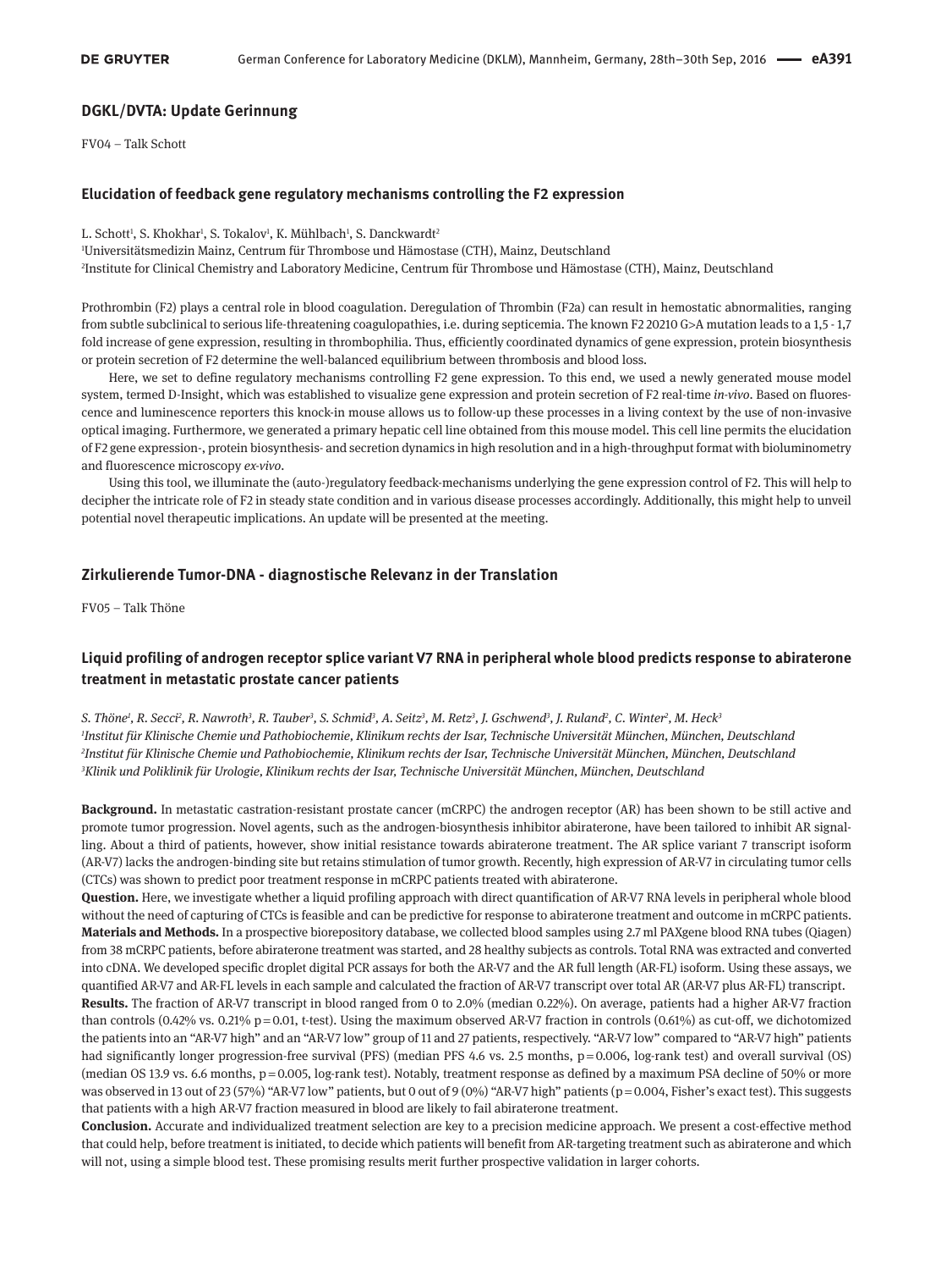## DGKL/DVTA: Update Gerinnung

FV04 – Talk Schott

### Elucidation of feedback gene regulatory mechanisms controlling the F2 expression

L. Schott[1], S. Khokhar[1], S. Tokalov[1], K. Mühlbach[1], S. Danckwardt[2]

[1]Universitätsmedizin Mainz, Centrum für Thrombose und Hämostase (CTH), Mainz, Deutschland

[2]Institute for Clinical Chemistry and Laboratory Medicine, Centrum für Thrombose und Hämostase (CTH), Mainz, Deutschland

Prothrombin (F2) plays a central role in blood coagulation. Deregulation of Thrombin (F2a) can result in hemostatic abnormalities, ranging from subtle subclinical to serious life-threatening coagulopathies, i.e. during septicemia. The known F2 20210 G>A mutation leads to a 1,5 - 1,7 fold increase of gene expression, resulting in thrombophilia. Thus, efficiently coordinated dynamics of gene expression, protein biosynthesis or protein secretion of F2 determine the well-balanced equilibrium between thrombosis and blood loss.

Here, we set to define regulatory mechanisms controlling F2 gene expression. To this end, we used a newly generated mouse model system, termed D-Insight, which was established to visualize gene expression and protein secretion of F2 real-time *in-vivo*. Based on fluorescence and luminescence reporters this knock-in mouse allows us to follow-up these processes in a living context by the use of non-invasive optical imaging. Furthermore, we generated a primary hepatic cell line obtained from this mouse model. This cell line permits the elucidation of F2 gene expression-, protein biosynthesis- and secretion dynamics in high resolution and in a high-throughput format with bioluminometry and fluorescence microscopy *ex-vivo*.

Using this tool, we illuminate the (auto-)regulatory feedback-mechanisms underlying the gene expression control of F2. This will help to decipher the intricate role of F2 in steady state condition and in various disease processes accordingly. Additionally, this might help to unveil potential novel therapeutic implications. An update will be presented at the meeting.

## Zirkulierende Tumor-DNA - diagnostische Relevanz in der Translation

FV05 – Talk Thöne

### Liquid profiling of androgen receptor splice variant V7 RNA in peripheral whole blood predicts response to abiraterone treatment in metastatic prostate cancer patients

*S. Thöne[1], R. Secci[2], R. Nawroth[3], R. Tauber[3], S. Schmid[3], A. Seitz[3], M. Retz[3], J. Gschwend[3], J. Ruland[2], C. Winter[2], M. Heck[3]*

*[1]Institut für Klinische Chemie und Pathobiochemie, Klinikum rechts der Isar, Technische Universität München, München, Deutschland*

*[2]Institut für Klinische Chemie und Pathobiochemie, Klinikum rechts der Isar, Technische Universität München, München, Deutschland*

*[3]Klinik und Poliklinik für Urologie, Klinikum rechts der Isar, Technische Universität München, München, Deutschland*

**Background.** In metastatic castration-resistant prostate cancer (mCRPC) the androgen receptor (AR) has been shown to be still active and promote tumor progression. Novel agents, such as the androgen-biosynthesis inhibitor abiraterone, have been tailored to inhibit AR signalling. About a third of patients, however, show initial resistance towards abiraterone treatment. The AR splice variant 7 transcript isoform (AR-V7) lacks the androgen-binding site but retains stimulation of tumor growth. Recently, high expression of AR-V7 in circulating tumor cells (CTCs) was shown to predict poor treatment response in mCRPC patients treated with abiraterone.

**Question.** Here, we investigate whether a liquid profiling approach with direct quantification of AR-V7 RNA levels in peripheral whole blood without the need of capturing of CTCs is feasible and can be predictive for response to abiraterone treatment and outcome in mCRPC patients.

**Materials and Methods.** In a prospective biorepository database, we collected blood samples using 2.7 ml PAXgene blood RNA tubes (Qiagen) from 38 mCRPC patients, before abiraterone treatment was started, and 28 healthy subjects as controls. Total RNA was extracted and converted into cDNA. We developed specific droplet digital PCR assays for both the AR-V7 and the AR full length (AR-FL) isoform. Using these assays, we quantified AR-V7 and AR-FL levels in each sample and calculated the fraction of AR-V7 transcript over total AR (AR-V7 plus AR-FL) transcript.

**Results.** The fraction of AR-V7 transcript in blood ranged from 0 to 2.0% (median 0.22%). On average, patients had a higher AR-V7 fraction than controls (0.42% vs. 0.21% $p = 0.01$, t-test). Using the maximum observed AR-V7 fraction in controls (0.61%) as cut-off, we dichotomized the patients into an "AR-V7 high" and an "AR-V7 low" group of 11 and 27 patients, respectively. "AR-V7 low" compared to "AR-V7 high" patients had significantly longer progression-free survival (PFS) (median PFS 4.6 vs. 2.5 months, $p = 0.006$, log-rank test) and overall survival (OS) (median OS 13.9 vs. 6.6 months, $p = 0.005$, log-rank test). Notably, treatment response as defined by a maximum PSA decline of 50% or more was observed in 13 out of 23 (57%) "AR-V7 low" patients, but 0 out of 9 (0%) "AR-V7 high" patients ($p = 0.004$, Fisher's exact test). This suggests that patients with a high AR-V7 fraction measured in blood are likely to fail abiraterone treatment.

**Conclusion.** Accurate and individualized treatment selection are key to a precision medicine approach. We present a cost-effective method that could help, before treatment is initiated, to decide which patients will benefit from AR-targeting treatment such as abiraterone and which will not, using a simple blood test. These promising results merit further prospective validation in larger cohorts.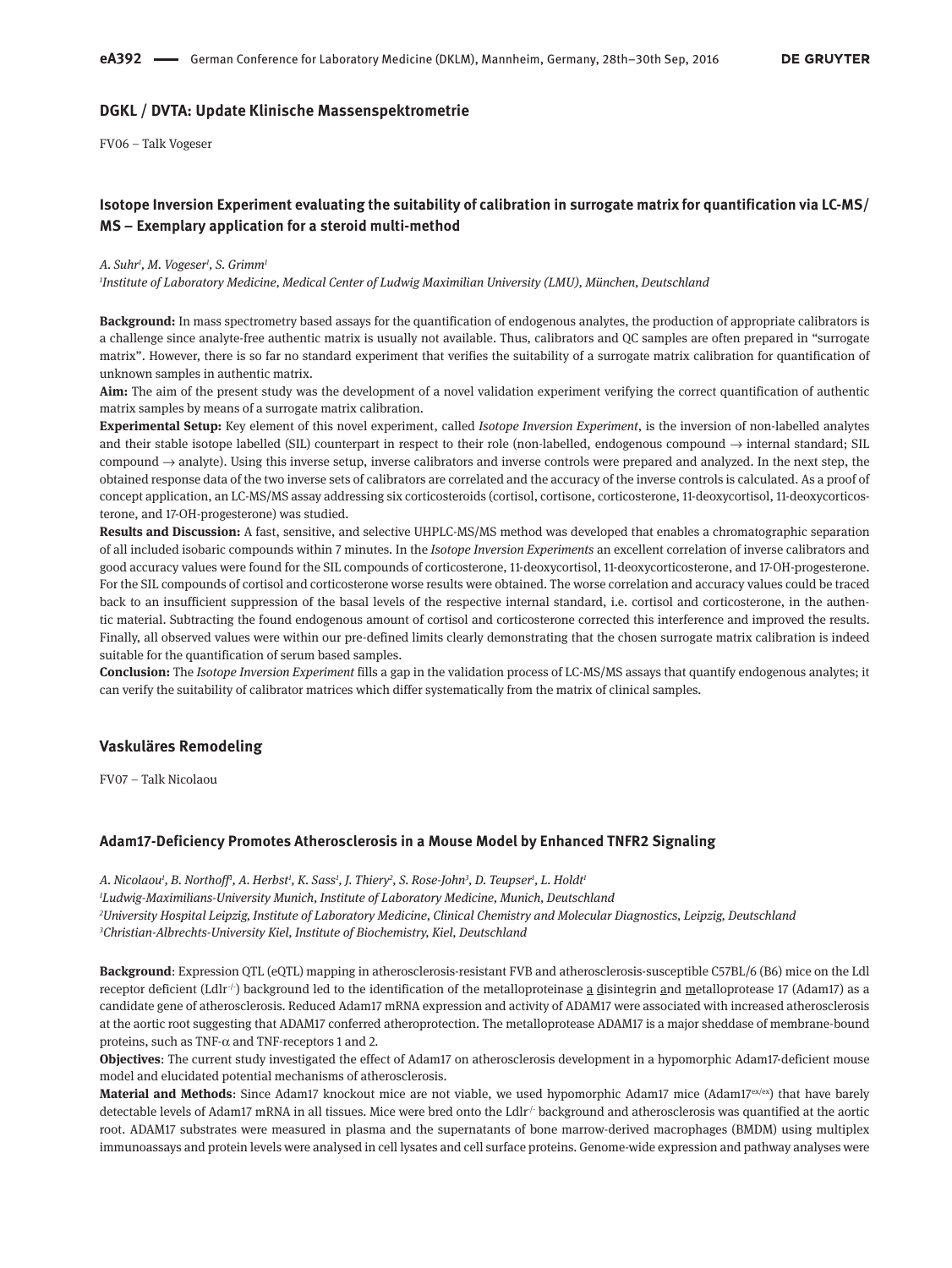## DGKL / DVTA: Update Klinische Massenspektrometrie

FV06 – Talk Vogeser

### Isotope Inversion Experiment evaluating the suitability of calibration in surrogate matrix for quantification via LC-MS/MS – Exemplary application for a steroid multi-method

*A. Suhr[1], M. Vogeser[1], S. Grimm[1]*

*[1]Institute of Laboratory Medicine, Medical Center of Ludwig Maximilian University (LMU), München, Deutschland*

**Background:** In mass spectrometry based assays for the quantification of endogenous analytes, the production of appropriate calibrators is a challenge since analyte-free authentic matrix is usually not available. Thus, calibrators and QC samples are often prepared in "surrogate matrix". However, there is so far no standard experiment that verifies the suitability of a surrogate matrix calibration for quantification of unknown samples in authentic matrix.

**Aim:** The aim of the present study was the development of a novel validation experiment verifying the correct quantification of authentic matrix samples by means of a surrogate matrix calibration.

**Experimental Setup:** Key element of this novel experiment, called *Isotope Inversion Experiment*, is the inversion of non-labelled analytes and their stable isotope labelled (SIL) counterpart in respect to their role (non-labelled, endogenous compound → internal standard; SIL compound → analyte). Using this inverse setup, inverse calibrators and inverse controls were prepared and analyzed. In the next step, the obtained response data of the two inverse sets of calibrators are correlated and the accuracy of the inverse controls is calculated. As a proof of concept application, an LC-MS/MS assay addressing six corticosteroids (cortisol, cortisone, corticosterone, 11-deoxycortisol, 11-deoxycorticosterone, and 17-OH-progesterone) was studied.

**Results and Discussion:** A fast, sensitive, and selective UHPLC-MS/MS method was developed that enables a chromatographic separation of all included isobaric compounds within 7 minutes. In the *Isotope Inversion Experiments* an excellent correlation of inverse calibrators and good accuracy values were found for the SIL compounds of corticosterone, 11-deoxycortisol, 11-deoxycorticosterone, and 17-OH-progesterone. For the SIL compounds of cortisol and corticosterone worse results were obtained. The worse correlation and accuracy values could be traced back to an insufficient suppression of the basal levels of the respective internal standard, i.e. cortisol and corticosterone, in the authentic material. Subtracting the found endogenous amount of cortisol and corticosterone corrected this interference and improved the results. Finally, all observed values were within our pre-defined limits clearly demonstrating that the chosen surrogate matrix calibration is indeed suitable for the quantification of serum based samples.

**Conclusion:** The *Isotope Inversion Experiment* fills a gap in the validation process of LC-MS/MS assays that quantify endogenous analytes; it can verify the suitability of calibrator matrices which differ systematically from the matrix of clinical samples.

## Vaskuläres Remodeling

FV07 – Talk Nicolaou

### Adam17-Deficiency Promotes Atherosclerosis in a Mouse Model by Enhanced TNFR2 Signaling

*A. Nicolaou[1], B. Northoff[1], A. Herbst[1], K. Sass[1], J. Thiery[2], S. Rose-John[3], D. Teupser[1], L. Holdt[1]*

*[1]Ludwig-Maximilians-University Munich, Institute of Laboratory Medicine, Munich, Deutschland*

*[2]University Hospital Leipzig, Institute of Laboratory Medicine, Clinical Chemistry and Molecular Diagnostics, Leipzig, Deutschland*

*[3]Christian-Albrechts-University Kiel, Institute of Biochemistry, Kiel, Deutschland*

**Background**: Expression QTL (eQTL) mapping in atherosclerosis-resistant FVB and atherosclerosis-susceptible C57BL/6 (B6) mice on the Ldl receptor deficient (Ldlr$^{-/-}$) background led to the identification of the metalloproteinase a disintegrin and metalloprotease 17 (Adam17) as a candidate gene of atherosclerosis. Reduced Adam17 mRNA expression and activity of ADAM17 were associated with increased atherosclerosis at the aortic root suggesting that ADAM17 conferred atheroprotection. The metalloprotease ADAM17 is a major sheddase of membrane-bound proteins, such as TNF-α and TNF-receptors 1 and 2.

**Objectives**: The current study investigated the effect of Adam17 on atherosclerosis development in a hypomorphic Adam17-deficient mouse model and elucidated potential mechanisms of atherosclerosis.

**Material and Methods**: Since Adam17 knockout mice are not viable, we used hypomorphic Adam17 mice (Adam17$^{ex/ex}$) that have barely detectable levels of Adam17 mRNA in all tissues. Mice were bred onto the Ldlr$^{-/-}$ background and atherosclerosis was quantified at the aortic root. ADAM17 substrates were measured in plasma and the supernatants of bone marrow-derived macrophages (BMDM) using multiplex immunoassays and protein levels were analysed in cell lysates and cell surface proteins. Genome-wide expression and pathway analyses were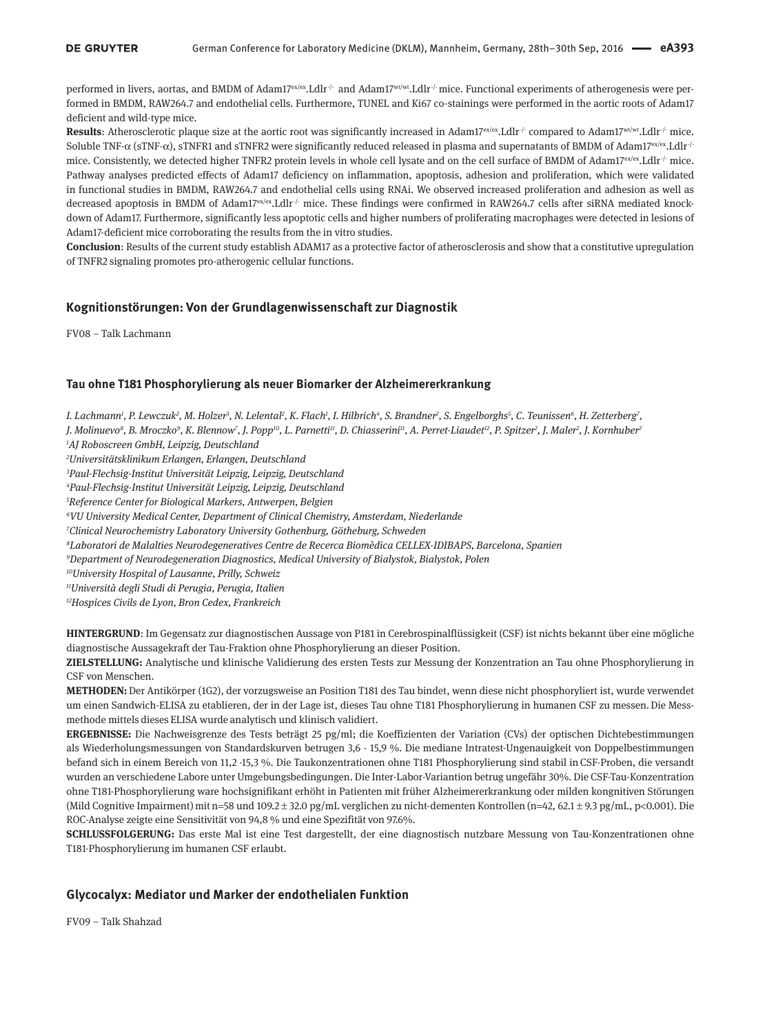performed in livers, aortas, and BMDM of Adam17$^{ex/ex}$.Ldlr$^{-/-}$ and Adam17$^{wt/wt}$.Ldlr$^{-/-}$ mice. Functional experiments of atherogenesis were performed in BMDM, RAW264.7 and endothelial cells. Furthermore, TUNEL and Ki67 co-stainings were performed in the aortic roots of Adam17 deficient and wild-type mice.

**Results**: Atherosclerotic plaque size at the aortic root was significantly increased in Adam17$^{ex/ex}$.Ldlr$^{-/-}$ compared to Adam17$^{wt/wt}$.Ldlr$^{-/-}$ mice. Soluble TNF-α (sTNF-α), sTNFR1 and sTNFR2 were significantly reduced released in plasma and supernatants of BMDM of Adam17$^{ex/ex}$.Ldlr$^{-/-}$ mice. Consistently, we detected higher TNFR2 protein levels in whole cell lysate and on the cell surface of BMDM of Adam17$^{ex/ex}$.Ldlr$^{-/-}$ mice. Pathway analyses predicted effects of Adam17 deficiency on inflammation, apoptosis, adhesion and proliferation, which were validated in functional studies in BMDM, RAW264.7 and endothelial cells using RNAi. We observed increased proliferation and adhesion as well as decreased apoptosis in BMDM of Adam17$^{ex/ex}$.Ldlr$^{-/-}$ mice. These findings were confirmed in RAW264.7 cells after siRNA mediated knockdown of Adam17. Furthermore, significantly less apoptotic cells and higher numbers of proliferating macrophages were detected in lesions of Adam17-deficient mice corroborating the results from the in vitro studies.

**Conclusion**: Results of the current study establish ADAM17 as a protective factor of atherosclerosis and show that a constitutive upregulation of TNFR2 signaling promotes pro-atherogenic cellular functions.

## Kognitionstörungen: Von der Grundlagenwissenschaft zur Diagnostik

FV08 – Talk Lachmann

### Tau ohne T181 Phosphorylierung als neuer Biomarker der Alzheimererkrankung

*I. Lachmann[1], P. Lewczuk[2], M. Holzer[3], N. Lelental[2], K. Flach[1], I. Hilbrich[4], S. Brandner[2], S. Engelborghs[5], C. Teunissen[6], H. Zetterberg[7], J. Molinuevo[8], B. Mroczko[9], K. Blennow[7], J. Popp[10], L. Parnetti[11], D. Chiasserini[11], A. Perret-Liaudet[12], P. Spitzer[2], J. Maler[2], J. Kornhuber[2]*

*[1]AJ Roboscreen GmbH, Leipzig, Deutschland*
*[2]Universitätsklinikum Erlangen, Erlangen, Deutschland*
*[3]Paul-Flechsig-Institut Universität Leipzig, Leipzig, Deutschland*
*[4]Paul-Flechsig-Institut Universität Leipzig, Leipzig, Deutschland*
*[5]Reference Center for Biological Markers, Antwerpen, Belgien*
*[6]VU University Medical Center, Department of Clinical Chemistry, Amsterdam, Niederlande*
*[7]Clinical Neurochemistry Laboratory University Gothenburg, Götheburg, Schweden*
*[8]Laboratori de Malalties Neurodegeneratives Centre de Recerca Biomèdica CELLEX-IDIBAPS, Barcelona, Spanien*
*[9]Department of Neurodegeneration Diagnostics, Medical University of Bialystok, Bialystok, Polen*
*[10]University Hospital of Lausanne, Prilly, Schweiz*
*[11]Università degli Studi di Perugia, Perugia, Italien*
*[12]Hospices Civils de Lyon, Bron Cedex, Frankreich*

**HINTERGRUND**: Im Gegensatz zur diagnostischen Aussage von P181 in Cerebrospinalflüssigkeit (CSF) ist nichts bekannt über eine mögliche diagnostische Aussagekraft der Tau-Fraktion ohne Phosphorylierung an dieser Position.

**ZIELSTELLUNG:** Analytische und klinische Validierung des ersten Tests zur Messung der Konzentration an Tau ohne Phosphorylierung in CSF von Menschen.

**METHODEN:** Der Antikörper (1G2), der vorzugsweise an Position T181 des Tau bindet, wenn diese nicht phosphoryliert ist, wurde verwendet um einen Sandwich-ELISA zu etablieren, der in der Lage ist, dieses Tau ohne T181 Phosphorylierung in humanen CSF zu messen. Die Messmethode mittels dieses ELISA wurde analytisch und klinisch validiert.

**ERGEBNISSE:** Die Nachweisgrenze des Tests beträgt 25 pg/ml; die Koeffizienten der Variation (CVs) der optischen Dichtebestimmungen als Wiederholungsmessungen von Standardskurven betrugen 3,6 - 15,9 %. Die mediane Intratest-Ungenauigkeit von Doppelbestimmungen befand sich in einem Bereich von 11,2 -15,3 %. Die Taukonzentrationen ohne T181 Phosphorylierung sind stabil in CSF-Proben, die versandt wurden an verschiedene Labore unter Umgebungsbedingungen. Die Inter-Labor-Variantion betrug ungefähr 30%. Die CSF-Tau-Konzentration ohne T181-Phosphorylierung ware hochsignifikant erhöht in Patienten mit früher Alzheimererkrankung oder milden kongnitiven Störungen (Mild Cognitive Impairment) mit n=58 und 109.2 ± 32.0 pg/mL verglichen zu nicht-dementen Kontrollen (n=42, 62.1 ± 9.3 pg/mL, $p<0.001$). Die ROC-Analyse zeigte eine Sensitivität von 94,8 % und eine Spezifität von 97.6%.

**SCHLUSSFOLGERUNG:** Das erste Mal ist eine Test dargestellt, der eine diagnostisch nutzbare Messung von Tau-Konzentrationen ohne T181-Phosphorylierung im humanen CSF erlaubt.

## Glycocalyx: Mediator und Marker der endothelialen Funktion

FV09 – Talk Shahzad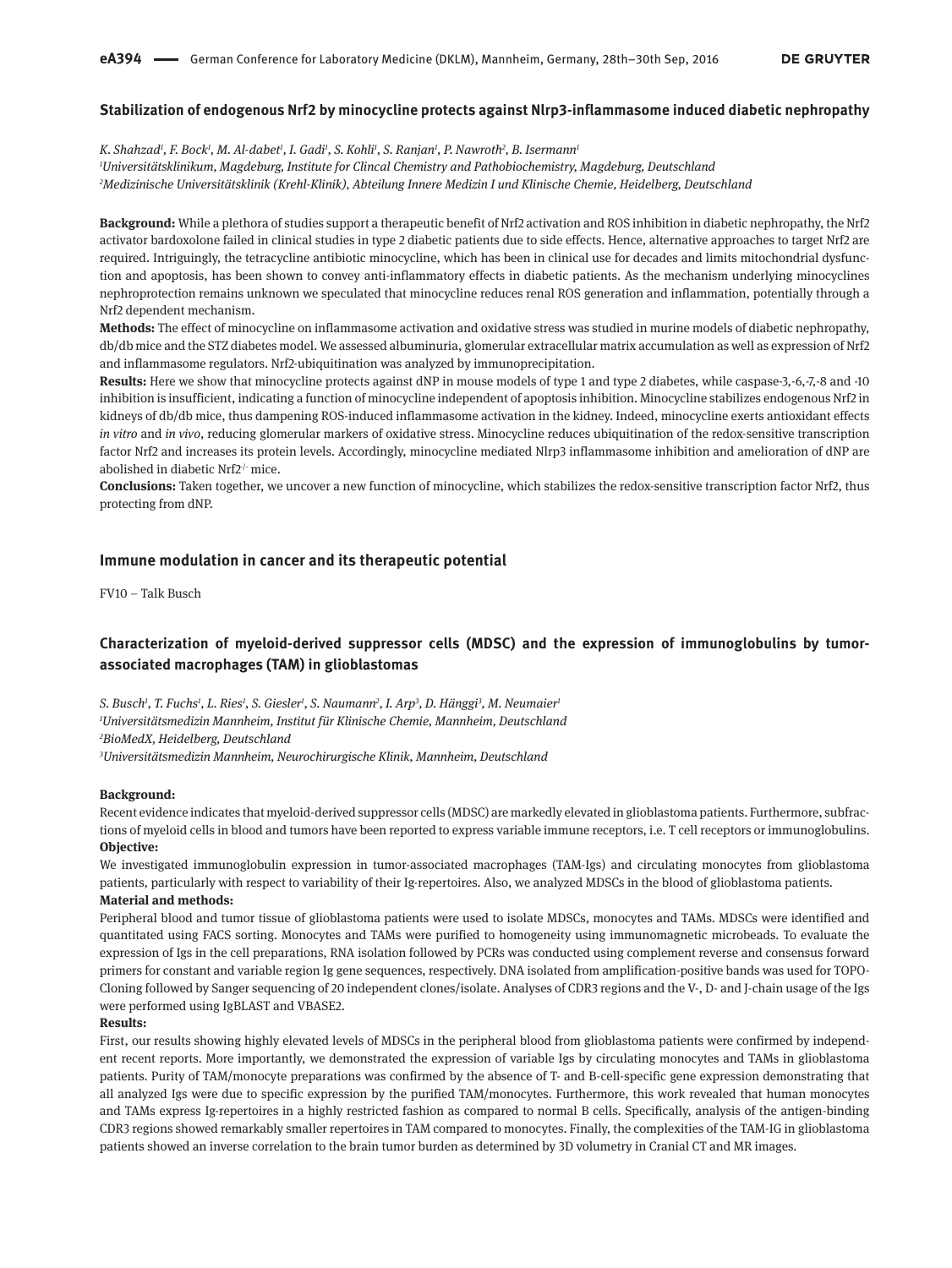## Stabilization of endogenous Nrf2 by minocycline protects against Nlrp3-inflammasome induced diabetic nephropathy

*K. Shahzad[1], F. Bock[1], M. Al-dabet[1], I. Gadi[1], S. Kohli[1], S. Ranjan[1], P. Nawroth[2], B. Isermann[1]*

*[1]Universitätsklinikum, Magdeburg, Institute for Clincal Chemistry and Pathobiochemistry, Magdeburg, Deutschland*

*[2]Medizinische Universitätsklinik (Krehl-Klinik), Abteilung Innere Medizin I und Klinische Chemie, Heidelberg, Deutschland*

**Background:** While a plethora of studies support a therapeutic benefit of Nrf2 activation and ROS inhibition in diabetic nephropathy, the Nrf2 activator bardoxolone failed in clinical studies in type 2 diabetic patients due to side effects. Hence, alternative approaches to target Nrf2 are required. Intriguingly, the tetracycline antibiotic minocycline, which has been in clinical use for decades and limits mitochondrial dysfunction and apoptosis, has been shown to convey anti-inflammatory effects in diabetic patients. As the mechanism underlying minocyclines nephroprotection remains unknown we speculated that minocycline reduces renal ROS generation and inflammation, potentially through a Nrf2 dependent mechanism.

**Methods:** The effect of minocycline on inflammasome activation and oxidative stress was studied in murine models of diabetic nephropathy, db/db mice and the STZ diabetes model. We assessed albuminuria, glomerular extracellular matrix accumulation as well as expression of Nrf2 and inflammasome regulators. Nrf2-ubiquitination was analyzed by immunoprecipitation.

**Results:** Here we show that minocycline protects against dNP in mouse models of type 1 and type 2 diabetes, while caspase-3,-6,-7,-8 and -10 inhibition is insufficient, indicating a function of minocycline independent of apoptosis inhibition. Minocycline stabilizes endogenous Nrf2 in kidneys of db/db mice, thus dampening ROS-induced inflammasome activation in the kidney. Indeed, minocycline exerts antioxidant effects *in vitro* and *in vivo*, reducing glomerular markers of oxidative stress. Minocycline reduces ubiquitination of the redox-sensitive transcription factor Nrf2 and increases its protein levels. Accordingly, minocycline mediated Nlrp3 inflammasome inhibition and amelioration of dNP are abolished in diabetic Nrf2$^{-/-}$ mice.

**Conclusions:** Taken together, we uncover a new function of minocycline, which stabilizes the redox-sensitive transcription factor Nrf2, thus protecting from dNP.

## Immune modulation in cancer and its therapeutic potential

FV10 – Talk Busch

## Characterization of myeloid-derived suppressor cells (MDSC) and the expression of immunoglobulins by tumor-associated macrophages (TAM) in glioblastomas

*S. Busch[1], T. Fuchs[1], L. Ries[1], S. Giesler[1], S. Naumann[2], I. Arp[3], D. Hänggi[3], M. Neumaier[1]*

*[1]Universitätsmedizin Mannheim, Institut für Klinische Chemie, Mannheim, Deutschland*

*[2]BioMedX, Heidelberg, Deutschland*

*[3]Universitätsmedizin Mannheim, Neurochirurgische Klinik, Mannheim, Deutschland*

**Background:**

Recent evidence indicates that myeloid-derived suppressor cells (MDSC) are markedly elevated in glioblastoma patients. Furthermore, subfractions of myeloid cells in blood and tumors have been reported to express variable immune receptors, i.e. T cell receptors or immunoglobulins.

**Objective:**

We investigated immunoglobulin expression in tumor-associated macrophages (TAM-Igs) and circulating monocytes from glioblastoma patients, particularly with respect to variability of their Ig-repertoires. Also, we analyzed MDSCs in the blood of glioblastoma patients.

**Material and methods:**

Peripheral blood and tumor tissue of glioblastoma patients were used to isolate MDSCs, monocytes and TAMs. MDSCs were identified and quantitated using FACS sorting. Monocytes and TAMs were purified to homogeneity using immunomagnetic microbeads. To evaluate the expression of Igs in the cell preparations, RNA isolation followed by PCRs was conducted using complement reverse and consensus forward primers for constant and variable region Ig gene sequences, respectively. DNA isolated from amplification-positive bands was used for TOPO-Cloning followed by Sanger sequencing of 20 independent clones/isolate. Analyses of CDR3 regions and the V-, D- and J-chain usage of the Igs were performed using IgBLAST and VBASE2.

**Results:**

First, our results showing highly elevated levels of MDSCs in the peripheral blood from glioblastoma patients were confirmed by independent recent reports. More importantly, we demonstrated the expression of variable Igs by circulating monocytes and TAMs in glioblastoma patients. Purity of TAM/monocyte preparations was confirmed by the absence of T- and B-cell-specific gene expression demonstrating that all analyzed Igs were due to specific expression by the purified TAM/monocytes. Furthermore, this work revealed that human monocytes and TAMs express Ig-repertoires in a highly restricted fashion as compared to normal B cells. Specifically, analysis of the antigen-binding CDR3 regions showed remarkably smaller repertoires in TAM compared to monocytes. Finally, the complexities of the TAM-IG in glioblastoma patients showed an inverse correlation to the brain tumor burden as determined by 3D volumetry in Cranial CT and MR images.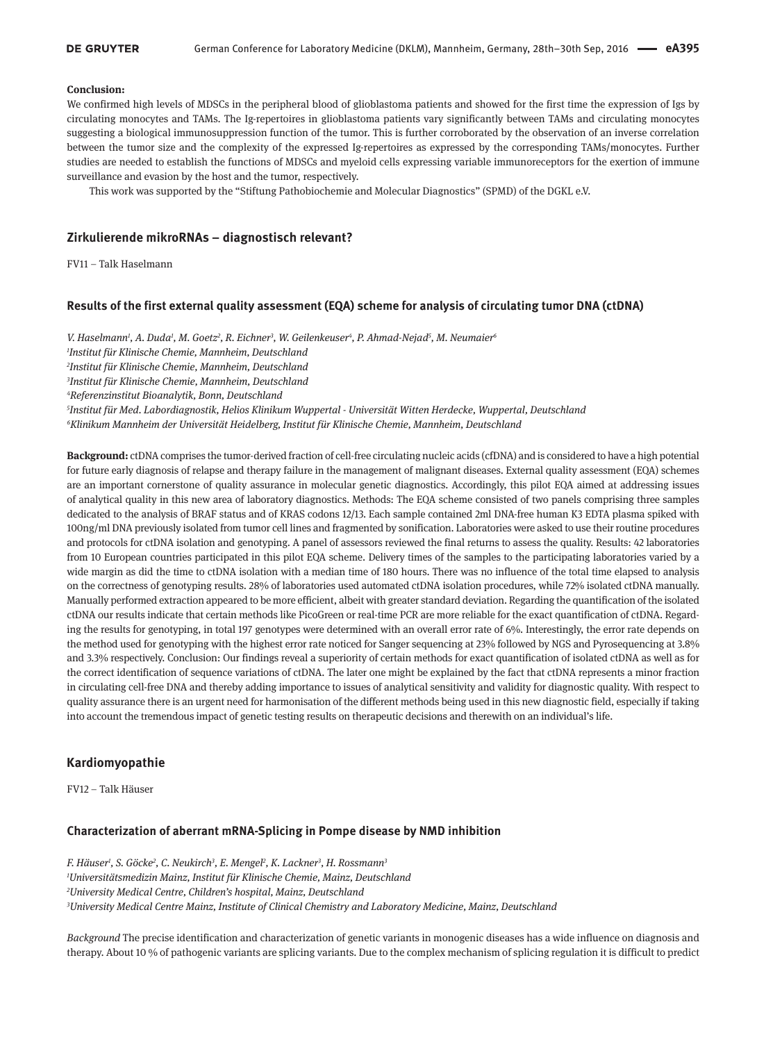**Conclusion:**

We confirmed high levels of MDSCs in the peripheral blood of glioblastoma patients and showed for the first time the expression of Igs by circulating monocytes and TAMs. The Ig-repertoires in glioblastoma patients vary significantly between TAMs and circulating monocytes suggesting a biological immunosuppression function of the tumor. This is further corroborated by the observation of an inverse correlation between the tumor size and the complexity of the expressed Ig-repertoires as expressed by the corresponding TAMs/monocytes. Further studies are needed to establish the functions of MDSCs and myeloid cells expressing variable immunoreceptors for the exertion of immune surveillance and evasion by the host and the tumor, respectively.

This work was supported by the "Stiftung Pathobiochemie and Molecular Diagnostics" (SPMD) of the DGKL e.V.

## Zirkulierende mikroRNAs – diagnostisch relevant?

FV11 – Talk Haselmann

### Results of the first external quality assessment (EQA) scheme for analysis of circulating tumor DNA (ctDNA)

*V. Haselmann[1], A. Duda[1], M. Goetz[2], R. Eichner[3], W. Geilenkeuser[4], P. Ahmad-Nejad[5], M. Neumaier[6]*

*[1]Institut für Klinische Chemie, Mannheim, Deutschland*

*[2]Institut für Klinische Chemie, Mannheim, Deutschland*

*[3]Institut für Klinische Chemie, Mannheim, Deutschland*

*[4]Referenzinstitut Bioanalytik, Bonn, Deutschland*

*[5]Institut für Med. Labordiagnostik, Helios Klinikum Wuppertal - Universität Witten Herdecke, Wuppertal, Deutschland*

*[6]Klinikum Mannheim der Universität Heidelberg, Institut für Klinische Chemie, Mannheim, Deutschland*

**Background:** ctDNA comprises the tumor-derived fraction of cell-free circulating nucleic acids (cfDNA) and is considered to have a high potential for future early diagnosis of relapse and therapy failure in the management of malignant diseases. External quality assessment (EQA) schemes are an important cornerstone of quality assurance in molecular genetic diagnostics. Accordingly, this pilot EQA aimed at addressing issues of analytical quality in this new area of laboratory diagnostics. Methods: The EQA scheme consisted of two panels comprising three samples dedicated to the analysis of BRAF status and of KRAS codons 12/13. Each sample contained 2ml DNA-free human K3 EDTA plasma spiked with 100ng/ml DNA previously isolated from tumor cell lines and fragmented by sonification. Laboratories were asked to use their routine procedures and protocols for ctDNA isolation and genotyping. A panel of assessors reviewed the final returns to assess the quality. Results: 42 laboratories from 10 European countries participated in this pilot EQA scheme. Delivery times of the samples to the participating laboratories varied by a wide margin as did the time to ctDNA isolation with a median time of 180 hours. There was no influence of the total time elapsed to analysis on the correctness of genotyping results. 28% of laboratories used automated ctDNA isolation procedures, while 72% isolated ctDNA manually. Manually performed extraction appeared to be more efficient, albeit with greater standard deviation. Regarding the quantification of the isolated ctDNA our results indicate that certain methods like PicoGreen or real-time PCR are more reliable for the exact quantification of ctDNA. Regarding the results for genotyping, in total 197 genotypes were determined with an overall error rate of 6%. Interestingly, the error rate depends on the method used for genotyping with the highest error rate noticed for Sanger sequencing at 23% followed by NGS and Pyrosequencing at 3.8% and 3.3% respectively. Conclusion: Our findings reveal a superiority of certain methods for exact quantification of isolated ctDNA as well as for the correct identification of sequence variations of ctDNA. The later one might be explained by the fact that ctDNA represents a minor fraction in circulating cell-free DNA and thereby adding importance to issues of analytical sensitivity and validity for diagnostic quality. With respect to quality assurance there is an urgent need for harmonisation of the different methods being used in this new diagnostic field, especially if taking into account the tremendous impact of genetic testing results on therapeutic decisions and therewith on an individual's life.

## Kardiomyopathie

FV12 – Talk Häuser

### Characterization of aberrant mRNA-Splicing in Pompe disease by NMD inhibition

*F. Häuser[1], S. Göcke[2], C. Neukirch[3], E. Mengel[2], K. Lackner[3], H. Rossmann[3]*

*[1]Universitätsmedizin Mainz, Institut für Klinische Chemie, Mainz, Deutschland*

*[2]University Medical Centre, Children's hospital, Mainz, Deutschland*

*[3]University Medical Centre Mainz, Institute of Clinical Chemistry and Laboratory Medicine, Mainz, Deutschland*

*Background* The precise identification and characterization of genetic variants in monogenic diseases has a wide influence on diagnosis and therapy. About 10 % of pathogenic variants are splicing variants. Due to the complex mechanism of splicing regulation it is difficult to predict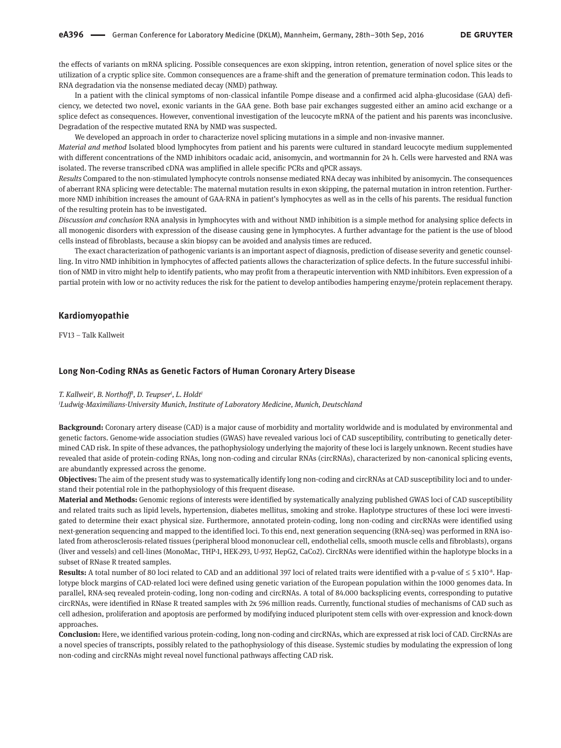the effects of variants on mRNA splicing. Possible consequences are exon skipping, intron retention, generation of novel splice sites or the utilization of a cryptic splice site. Common consequences are a frame-shift and the generation of premature termination codon. This leads to RNA degradation via the nonsense mediated decay (NMD) pathway.

In a patient with the clinical symptoms of non-classical infantile Pompe disease and a confirmed acid alpha-glucosidase (GAA) deficiency, we detected two novel, exonic variants in the GAA gene. Both base pair exchanges suggested either an amino acid exchange or a splice defect as consequences. However, conventional investigation of the leucocyte mRNA of the patient and his parents was inconclusive. Degradation of the respective mutated RNA by NMD was suspected.

We developed an approach in order to characterize novel splicing mutations in a simple and non-invasive manner.

*Material and method* Isolated blood lymphocytes from patient and his parents were cultured in standard leucocyte medium supplemented with different concentrations of the NMD inhibitors ocadaic acid, anisomycin, and wortmannin for 24 h. Cells were harvested and RNA was isolated. The reverse transcribed cDNA was amplified in allele specific PCRs and qPCR assays.

*Results* Compared to the non-stimulated lymphocyte controls nonsense mediated RNA decay was inhibited by anisomycin. The consequences of aberrant RNA splicing were detectable: The maternal mutation results in exon skipping, the paternal mutation in intron retention. Furthermore NMD inhibition increases the amount of GAA-RNA in patient's lymphocytes as well as in the cells of his parents. The residual function of the resulting protein has to be investigated.

*Discussion and conclusion* RNA analysis in lymphocytes with and without NMD inhibition is a simple method for analysing splice defects in all monogenic disorders with expression of the disease causing gene in lymphocytes. A further advantage for the patient is the use of blood cells instead of fibroblasts, because a skin biopsy can be avoided and analysis times are reduced.

The exact characterization of pathogenic variants is an important aspect of diagnosis, prediction of disease severity and genetic counselling. In vitro NMD inhibition in lymphocytes of affected patients allows the characterization of splice defects. In the future successful inhibition of NMD in vitro might help to identify patients, who may profit from a therapeutic intervention with NMD inhibitors. Even expression of a partial protein with low or no activity reduces the risk for the patient to develop antibodies hampering enzyme/protein replacement therapy.

## Kardiomyopathie

FV13 – Talk Kallweit

### Long Non-Coding RNAs as Genetic Factors of Human Coronary Artery Disease

*T. Kallweit[1], B. Northoff[1], D. Teupser[1], L. Holdt[1]*

*[1]Ludwig-Maximilians-University Munich, Institute of Laboratory Medicine, Munich, Deutschland*

**Background:** Coronary artery disease (CAD) is a major cause of morbidity and mortality worldwide and is modulated by environmental and genetic factors. Genome-wide association studies (GWAS) have revealed various loci of CAD susceptibility, contributing to genetically determined CAD risk. In spite of these advances, the pathophysiology underlying the majority of these loci is largely unknown. Recent studies have revealed that aside of protein-coding RNAs, long non-coding and circular RNAs (circRNAs), characterized by non-canonical splicing events, are abundantly expressed across the genome.

**Objectives:** The aim of the present study was to systematically identify long non-coding and circRNAs at CAD susceptibility loci and to understand their potential role in the pathophysiology of this frequent disease.

**Material and Methods:** Genomic regions of interests were identified by systematically analyzing published GWAS loci of CAD susceptibility and related traits such as lipid levels, hypertension, diabetes mellitus, smoking and stroke. Haplotype structures of these loci were investigated to determine their exact physical size. Furthermore, annotated protein-coding, long non-coding and circRNAs were identified using next-generation sequencing and mapped to the identified loci. To this end, next generation sequencing (RNA-seq) was performed in RNA isolated from atherosclerosis-related tissues (peripheral blood mononuclear cell, endothelial cells, smooth muscle cells and fibroblasts), organs (liver and vessels) and cell-lines (MonoMac, THP-1, HEK-293, U-937, HepG2, CaCo2). CircRNAs were identified within the haplotype blocks in a subset of RNase R treated samples.

**Results:** A total number of 80 loci related to CAD and an additional 397 loci of related traits were identified with a p-value of $\leq 5 \times 10^{-8}$. Haplotype block margins of CAD-related loci were defined using genetic variation of the European population within the 1000 genomes data. In parallel, RNA-seq revealed protein-coding, long non-coding and circRNAs. A total of 84.000 backsplicing events, corresponding to putative circRNAs, were identified in RNase R treated samples with 2x 596 million reads. Currently, functional studies of mechanisms of CAD such as cell adhesion, proliferation and apoptosis are performed by modifying induced pluripotent stem cells with over-expression and knock-down approaches.

**Conclusion:** Here, we identified various protein-coding, long non-coding and circRNAs, which are expressed at risk loci of CAD. CircRNAs are a novel species of transcripts, possibly related to the pathophysiology of this disease. Systemic studies by modulating the expression of long non-coding and circRNAs might reveal novel functional pathways affecting CAD risk.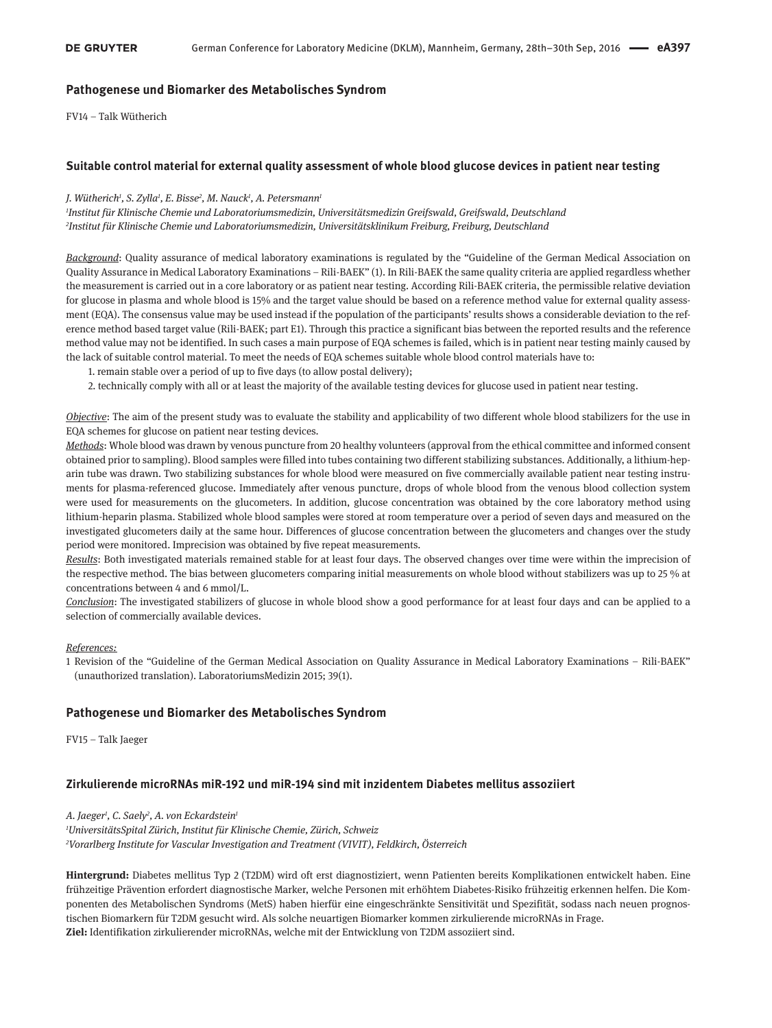## Pathogenese und Biomarker des Metabolisches Syndrom

FV14 – Talk Wütherich

### Suitable control material for external quality assessment of whole blood glucose devices in patient near testing

*J. Wütherich[1], S. Zylla[1], E. Bisse[2], M. Nauck[1], A. Petersmann[1]*

*[1]Institut für Klinische Chemie und Laboratoriumsmedizin, Universitätsmedizin Greifswald, Greifswald, Deutschland*

*[2]Institut für Klinische Chemie und Laboratoriumsmedizin, Universitätsklinikum Freiburg, Freiburg, Deutschland*

Background: Quality assurance of medical laboratory examinations is regulated by the "Guideline of the German Medical Association on Quality Assurance in Medical Laboratory Examinations – Rili-BAEK" (1). In Rili-BAEK the same quality criteria are applied regardless whether the measurement is carried out in a core laboratory or as patient near testing. According Rili-BAEK criteria, the permissible relative deviation for glucose in plasma and whole blood is 15% and the target value should be based on a reference method value for external quality assessment (EQA). The consensus value may be used instead if the population of the participants' results shows a considerable deviation to the reference method based target value (Rili-BAEK; part E1). Through this practice a significant bias between the reported results and the reference method value may not be identified. In such cases a main purpose of EQA schemes is failed, which is in patient near testing mainly caused by the lack of suitable control material. To meet the needs of EQA schemes suitable whole blood control materials have to:

1. remain stable over a period of up to five days (to allow postal delivery);
2. technically comply with all or at least the majority of the available testing devices for glucose used in patient near testing.

Objective: The aim of the present study was to evaluate the stability and applicability of two different whole blood stabilizers for the use in EQA schemes for glucose on patient near testing devices.

Methods: Whole blood was drawn by venous puncture from 20 healthy volunteers (approval from the ethical committee and informed consent obtained prior to sampling). Blood samples were filled into tubes containing two different stabilizing substances. Additionally, a lithium-heparin tube was drawn. Two stabilizing substances for whole blood were measured on five commercially available patient near testing instruments for plasma-referenced glucose. Immediately after venous puncture, drops of whole blood from the venous blood collection system were used for measurements on the glucometers. In addition, glucose concentration was obtained by the core laboratory method using lithium-heparin plasma. Stabilized whole blood samples were stored at room temperature over a period of seven days and measured on the investigated glucometers daily at the same hour. Differences of glucose concentration between the glucometers and changes over the study period were monitored. Imprecision was obtained by five repeat measurements.

Results: Both investigated materials remained stable for at least four days. The observed changes over time were within the imprecision of the respective method. The bias between glucometers comparing initial measurements on whole blood without stabilizers was up to 25 % at concentrations between 4 and 6 mmol/L.

Conclusion: The investigated stabilizers of glucose in whole blood show a good performance for at least four days and can be applied to a selection of commercially available devices.

References:

1 Revision of the "Guideline of the German Medical Association on Quality Assurance in Medical Laboratory Examinations – Rili-BAEK" (unauthorized translation). LaboratoriumsMedizin 2015; 39(1).

## Pathogenese und Biomarker des Metabolisches Syndrom

FV15 – Talk Jaeger

### Zirkulierende microRNAs miR-192 und miR-194 sind mit inzidentem Diabetes mellitus assoziiert

*A. Jaeger[1], C. Saely[2], A. von Eckardstein[1]*

*[1]UniversitätsSpital Zürich, Institut für Klinische Chemie, Zürich, Schweiz*

*[2]Vorarlberg Institute for Vascular Investigation and Treatment (VIVIT), Feldkirch, Österreich*

**Hintergrund:** Diabetes mellitus Typ 2 (T2DM) wird oft erst diagnostiziert, wenn Patienten bereits Komplikationen entwickelt haben. Eine frühzeitige Prävention erfordert diagnostische Marker, welche Personen mit erhöhtem Diabetes-Risiko frühzeitig erkennen helfen. Die Komponenten des Metabolischen Syndroms (MetS) haben hierfür eine eingeschränkte Sensitivität und Spezifität, sodass nach neuen prognostischen Biomarkern für T2DM gesucht wird. Als solche neuartigen Biomarker kommen zirkulierende microRNAs in Frage.

**Ziel:** Identifikation zirkulierender microRNAs, welche mit der Entwicklung von T2DM assoziiert sind.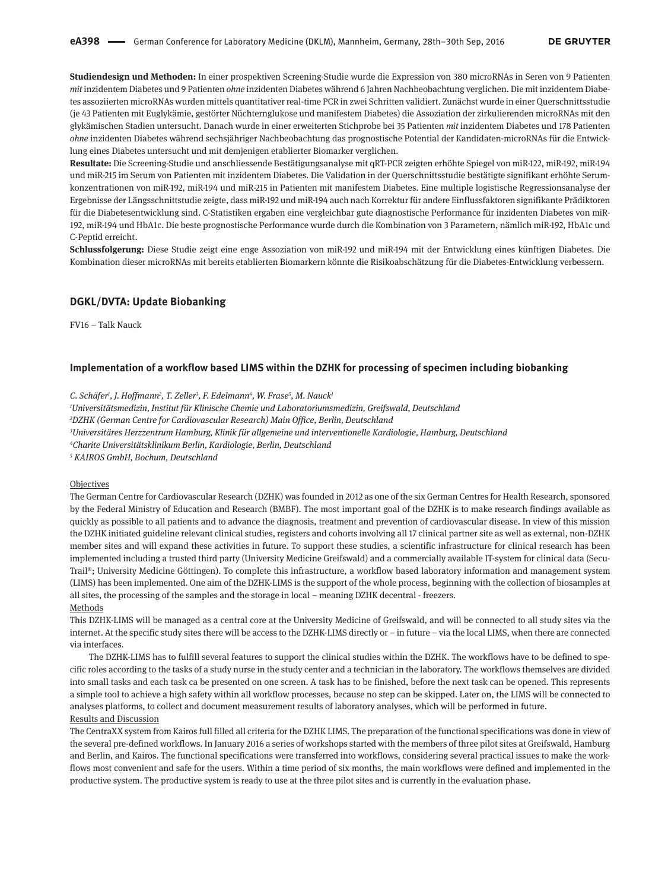**Studiendesign und Methoden:** In einer prospektiven Screening-Studie wurde die Expression von 380 microRNAs in Seren von 9 Patienten *mit* inzidentem Diabetes und 9 Patienten *ohne* inzidenten Diabetes während 6 Jahren Nachbeobachtung verglichen. Die mit inzidentem Diabetes assoziierten microRNAs wurden mittels quantitativer real-time PCR in zwei Schritten validiert. Zunächst wurde in einer Querschnittsstudie (je 43 Patienten mit Euglykämie, gestörter Nüchternglukose und manifestem Diabetes) die Assoziation der zirkulierenden microRNAs mit den glykämischen Stadien untersucht. Danach wurde in einer erweiterten Stichprobe bei 35 Patienten *mit* inzidentem Diabetes und 178 Patienten *ohne* inzidenten Diabetes während sechsjähriger Nachbeobachtung das prognostische Potential der Kandidaten-microRNAs für die Entwicklung eines Diabetes untersucht und mit demjenigen etablierter Biomarker verglichen.

**Resultate:** Die Screening-Studie und anschliessende Bestätigungsanalyse mit qRT-PCR zeigten erhöhte Spiegel von miR-122, miR-192, miR-194 und miR-215 im Serum von Patienten mit inzidentem Diabetes. Die Validation in der Querschnittsstudie bestätigte signifikant erhöhte Serumkonzentrationen von miR-192, miR-194 und miR-215 in Patienten mit manifestem Diabetes. Eine multiple logistische Regressionsanalyse der Ergebnisse der Längsschnittstudie zeigte, dass miR-192 und miR-194 auch nach Korrektur für andere Einflussfaktoren signifikante Prädiktoren für die Diabetesentwicklung sind. C-Statistiken ergaben eine vergleichbar gute diagnostische Performance für inzidenten Diabetes von miR-192, miR-194 und HbA1c. Die beste prognostische Performance wurde durch die Kombination von 3 Parametern, nämlich miR-192, HbA1c und C-Peptid erreicht.

**Schlussfolgerung:** Diese Studie zeigt eine enge Assoziation von miR-192 und miR-194 mit der Entwicklung eines künftigen Diabetes. Die Kombination dieser microRNAs mit bereits etablierten Biomarkern könnte die Risikoabschätzung für die Diabetes-Entwicklung verbessern.

## DGKL/DVTA: Update Biobanking

FV16 – Talk Nauck

### Implementation of a workflow based LIMS within the DZHK for processing of specimen including biobanking

*C. Schäfer[1], J. Hoffmann[2], T. Zeller[3], F. Edelmann[4], W. Frase[5], M. Nauck[1]*

*[1]Universitätsmedizin, Institut für Klinische Chemie und Laboratoriumsmedizin, Greifswald, Deutschland*
*[2]DZHK (German Centre for Cardiovascular Research) Main Office, Berlin, Deutschland*
*[3]Universitäres Herzzentrum Hamburg, Klinik für allgemeine und interventionelle Kardiologie, Hamburg, Deutschland*
*[4]Charite Universitätsklinikum Berlin, Kardiologie, Berlin, Deutschland*
*[5] KAIROS GmbH, Bochum, Deutschland*

Objectives

The German Centre for Cardiovascular Research (DZHK) was founded in 2012 as one of the six German Centres for Health Research, sponsored by the Federal Ministry of Education and Research (BMBF). The most important goal of the DZHK is to make research findings available as quickly as possible to all patients and to advance the diagnosis, treatment and prevention of cardiovascular disease. In view of this mission the DZHK initiated guideline relevant clinical studies, registers and cohorts involving all 17 clinical partner site as well as external, non-DZHK member sites and will expand these activities in future. To support these studies, a scientific infrastructure for clinical research has been implemented including a trusted third party (University Medicine Greifswald) and a commercially available IT-system for clinical data (Secu-Trail®; University Medicine Göttingen). To complete this infrastructure, a workflow based laboratory information and management system (LIMS) has been implemented. One aim of the DZHK-LIMS is the support of the whole process, beginning with the collection of biosamples at all sites, the processing of the samples and the storage in local – meaning DZHK decentral - freezers.

Methods

This DZHK-LIMS will be managed as a central core at the University Medicine of Greifswald, and will be connected to all study sites via the internet. At the specific study sites there will be access to the DZHK-LIMS directly or – in future – via the local LIMS, when there are connected via interfaces.

The DZHK-LIMS has to fulfill several features to support the clinical studies within the DZHK. The workflows have to be defined to specific roles according to the tasks of a study nurse in the study center and a technician in the laboratory. The workflows themselves are divided into small tasks and each task ca be presented on one screen. A task has to be finished, before the next task can be opened. This represents a simple tool to achieve a high safety within all workflow processes, because no step can be skipped. Later on, the LIMS will be connected to analyses platforms, to collect and document measurement results of laboratory analyses, which will be performed in future.

Results and Discussion

The CentraXX system from Kairos full filled all criteria for the DZHK LIMS. The preparation of the functional specifications was done in view of the several pre-defined workflows. In January 2016 a series of workshops started with the members of three pilot sites at Greifswald, Hamburg and Berlin, and Kairos. The functional specifications were transferred into workflows, considering several practical issues to make the workflows most convenient and safe for the users. Within a time period of six months, the main workflows were defined and implemented in the productive system. The productive system is ready to use at the three pilot sites and is currently in the evaluation phase.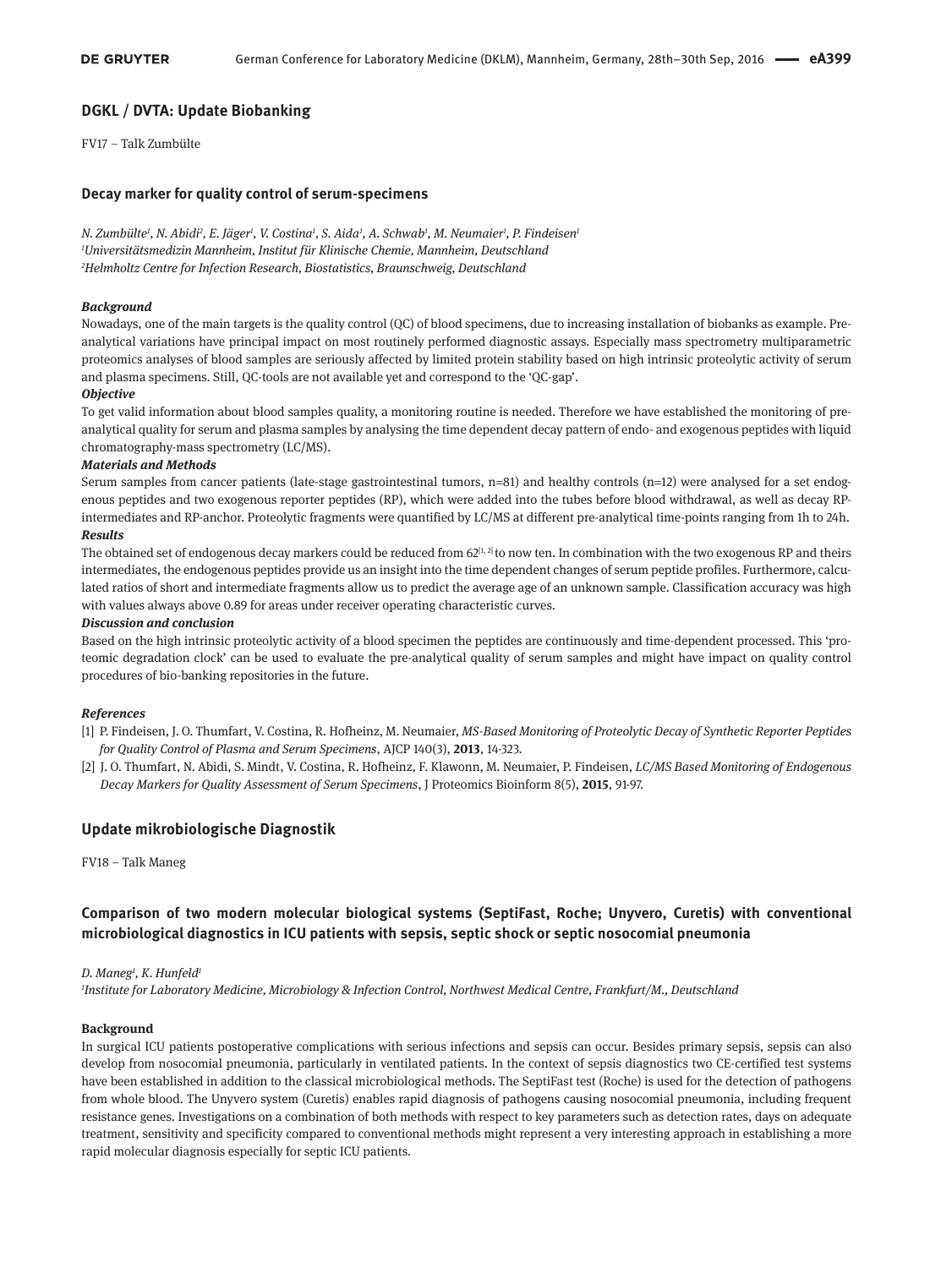## DGKL / DVTA: Update Biobanking

FV17 – Talk Zumbülte

### Decay marker for quality control of serum-specimens

*N. Zumbülte[1], N. Abidi[2], E. Jäger[1], V. Costina[1], S. Aida[1], A. Schwab[1], M. Neumaier[1], P. Findeisen[1]*
*[1]Universitätsmedizin Mannheim, Institut für Klinische Chemie, Mannheim, Deutschland*
*[2]Helmholtz Centre for Infection Research, Biostatistics, Braunschweig, Deutschland*

***Background***

Nowadays, one of the main targets is the quality control (QC) of blood specimens, due to increasing installation of biobanks as example. Pre-analytical variations have principal impact on most routinely performed diagnostic assays. Especially mass spectrometry multiparametric proteomics analyses of blood samples are seriously affected by limited protein stability based on high intrinsic proteolytic activity of serum and plasma specimens. Still, QC-tools are not available yet and correspond to the 'QC-gap'.

***Objective***

To get valid information about blood samples quality, a monitoring routine is needed. Therefore we have established the monitoring of pre-analytical quality for serum and plasma samples by analysing the time dependent decay pattern of endo- and exogenous peptides with liquid chromatography-mass spectrometry (LC/MS).

***Materials and Methods***

Serum samples from cancer patients (late-stage gastrointestinal tumors, n=81) and healthy controls (n=12) were analysed for a set endogenous peptides and two exogenous reporter peptides (RP), which were added into the tubes before blood withdrawal, as well as decay RP-intermediates and RP-anchor. Proteolytic fragments were quantified by LC/MS at different pre-analytical time-points ranging from 1h to 24h.

***Results***

The obtained set of endogenous decay markers could be reduced from 62[1, 2] to now ten. In combination with the two exogenous RP and theirs intermediates, the endogenous peptides provide us an insight into the time dependent changes of serum peptide profiles. Furthermore, calculated ratios of short and intermediate fragments allow us to predict the average age of an unknown sample. Classification accuracy was high with values always above 0.89 for areas under receiver operating characteristic curves.

***Discussion and conclusion***

Based on the high intrinsic proteolytic activity of a blood specimen the peptides are continuously and time-dependent processed. This 'proteomic degradation clock' can be used to evaluate the pre-analytical quality of serum samples and might have impact on quality control procedures of bio-banking repositories in the future.

***References***

[1] P. Findeisen, J. O. Thumfart, V. Costina, R. Hofheinz, M. Neumaier, *MS-Based Monitoring of Proteolytic Decay of Synthetic Reporter Peptides for Quality Control of Plasma and Serum Specimens*, AJCP 140(3), **2013**, 14-323.

[2] J. O. Thumfart, N. Abidi, S. Mindt, V. Costina, R. Hofheinz, F. Klawonn, M. Neumaier, P. Findeisen, *LC/MS Based Monitoring of Endogenous Decay Markers for Quality Assessment of Serum Specimens*, J Proteomics Bioinform 8(5), **2015**, 91-97.

## Update mikrobiologische Diagnostik

FV18 – Talk Maneg

### Comparison of two modern molecular biological systems (SeptiFast, Roche; Unyvero, Curetis) with conventional microbiological diagnostics in ICU patients with sepsis, septic shock or septic nosocomial pneumonia

*D. Maneg[1], K. Hunfeld[1]*
*[1]Institute for Laboratory Medicine, Microbiology & Infection Control, Northwest Medical Centre, Frankfurt/M., Deutschland*

**Background**

In surgical ICU patients postoperative complications with serious infections and sepsis can occur. Besides primary sepsis, sepsis can also develop from nosocomial pneumonia, particularly in ventilated patients. In the context of sepsis diagnostics two CE-certified test systems have been established in addition to the classical microbiological methods. The SeptiFast test (Roche) is used for the detection of pathogens from whole blood. The Unyvero system (Curetis) enables rapid diagnosis of pathogens causing nosocomial pneumonia, including frequent resistance genes. Investigations on a combination of both methods with respect to key parameters such as detection rates, days on adequate treatment, sensitivity and specificity compared to conventional methods might represent a very interesting approach in establishing a more rapid molecular diagnosis especially for septic ICU patients.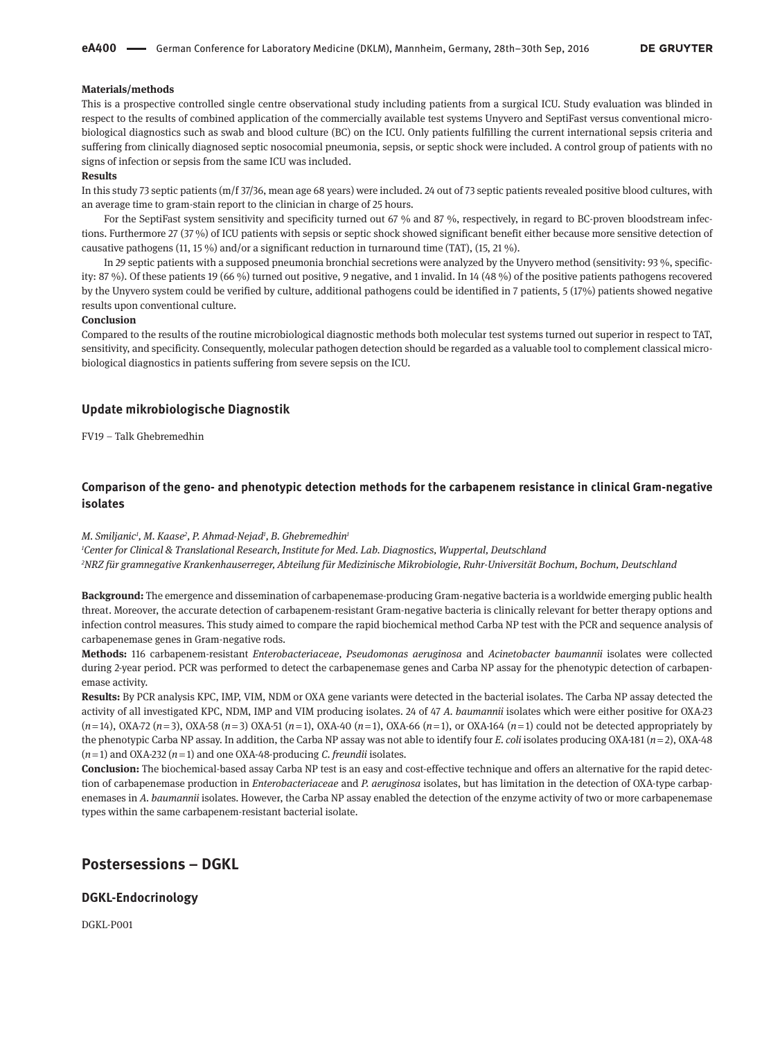**Materials/methods**

This is a prospective controlled single centre observational study including patients from a surgical ICU. Study evaluation was blinded in respect to the results of combined application of the commercially available test systems Unyvero and SeptiFast versus conventional microbiological diagnostics such as swab and blood culture (BC) on the ICU. Only patients fulfilling the current international sepsis criteria and suffering from clinically diagnosed septic nosocomial pneumonia, sepsis, or septic shock were included. A control group of patients with no signs of infection or sepsis from the same ICU was included.

**Results**

In this study 73 septic patients (m/f 37/36, mean age 68 years) were included. 24 out of 73 septic patients revealed positive blood cultures, with an average time to gram-stain report to the clinician in charge of 25 hours.

For the SeptiFast system sensitivity and specificity turned out 67 % and 87 %, respectively, in regard to BC-proven bloodstream infections. Furthermore 27 (37 %) of ICU patients with sepsis or septic shock showed significant benefit either because more sensitive detection of causative pathogens (11, 15 %) and/or a significant reduction in turnaround time (TAT), (15, 21 %).

In 29 septic patients with a supposed pneumonia bronchial secretions were analyzed by the Unyvero method (sensitivity: 93 %, specificity: 87 %). Of these patients 19 (66 %) turned out positive, 9 negative, and 1 invalid. In 14 (48 %) of the positive patients pathogens recovered by the Unyvero system could be verified by culture, additional pathogens could be identified in 7 patients, 5 (17%) patients showed negative results upon conventional culture.

**Conclusion**

Compared to the results of the routine microbiological diagnostic methods both molecular test systems turned out superior in respect to TAT, sensitivity, and specificity. Consequently, molecular pathogen detection should be regarded as a valuable tool to complement classical microbiological diagnostics in patients suffering from severe sepsis on the ICU.

### Update mikrobiologische Diagnostik

FV19 – Talk Ghebremedhin

### Comparison of the geno- and phenotypic detection methods for the carbapenem resistance in clinical Gram-negative isolates

*M. Smiljanic[1], M. Kaase[2], P. Ahmad-Nejad[1], B. Ghebremedhin[1]*

*[1]Center for Clinical & Translational Research, Institute for Med. Lab. Diagnostics, Wuppertal, Deutschland*

*[2]NRZ für gramnegative Krankenhauserreger, Abteilung für Medizinische Mikrobiologie, Ruhr-Universität Bochum, Bochum, Deutschland*

**Background:** The emergence and dissemination of carbapenemase-producing Gram-negative bacteria is a worldwide emerging public health threat. Moreover, the accurate detection of carbapenem-resistant Gram-negative bacteria is clinically relevant for better therapy options and infection control measures. This study aimed to compare the rapid biochemical method Carba NP test with the PCR and sequence analysis of carbapenemase genes in Gram-negative rods.

**Methods:** 116 carbapenem-resistant *Enterobacteriaceae, Pseudomonas aeruginosa* and *Acinetobacter baumannii* isolates were collected during 2-year period. PCR was performed to detect the carbapenemase genes and Carba NP assay for the phenotypic detection of carbapenemase activity.

**Results:** By PCR analysis KPC, IMP, VIM, NDM or OXA gene variants were detected in the bacterial isolates. The Carba NP assay detected the activity of all investigated KPC, NDM, IMP and VIM producing isolates. 24 of 47 *A. baumannii* isolates which were either positive for OXA-23 ($n = 14$), OXA-72 ($n = 3$), OXA-58 ($n = 3$) OXA-51 ($n = 1$), OXA-40 ($n = 1$), OXA-66 ($n = 1$), or OXA-164 ($n = 1$) could not be detected appropriately by the phenotypic Carba NP assay. In addition, the Carba NP assay was not able to identify four *E. coli* isolates producing OXA-181 ($n = 2$), OXA-48 ($n = 1$) and OXA-232 ($n = 1$) and one OXA-48-producing *C. freundii* isolates.

**Conclusion:** The biochemical-based assay Carba NP test is an easy and cost-effective technique and offers an alternative for the rapid detection of carbapenemase production in *Enterobacteriaceae* and *P. aeruginosa* isolates, but has limitation in the detection of OXA-type carbapenemases in *A. baumannii* isolates. However, the Carba NP assay enabled the detection of the enzyme activity of two or more carbapenemase types within the same carbapenem-resistant bacterial isolate.

## Postersessions – DGKL

### DGKL-Endocrinology

DGKL-P001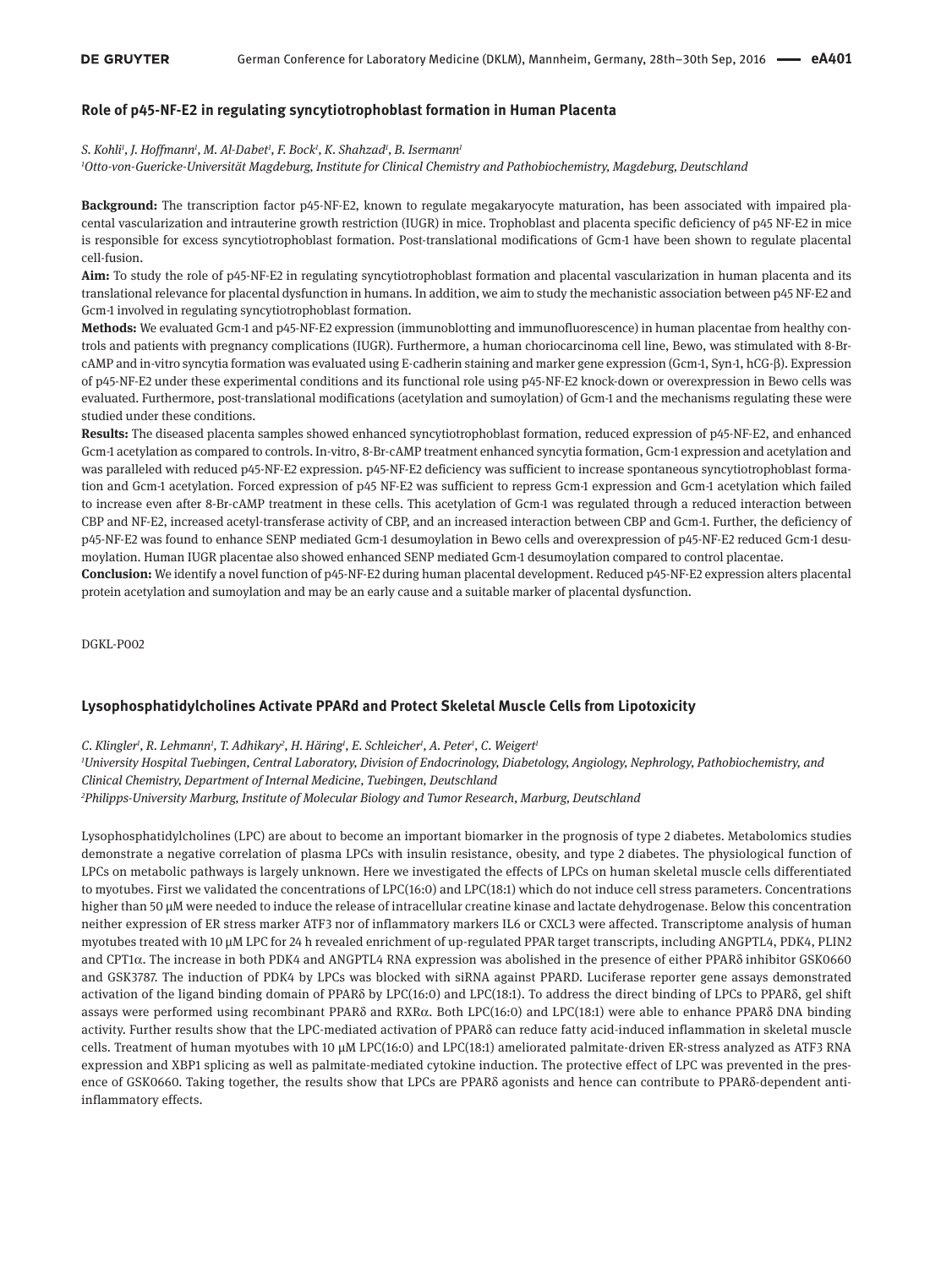## Role of p45-NF-E2 in regulating syncytiotrophoblast formation in Human Placenta

*S. Kohli[1], J. Hoffmann[1], M. Al-Dabet[1], F. Bock[1], K. Shahzad[1], B. Isermann[1]*

*[1]Otto-von-Guericke-Universität Magdeburg, Institute for Clinical Chemistry and Pathobiochemistry, Magdeburg, Deutschland*

**Background:** The transcription factor p45-NF-E2, known to regulate megakaryocyte maturation, has been associated with impaired placental vascularization and intrauterine growth restriction (IUGR) in mice. Trophoblast and placenta specific deficiency of p45 NF-E2 in mice is responsible for excess syncytiotrophoblast formation. Post-translational modifications of Gcm-1 have been shown to regulate placental cell-fusion.

**Aim:** To study the role of p45-NF-E2 in regulating syncytiotrophoblast formation and placental vascularization in human placenta and its translational relevance for placental dysfunction in humans. In addition, we aim to study the mechanistic association between p45 NF-E2 and Gcm-1 involved in regulating syncytiotrophoblast formation.

**Methods:** We evaluated Gcm-1 and p45-NF-E2 expression (immunoblotting and immunofluorescence) in human placentae from healthy controls and patients with pregnancy complications (IUGR). Furthermore, a human choriocarcinoma cell line, Bewo, was stimulated with 8-Br-cAMP and in-vitro syncytia formation was evaluated using E-cadherin staining and marker gene expression (Gcm-1, Syn-1, hCG-β). Expression of p45-NF-E2 under these experimental conditions and its functional role using p45-NF-E2 knock-down or overexpression in Bewo cells was evaluated. Furthermore, post-translational modifications (acetylation and sumoylation) of Gcm-1 and the mechanisms regulating these were studied under these conditions.

**Results:** The diseased placenta samples showed enhanced syncytiotrophoblast formation, reduced expression of p45-NF-E2, and enhanced Gcm-1 acetylation as compared to controls. In-vitro, 8-Br-cAMP treatment enhanced syncytia formation, Gcm-1 expression and acetylation and was paralleled with reduced p45-NF-E2 expression. p45-NF-E2 deficiency was sufficient to increase spontaneous syncytiotrophoblast formation and Gcm-1 acetylation. Forced expression of p45 NF-E2 was sufficient to repress Gcm-1 expression and Gcm-1 acetylation which failed to increase even after 8-Br-cAMP treatment in these cells. This acetylation of Gcm-1 was regulated through a reduced interaction between CBP and NF-E2, increased acetyl-transferase activity of CBP, and an increased interaction between CBP and Gcm-1. Further, the deficiency of p45-NF-E2 was found to enhance SENP mediated Gcm-1 desumoylation in Bewo cells and overexpression of p45-NF-E2 reduced Gcm-1 desumoylation. Human IUGR placentae also showed enhanced SENP mediated Gcm-1 desumoylation compared to control placentae.

**Conclusion:** We identify a novel function of p45-NF-E2 during human placental development. Reduced p45-NF-E2 expression alters placental protein acetylation and sumoylation and may be an early cause and a suitable marker of placental dysfunction.

DGKL-P002

## Lysophosphatidylcholines Activate PPARd and Protect Skeletal Muscle Cells from Lipotoxicity

*C. Klingler[1], R. Lehmann[1], T. Adhikary[2], H. Häring[1], E. Schleicher[1], A. Peter[1], C. Weigert[1]*

*[1]University Hospital Tuebingen, Central Laboratory, Division of Endocrinology, Diabetology, Angiology, Nephrology, Pathobiochemistry, and Clinical Chemistry, Department of Internal Medicine, Tuebingen, Deutschland*

*[2]Philipps-University Marburg, Institute of Molecular Biology and Tumor Research, Marburg, Deutschland*

Lysophosphatidylcholines (LPC) are about to become an important biomarker in the prognosis of type 2 diabetes. Metabolomics studies demonstrate a negative correlation of plasma LPCs with insulin resistance, obesity, and type 2 diabetes. The physiological function of LPCs on metabolic pathways is largely unknown. Here we investigated the effects of LPCs on human skeletal muscle cells differentiated to myotubes. First we validated the concentrations of LPC(16:0) and LPC(18:1) which do not induce cell stress parameters. Concentrations higher than 50 µM were needed to induce the release of intracellular creatine kinase and lactate dehydrogenase. Below this concentration neither expression of ER stress marker ATF3 nor of inflammatory markers IL6 or CXCL3 were affected. Transcriptome analysis of human myotubes treated with 10 µM LPC for 24 h revealed enrichment of up-regulated PPAR target transcripts, including ANGPTL4, PDK4, PLIN2 and CPT1α. The increase in both PDK4 and ANGPTL4 RNA expression was abolished in the presence of either PPARδ inhibitor GSK0660 and GSK3787. The induction of PDK4 by LPCs was blocked with siRNA against PPARD. Luciferase reporter gene assays demonstrated activation of the ligand binding domain of PPARδ by LPC(16:0) and LPC(18:1). To address the direct binding of LPCs to PPARδ, gel shift assays were performed using recombinant PPARδ and RXRα. Both LPC(16:0) and LPC(18:1) were able to enhance PPARδ DNA binding activity. Further results show that the LPC-mediated activation of PPARδ can reduce fatty acid-induced inflammation in skeletal muscle cells. Treatment of human myotubes with 10 µM LPC(16:0) and LPC(18:1) ameliorated palmitate-driven ER-stress analyzed as ATF3 RNA expression and XBP1 splicing as well as palmitate-mediated cytokine induction. The protective effect of LPC was prevented in the presence of GSK0660. Taking together, the results show that LPCs are PPARδ agonists and hence can contribute to PPARδ-dependent anti-inflammatory effects.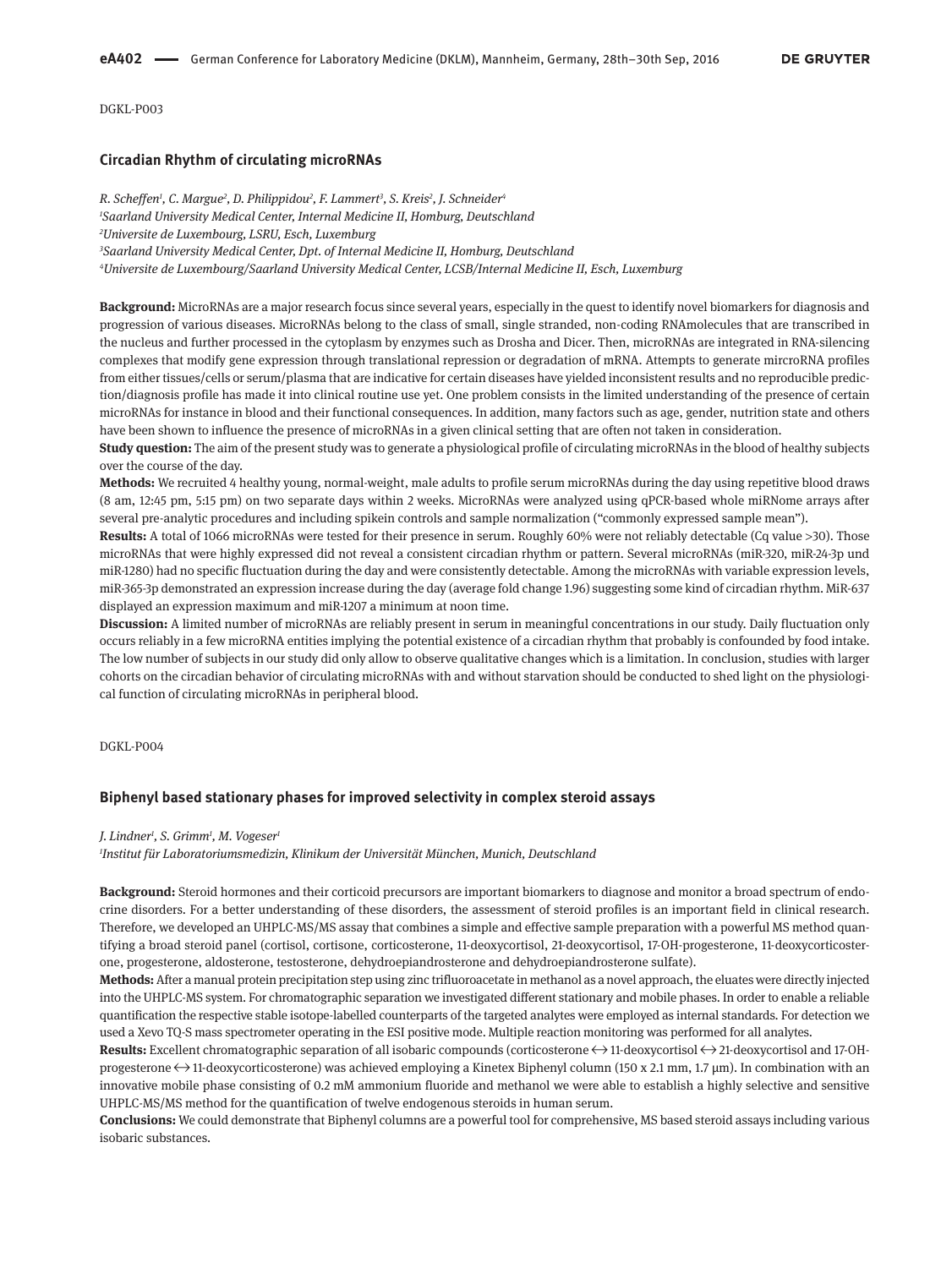DGKL-P003

## Circadian Rhythm of circulating microRNAs

*R. Scheffen[1], C. Margue[2], D. Philippidou[2], F. Lammert[3], S. Kreis[2], J. Schneider[4]*

*[1]Saarland University Medical Center, Internal Medicine II, Homburg, Deutschland*

*[2]Universite de Luxembourg, LSRU, Esch, Luxemburg*

*[3]Saarland University Medical Center, Dpt. of Internal Medicine II, Homburg, Deutschland*

*[4]Universite de Luxembourg/Saarland University Medical Center, LCSB/Internal Medicine II, Esch, Luxemburg*

**Background:** MicroRNAs are a major research focus since several years, especially in the quest to identify novel biomarkers for diagnosis and progression of various diseases. MicroRNAs belong to the class of small, single stranded, non-coding RNAmolecules that are transcribed in the nucleus and further processed in the cytoplasm by enzymes such as Drosha and Dicer. Then, microRNAs are integrated in RNA-silencing complexes that modify gene expression through translational repression or degradation of mRNA. Attempts to generate mircroRNA profiles from either tissues/cells or serum/plasma that are indicative for certain diseases have yielded inconsistent results and no reproducible prediction/diagnosis profile has made it into clinical routine use yet. One problem consists in the limited understanding of the presence of certain microRNAs for instance in blood and their functional consequences. In addition, many factors such as age, gender, nutrition state and others have been shown to influence the presence of microRNAs in a given clinical setting that are often not taken in consideration.

**Study question:** The aim of the present study was to generate a physiological profile of circulating microRNAs in the blood of healthy subjects over the course of the day.

**Methods:** We recruited 4 healthy young, normal-weight, male adults to profile serum microRNAs during the day using repetitive blood draws (8 am, 12:45 pm, 5:15 pm) on two separate days within 2 weeks. MicroRNAs were analyzed using qPCR-based whole miRNome arrays after several pre-analytic procedures and including spikein controls and sample normalization ("commonly expressed sample mean").

**Results:** A total of 1066 microRNAs were tested for their presence in serum. Roughly 60% were not reliably detectable (Cq value >30). Those microRNAs that were highly expressed did not reveal a consistent circadian rhythm or pattern. Several microRNAs (miR-320, miR-24-3p und miR-1280) had no specific fluctuation during the day and were consistently detectable. Among the microRNAs with variable expression levels, miR-365-3p demonstrated an expression increase during the day (average fold change 1.96) suggesting some kind of circadian rhythm. MiR-637 displayed an expression maximum and miR-1207 a minimum at noon time.

**Discussion:** A limited number of microRNAs are reliably present in serum in meaningful concentrations in our study. Daily fluctuation only occurs reliably in a few microRNA entities implying the potential existence of a circadian rhythm that probably is confounded by food intake. The low number of subjects in our study did only allow to observe qualitative changes which is a limitation. In conclusion, studies with larger cohorts on the circadian behavior of circulating microRNAs with and without starvation should be conducted to shed light on the physiological function of circulating microRNAs in peripheral blood.

DGKL-P004

## Biphenyl based stationary phases for improved selectivity in complex steroid assays

*J. Lindner[1], S. Grimm[1], M. Vogeser[1]*

*[1]Institut für Laboratoriumsmedizin, Klinikum der Universität München, Munich, Deutschland*

**Background:** Steroid hormones and their corticoid precursors are important biomarkers to diagnose and monitor a broad spectrum of endocrine disorders. For a better understanding of these disorders, the assessment of steroid profiles is an important field in clinical research. Therefore, we developed an UHPLC-MS/MS assay that combines a simple and effective sample preparation with a powerful MS method quantifying a broad steroid panel (cortisol, cortisone, corticosterone, 11-deoxycortisol, 21-deoxycortisol, 17-OH-progesterone, 11-deoxycorticosterone, progesterone, aldosterone, testosterone, dehydroepiandrosterone and dehydroepiandrosterone sulfate).

**Methods:** After a manual protein precipitation step using zinc trifluoroacetate in methanol as a novel approach, the eluates were directly injected into the UHPLC-MS system. For chromatographic separation we investigated different stationary and mobile phases. In order to enable a reliable quantification the respective stable isotope-labelled counterparts of the targeted analytes were employed as internal standards. For detection we used a Xevo TQ-S mass spectrometer operating in the ESI positive mode. Multiple reaction monitoring was performed for all analytes.

**Results:** Excellent chromatographic separation of all isobaric compounds (corticosterone ↔ 11-deoxycortisol ↔ 21-deoxycortisol and 17-OH-progesterone ↔ 11-deoxycorticosterone) was achieved employing a Kinetex Biphenyl column (150 x 2.1 mm, 1.7 µm). In combination with an innovative mobile phase consisting of 0.2 mM ammonium fluoride and methanol we were able to establish a highly selective and sensitive UHPLC-MS/MS method for the quantification of twelve endogenous steroids in human serum.

**Conclusions:** We could demonstrate that Biphenyl columns are a powerful tool for comprehensive, MS based steroid assays including various isobaric substances.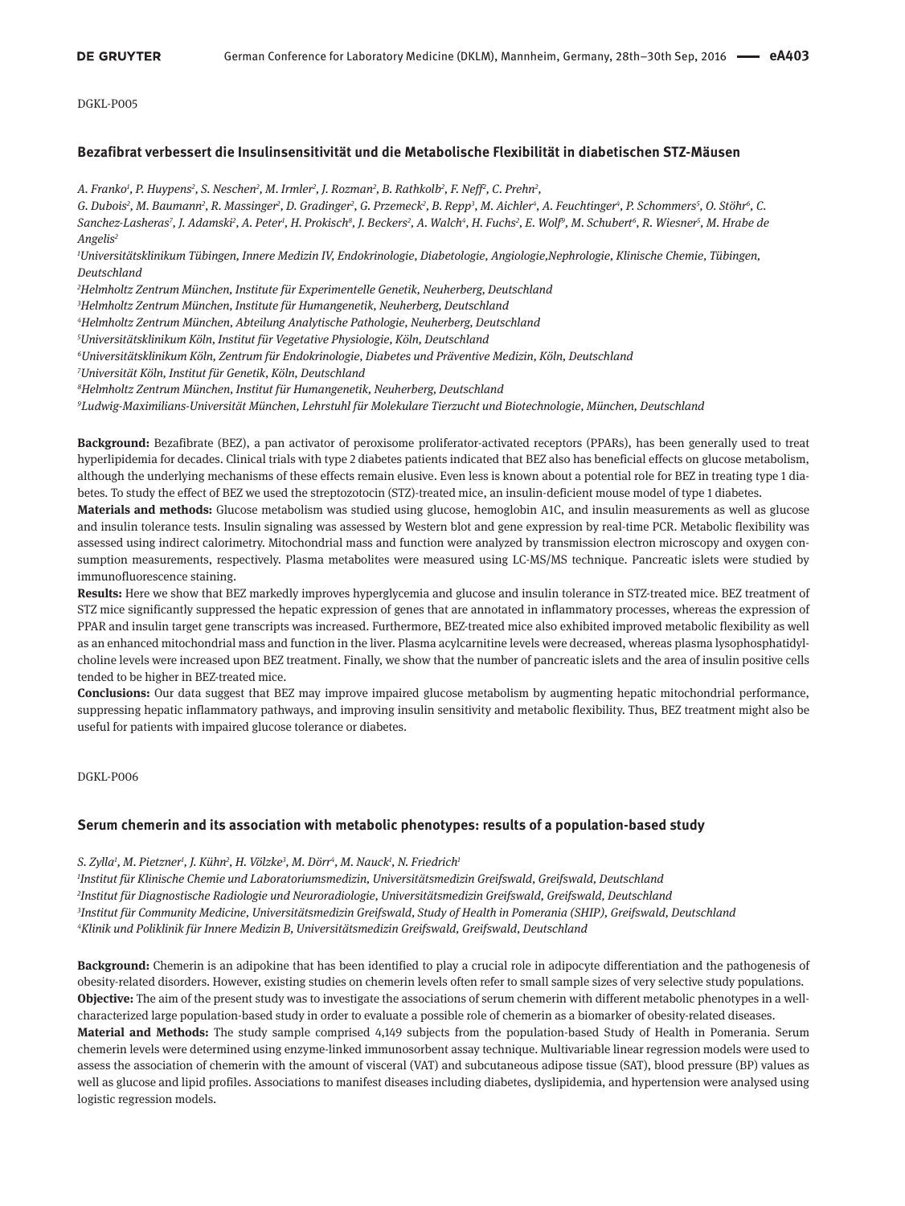DGKL-P005

### Bezafibrat verbessert die Insulinsensitivität und die Metabolische Flexibilität in diabetischen STZ-Mäusen

*A. Franko[1], P. Huypens[2], S. Neschen[2], M. Irmler[2], J. Rozman[2], B. Rathkolb[2], F. Neff[2], C. Prehn[2], G. Dubois[2], M. Baumann[2], R. Massinger[2], D. Gradinger[2], G. Przemeck[2], B. Repp[3], M. Aichler[4], A. Feuchtinger[4], P. Schommers[5], O. Stöhr[6], C. Sanchez-Lasheras[7], J. Adamski[2], A. Peter[1], H. Prokisch[8], J. Beckers[2], A. Walch[4], H. Fuchs[2], E. Wolf[9], M. Schubert[6], R. Wiesner[5], M. Hrabe de Angelis[2]*

*[1]Universitätsklinikum Tübingen, Innere Medizin IV, Endokrinologie, Diabetologie, Angiologie,Nephrologie, Klinische Chemie, Tübingen, Deutschland*

*[2]Helmholtz Zentrum München, Institute für Experimentelle Genetik, Neuherberg, Deutschland*

*[3]Helmholtz Zentrum München, Institute für Humangenetik, Neuherberg, Deutschland*

*[4]Helmholtz Zentrum München, Abteilung Analytische Pathologie, Neuherberg, Deutschland*

*[5]Universitätsklinikum Köln, Institut für Vegetative Physiologie, Köln, Deutschland*

*[6]Universitätsklinikum Köln, Zentrum für Endokrinologie, Diabetes und Präventive Medizin, Köln, Deutschland*

*[7]Universität Köln, Institut für Genetik, Köln, Deutschland*

*[8]Helmholtz Zentrum München, Institut für Humangenetik, Neuherberg, Deutschland*

*[9]Ludwig-Maximilians-Universität München, Lehrstuhl für Molekulare Tierzucht und Biotechnologie, München, Deutschland*

**Background:** Bezafibrate (BEZ), a pan activator of peroxisome proliferator-activated receptors (PPARs), has been generally used to treat hyperlipidemia for decades. Clinical trials with type 2 diabetes patients indicated that BEZ also has beneficial effects on glucose metabolism, although the underlying mechanisms of these effects remain elusive. Even less is known about a potential role for BEZ in treating type 1 diabetes. To study the effect of BEZ we used the streptozotocin (STZ)-treated mice, an insulin-deficient mouse model of type 1 diabetes.

**Materials and methods:** Glucose metabolism was studied using glucose, hemoglobin A1C, and insulin measurements as well as glucose and insulin tolerance tests. Insulin signaling was assessed by Western blot and gene expression by real-time PCR. Metabolic flexibility was assessed using indirect calorimetry. Mitochondrial mass and function were analyzed by transmission electron microscopy and oxygen consumption measurements, respectively. Plasma metabolites were measured using LC-MS/MS technique. Pancreatic islets were studied by immunofluorescence staining.

**Results:** Here we show that BEZ markedly improves hyperglycemia and glucose and insulin tolerance in STZ-treated mice. BEZ treatment of STZ mice significantly suppressed the hepatic expression of genes that are annotated in inflammatory processes, whereas the expression of PPAR and insulin target gene transcripts was increased. Furthermore, BEZ-treated mice also exhibited improved metabolic flexibility as well as an enhanced mitochondrial mass and function in the liver. Plasma acylcarnitine levels were decreased, whereas plasma lysophosphatidylcholine levels were increased upon BEZ treatment. Finally, we show that the number of pancreatic islets and the area of insulin positive cells tended to be higher in BEZ-treated mice.

**Conclusions:** Our data suggest that BEZ may improve impaired glucose metabolism by augmenting hepatic mitochondrial performance, suppressing hepatic inflammatory pathways, and improving insulin sensitivity and metabolic flexibility. Thus, BEZ treatment might also be useful for patients with impaired glucose tolerance or diabetes.

DGKL-P006

### Serum chemerin and its association with metabolic phenotypes: results of a population-based study

*S. Zylla[1], M. Pietzner[1], J. Kühn[2], H. Völzke[3], M. Dörr[4], M. Nauck[1], N. Friedrich[1]*

*[1]Institut für Klinische Chemie und Laboratoriumsmedizin, Universitätsmedizin Greifswald, Greifswald, Deutschland*

*[2]Institut für Diagnostische Radiologie und Neuroradiologie, Universitätsmedizin Greifswald, Greifswald, Deutschland*

*[3]Institut für Community Medicine, Universitätsmedizin Greifswald, Study of Health in Pomerania (SHIP), Greifswald, Deutschland*

*[4]Klinik und Poliklinik für Innere Medizin B, Universitätsmedizin Greifswald, Greifswald, Deutschland*

**Background:** Chemerin is an adipokine that has been identified to play a crucial role in adipocyte differentiation and the pathogenesis of obesity-related disorders. However, existing studies on chemerin levels often refer to small sample sizes of very selective study populations.

**Objective:** The aim of the present study was to investigate the associations of serum chemerin with different metabolic phenotypes in a well-characterized large population-based study in order to evaluate a possible role of chemerin as a biomarker of obesity-related diseases.

**Material and Methods:** The study sample comprised 4,149 subjects from the population-based Study of Health in Pomerania. Serum chemerin levels were determined using enzyme-linked immunosorbent assay technique. Multivariable linear regression models were used to assess the association of chemerin with the amount of visceral (VAT) and subcutaneous adipose tissue (SAT), blood pressure (BP) values as well as glucose and lipid profiles. Associations to manifest diseases including diabetes, dyslipidemia, and hypertension were analysed using logistic regression models.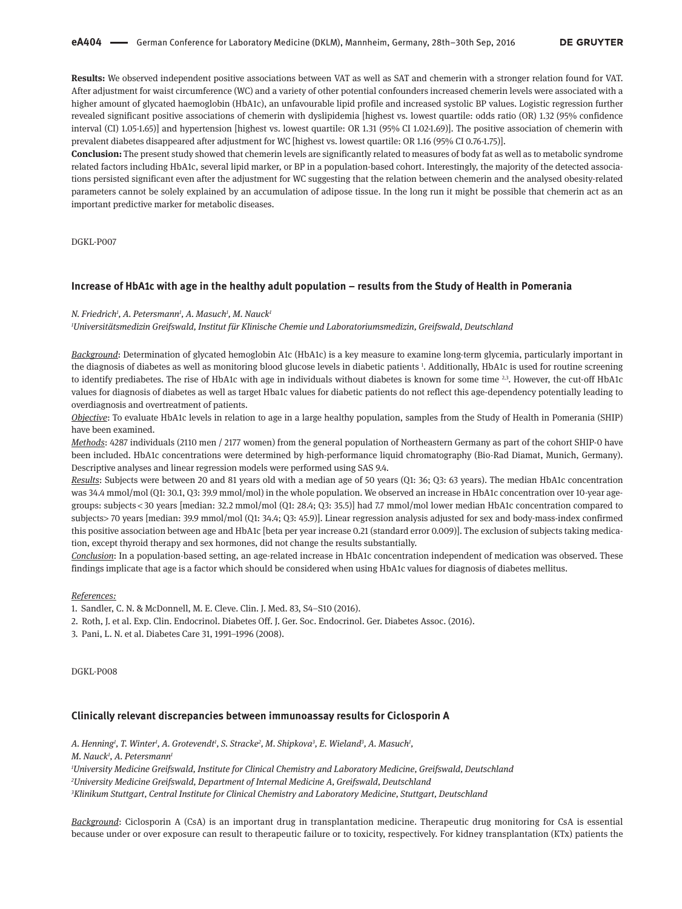**Results:** We observed independent positive associations between VAT as well as SAT and chemerin with a stronger relation found for VAT. After adjustment for waist circumference (WC) and a variety of other potential confounders increased chemerin levels were associated with a higher amount of glycated haemoglobin (HbA1c), an unfavourable lipid profile and increased systolic BP values. Logistic regression further revealed significant positive associations of chemerin with dyslipidemia [highest vs. lowest quartile: odds ratio (OR) 1.32 (95% confidence interval (CI) 1.05-1.65)] and hypertension [highest vs. lowest quartile: OR 1.31 (95% CI 1.02-1.69)]. The positive association of chemerin with prevalent diabetes disappeared after adjustment for WC [highest vs. lowest quartile: OR 1.16 (95% CI 0.76-1.75)].

**Conclusion:** The present study showed that chemerin levels are significantly related to measures of body fat as well as to metabolic syndrome related factors including HbA1c, several lipid marker, or BP in a population-based cohort. Interestingly, the majority of the detected associations persisted significant even after the adjustment for WC suggesting that the relation between chemerin and the analysed obesity-related parameters cannot be solely explained by an accumulation of adipose tissue. In the long run it might be possible that chemerin act as an important predictive marker for metabolic diseases.

DGKL-P007

## Increase of HbA1c with age in the healthy adult population – results from the Study of Health in Pomerania

*N. Friedrich[1], A. Petersmann[1], A. Masuch[1], M. Nauck[1]*

*[1]Universitätsmedizin Greifswald, Institut für Klinische Chemie und Laboratoriumsmedizin, Greifswald, Deutschland*

Background: Determination of glycated hemoglobin A1c (HbA1c) is a key measure to examine long-term glycemia, particularly important in the diagnosis of diabetes as well as monitoring blood glucose levels in diabetic patients [1]. Additionally, HbA1c is used for routine screening to identify prediabetes. The rise of HbA1c with age in individuals without diabetes is known for some time [2,3]. However, the cut-off HbA1c values for diagnosis of diabetes as well as target Hba1c values for diabetic patients do not reflect this age-dependency potentially leading to overdiagnosis and overtreatment of patients.

Objective: To evaluate HbA1c levels in relation to age in a large healthy population, samples from the Study of Health in Pomerania (SHIP) have been examined.

Methods: 4287 individuals (2110 men / 2177 women) from the general population of Northeastern Germany as part of the cohort SHIP-0 have been included. HbA1c concentrations were determined by high-performance liquid chromatography (Bio-Rad Diamat, Munich, Germany). Descriptive analyses and linear regression models were performed using SAS 9.4.

Results: Subjects were between 20 and 81 years old with a median age of 50 years (Q1: 36; Q3: 63 years). The median HbA1c concentration was 34.4 mmol/mol (Q1: 30.1, Q3: 39.9 mmol/mol) in the whole population. We observed an increase in HbA1c concentration over 10-year age-groups: subjects < 30 years [median: 32.2 mmol/mol (Q1: 28.4; Q3: 35.5)] had 7.7 mmol/mol lower median HbA1c concentration compared to subjects > 70 years [median: 39.9 mmol/mol (Q1: 34.4; Q3: 45.9)]. Linear regression analysis adjusted for sex and body-mass-index confirmed this positive association between age and HbA1c [beta per year increase 0.21 (standard error 0.009)]. The exclusion of subjects taking medication, except thyroid therapy and sex hormones, did not change the results substantially.

Conclusion: In a population-based setting, an age-related increase in HbA1c concentration independent of medication was observed. These findings implicate that age is a factor which should be considered when using HbA1c values for diagnosis of diabetes mellitus.

References:

1. Sandler, C. N. & McDonnell, M. E. Cleve. Clin. J. Med. 83, S4–S10 (2016).
2. Roth, J. et al. Exp. Clin. Endocrinol. Diabetes Off. J. Ger. Soc. Endocrinol. Ger. Diabetes Assoc. (2016).
3. Pani, L. N. et al. Diabetes Care 31, 1991–1996 (2008).

DGKL-P008

## Clinically relevant discrepancies between immunoassay results for Ciclosporin A

*A. Henning[1], T. Winter[1], A. Grotevendt[1], S. Stracke[2], M. Shipkova[3], E. Wieland[3], A. Masuch[1], M. Nauck[1], A. Petersmann[1]*

*[1]University Medicine Greifswald, Institute for Clinical Chemistry and Laboratory Medicine, Greifswald, Deutschland*
*[2]University Medicine Greifswald, Department of Internal Medicine A, Greifswald, Deutschland*
*[3]Klinikum Stuttgart, Central Institute for Clinical Chemistry and Laboratory Medicine, Stuttgart, Deutschland*

Background: Ciclosporin A (CsA) is an important drug in transplantation medicine. Therapeutic drug monitoring for CsA is essential because under or over exposure can result to therapeutic failure or to toxicity, respectively. For kidney transplantation (KTx) patients the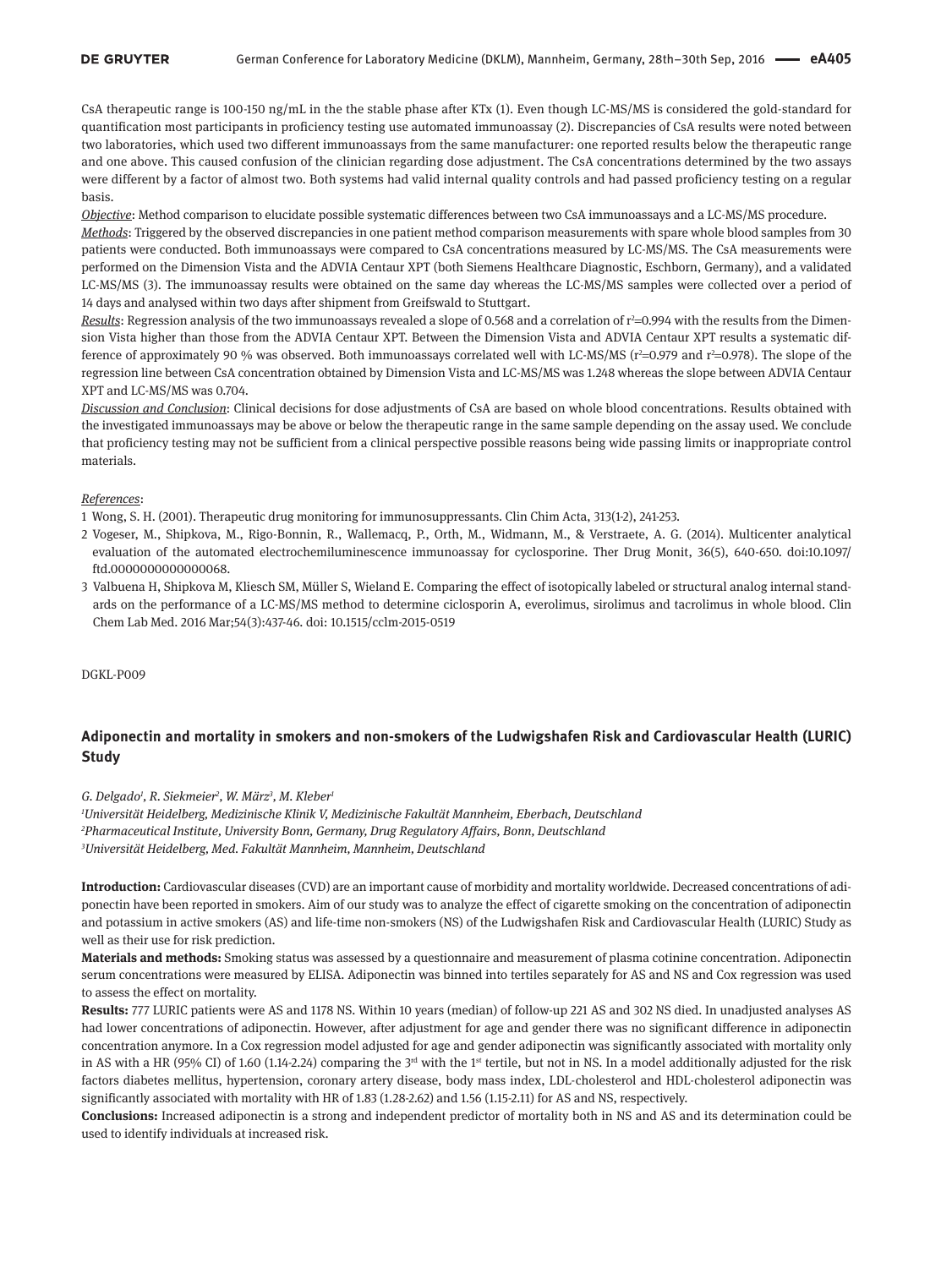CsA therapeutic range is 100-150 ng/mL in the the stable phase after KTx (1). Even though LC-MS/MS is considered the gold-standard for quantification most participants in proficiency testing use automated immunoassay (2). Discrepancies of CsA results were noted between two laboratories, which used two different immunoassays from the same manufacturer: one reported results below the therapeutic range and one above. This caused confusion of the clinician regarding dose adjustment. The CsA concentrations determined by the two assays were different by a factor of almost two. Both systems had valid internal quality controls and had passed proficiency testing on a regular basis.

*Objective*: Method comparison to elucidate possible systematic differences between two CsA immunoassays and a LC-MS/MS procedure.

*Methods*: Triggered by the observed discrepancies in one patient method comparison measurements with spare whole blood samples from 30 patients were conducted. Both immunoassays were compared to CsA concentrations measured by LC-MS/MS. The CsA measurements were performed on the Dimension Vista and the ADVIA Centaur XPT (both Siemens Healthcare Diagnostic, Eschborn, Germany), and a validated LC-MS/MS (3). The immunoassay results were obtained on the same day whereas the LC-MS/MS samples were collected over a period of 14 days and analysed within two days after shipment from Greifswald to Stuttgart.

*Results*: Regression analysis of the two immunoassays revealed a slope of 0.568 and a correlation of $r^2$=0.994 with the results from the Dimension Vista higher than those from the ADVIA Centaur XPT. Between the Dimension Vista and ADVIA Centaur XPT results a systematic difference of approximately 90 % was observed. Both immunoassays correlated well with LC-MS/MS ($r^2$=0.979 and $r^2$=0.978). The slope of the regression line between CsA concentration obtained by Dimension Vista and LC-MS/MS was 1.248 whereas the slope between ADVIA Centaur XPT and LC-MS/MS was 0.704.

*Discussion and Conclusion*: Clinical decisions for dose adjustments of CsA are based on whole blood concentrations. Results obtained with the investigated immunoassays may be above or below the therapeutic range in the same sample depending on the assay used. We conclude that proficiency testing may not be sufficient from a clinical perspective possible reasons being wide passing limits or inappropriate control materials.

*References*:

1 Wong, S. H. (2001). Therapeutic drug monitoring for immunosuppressants. Clin Chim Acta, 313(1-2), 241-253.

2 Vogeser, M., Shipkova, M., Rigo-Bonnin, R., Wallemacq, P., Orth, M., Widmann, M., & Verstraete, A. G. (2014). Multicenter analytical evaluation of the automated electrochemiluminescence immunoassay for cyclosporine. Ther Drug Monit, 36(5), 640-650. doi:10.1097/ftd.0000000000000068.

3 Valbuena H, Shipkova M, Kliesch SM, Müller S, Wieland E. Comparing the effect of isotopically labeled or structural analog internal standards on the performance of a LC-MS/MS method to determine ciclosporin A, everolimus, sirolimus and tacrolimus in whole blood. Clin Chem Lab Med. 2016 Mar;54(3):437-46. doi: 10.1515/cclm-2015-0519

DGKL-P009

## Adiponectin and mortality in smokers and non-smokers of the Ludwigshafen Risk and Cardiovascular Health (LURIC) Study

*G. Delgado[1], R. Siekmeier[2], W. März[3], M. Kleber[1]*

*[1]Universität Heidelberg, Medizinische Klinik V, Medizinische Fakultät Mannheim, Eberbach, Deutschland*
*[2]Pharmaceutical Institute, University Bonn, Germany, Drug Regulatory Affairs, Bonn, Deutschland*
*[3]Universität Heidelberg, Med. Fakultät Mannheim, Mannheim, Deutschland*

**Introduction:** Cardiovascular diseases (CVD) are an important cause of morbidity and mortality worldwide. Decreased concentrations of adiponectin have been reported in smokers. Aim of our study was to analyze the effect of cigarette smoking on the concentration of adiponectin and potassium in active smokers (AS) and life-time non-smokers (NS) of the Ludwigshafen Risk and Cardiovascular Health (LURIC) Study as well as their use for risk prediction.

**Materials and methods:** Smoking status was assessed by a questionnaire and measurement of plasma cotinine concentration. Adiponectin serum concentrations were measured by ELISA. Adiponectin was binned into tertiles separately for AS and NS and Cox regression was used to assess the effect on mortality.

**Results:** 777 LURIC patients were AS and 1178 NS. Within 10 years (median) of follow-up 221 AS and 302 NS died. In unadjusted analyses AS had lower concentrations of adiponectin. However, after adjustment for age and gender there was no significant difference in adiponectin concentration anymore. In a Cox regression model adjusted for age and gender adiponectin was significantly associated with mortality only in AS with a HR (95% CI) of 1.60 (1.14-2.24) comparing the 3rd with the 1st tertile, but not in NS. In a model additionally adjusted for the risk factors diabetes mellitus, hypertension, coronary artery disease, body mass index, LDL-cholesterol and HDL-cholesterol adiponectin was significantly associated with mortality with HR of 1.83 (1.28-2.62) and 1.56 (1.15-2.11) for AS and NS, respectively.

**Conclusions:** Increased adiponectin is a strong and independent predictor of mortality both in NS and AS and its determination could be used to identify individuals at increased risk.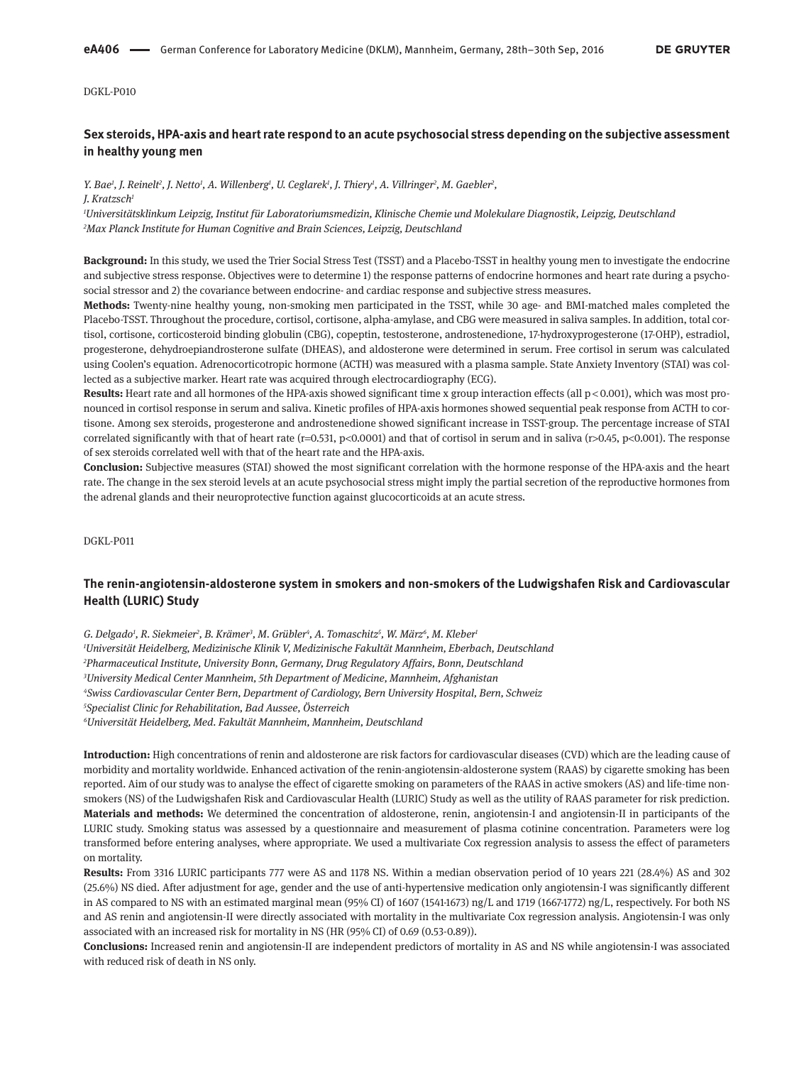DGKL-P010

## Sex steroids, HPA-axis and heart rate respond to an acute psychosocial stress depending on the subjective assessment in healthy young men

*Y. Bae[1], J. Reinelt[2], J. Netto[1], A. Willenberg[1], U. Ceglarek[1], J. Thiery[1], A. Villringer[2], M. Gaebler[2], J. Kratzsch[1]*

*[1]Universitätsklinkum Leipzig, Institut für Laboratoriumsmedizin, Klinische Chemie und Molekulare Diagnostik, Leipzig, Deutschland*

*[2]Max Planck Institute for Human Cognitive and Brain Sciences, Leipzig, Deutschland*

**Background:** In this study, we used the Trier Social Stress Test (TSST) and a Placebo-TSST in healthy young men to investigate the endocrine and subjective stress response. Objectives were to determine 1) the response patterns of endocrine hormones and heart rate during a psychosocial stressor and 2) the covariance between endocrine- and cardiac response and subjective stress measures.

**Methods:** Twenty-nine healthy young, non-smoking men participated in the TSST, while 30 age- and BMI-matched males completed the Placebo-TSST. Throughout the procedure, cortisol, cortisone, alpha-amylase, and CBG were measured in saliva samples. In addition, total cortisol, cortisone, corticosteroid binding globulin (CBG), copeptin, testosterone, androstenedione, 17-hydroxyprogesterone (17-OHP), estradiol, progesterone, dehydroepiandrosterone sulfate (DHEAS), and aldosterone were determined in serum. Free cortisol in serum was calculated using Coolen's equation. Adrenocorticotropic hormone (ACTH) was measured with a plasma sample. State Anxiety Inventory (STAI) was collected as a subjective marker. Heart rate was acquired through electrocardiography (ECG).

**Results:** Heart rate and all hormones of the HPA-axis showed significant time x group interaction effects (all $p<0.001$), which was most pronounced in cortisol response in serum and saliva. Kinetic profiles of HPA-axis hormones showed sequential peak response from ACTH to cortisone. Among sex steroids, progesterone and androstenedione showed significant increase in TSST-group. The percentage increase of STAI correlated significantly with that of heart rate ($r=0.531$, $p<0.0001$) and that of cortisol in serum and in saliva ($r>0.45$, $p<0.001$). The response of sex steroids correlated well with that of the heart rate and the HPA-axis.

**Conclusion:** Subjective measures (STAI) showed the most significant correlation with the hormone response of the HPA-axis and the heart rate. The change in the sex steroid levels at an acute psychosocial stress might imply the partial secretion of the reproductive hormones from the adrenal glands and their neuroprotective function against glucocorticoids at an acute stress.

DGKL-P011

## The renin-angiotensin-aldosterone system in smokers and non-smokers of the Ludwigshafen Risk and Cardiovascular Health (LURIC) Study

*G. Delgado[1], R. Siekmeier[2], B. Krämer[3], M. Grübler[4], A. Tomaschitz[5], W. März[6], M. Kleber[1]*

*[1]Universität Heidelberg, Medizinische Klinik V, Medizinische Fakultät Mannheim, Eberbach, Deutschland*

*[2]Pharmaceutical Institute, University Bonn, Germany, Drug Regulatory Affairs, Bonn, Deutschland*

*[3]University Medical Center Mannheim, 5th Department of Medicine, Mannheim, Afghanistan*

*[4]Swiss Cardiovascular Center Bern, Department of Cardiology, Bern University Hospital, Bern, Schweiz*

*[5]Specialist Clinic for Rehabilitation, Bad Aussee, Österreich*

*[6]Universität Heidelberg, Med. Fakultät Mannheim, Mannheim, Deutschland*

**Introduction:** High concentrations of renin and aldosterone are risk factors for cardiovascular diseases (CVD) which are the leading cause of morbidity and mortality worldwide. Enhanced activation of the renin-angiotensin-aldosterone system (RAAS) by cigarette smoking has been reported. Aim of our study was to analyse the effect of cigarette smoking on parameters of the RAAS in active smokers (AS) and life-time non-smokers (NS) of the Ludwigshafen Risk and Cardiovascular Health (LURIC) Study as well as the utility of RAAS parameter for risk prediction.

**Materials and methods:** We determined the concentration of aldosterone, renin, angiotensin-I and angiotensin-II in participants of the LURIC study. Smoking status was assessed by a questionnaire and measurement of plasma cotinine concentration. Parameters were log transformed before entering analyses, where appropriate. We used a multivariate Cox regression analysis to assess the effect of parameters on mortality.

**Results:** From 3316 LURIC participants 777 were AS and 1178 NS. Within a median observation period of 10 years 221 (28.4%) AS and 302 (25.6%) NS died. After adjustment for age, gender and the use of anti-hypertensive medication only angiotensin-I was significantly different in AS compared to NS with an estimated marginal mean (95% CI) of 1607 (1541-1673) ng/L and 1719 (1667-1772) ng/L, respectively. For both NS and AS renin and angiotensin-II were directly associated with mortality in the multivariate Cox regression analysis. Angiotensin-I was only associated with an increased risk for mortality in NS (HR (95% CI) of 0.69 (0.53-0.89)).

**Conclusions:** Increased renin and angiotensin-II are independent predictors of mortality in AS and NS while angiotensin-I was associated with reduced risk of death in NS only.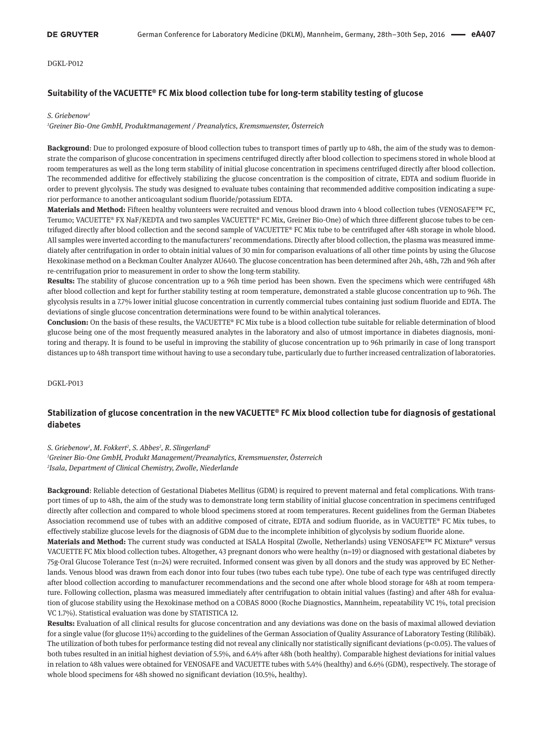DGKL-P012

### Suitability of the VACUETTE® FC Mix blood collection tube for long-term stability testing of glucose

*S. Griebenow*[1]

[1]*Greiner Bio-One GmbH, Produktmanagement / Preanalytics, Kremsmuenster, Österreich*

**Background**: Due to prolonged exposure of blood collection tubes to transport times of partly up to 48h, the aim of the study was to demonstrate the comparison of glucose concentration in specimens centrifuged directly after blood collection to specimens stored in whole blood at room temperatures as well as the long term stability of initial glucose concentration in specimens centrifuged directly after blood collection. The recommended additive for effectively stabilizing the glucose concentration is the composition of citrate, EDTA and sodium fluoride in order to prevent glycolysis. The study was designed to evaluate tubes containing that recommended additive composition indicating a superior performance to another anticoagulant sodium fluoride/potassium EDTA.

**Materials and Method:** Fifteen healthy volunteers were recruited and venous blood drawn into 4 blood collection tubes (VENOSAFE™ FC, Terumo; VACUETTE® FX NaF/KEDTA and two samples VACUETTE® FC Mix, Greiner Bio-One) of which three different glucose tubes to be centrifuged directly after blood collection and the second sample of VACUETTE® FC Mix tube to be centrifuged after 48h storage in whole blood. All samples were inverted according to the manufacturers' recommendations. Directly after blood collection, the plasma was measured immediately after centrifugation in order to obtain initial values of 30 min for comparison evaluations of all other time points by using the Glucose Hexokinase method on a Beckman Coulter Analyzer AU640. The glucose concentration has been determined after 24h, 48h, 72h and 96h after re-centrifugation prior to measurement in order to show the long-term stability.

**Results:** The stability of glucose concentration up to a 96h time period has been shown. Even the specimens which were centrifuged 48h after blood collection and kept for further stability testing at room temperature, demonstrated a stable glucose concentration up to 96h. The glycolysis results in a 7.7% lower initial glucose concentration in currently commercial tubes containing just sodium fluoride and EDTA. The deviations of single glucose concentration determinations were found to be within analytical tolerances.

**Conclusion:** On the basis of these results, the VACUETTE® FC Mix tube is a blood collection tube suitable for reliable determination of blood glucose being one of the most frequently measured analytes in the laboratory and also of utmost importance in diabetes diagnosis, monitoring and therapy. It is found to be useful in improving the stability of glucose concentration up to 96h primarily in case of long transport distances up to 48h transport time without having to use a secondary tube, particularly due to further increased centralization of laboratories.

DGKL-P013

### Stabilization of glucose concentration in the new VACUETTE® FC Mix blood collection tube for diagnosis of gestational diabetes

*S. Griebenow*[1], *M. Fokkert*[2], *S. Abbes*[2], *R. Slingerland*[2]

[1]*Greiner Bio-One GmbH, Produkt Management/Preanalytics, Kremsmuenster, Österreich*

[2]*Isala, Department of Clinical Chemistry, Zwolle, Niederlande*

**Background**: Reliable detection of Gestational Diabetes Mellitus (GDM) is required to prevent maternal and fetal complications. With transport times of up to 48h, the aim of the study was to demonstrate long term stability of initial glucose concentration in specimens centrifuged directly after collection and compared to whole blood specimens stored at room temperatures. Recent guidelines from the German Diabetes Association recommend use of tubes with an additive composed of citrate, EDTA and sodium fluoride, as in VACUETTE® FC Mix tubes, to effectively stabilize glucose levels for the diagnosis of GDM due to the incomplete inhibition of glycolysis by sodium fluoride alone.

**Materials and Method:** The current study was conducted at ISALA Hospital (Zwolle, Netherlands) using VENOSAFE™ FC Mixture® versus VACUETTE FC Mix blood collection tubes. Altogether, 43 pregnant donors who were healthy (n=19) or diagnosed with gestational diabetes by 75g-Oral Glucose Tolerance Test (n=24) were recruited. Informed consent was given by all donors and the study was approved by EC Netherlands. Venous blood was drawn from each donor into four tubes (two tubes each tube type). One tube of each type was centrifuged directly after blood collection according to manufacturer recommendations and the second one after whole blood storage for 48h at room temperature. Following collection, plasma was measured immediately after centrifugation to obtain initial values (fasting) and after 48h for evaluation of glucose stability using the Hexokinase method on a COBAS 8000 (Roche Diagnostics, Mannheim, repeatability VC 1%, total precision VC 1.7%). Statistical evaluation was done by STATISTICA 12.

**Results:** Evaluation of all clinical results for glucose concentration and any deviations was done on the basis of maximal allowed deviation for a single value (for glucose 11%) according to the guidelines of the German Association of Quality Assurance of Laboratory Testing (Rilibäk). The utilization of both tubes for performance testing did not reveal any clinically nor statistically significant deviations ($p<0.05$). The values of both tubes resulted in an initial highest deviation of 5.5%, and 6.4% after 48h (both healthy). Comparable highest deviations for initial values in relation to 48h values were obtained for VENOSAFE and VACUETTE tubes with 5.4% (healthy) and 6.6% (GDM), respectively. The storage of whole blood specimens for 48h showed no significant deviation (10.5%, healthy).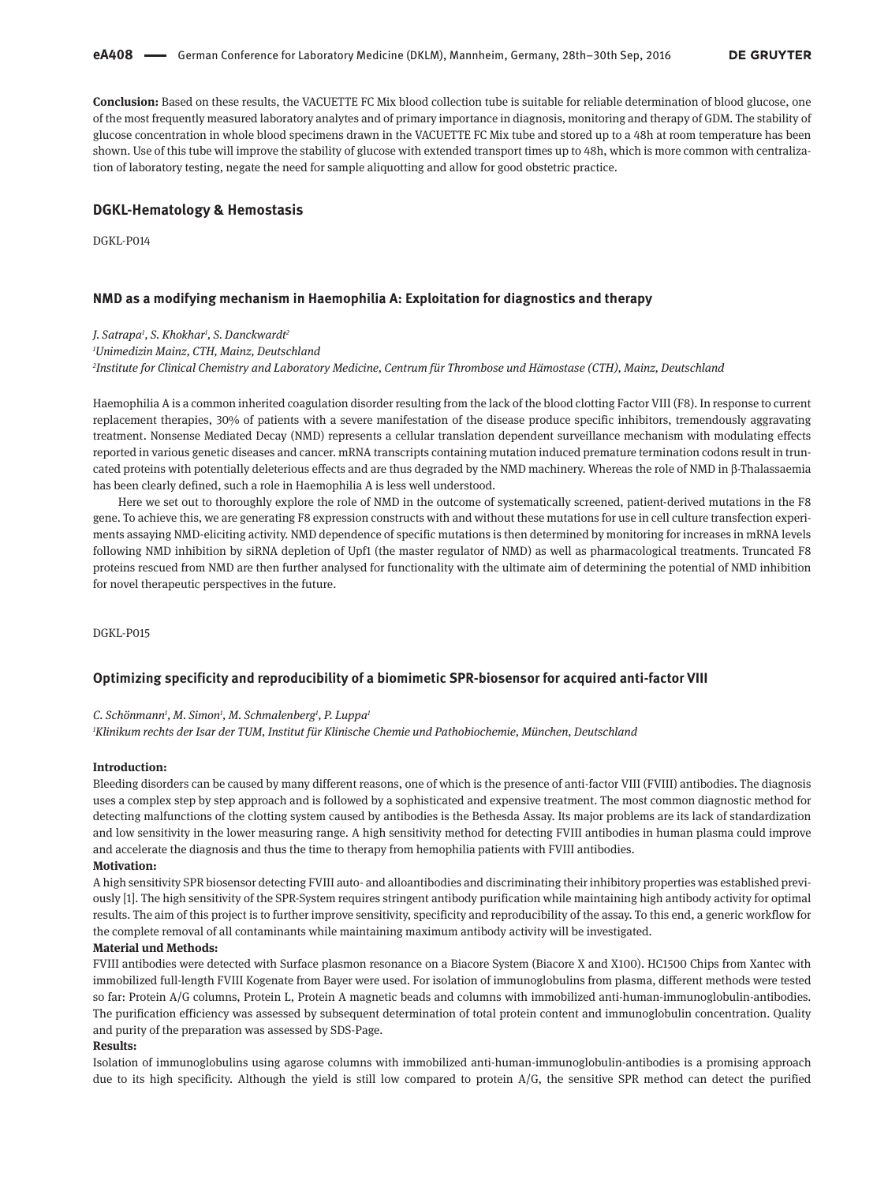**Conclusion:** Based on these results, the VACUETTE FC Mix blood collection tube is suitable for reliable determination of blood glucose, one of the most frequently measured laboratory analytes and of primary importance in diagnosis, monitoring and therapy of GDM. The stability of glucose concentration in whole blood specimens drawn in the VACUETTE FC Mix tube and stored up to a 48h at room temperature has been shown. Use of this tube will improve the stability of glucose with extended transport times up to 48h, which is more common with centralization of laboratory testing, negate the need for sample aliquotting and allow for good obstetric practice.

## DGKL-Hematology & Hemostasis

DGKL-P014

### NMD as a modifying mechanism in Haemophilia A: Exploitation for diagnostics and therapy

*J. Satrapa[1], S. Khokhar[1], S. Danckwardt[2]*
*[1]Unimedizin Mainz, CTH, Mainz, Deutschland*
*[2]Institute for Clinical Chemistry and Laboratory Medicine, Centrum für Thrombose und Hämostase (CTH), Mainz, Deutschland*

Haemophilia A is a common inherited coagulation disorder resulting from the lack of the blood clotting Factor VIII (F8). In response to current replacement therapies, 30% of patients with a severe manifestation of the disease produce specific inhibitors, tremendously aggravating treatment. Nonsense Mediated Decay (NMD) represents a cellular translation dependent surveillance mechanism with modulating effects reported in various genetic diseases and cancer. mRNA transcripts containing mutation induced premature termination codons result in truncated proteins with potentially deleterious effects and are thus degraded by the NMD machinery. Whereas the role of NMD in β-Thalassaemia has been clearly defined, such a role in Haemophilia A is less well understood.

Here we set out to thoroughly explore the role of NMD in the outcome of systematically screened, patient-derived mutations in the F8 gene. To achieve this, we are generating F8 expression constructs with and without these mutations for use in cell culture transfection experiments assaying NMD-eliciting activity. NMD dependence of specific mutations is then determined by monitoring for increases in mRNA levels following NMD inhibition by siRNA depletion of Upf1 (the master regulator of NMD) as well as pharmacological treatments. Truncated F8 proteins rescued from NMD are then further analysed for functionality with the ultimate aim of determining the potential of NMD inhibition for novel therapeutic perspectives in the future.

DGKL-P015

### Optimizing specificity and reproducibility of a biomimetic SPR-biosensor for acquired anti-factor VIII

*C. Schönmann[1], M. Simon[1], M. Schmalenberg[1], P. Luppa[1]*
*[1]Klinikum rechts der Isar der TUM, Institut für Klinische Chemie und Pathobiochemie, München, Deutschland*

**Introduction:**
Bleeding disorders can be caused by many different reasons, one of which is the presence of anti-factor VIII (FVIII) antibodies. The diagnosis uses a complex step by step approach and is followed by a sophisticated and expensive treatment. The most common diagnostic method for detecting malfunctions of the clotting system caused by antibodies is the Bethesda Assay. Its major problems are its lack of standardization and low sensitivity in the lower measuring range. A high sensitivity method for detecting FVIII antibodies in human plasma could improve and accelerate the diagnosis and thus the time to therapy from hemophilia patients with FVIII antibodies.

**Motivation:**
A high sensitivity SPR biosensor detecting FVIII auto- and alloantibodies and discriminating their inhibitory properties was established previously [1]. The high sensitivity of the SPR-System requires stringent antibody purification while maintaining high antibody activity for optimal results. The aim of this project is to further improve sensitivity, specificity and reproducibility of the assay. To this end, a generic workflow for the complete removal of all contaminants while maintaining maximum antibody activity will be investigated.

**Material und Methods:**
FVIII antibodies were detected with Surface plasmon resonance on a Biacore System (Biacore X and X100). HC1500 Chips from Xantec with immobilized full-length FVIII Kogenate from Bayer were used. For isolation of immunoglobulins from plasma, different methods were tested so far: Protein A/G columns, Protein L, Protein A magnetic beads and columns with immobilized anti-human-immunoglobulin-antibodies. The purification efficiency was assessed by subsequent determination of total protein content and immunoglobulin concentration. Quality and purity of the preparation was assessed by SDS-Page.

**Results:**
Isolation of immunoglobulins using agarose columns with immobilized anti-human-immunoglobulin-antibodies is a promising approach due to its high specificity. Although the yield is still low compared to protein A/G, the sensitive SPR method can detect the purified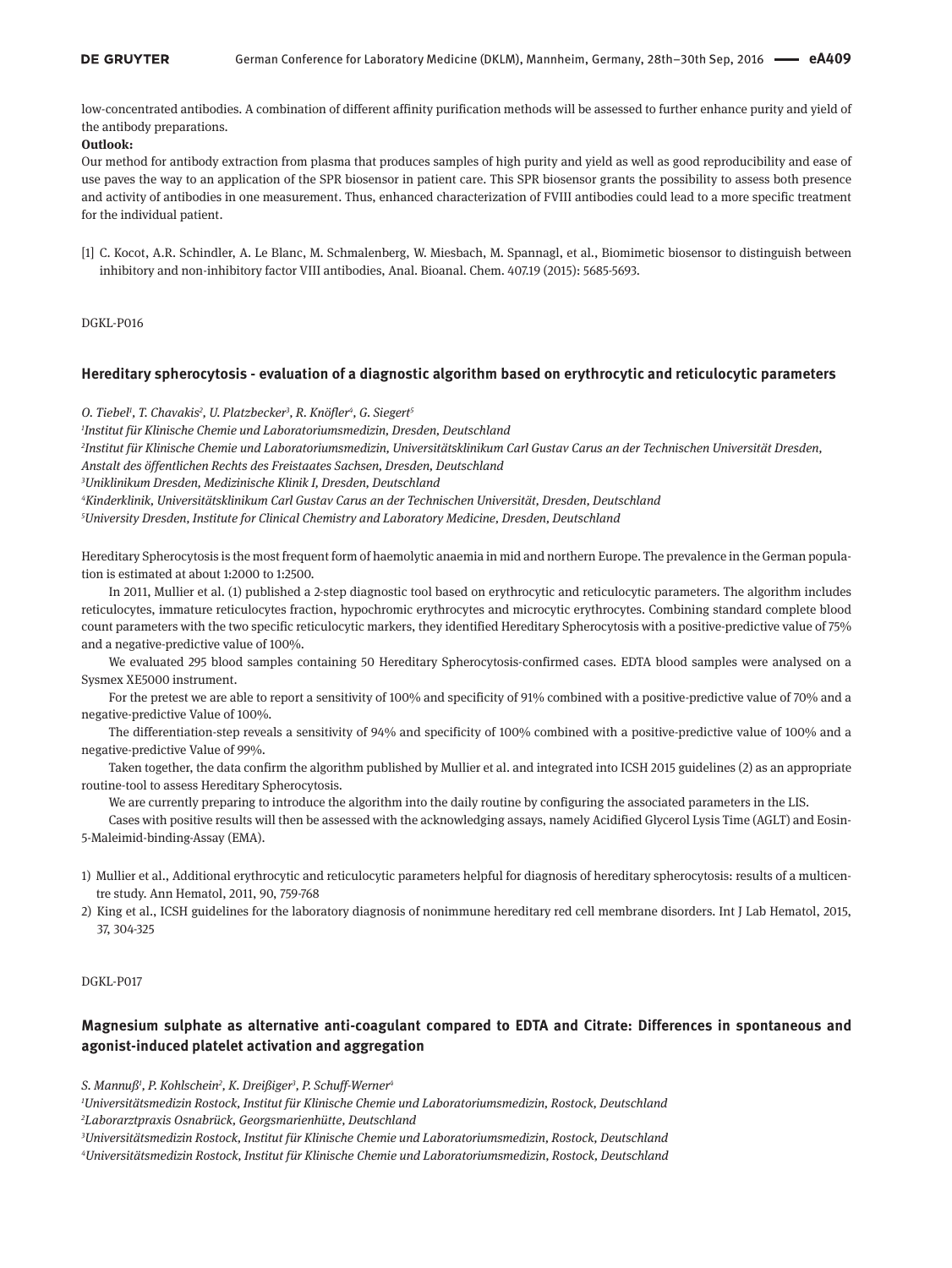low-concentrated antibodies. A combination of different affinity purification methods will be assessed to further enhance purity and yield of the antibody preparations.

**Outlook:**

Our method for antibody extraction from plasma that produces samples of high purity and yield as well as good reproducibility and ease of use paves the way to an application of the SPR biosensor in patient care. This SPR biosensor grants the possibility to assess both presence and activity of antibodies in one measurement. Thus, enhanced characterization of FVIII antibodies could lead to a more specific treatment for the individual patient.

[1] C. Kocot, A.R. Schindler, A. Le Blanc, M. Schmalenberg, W. Miesbach, M. Spannagl, et al., Biomimetic biosensor to distinguish between inhibitory and non-inhibitory factor VIII antibodies, Anal. Bioanal. Chem. 407.19 (2015): 5685-5693.

DGKL-P016

## Hereditary spherocytosis - evaluation of a diagnostic algorithm based on erythrocytic and reticulocytic parameters

*O. Tiebel[1], T. Chavakis[2], U. Platzbecker[3], R. Knöfler[4], G. Siegert[5]*

*[1]Institut für Klinische Chemie und Laboratoriumsmedizin, Dresden, Deutschland*
*[2]Institut für Klinische Chemie und Laboratoriumsmedizin, Universitätsklinikum Carl Gustav Carus an der Technischen Universität Dresden, Anstalt des öffentlichen Rechts des Freistaates Sachsen, Dresden, Deutschland*
*[3]Uniklinikum Dresden, Medizinische Klinik I, Dresden, Deutschland*
*[4]Kinderklinik, Universitätsklinikum Carl Gustav Carus an der Technischen Universität, Dresden, Deutschland*
*[5]University Dresden, Institute for Clinical Chemistry and Laboratory Medicine, Dresden, Deutschland*

Hereditary Spherocytosis is the most frequent form of haemolytic anaemia in mid and northern Europe. The prevalence in the German population is estimated at about 1:2000 to 1:2500.

In 2011, Mullier et al. (1) published a 2-step diagnostic tool based on erythrocytic and reticulocytic parameters. The algorithm includes reticulocytes, immature reticulocytes fraction, hypochromic erythrocytes and microcytic erythrocytes. Combining standard complete blood count parameters with the two specific reticulocytic markers, they identified Hereditary Spherocytosis with a positive-predictive value of 75% and a negative-predictive value of 100%.

We evaluated 295 blood samples containing 50 Hereditary Spherocytosis-confirmed cases. EDTA blood samples were analysed on a Sysmex XE5000 instrument.

For the pretest we are able to report a sensitivity of 100% and specificity of 91% combined with a positive-predictive value of 70% and a negative-predictive Value of 100%.

The differentiation-step reveals a sensitivity of 94% and specificity of 100% combined with a positive-predictive value of 100% and a negative-predictive Value of 99%.

Taken together, the data confirm the algorithm published by Mullier et al. and integrated into ICSH 2015 guidelines (2) as an appropriate routine-tool to assess Hereditary Spherocytosis.

We are currently preparing to introduce the algorithm into the daily routine by configuring the associated parameters in the LIS.

Cases with positive results will then be assessed with the acknowledging assays, namely Acidified Glycerol Lysis Time (AGLT) and Eosin-5-Maleimid-binding-Assay (EMA).

1) Mullier et al., Additional erythrocytic and reticulocytic parameters helpful for diagnosis of hereditary spherocytosis: results of a multicentre study. Ann Hematol, 2011, 90, 759-768
2) King et al., ICSH guidelines for the laboratory diagnosis of nonimmune hereditary red cell membrane disorders. Int J Lab Hematol, 2015, 37, 304-325

DGKL-P017

## Magnesium sulphate as alternative anti-coagulant compared to EDTA and Citrate: Differences in spontaneous and agonist-induced platelet activation and aggregation

*S. Mannuß[1], P. Kohlschein[2], K. Dreißiger[3], P. Schuff-Werner[4]*

*[1]Universitätsmedizin Rostock, Institut für Klinische Chemie und Laboratoriumsmedizin, Rostock, Deutschland*
*[2]Laborarztpraxis Osnabrück, Georgsmarienhütte, Deutschland*
*[3]Universitätsmedizin Rostock, Institut für Klinische Chemie und Laboratoriumsmedizin, Rostock, Deutschland*
*[4]Universitätsmedizin Rostock, Institut für Klinische Chemie und Laboratoriumsmedizin, Rostock, Deutschland*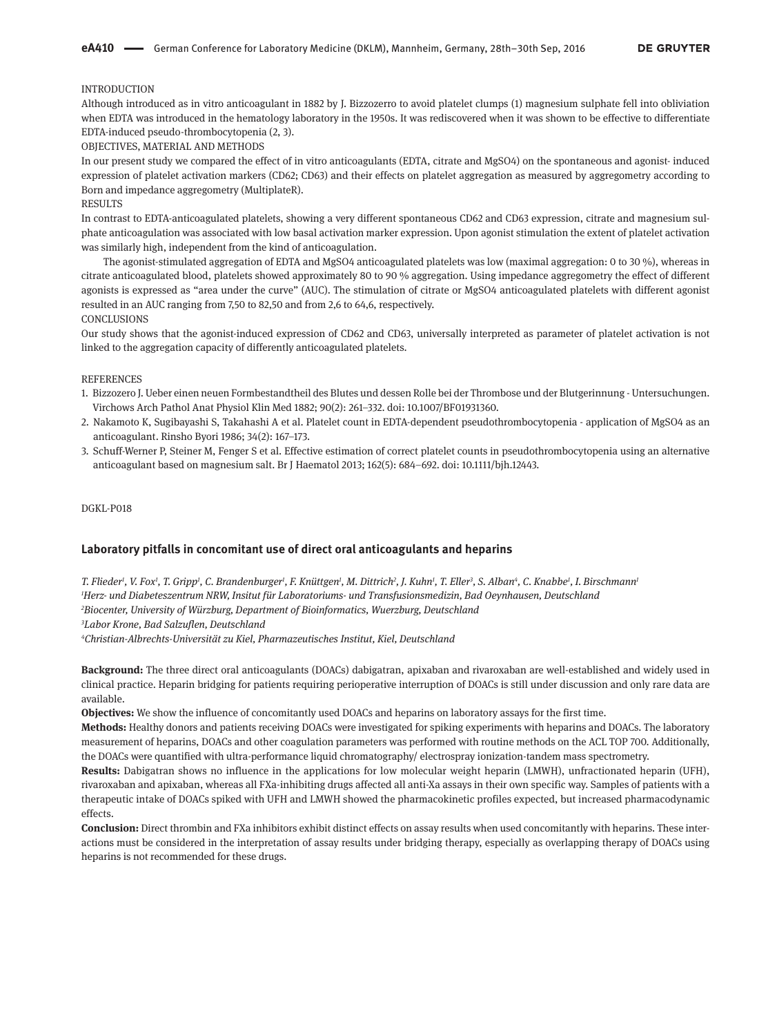INTRODUCTION

Although introduced as in vitro anticoagulant in 1882 by J. Bizzozerro to avoid platelet clumps (1) magnesium sulphate fell into obliviation when EDTA was introduced in the hematology laboratory in the 1950s. It was rediscovered when it was shown to be effective to differentiate EDTA-induced pseudo-thrombocytopenia (2, 3).

OBJECTIVES, MATERIAL AND METHODS

In our present study we compared the effect of in vitro anticoagulants (EDTA, citrate and MgSO4) on the spontaneous and agonist- induced expression of platelet activation markers (CD62; CD63) and their effects on platelet aggregation as measured by aggregometry according to Born and impedance aggregometry (MultiplateR).

RESULTS

In contrast to EDTA-anticoagulated platelets, showing a very different spontaneous CD62 and CD63 expression, citrate and magnesium sulphate anticoagulation was associated with low basal activation marker expression. Upon agonist stimulation the extent of platelet activation was similarly high, independent from the kind of anticoagulation.

The agonist-stimulated aggregation of EDTA and MgSO4 anticoagulated platelets was low (maximal aggregation: 0 to 30 %), whereas in citrate anticoagulated blood, platelets showed approximately 80 to 90 % aggregation. Using impedance aggregometry the effect of different agonists is expressed as "area under the curve" (AUC). The stimulation of citrate or MgSO4 anticoagulated platelets with different agonist resulted in an AUC ranging from 7,50 to 82,50 and from 2,6 to 64,6, respectively.

CONCLUSIONS

Our study shows that the agonist-induced expression of CD62 and CD63, universally interpreted as parameter of platelet activation is not linked to the aggregation capacity of differently anticoagulated platelets.

REFERENCES

1. Bizzozero J. Ueber einen neuen Formbestandtheil des Blutes und dessen Rolle bei der Thrombose und der Blutgerinnung - Untersuchungen. Virchows Arch Pathol Anat Physiol Klin Med 1882; 90(2): 261–332. doi: 10.1007/BF01931360.
2. Nakamoto K, Sugibayashi S, Takahashi A et al. Platelet count in EDTA-dependent pseudothrombocytopenia - application of MgSO4 as an anticoagulant. Rinsho Byori 1986; 34(2): 167–173.
3. Schuff-Werner P, Steiner M, Fenger S et al. Effective estimation of correct platelet counts in pseudothrombocytopenia using an alternative anticoagulant based on magnesium salt. Br J Haematol 2013; 162(5): 684–692. doi: 10.1111/bjh.12443.

DGKL-P018

### Laboratory pitfalls in concomitant use of direct oral anticoagulants and heparins

*T. Flieder[1], V. Fox[1], T. Gripp[1], C. Brandenburger[1], F. Knüttgen[1], M. Dittrich[2], J. Kuhn[1], T. Eller[3], S. Alban[4], C. Knabbe[1], I. Birschmann[1]*

*[1]Herz- und Diabeteszentrum NRW, Insitut für Laboratoriums- und Transfusionsmedizin, Bad Oeynhausen, Deutschland*

*[2]Biocenter, University of Würzburg, Department of Bioinformatics, Wuerzburg, Deutschland*

*[3]Labor Krone, Bad Salzuflen, Deutschland*

*[4]Christian-Albrechts-Universität zu Kiel, Pharmazeutisches Institut, Kiel, Deutschland*

**Background:** The three direct oral anticoagulants (DOACs) dabigatran, apixaban and rivaroxaban are well-established and widely used in clinical practice. Heparin bridging for patients requiring perioperative interruption of DOACs is still under discussion and only rare data are available.

**Objectives:** We show the influence of concomitantly used DOACs and heparins on laboratory assays for the first time.

**Methods:** Healthy donors and patients receiving DOACs were investigated for spiking experiments with heparins and DOACs. The laboratory measurement of heparins, DOACs and other coagulation parameters was performed with routine methods on the ACL TOP 700. Additionally, the DOACs were quantified with ultra-performance liquid chromatography/ electrospray ionization-tandem mass spectrometry.

**Results:** Dabigatran shows no influence in the applications for low molecular weight heparin (LMWH), unfractionated heparin (UFH), rivaroxaban and apixaban, whereas all FXa-inhibiting drugs affected all anti-Xa assays in their own specific way. Samples of patients with a therapeutic intake of DOACs spiked with UFH and LMWH showed the pharmacokinetic profiles expected, but increased pharmacodynamic effects.

**Conclusion:** Direct thrombin and FXa inhibitors exhibit distinct effects on assay results when used concomitantly with heparins. These interactions must be considered in the interpretation of assay results under bridging therapy, especially as overlapping therapy of DOACs using heparins is not recommended for these drugs.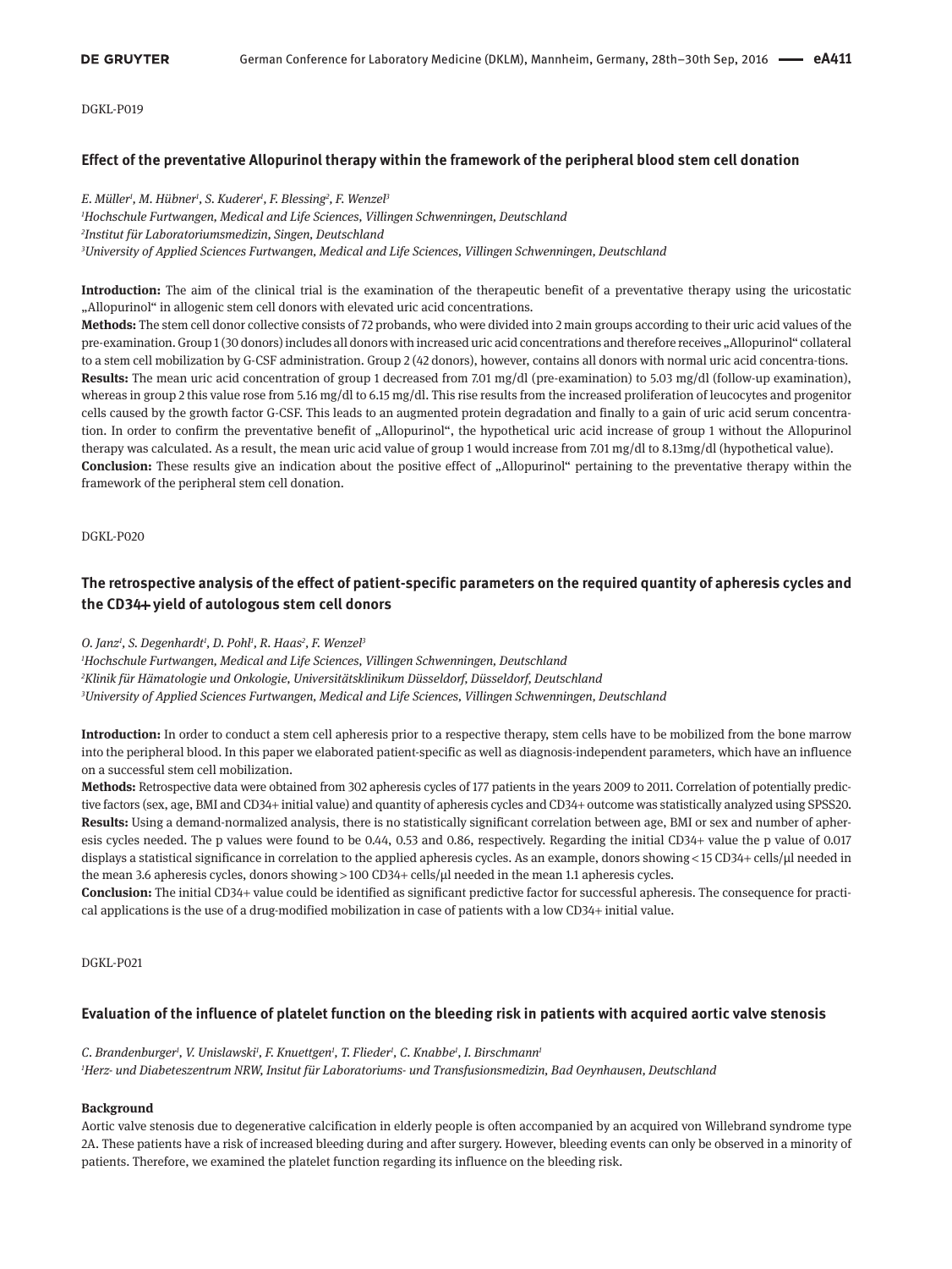DGKL-P019

### Effect of the preventative Allopurinol therapy within the framework of the peripheral blood stem cell donation

*E. Müller[1], M. Hübner[1], S. Kuderer[1], F. Blessing[2], F. Wenzel[3]*

*[1]Hochschule Furtwangen, Medical and Life Sciences, Villingen Schwenningen, Deutschland*

*[2]Institut für Laboratoriumsmedizin, Singen, Deutschland*

*[3]University of Applied Sciences Furtwangen, Medical and Life Sciences, Villingen Schwenningen, Deutschland*

**Introduction:** The aim of the clinical trial is the examination of the therapeutic benefit of a preventative therapy using the uricostatic „Allopurinol" in allogenic stem cell donors with elevated uric acid concentrations.

**Methods:** The stem cell donor collective consists of 72 probands, who were divided into 2 main groups according to their uric acid values of the pre-examination. Group 1 (30 donors) includes all donors with increased uric acid concentrations and therefore receives „Allopurinol" collateral to a stem cell mobilization by G-CSF administration. Group 2 (42 donors), however, contains all donors with normal uric acid concentra-tions.

**Results:** The mean uric acid concentration of group 1 decreased from 7.01 mg/dl (pre-examination) to 5.03 mg/dl (follow-up examination), whereas in group 2 this value rose from 5.16 mg/dl to 6.15 mg/dl. This rise results from the increased proliferation of leucocytes and progenitor cells caused by the growth factor G-CSF. This leads to an augmented protein degradation and finally to a gain of uric acid serum concentration. In order to confirm the preventative benefit of „Allopurinol", the hypothetical uric acid increase of group 1 without the Allopurinol therapy was calculated. As a result, the mean uric acid value of group 1 would increase from 7.01 mg/dl to 8.13mg/dl (hypothetical value).

**Conclusion:** These results give an indication about the positive effect of „Allopurinol" pertaining to the preventative therapy within the framework of the peripheral stem cell donation.

DGKL-P020

### The retrospective analysis of the effect of patient-specific parameters on the required quantity of apheresis cycles and the CD34+ yield of autologous stem cell donors

*O. Janz[1], S. Degenhardt[1], D. Pohl[1], R. Haas[2], F. Wenzel[3]*

*[1]Hochschule Furtwangen, Medical and Life Sciences, Villingen Schwenningen, Deutschland*

*[2]Klinik für Hämatologie und Onkologie, Universitätsklinikum Düsseldorf, Düsseldorf, Deutschland*

*[3]University of Applied Sciences Furtwangen, Medical and Life Sciences, Villingen Schwenningen, Deutschland*

**Introduction:** In order to conduct a stem cell apheresis prior to a respective therapy, stem cells have to be mobilized from the bone marrow into the peripheral blood. In this paper we elaborated patient-specific as well as diagnosis-independent parameters, which have an influence on a successful stem cell mobilization.

**Methods:** Retrospective data were obtained from 302 apheresis cycles of 177 patients in the years 2009 to 2011. Correlation of potentially predictive factors (sex, age, BMI and CD34+ initial value) and quantity of apheresis cycles and CD34+ outcome was statistically analyzed using SPSS20.

**Results:** Using a demand-normalized analysis, there is no statistically significant correlation between age, BMI or sex and number of apheresis cycles needed. The p values were found to be 0.44, 0.53 and 0.86, respectively. Regarding the initial CD34+ value the p value of 0.017 displays a statistical significance in correlation to the applied apheresis cycles. As an example, donors showing < 15 CD34+ cells/µl needed in the mean 3.6 apheresis cycles, donors showing > 100 CD34+ cells/µl needed in the mean 1.1 apheresis cycles.

**Conclusion:** The initial CD34+ value could be identified as significant predictive factor for successful apheresis. The consequence for practical applications is the use of a drug-modified mobilization in case of patients with a low CD34+ initial value.

DGKL-P021

### Evaluation of the influence of platelet function on the bleeding risk in patients with acquired aortic valve stenosis

*C. Brandenburger[1], V. Unislawski[1], F. Knuettgen[1], T. Flieder[1], C. Knabbe[1], I. Birschmann[1]*

*[1]Herz- und Diabeteszentrum NRW, Insitut für Laboratoriums- und Transfusionsmedizin, Bad Oeynhausen, Deutschland*

**Background**

Aortic valve stenosis due to degenerative calcification in elderly people is often accompanied by an acquired von Willebrand syndrome type 2A. These patients have a risk of increased bleeding during and after surgery. However, bleeding events can only be observed in a minority of patients. Therefore, we examined the platelet function regarding its influence on the bleeding risk.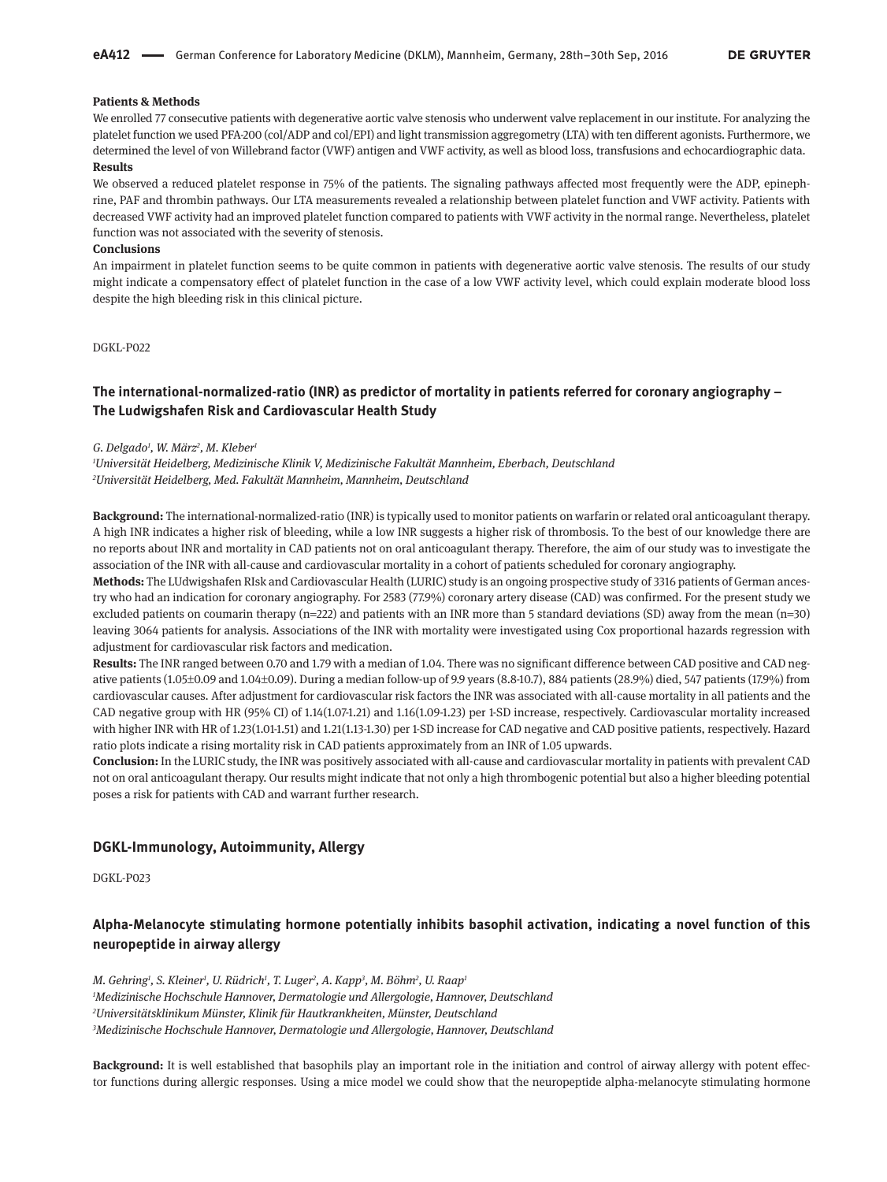**Patients & Methods**

We enrolled 77 consecutive patients with degenerative aortic valve stenosis who underwent valve replacement in our institute. For analyzing the platelet function we used PFA-200 (col/ADP and col/EPI) and light transmission aggregometry (LTA) with ten different agonists. Furthermore, we determined the level of von Willebrand factor (VWF) antigen and VWF activity, as well as blood loss, transfusions and echocardiographic data.

**Results**

We observed a reduced platelet response in 75% of the patients. The signaling pathways affected most frequently were the ADP, epinephrine, PAF and thrombin pathways. Our LTA measurements revealed a relationship between platelet function and VWF activity. Patients with decreased VWF activity had an improved platelet function compared to patients with VWF activity in the normal range. Nevertheless, platelet function was not associated with the severity of stenosis.

**Conclusions**

An impairment in platelet function seems to be quite common in patients with degenerative aortic valve stenosis. The results of our study might indicate a compensatory effect of platelet function in the case of a low VWF activity level, which could explain moderate blood loss despite the high bleeding risk in this clinical picture.

DGKL-P022

### The international-normalized-ratio (INR) as predictor of mortality in patients referred for coronary angiography – The Ludwigshafen Risk and Cardiovascular Health Study

*G. Delgado[1], W. März[2], M. Kleber[1]*

*[1]Universität Heidelberg, Medizinische Klinik V, Medizinische Fakultät Mannheim, Eberbach, Deutschland*
*[2]Universität Heidelberg, Med. Fakultät Mannheim, Mannheim, Deutschland*

**Background:** The international-normalized-ratio (INR) is typically used to monitor patients on warfarin or related oral anticoagulant therapy. A high INR indicates a higher risk of bleeding, while a low INR suggests a higher risk of thrombosis. To the best of our knowledge there are no reports about INR and mortality in CAD patients not on oral anticoagulant therapy. Therefore, the aim of our study was to investigate the association of the INR with all-cause and cardiovascular mortality in a cohort of patients scheduled for coronary angiography.

**Methods:** The LUdwigshafen RIsk and Cardiovascular Health (LURIC) study is an ongoing prospective study of 3316 patients of German ancestry who had an indication for coronary angiography. For 2583 (77.9%) coronary artery disease (CAD) was confirmed. For the present study we excluded patients on coumarin therapy (n=222) and patients with an INR more than 5 standard deviations (SD) away from the mean (n=30) leaving 3064 patients for analysis. Associations of the INR with mortality were investigated using Cox proportional hazards regression with adjustment for cardiovascular risk factors and medication.

**Results:** The INR ranged between 0.70 and 1.79 with a median of 1.04. There was no significant difference between CAD positive and CAD negative patients (1.05±0.09 and 1.04±0.09). During a median follow-up of 9.9 years (8.8-10.7), 884 patients (28.9%) died, 547 patients (17.9%) from cardiovascular causes. After adjustment for cardiovascular risk factors the INR was associated with all-cause mortality in all patients and the CAD negative group with HR (95% CI) of 1.14(1.07-1.21) and 1.16(1.09-1.23) per 1-SD increase, respectively. Cardiovascular mortality increased with higher INR with HR of 1.23(1.01-1.51) and 1.21(1.13-1.30) per 1-SD increase for CAD negative and CAD positive patients, respectively. Hazard ratio plots indicate a rising mortality risk in CAD patients approximately from an INR of 1.05 upwards.

**Conclusion:** In the LURIC study, the INR was positively associated with all-cause and cardiovascular mortality in patients with prevalent CAD not on oral anticoagulant therapy. Our results might indicate that not only a high thrombogenic potential but also a higher bleeding potential poses a risk for patients with CAD and warrant further research.

## DGKL-Immunology, Autoimmunity, Allergy

DGKL-P023

### Alpha-Melanocyte stimulating hormone potentially inhibits basophil activation, indicating a novel function of this neuropeptide in airway allergy

*M. Gehring[1], S. Kleiner[1], U. Rüdrich[1], T. Luger[2], A. Kapp[3], M. Böhm[2], U. Raap[1]*

*[1]Medizinische Hochschule Hannover, Dermatologie und Allergologie, Hannover, Deutschland*
*[2]Universitätsklinikum Münster, Klinik für Hautkrankheiten, Münster, Deutschland*
*[3]Medizinische Hochschule Hannover, Dermatologie und Allergologie, Hannover, Deutschland*

**Background:** It is well established that basophils play an important role in the initiation and control of airway allergy with potent effector functions during allergic responses. Using a mice model we could show that the neuropeptide alpha-melanocyte stimulating hormone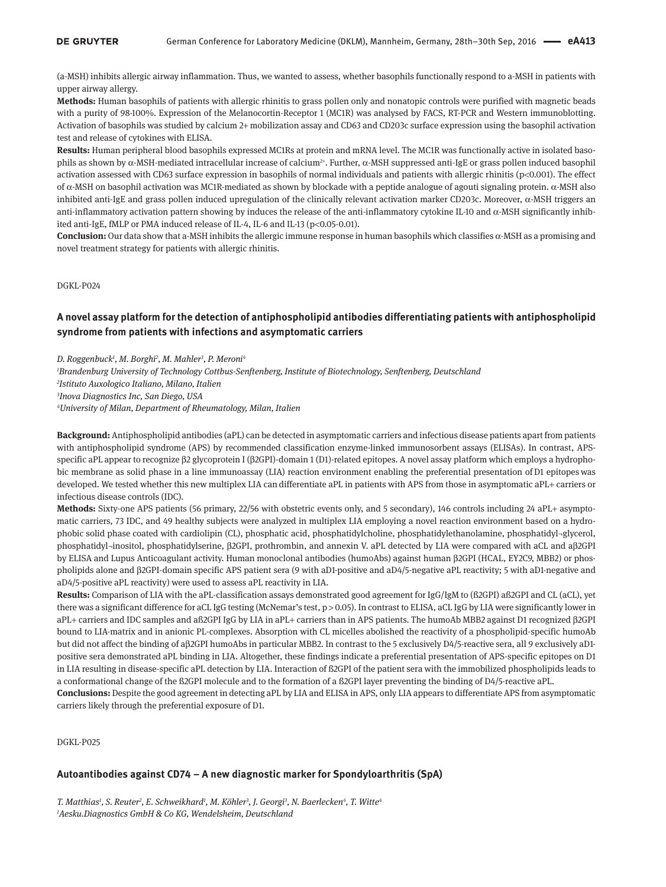(a-MSH) inhibits allergic airway inflammation. Thus, we wanted to assess, whether basophils functionally respond to a-MSH in patients with upper airway allergy.

**Methods:** Human basophils of patients with allergic rhinitis to grass pollen only and nonatopic controls were purified with magnetic beads with a purity of 98-100%. Expression of the Melanocortin-Receptor 1 (MC1R) was analysed by FACS, RT-PCR and Western immunoblotting. Activation of basophils was studied by calcium 2+ mobilization assay and CD63 and CD203c surface expression using the basophil activation test and release of cytokines with ELISA.

**Results:** Human peripheral blood basophils expressed MC1Rs at protein and mRNA level. The MC1R was functionally active in isolated basophils as shown by α-MSH-mediated intracellular increase of calcium$^{2+}$. Further, α-MSH suppressed anti-IgE or grass pollen induced basophil activation assessed with CD63 surface expression in basophils of normal individuals and patients with allergic rhinitis ($p<0.001$). The effect of α-MSH on basophil activation was MC1R-mediated as shown by blockade with a peptide analogue of agouti signaling protein. α-MSH also inhibited anti-IgE and grass pollen induced upregulation of the clinically relevant activation marker CD203c. Moreover, α-MSH triggers an anti-inflammatory activation pattern showing by induces the release of the anti-inflammatory cytokine IL-10 and α-MSH significantly inhibited anti-IgE, fMLP or PMA induced release of IL-4, IL-6 and IL-13 ($p<0.05$-$0.01$).

**Conclusion:** Our data show that a-MSH inhibits the allergic immune response in human basophils which classifies α-MSH as a promising and novel treatment strategy for patients with allergic rhinitis.

DGKL-P024

## A novel assay platform for the detection of antiphospholipid antibodies differentiating patients with antiphospholipid syndrome from patients with infections and asymptomatic carriers

*D. Roggenbuck[1], M. Borghi[2], M. Mahler[3], P. Meroni[4]*

*[1]Brandenburg University of Technology Cottbus-Senftenberg, Institute of Biotechnology, Senftenberg, Deutschland*

*[2]Istituto Auxologico Italiano, Milano, Italien*

*[3]Inova Diagnostics Inc, San Diego, USA*

*[4]University of Milan, Department of Rheumatology, Milan, Italien*

**Background:** Antiphospholipid antibodies (aPL) can be detected in asymptomatic carriers and infectious disease patients apart from patients with antiphospholipid syndrome (APS) by recommended classification enzyme-linked immunosorbent assays (ELISAs). In contrast, APS-specific aPL appear to recognize β2 glycoprotein I (β2GPI)-domain 1 (D1)-related epitopes. A novel assay platform which employs a hydrophobic membrane as solid phase in a line immunoassay (LIA) reaction environment enabling the preferential presentation of D1 epitopes was developed. We tested whether this new multiplex LIA can differentiate aPL in patients with APS from those in asymptomatic aPL+ carriers or infectious disease controls (IDC).

**Methods:** Sixty-one APS patients (56 primary, 22/56 with obstetric events only, and 5 secondary), 146 controls including 24 aPL+ asymptomatic carriers, 73 IDC, and 49 healthy subjects were analyzed in multiplex LIA employing a novel reaction environment based on a hydrophobic solid phase coated with cardiolipin (CL), phosphatic acid, phosphatidylcholine, phosphatidylethanolamine, phosphatidyl¬glycerol, phosphatidyl¬inositol, phosphatidylserine, β2GPI, prothrombin, and annexin V. aPL detected by LIA were compared with aCL and aβ2GPI by ELISA and Lupus Anticoagulant activity. Human monoclonal antibodies (humoAbs) against human β2GPI (HCAL, EY2C9, MBB2) or phospholipids alone and β2GPI-domain specific APS patient sera (9 with aD1-positive and aD4/5-negative aPL reactivity; 5 with aD1-negative and aD4/5-positive aPL reactivity) were used to assess aPL reactivity in LIA.

**Results:** Comparison of LIA with the aPL-classification assays demonstrated good agreement for IgG/IgM to (ß2GPI) aß2GPI and CL (aCL), yet there was a significant difference for aCL IgG testing (McNemar's test, $p > 0.05$). In contrast to ELISA, aCL IgG by LIA were significantly lower in aPL+ carriers and IDC samples and aß2GPI IgG by LIA in aPL+ carriers than in APS patients. The humoAb MBB2 against D1 recognized β2GPI bound to LIA-matrix and in anionic PL-complexes. Absorption with CL micelles abolished the reactivity of a phospholipid-specific humoAb but did not affect the binding of aβ2GPI humoAbs in particular MBB2. In contrast to the 5 exclusively D4/5-reactive sera, all 9 exclusively aD1-positive sera demonstrated aPL binding in LIA. Altogether, these findings indicate a preferential presentation of APS-specific epitopes on D1 in LIA resulting in disease-specific aPL detection by LIA. Interaction of ß2GPI of the patient sera with the immobilized phospholipids leads to a conformational change of the ß2GPI molecule and to the formation of a ß2GPI layer preventing the binding of D4/5-reactive aPL.

**Conclusions:** Despite the good agreement in detecting aPL by LIA and ELISA in APS, only LIA appears to differentiate APS from asymptomatic carriers likely through the preferential exposure of D1.

DGKL-P025

## Autoantibodies against CD74 – A new diagnostic marker for Spondyloarthritis (SpA)

*T. Matthias[1], S. Reuter[2], E. Schweikhard[1], M. Köhler[3], J. Georgi[3], N. Baerlecken[4], T. Witte[4]*

*[1]Aesku.Diagnostics GmbH & Co KG, Wendelsheim, Deutschland*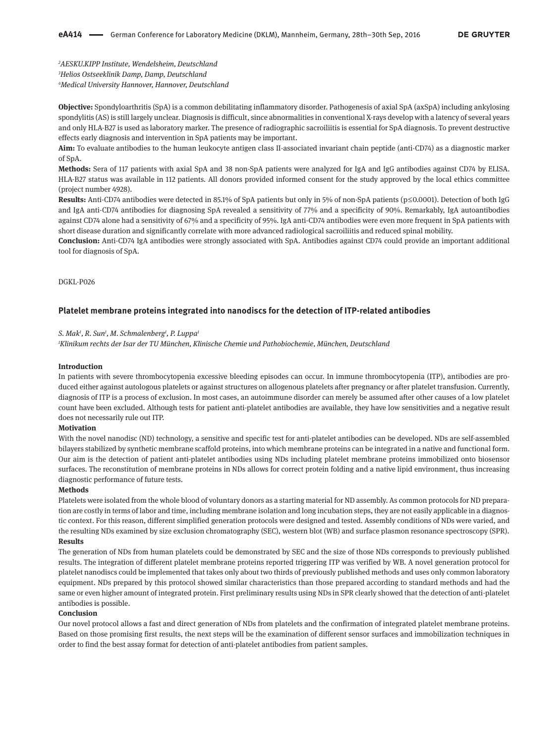[2]AESKU.KIPP Institute, Wendelsheim, Deutschland
[3]Helios Ostseeklinik Damp, Damp, Deutschland
[4]Medical University Hannover, Hannover, Deutschland

**Objective:** Spondyloarthritis (SpA) is a common debilitating inflammatory disorder. Pathogenesis of axial SpA (axSpA) including ankylosing spondylitis (AS) is still largely unclear. Diagnosis is difficult, since abnormalities in conventional X-rays develop with a latency of several years and only HLA-B27 is used as laboratory marker. The presence of radiographic sacroiliitis is essential for SpA diagnosis. To prevent destructive effects early diagnosis and intervention in SpA patients may be important.

**Aim:** To evaluate antibodies to the human leukocyte antigen class II-associated invariant chain peptide (anti-CD74) as a diagnostic marker of SpA.

**Methods:** Sera of 117 patients with axial SpA and 38 non-SpA patients were analyzed for IgA and IgG antibodies against CD74 by ELISA. HLA-B27 status was available in 112 patients. All donors provided informed consent for the study approved by the local ethics committee (project number 4928).

**Results:** Anti-CD74 antibodies were detected in 85.1% of SpA patients but only in 5% of non-SpA patients ($p \leq 0.0001$). Detection of both IgG and IgA anti-CD74 antibodies for diagnosing SpA revealed a sensitivity of 77% and a specificity of 90%. Remarkably, IgA autoantibodies against CD74 alone had a sensitivity of 67% and a specificity of 95%. IgA anti-CD74 antibodies were even more frequent in SpA patients with short disease duration and significantly correlate with more advanced radiological sacroiliitis and reduced spinal mobility.

**Conclusion:** Anti-CD74 IgA antibodies were strongly associated with SpA. Antibodies against CD74 could provide an important additional tool for diagnosis of SpA.

DGKL-P026

## Platelet membrane proteins integrated into nanodiscs for the detection of ITP-related antibodies

*S. Mak[1], R. Sun[1], M. Schmalenberg[1], P. Luppa[1]*

*[1]Klinikum rechts der Isar der TU München, Klinische Chemie und Pathobiochemie, München, Deutschland*

**Introduction**

In patients with severe thrombocytopenia excessive bleeding episodes can occur. In immune thrombocytopenia (ITP), antibodies are produced either against autologous platelets or against structures on allogenous platelets after pregnancy or after platelet transfusion. Currently, diagnosis of ITP is a process of exclusion. In most cases, an autoimmune disorder can merely be assumed after other causes of a low platelet count have been excluded. Although tests for patient anti-platelet antibodies are available, they have low sensitivities and a negative result does not necessarily rule out ITP.

**Motivation**

With the novel nanodisc (ND) technology, a sensitive and specific test for anti-platelet antibodies can be developed. NDs are self-assembled bilayers stabilized by synthetic membrane scaffold proteins, into which membrane proteins can be integrated in a native and functional form. Our aim is the detection of patient anti-platelet antibodies using NDs including platelet membrane proteins immobilized onto biosensor surfaces. The reconstitution of membrane proteins in NDs allows for correct protein folding and a native lipid environment, thus increasing diagnostic performance of future tests.

**Methods**

Platelets were isolated from the whole blood of voluntary donors as a starting material for ND assembly. As common protocols for ND preparation are costly in terms of labor and time, including membrane isolation and long incubation steps, they are not easily applicable in a diagnostic context. For this reason, different simplified generation protocols were designed and tested. Assembly conditions of NDs were varied, and the resulting NDs examined by size exclusion chromatography (SEC), western blot (WB) and surface plasmon resonance spectroscopy (SPR).

**Results**

The generation of NDs from human platelets could be demonstrated by SEC and the size of those NDs corresponds to previously published results. The integration of different platelet membrane proteins reported triggering ITP was verified by WB. A novel generation protocol for platelet nanodiscs could be implemented that takes only about two thirds of previously published methods and uses only common laboratory equipment. NDs prepared by this protocol showed similar characteristics than those prepared according to standard methods and had the same or even higher amount of integrated protein. First preliminary results using NDs in SPR clearly showed that the detection of anti-platelet antibodies is possible.

**Conclusion**

Our novel protocol allows a fast and direct generation of NDs from platelets and the confirmation of integrated platelet membrane proteins. Based on those promising first results, the next steps will be the examination of different sensor surfaces and immobilization techniques in order to find the best assay format for detection of anti-platelet antibodies from patient samples.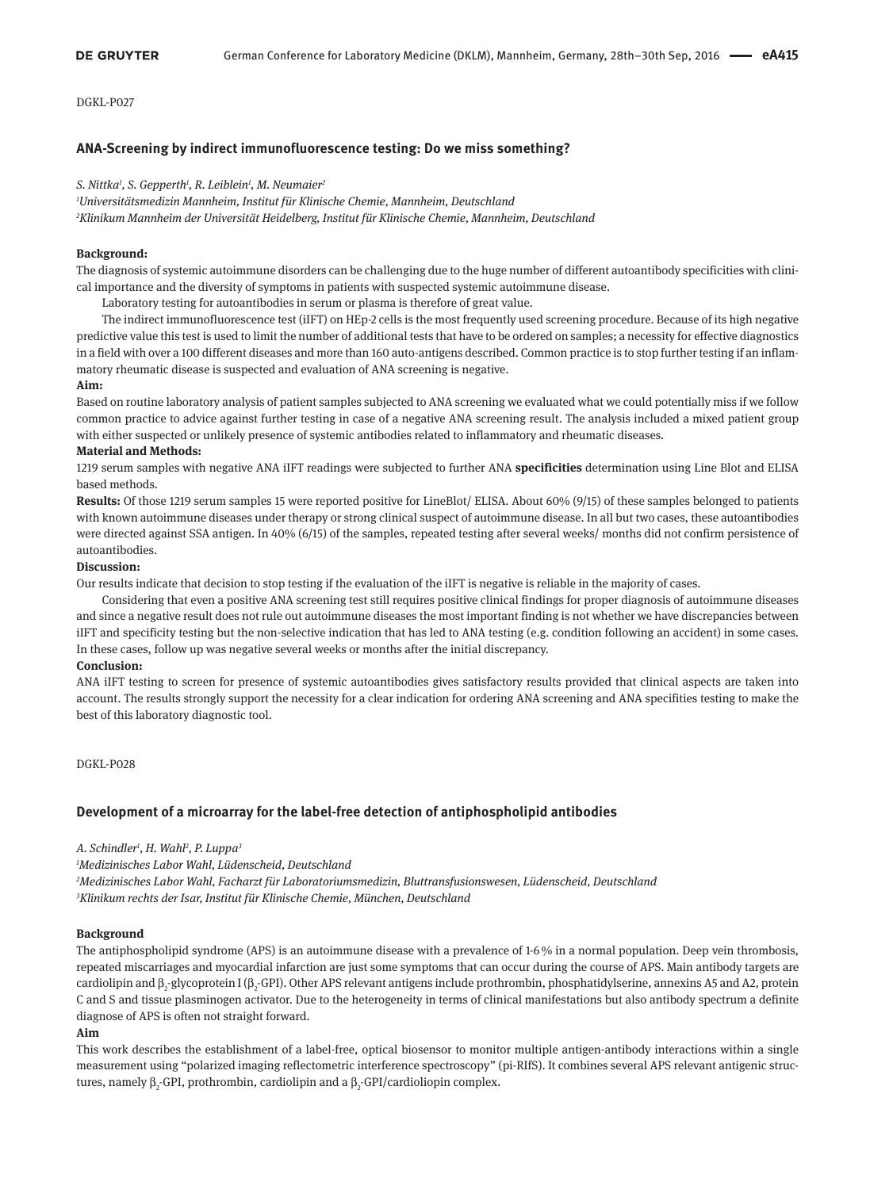DGKL-P027

## ANA-Screening by indirect immunofluorescence testing: Do we miss something?

*S. Nittka[1], S. Gepperth[1], R. Leiblein[1], M. Neumaier[2]*

*[1]Universitätsmedizin Mannheim, Institut für Klinische Chemie, Mannheim, Deutschland*

*[2]Klinikum Mannheim der Universität Heidelberg, Institut für Klinische Chemie, Mannheim, Deutschland*

**Background:**

The diagnosis of systemic autoimmune disorders can be challenging due to the huge number of different autoantibody specificities with clinical importance and the diversity of symptoms in patients with suspected systemic autoimmune disease.

Laboratory testing for autoantibodies in serum or plasma is therefore of great value.

The indirect immunofluorescence test (iIFT) on HEp-2 cells is the most frequently used screening procedure. Because of its high negative predictive value this test is used to limit the number of additional tests that have to be ordered on samples; a necessity for effective diagnostics in a field with over a 100 different diseases and more than 160 auto-antigens described. Common practice is to stop further testing if an inflammatory rheumatic disease is suspected and evaluation of ANA screening is negative.

**Aim:**

Based on routine laboratory analysis of patient samples subjected to ANA screening we evaluated what we could potentially miss if we follow common practice to advice against further testing in case of a negative ANA screening result. The analysis included a mixed patient group with either suspected or unlikely presence of systemic antibodies related to inflammatory and rheumatic diseases.

**Material and Methods:**

1219 serum samples with negative ANA iIFT readings were subjected to further ANA **specificities** determination using Line Blot and ELISA based methods.

**Results:** Of those 1219 serum samples 15 were reported positive for LineBlot/ ELISA. About 60% (9/15) of these samples belonged to patients with known autoimmune diseases under therapy or strong clinical suspect of autoimmune disease. In all but two cases, these autoantibodies were directed against SSA antigen. In 40% (6/15) of the samples, repeated testing after several weeks/ months did not confirm persistence of autoantibodies.

**Discussion:**

Our results indicate that decision to stop testing if the evaluation of the iIFT is negative is reliable in the majority of cases.

Considering that even a positive ANA screening test still requires positive clinical findings for proper diagnosis of autoimmune diseases and since a negative result does not rule out autoimmune diseases the most important finding is not whether we have discrepancies between iIFT and specificity testing but the non-selective indication that has led to ANA testing (e.g. condition following an accident) in some cases. In these cases, follow up was negative several weeks or months after the initial discrepancy.

**Conclusion:**

ANA iIFT testing to screen for presence of systemic autoantibodies gives satisfactory results provided that clinical aspects are taken into account. The results strongly support the necessity for a clear indication for ordering ANA screening and ANA specifities testing to make the best of this laboratory diagnostic tool.

DGKL-P028

## Development of a microarray for the label-free detection of antiphospholipid antibodies

*A. Schindler[1], H. Wahl[2], P. Luppa[3]*

*[1]Medizinisches Labor Wahl, Lüdenscheid, Deutschland*

*[2]Medizinisches Labor Wahl, Facharzt für Laboratoriumsmedizin, Bluttransfusionswesen, Lüdenscheid, Deutschland*

*[3]Klinikum rechts der Isar, Institut für Klinische Chemie, München, Deutschland*

**Background**

The antiphospholipid syndrome (APS) is an autoimmune disease with a prevalence of 1-6 % in a normal population. Deep vein thrombosis, repeated miscarriages and myocardial infarction are just some symptoms that can occur during the course of APS. Main antibody targets are cardiolipin and $\beta_2$-glycoprotein I ($\beta_2$-GPI). Other APS relevant antigens include prothrombin, phosphatidylserine, annexins A5 and A2, protein C and S and tissue plasminogen activator. Due to the heterogeneity in terms of clinical manifestations but also antibody spectrum a definite diagnose of APS is often not straight forward.

**Aim**

This work describes the establishment of a label-free, optical biosensor to monitor multiple antigen-antibody interactions within a single measurement using "polarized imaging reflectometric interference spectroscopy" (pi-RIfS). It combines several APS relevant antigenic structures, namely $\beta_2$-GPI, prothrombin, cardiolipin and a $\beta_2$-GPI/cardioliopin complex.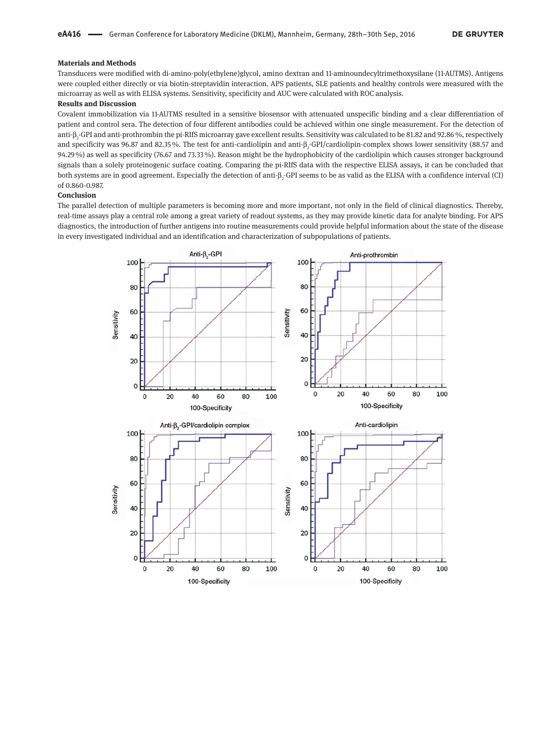**Materials and Methods**

Transducers were modified with di-amino-poly(ethylene)glycol, amino dextran and 11-aminoundecyltrimethoxysilane (11-AUTMS). Antigens were coupled either directly or via biotin-streptavidin interaction. APS patients, SLE patients and healthy controls were measured with the microarray as well as with ELISA systems. Sensitivity, specificity and AUC were calculated with ROC analysis.

**Results and Discussion**

Covalent immobilization via 11-AUTMS resulted in a sensitive biosensor with attenuated unspecific binding and a clear differentiation of patient and control sera. The detection of four different antibodies could be achieved within one single measurement. For the detection of anti-$\beta_2$-GPI and anti-prothrombin the pi-RIfS microarray gave excellent results. Sensitivity was calculated to be 81.82 and 92.86 %, respectively and specificity was 96.87 and 82.35 %. The test for anti-cardiolipin and anti-$\beta_2$-GPI/cardiolipin-complex shows lower sensitivity (88.57 and 94.29 %) as well as specificity (76.67 and 73.33 %). Reason might be the hydrophobicity of the cardiolipin which causes stronger background signals than a solely proteinogenic surface coating. Comparing the pi-RIfS data with the respective ELISA assays, it can be concluded that both systems are in good agreement. Especially the detection of anti-$\beta_2$-GPI seems to be as valid as the ELISA with a confidence interval (CI) of 0.860-0.987.

**Conclusion**

The parallel detection of multiple parameters is becoming more and more important, not only in the field of clinical diagnostics. Thereby, real-time assays play a central role among a great variety of readout systems, as they may provide kinetic data for analyte binding. For APS diagnostics, the introduction of further antigens into routine measurements could provide helpful information about the state of the disease in every investigated individual and an identification and characterization of subpopulations of patients.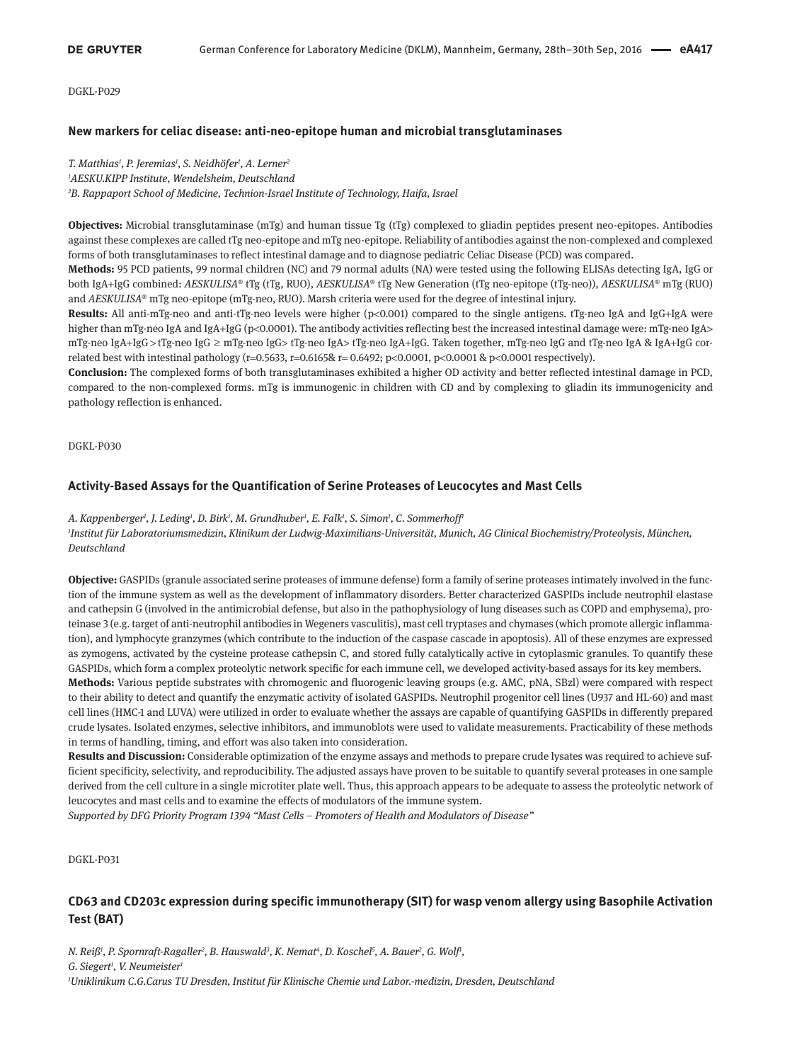DGKL-P029

### New markers for celiac disease: anti-neo-epitope human and microbial transglutaminases

*T. Matthias[1], P. Jeremias[1], S. Neidhöfer[1], A. Lerner[2]*
*[1]AESKU.KIPP Institute, Wendelsheim, Deutschland*
*[2]B. Rappaport School of Medicine, Technion-Israel Institute of Technology, Haifa, Israel*

**Objectives:** Microbial transglutaminase (mTg) and human tissue Tg (tTg) complexed to gliadin peptides present neo-epitopes. Antibodies against these complexes are called tTg neo-epitope and mTg neo-epitope. Reliability of antibodies against the non-complexed and complexed forms of both transglutaminases to reflect intestinal damage and to diagnose pediatric Celiac Disease (PCD) was compared.

**Methods:** 95 PCD patients, 99 normal children (NC) and 79 normal adults (NA) were tested using the following ELISAs detecting IgA, IgG or both IgA+IgG combined: *AESKULISA*® tTg (tTg, RUO), *AESKULISA*® tTg New Generation (tTg neo-epitope (tTg-neo)), *AESKULISA*® mTg (RUO) and *AESKULISA*® mTg neo-epitope (mTg-neo, RUO). Marsh criteria were used for the degree of intestinal injury.

**Results:** All anti-mTg-neo and anti-tTg-neo levels were higher ($p<0.001$) compared to the single antigens. tTg-neo IgA and IgG+IgA were higher than mTg-neo IgA and IgA+IgG ($p<0.0001$). The antibody activities reflecting best the increased intestinal damage were: mTg-neo IgA> mTg-neo IgA+IgG > tTg-neo IgG ≥ mTg-neo IgG> tTg-neo IgA> tTg-neo IgA+IgG. Taken together, mTg-neo IgG and tTg-neo IgA & IgA+IgG correlated best with intestinal pathology ($r=0.5633$, $r=0.6165$& $r= 0.6492$; $p<0.0001$, $p<0.0001$ & $p<0.0001$ respectively).

**Conclusion:** The complexed forms of both transglutaminases exhibited a higher OD activity and better reflected intestinal damage in PCD, compared to the non-complexed forms. mTg is immunogenic in children with CD and by complexing to gliadin its immunogenicity and pathology reflection is enhanced.

DGKL-P030

### Activity-Based Assays for the Quantification of Serine Proteases of Leucocytes and Mast Cells

*A. Kappenberger[1], J. Leding[1], D. Birk[1], M. Grundhuber[1], E. Falk[1], S. Simon[1], C. Sommerhoff[1]*
*[1]Institut für Laboratoriumsmedizin, Klinikum der Ludwig-Maximilians-Universität, Munich, AG Clinical Biochemistry/Proteolysis, München, Deutschland*

**Objective:** GASPIDs (granule associated serine proteases of immune defense) form a family of serine proteases intimately involved in the function of the immune system as well as the development of inflammatory disorders. Better characterized GASPIDs include neutrophil elastase and cathepsin G (involved in the antimicrobial defense, but also in the pathophysiology of lung diseases such as COPD and emphysema), proteinase 3 (e.g. target of anti-neutrophil antibodies in Wegeners vasculitis), mast cell tryptases and chymases (which promote allergic inflammation), and lymphocyte granzymes (which contribute to the induction of the caspase cascade in apoptosis). All of these enzymes are expressed as zymogens, activated by the cysteine protease cathepsin C, and stored fully catalytically active in cytoplasmic granules. To quantify these GASPIDs, which form a complex proteolytic network specific for each immune cell, we developed activity-based assays for its key members.

**Methods:** Various peptide substrates with chromogenic and fluorogenic leaving groups (e.g. AMC, pNA, SBzl) were compared with respect to their ability to detect and quantify the enzymatic activity of isolated GASPIDs. Neutrophil progenitor cell lines (U937 and HL-60) and mast cell lines (HMC-1 and LUVA) were utilized in order to evaluate whether the assays are capable of quantifying GASPIDs in differently prepared crude lysates. Isolated enzymes, selective inhibitors, and immunoblots were used to validate measurements. Practicability of these methods in terms of handling, timing, and effort was also taken into consideration.

**Results and Discussion:** Considerable optimization of the enzyme assays and methods to prepare crude lysates was required to achieve sufficient specificity, selectivity, and reproducibility. The adjusted assays have proven to be suitable to quantify several proteases in one sample derived from the cell culture in a single microtiter plate well. Thus, this approach appears to be adequate to assess the proteolytic network of leucocytes and mast cells and to examine the effects of modulators of the immune system.

*Supported by DFG Priority Program 1394 "Mast Cells – Promoters of Health and Modulators of Disease"*

DGKL-P031

### CD63 and CD203c expression during specific immunotherapy (SIT) for wasp venom allergy using Basophile Activation Test (BAT)

*N. Reiß[1], P. Spornraft-Ragaller[2], B. Hauswald[3], K. Nemat[4], D. Koschel[5], A. Bauer[2], G. Wolf[1], G. Siegert[1], V. Neumeister[1]*
*[1]Uniklinikum C.G.Carus TU Dresden, Institut für Klinische Chemie und Labor.-medizin, Dresden, Deutschland*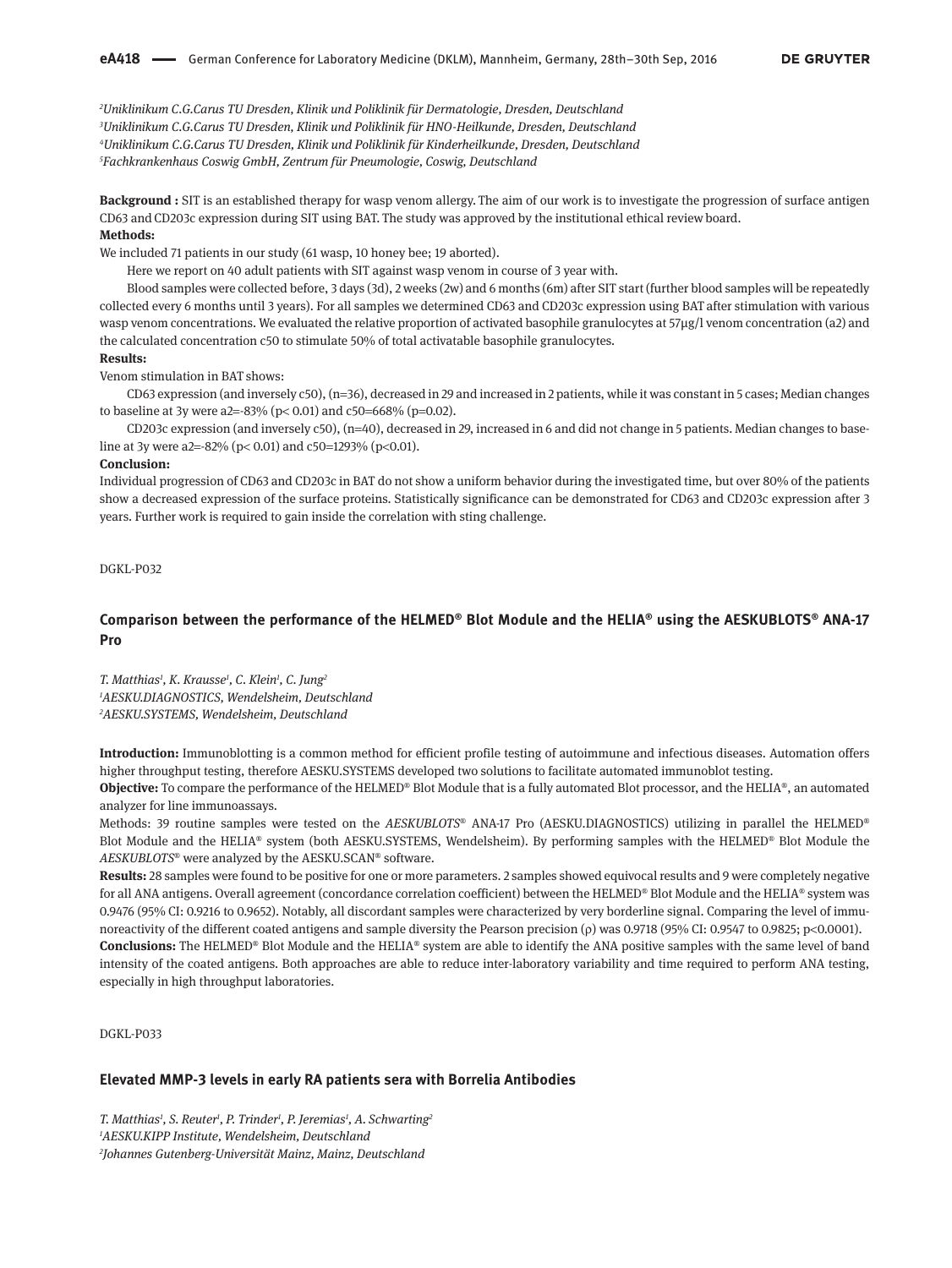[2]Uniklinikum C.G.Carus TU Dresden, Klinik und Poliklinik für Dermatologie, Dresden, Deutschland
[3]Uniklinikum C.G.Carus TU Dresden, Klinik und Poliklinik für HNO-Heilkunde, Dresden, Deutschland
[4]Uniklinikum C.G.Carus TU Dresden, Klinik und Poliklinik für Kinderheilkunde, Dresden, Deutschland
[5]Fachkrankenhaus Coswig GmbH, Zentrum für Pneumologie, Coswig, Deutschland

**Background :** SIT is an established therapy for wasp venom allergy. The aim of our work is to investigate the progression of surface antigen CD63 and CD203c expression during SIT using BAT. The study was approved by the institutional ethical review board.

**Methods:**

We included 71 patients in our study (61 wasp, 10 honey bee; 19 aborted).

Here we report on 40 adult patients with SIT against wasp venom in course of 3 year with.

Blood samples were collected before, 3 days (3d), 2 weeks (2w) and 6 months (6m) after SIT start (further blood samples will be repeatedly collected every 6 months until 3 years). For all samples we determined CD63 and CD203c expression using BAT after stimulation with various wasp venom concentrations. We evaluated the relative proportion of activated basophile granulocytes at 57µg/l venom concentration (a2) and the calculated concentration c50 to stimulate 50% of total activatable basophile granulocytes.

**Results:**

Venom stimulation in BAT shows:

CD63 expression (and inversely c50), (n=36), decreased in 29 and increased in 2 patients, while it was constant in 5 cases; Median changes to baseline at 3y were a2=-83% ($p < 0.01$) and c50=668% ($p=0.02$).

CD203c expression (and inversely c50), (n=40), decreased in 29, increased in 6 and did not change in 5 patients. Median changes to baseline at 3y were a2=-82% ($p < 0.01$) and c50=1293% ($p<0.01$).

**Conclusion:**

Individual progression of CD63 and CD203c in BAT do not show a uniform behavior during the investigated time, but over 80% of the patients show a decreased expression of the surface proteins. Statistically significance can be demonstrated for CD63 and CD203c expression after 3 years. Further work is required to gain inside the correlation with sting challenge.

DGKL-P032

## Comparison between the performance of the HELMED® Blot Module and the HELIA® using the AESKUBLOTS® ANA-17 Pro

*T. Matthias[1], K. Krausse[1], C. Klein[1], C. Jung[2]*
[1]AESKU.DIAGNOSTICS, Wendelsheim, Deutschland
[2]AESKU.SYSTEMS, Wendelsheim, Deutschland

**Introduction:** Immunoblotting is a common method for efficient profile testing of autoimmune and infectious diseases. Automation offers higher throughput testing, therefore AESKU.SYSTEMS developed two solutions to facilitate automated immunoblot testing.

**Objective:** To compare the performance of the HELMED® Blot Module that is a fully automated Blot processor, and the HELIA®, an automated analyzer for line immunoassays.

Methods: 39 routine samples were tested on the *AESKUBLOTS*® ANA-17 Pro (AESKU.DIAGNOSTICS) utilizing in parallel the HELMED® Blot Module and the HELIA® system (both AESKU.SYSTEMS, Wendelsheim). By performing samples with the HELMED® Blot Module the *AESKUBLOTS*® were analyzed by the AESKU.SCAN® software.

**Results:** 28 samples were found to be positive for one or more parameters. 2 samples showed equivocal results and 9 were completely negative for all ANA antigens. Overall agreement (concordance correlation coefficient) between the HELMED® Blot Module and the HELIA® system was 0.9476 (95% CI: 0.9216 to 0.9652). Notably, all discordant samples were characterized by very borderline signal. Comparing the level of immunoreactivity of the different coated antigens and sample diversity the Pearson precision (ρ) was 0.9718 (95% CI: 0.9547 to 0.9825; $p<0.0001$).

**Conclusions:** The HELMED® Blot Module and the HELIA® system are able to identify the ANA positive samples with the same level of band intensity of the coated antigens. Both approaches are able to reduce inter-laboratory variability and time required to perform ANA testing, especially in high throughput laboratories.

DGKL-P033

## Elevated MMP-3 levels in early RA patients sera with Borrelia Antibodies

*T. Matthias[1], S. Reuter[1], P. Trinder[1], P. Jeremias[1], A. Schwarting[2]*
[1]AESKU.KIPP Institute, Wendelsheim, Deutschland
[2]Johannes Gutenberg-Universität Mainz, Mainz, Deutschland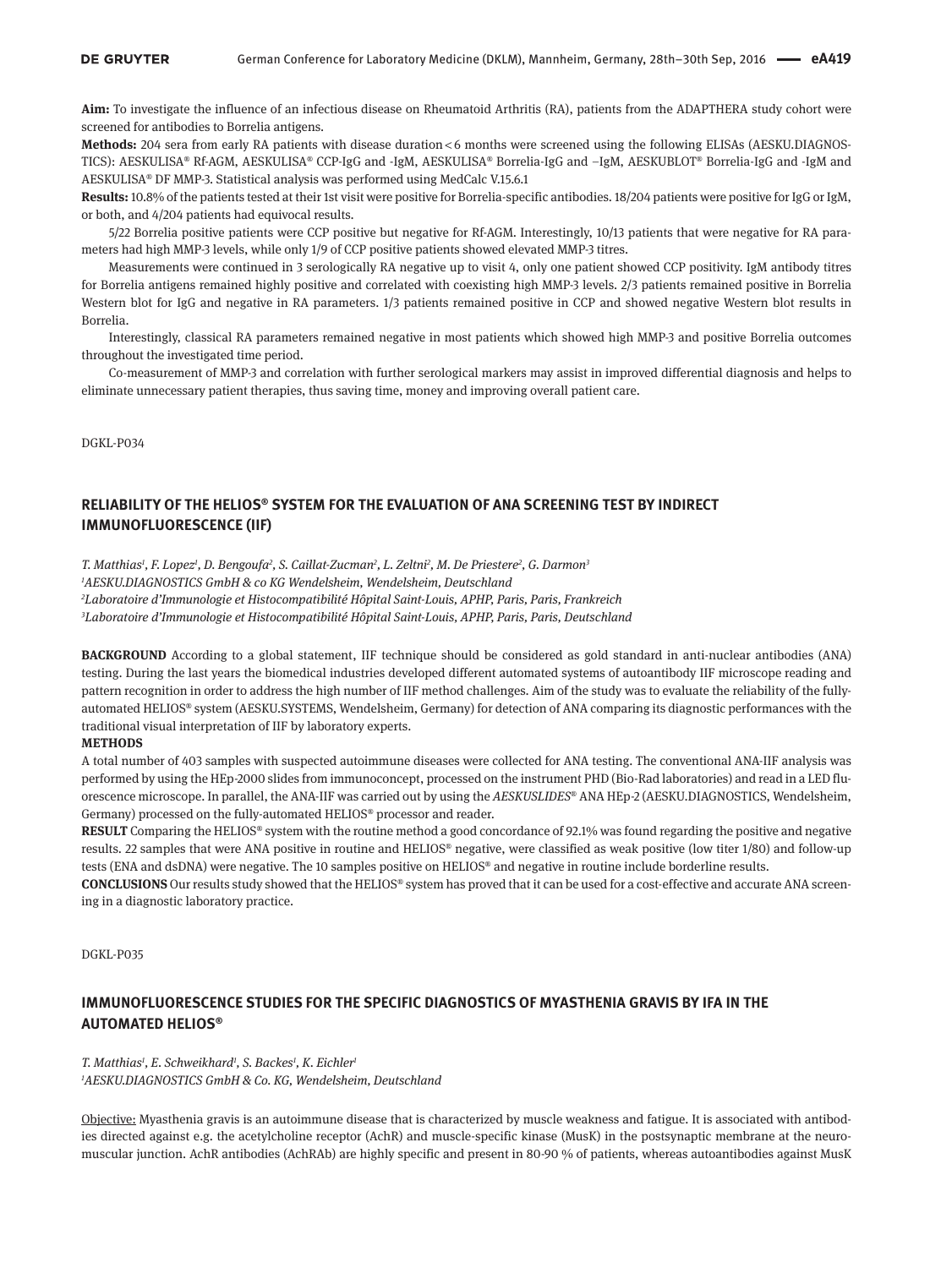**Aim:** To investigate the influence of an infectious disease on Rheumatoid Arthritis (RA), patients from the ADAPTHERA study cohort were screened for antibodies to Borrelia antigens.

**Methods:** 204 sera from early RA patients with disease duration < 6 months were screened using the following ELISAs (AESKU.DIAGNOSTICS): AESKULISA® Rf-AGM, AESKULISA® CCP-IgG and -IgM, AESKULISA® Borrelia-IgG and –IgM, AESKUBLOT® Borrelia-IgG and -IgM and AESKULISA® DF MMP-3. Statistical analysis was performed using MedCalc V.15.6.1

**Results:** 10.8% of the patients tested at their 1st visit were positive for Borrelia-specific antibodies. 18/204 patients were positive for IgG or IgM, or both, and 4/204 patients had equivocal results.

5/22 Borrelia positive patients were CCP positive but negative for Rf-AGM. Interestingly, 10/13 patients that were negative for RA parameters had high MMP-3 levels, while only 1/9 of CCP positive patients showed elevated MMP-3 titres.

Measurements were continued in 3 serologically RA negative up to visit 4, only one patient showed CCP positivity. IgM antibody titres for Borrelia antigens remained highly positive and correlated with coexisting high MMP-3 levels. 2/3 patients remained positive in Borrelia Western blot for IgG and negative in RA parameters. 1/3 patients remained positive in CCP and showed negative Western blot results in Borrelia.

Interestingly, classical RA parameters remained negative in most patients which showed high MMP-3 and positive Borrelia outcomes throughout the investigated time period.

Co-measurement of MMP-3 and correlation with further serological markers may assist in improved differential diagnosis and helps to eliminate unnecessary patient therapies, thus saving time, money and improving overall patient care.

DGKL-P034

## RELIABILITY OF THE HELIOS® SYSTEM FOR THE EVALUATION OF ANA SCREENING TEST BY INDIRECT IMMUNOFLUORESCENCE (IIF)

*T. Matthias[1], F. Lopez[1], D. Bengoufa[2], S. Caillat-Zucman[2], L. Zeltni[2], M. De Priestere[2], G. Darmon[3]*

*[1]AESKU.DIAGNOSTICS GmbH & co KG Wendelsheim, Wendelsheim, Deutschland*

*[2]Laboratoire d'Immunologie et Histocompatibilité Hôpital Saint-Louis, APHP, Paris, Paris, Frankreich*

*[3]Laboratoire d'Immunologie et Histocompatibilité Hôpital Saint-Louis, APHP, Paris, Paris, Deutschland*

**BACKGROUND** According to a global statement, IIF technique should be considered as gold standard in anti-nuclear antibodies (ANA) testing. During the last years the biomedical industries developed different automated systems of autoantibody IIF microscope reading and pattern recognition in order to address the high number of IIF method challenges. Aim of the study was to evaluate the reliability of the fully-automated HELIOS® system (AESKU.SYSTEMS, Wendelsheim, Germany) for detection of ANA comparing its diagnostic performances with the traditional visual interpretation of IIF by laboratory experts.

**METHODS**

A total number of 403 samples with suspected autoimmune diseases were collected for ANA testing. The conventional ANA-IIF analysis was performed by using the HEp-2000 slides from immunoconcept, processed on the instrument PHD (Bio-Rad laboratories) and read in a LED fluorescence microscope. In parallel, the ANA-IIF was carried out by using the *AESKUSLIDES®* ANA HEp-2 (AESKU.DIAGNOSTICS, Wendelsheim, Germany) processed on the fully-automated HELIOS® processor and reader.

**RESULT** Comparing the HELIOS® system with the routine method a good concordance of 92.1% was found regarding the positive and negative results. 22 samples that were ANA positive in routine and HELIOS® negative, were classified as weak positive (low titer 1/80) and follow-up tests (ENA and dsDNA) were negative. The 10 samples positive on HELIOS® and negative in routine include borderline results.

**CONCLUSIONS** Our results study showed that the HELIOS® system has proved that it can be used for a cost-effective and accurate ANA screening in a diagnostic laboratory practice.

DGKL-P035

## IMMUNOFLUORESCENCE STUDIES FOR THE SPECIFIC DIAGNOSTICS OF MYASTHENIA GRAVIS BY IFA IN THE AUTOMATED HELIOS®

*T. Matthias[1], E. Schweikhard[1], S. Backes[1], K. Eichler[1]*

*[1]AESKU.DIAGNOSTICS GmbH & Co. KG, Wendelsheim, Deutschland*

Objective: Myasthenia gravis is an autoimmune disease that is characterized by muscle weakness and fatigue. It is associated with antibodies directed against e.g. the acetylcholine receptor (AchR) and muscle-specific kinase (MusK) in the postsynaptic membrane at the neuromuscular junction. AchR antibodies (AchRAb) are highly specific and present in 80-90 % of patients, whereas autoantibodies against MusK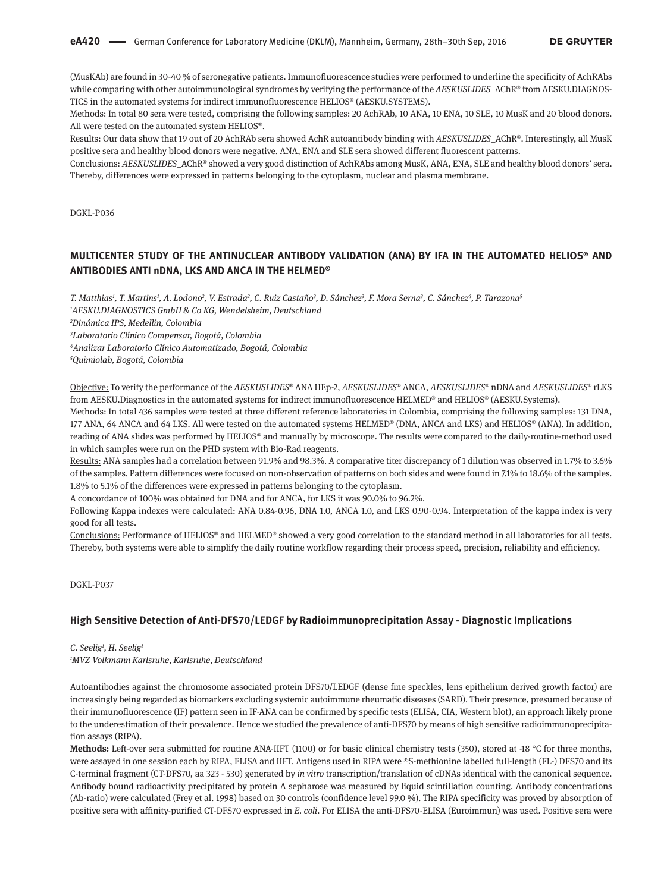(MusKAb) are found in 30-40 % of seronegative patients. Immunofluorescence studies were performed to underline the specificity of AchRAbs while comparing with other autoimmunological syndromes by verifying the performance of the *AESKUSLIDES*_AChR® from AESKU.DIAGNOSTICS in the automated systems for indirect immunofluorescence HELIOS® (AESKU.SYSTEMS).

Methods: In total 80 sera were tested, comprising the following samples: 20 AchRAb, 10 ANA, 10 ENA, 10 SLE, 10 MusK and 20 blood donors. All were tested on the automated system HELIOS®.

Results: Our data show that 19 out of 20 AchRAb sera showed AchR autoantibody binding with *AESKUSLIDES*_AChR®. Interestingly, all MusK positive sera and healthy blood donors were negative. ANA, ENA and SLE sera showed different fluorescent patterns.

Conclusions: *AESKUSLIDES*_AChR® showed a very good distinction of AchRAbs among MusK, ANA, ENA, SLE and healthy blood donors' sera. Thereby, differences were expressed in patterns belonging to the cytoplasm, nuclear and plasma membrane.

DGKL-P036

## MULTICENTER STUDY OF THE ANTINUCLEAR ANTIBODY VALIDATION (ANA) BY IFA IN THE AUTOMATED HELIOS® AND ANTIBODIES ANTI nDNA, LKS AND ANCA IN THE HELMED®

*T. Matthias[1], T. Martins[1], A. Lodono[2], V. Estrada[2], C. Ruiz Castaño[3], D. Sánchez[3], F. Mora Serna[3], C. Sánchez[4], P. Tarazona[5]*
*[1]AESKU.DIAGNOSTICS GmbH & Co KG, Wendelsheim, Deutschland*
*[2]Dinámica IPS, Medellín, Colombia*
*[3]Laboratorio Clínico Compensar, Bogotá, Colombia*
*[4]Analizar Laboratorio Clínico Automatizado, Bogotá, Colombia*
*[5]Quimiolab, Bogotá, Colombia*

Objective: To verify the performance of the *AESKUSLIDES*® ANA HEp-2, *AESKUSLIDES*® ANCA, *AESKUSLIDES*® nDNA and *AESKUSLIDES*® rLKS from AESKU.Diagnostics in the automated systems for indirect immunofluorescence HELMED® and HELIOS® (AESKU.Systems).

Methods: In total 436 samples were tested at three different reference laboratories in Colombia, comprising the following samples: 131 DNA, 177 ANA, 64 ANCA and 64 LKS. All were tested on the automated systems HELMED® (DNA, ANCA and LKS) and HELIOS® (ANA). In addition, reading of ANA slides was performed by HELIOS® and manually by microscope. The results were compared to the daily-routine-method used in which samples were run on the PHD system with Bio-Rad reagents.

Results: ANA samples had a correlation between 91.9% and 98.3%. A comparative titer discrepancy of 1 dilution was observed in 1.7% to 3.6% of the samples. Pattern differences were focused on non-observation of patterns on both sides and were found in 7.1% to 18.6% of the samples. 1.8% to 5.1% of the differences were expressed in patterns belonging to the cytoplasm.

A concordance of 100% was obtained for DNA and for ANCA, for LKS it was 90.0% to 96.2%.

Following Kappa indexes were calculated: ANA 0.84-0.96, DNA 1.0, ANCA 1.0, and LKS 0.90-0.94. Interpretation of the kappa index is very good for all tests.

Conclusions: Performance of HELIOS® and HELMED® showed a very good correlation to the standard method in all laboratories for all tests. Thereby, both systems were able to simplify the daily routine workflow regarding their process speed, precision, reliability and efficiency.

DGKL-P037

## High Sensitive Detection of Anti-DFS70/LEDGF by Radioimmunoprecipitation Assay - Diagnostic Implications

*C. Seelig[1], H. Seelig[1]*
*[1]MVZ Volkmann Karlsruhe, Karlsruhe, Deutschland*

Autoantibodies against the chromosome associated protein DFS70/LEDGF (dense fine speckles, lens epithelium derived growth factor) are increasingly being regarded as biomarkers excluding systemic autoimmune rheumatic diseases (SARD). Their presence, presumed because of their immunofluorescence (IF) pattern seen in IF-ANA can be confirmed by specific tests (ELISA, CIA, Western blot), an approach likely prone to the underestimation of their prevalence. Hence we studied the prevalence of anti-DFS70 by means of high sensitive radioimmunoprecipitation assays (RIPA).

**Methods:** Left-over sera submitted for routine ANA-IIFT (1100) or for basic clinical chemistry tests (350), stored at -18 °C for three months, were assayed in one session each by RIPA, ELISA and IIFT. Antigens used in RIPA were $^{35}$S-methionine labelled full-length (FL-) DFS70 and its C-terminal fragment (CT-DFS70, aa 323 - 530) generated by *in vitro* transcription/translation of cDNAs identical with the canonical sequence. Antibody bound radioactivity precipitated by protein A sepharose was measured by liquid scintillation counting. Antibody concentrations (Ab-ratio) were calculated (Frey et al. 1998) based on 30 controls (confidence level 99.0 %). The RIPA specificity was proved by absorption of positive sera with affinity-purified CT-DFS70 expressed in *E. coli*. For ELISA the anti-DFS70-ELISA (Euroimmun) was used. Positive sera were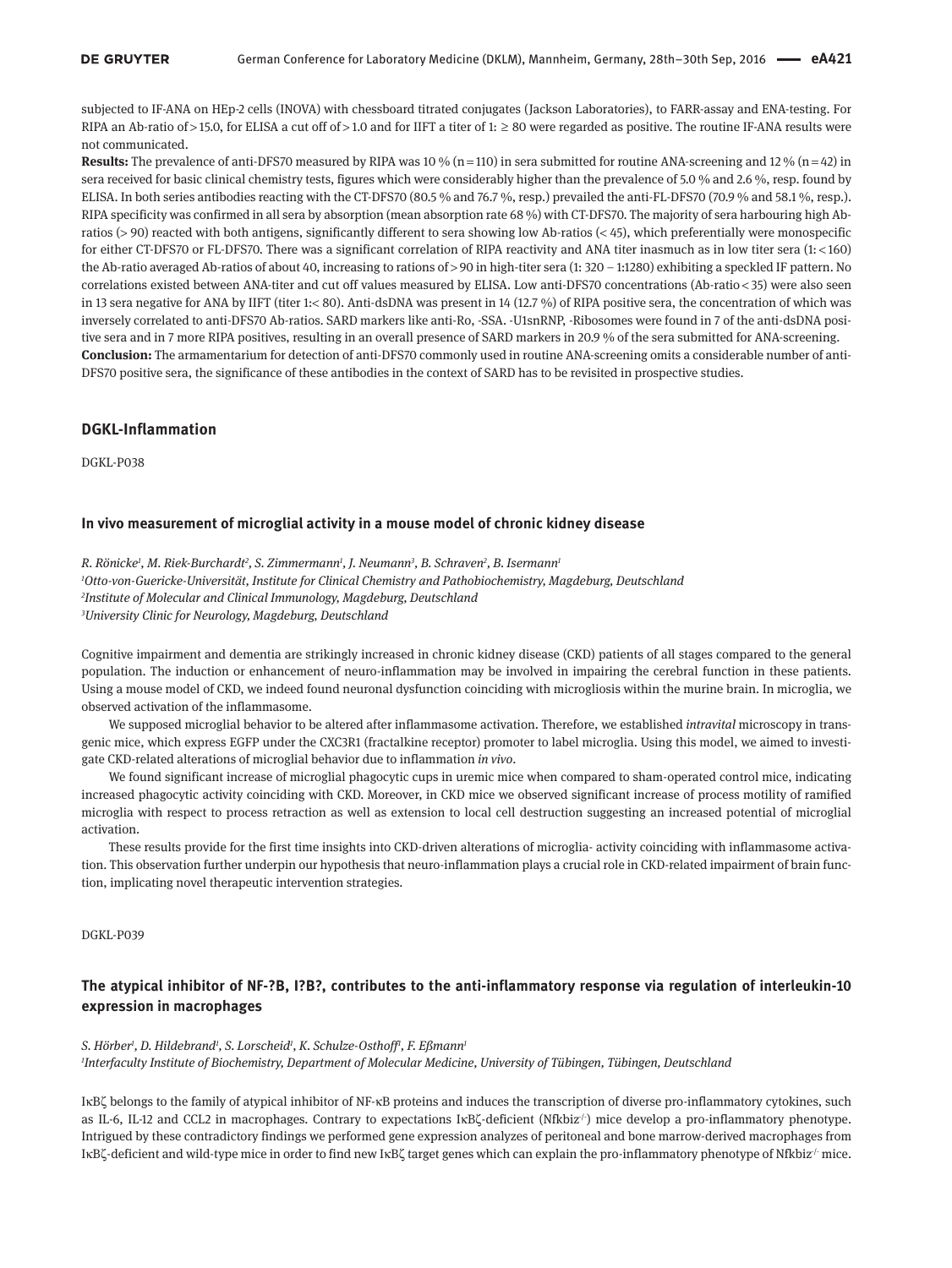subjected to IF-ANA on HEp-2 cells (INOVA) with chessboard titrated conjugates (Jackson Laboratories), to FARR-assay and ENA-testing. For RIPA an Ab-ratio of > 15.0, for ELISA a cut off of > 1.0 and for IIFT a titer of 1: ≥ 80 were regarded as positive. The routine IF-ANA results were not communicated.

**Results:** The prevalence of anti-DFS70 measured by RIPA was 10 % (n = 110) in sera submitted for routine ANA-screening and 12 % (n = 42) in sera received for basic clinical chemistry tests, figures which were considerably higher than the prevalence of 5.0 % and 2.6 %, resp. found by ELISA. In both series antibodies reacting with the CT-DFS70 (80.5 % and 76.7 %, resp.) prevailed the anti-FL-DFS70 (70.9 % and 58.1 %, resp.). RIPA specificity was confirmed in all sera by absorption (mean absorption rate 68 %) with CT-DFS70. The majority of sera harbouring high Ab-ratios (> 90) reacted with both antigens, significantly different to sera showing low Ab-ratios (< 45), which preferentially were monospecific for either CT-DFS70 or FL-DFS70. There was a significant correlation of RIPA reactivity and ANA titer inasmuch as in low titer sera (1: < 160) the Ab-ratio averaged Ab-ratios of about 40, increasing to rations of > 90 in high-titer sera (1: 320 – 1:1280) exhibiting a speckled IF pattern. No correlations existed between ANA-titer and cut off values measured by ELISA. Low anti-DFS70 concentrations (Ab-ratio < 35) were also seen in 13 sera negative for ANA by IIFT (titer 1:< 80). Anti-dsDNA was present in 14 (12.7 %) of RIPA positive sera, the concentration of which was inversely correlated to anti-DFS70 Ab-ratios. SARD markers like anti-Ro, -SSA. -U1snRNP, -Ribosomes were found in 7 of the anti-dsDNA positive sera and in 7 more RIPA positives, resulting in an overall presence of SARD markers in 20.9 % of the sera submitted for ANA-screening.

**Conclusion:** The armamentarium for detection of anti-DFS70 commonly used in routine ANA-screening omits a considerable number of anti-DFS70 positive sera, the significance of these antibodies in the context of SARD has to be revisited in prospective studies.

## DGKL-Inflammation

DGKL-P038

### In vivo measurement of microglial activity in a mouse model of chronic kidney disease

*R. Rönicke[1], M. Riek-Burchardt[2], S. Zimmermann[1], J. Neumann[3], B. Schraven[2], B. Isermann[1]*

*[1]Otto-von-Guericke-Universität, Institute for Clinical Chemistry and Pathobiochemistry, Magdeburg, Deutschland*

*[2]Institute of Molecular and Clinical Immunology, Magdeburg, Deutschland*

*[3]University Clinic for Neurology, Magdeburg, Deutschland*

Cognitive impairment and dementia are strikingly increased in chronic kidney disease (CKD) patients of all stages compared to the general population. The induction or enhancement of neuro-inflammation may be involved in impairing the cerebral function in these patients. Using a mouse model of CKD, we indeed found neuronal dysfunction coinciding with microgliosis within the murine brain. In microglia, we observed activation of the inflammasome.

We supposed microglial behavior to be altered after inflammasome activation. Therefore, we established *intravital* microscopy in transgenic mice, which express EGFP under the CXC3R1 (fractalkine receptor) promoter to label microglia. Using this model, we aimed to investigate CKD-related alterations of microglial behavior due to inflammation *in vivo*.

We found significant increase of microglial phagocytic cups in uremic mice when compared to sham-operated control mice, indicating increased phagocytic activity coinciding with CKD. Moreover, in CKD mice we observed significant increase of process motility of ramified microglia with respect to process retraction as well as extension to local cell destruction suggesting an increased potential of microglial activation.

These results provide for the first time insights into CKD-driven alterations of microglia- activity coinciding with inflammasome activation. This observation further underpin our hypothesis that neuro-inflammation plays a crucial role in CKD-related impairment of brain function, implicating novel therapeutic intervention strategies.

DGKL-P039

### The atypical inhibitor of NF-?B, I?B?, contributes to the anti-inflammatory response via regulation of interleukin-10 expression in macrophages

*S. Hörber[1], D. Hildebrand[1], S. Lorscheid[1], K. Schulze-Osthoff[1], F. Eßmann[1]*

*[1]Interfaculty Institute of Biochemistry, Department of Molecular Medicine, University of Tübingen, Tübingen, Deutschland*

IκBζ belongs to the family of atypical inhibitor of NF-κB proteins and induces the transcription of diverse pro-inflammatory cytokines, such as IL-6, IL-12 and CCL2 in macrophages. Contrary to expectations IκBζ-deficient (Nfkbiz$^{-/-}$) mice develop a pro-inflammatory phenotype. Intrigued by these contradictory findings we performed gene expression analyzes of peritoneal and bone marrow-derived macrophages from IκBζ-deficient and wild-type mice in order to find new IκBζ target genes which can explain the pro-inflammatory phenotype of Nfkbiz$^{-/-}$ mice.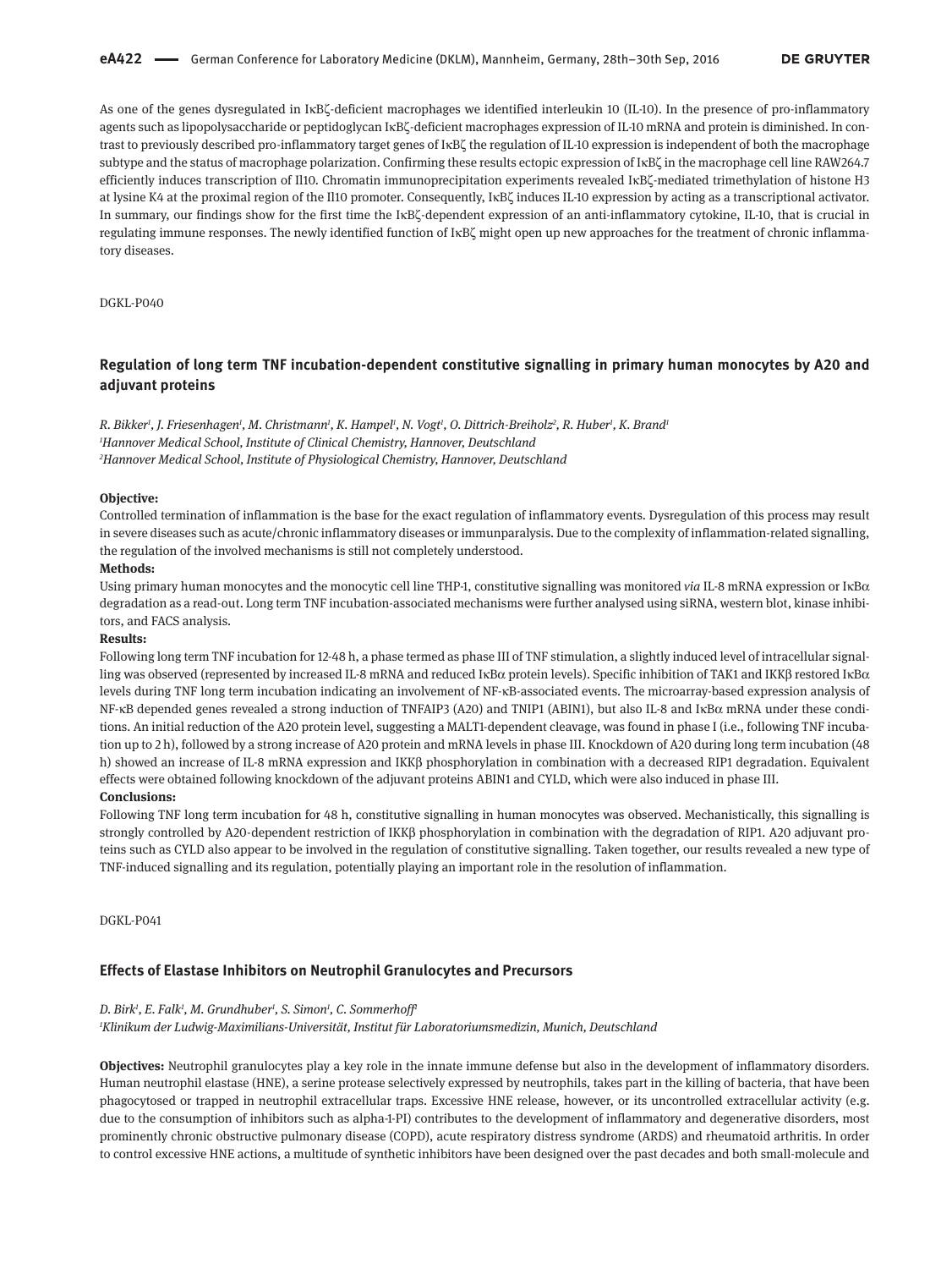As one of the genes dysregulated in IκBζ-deficient macrophages we identified interleukin 10 (IL-10). In the presence of pro-inflammatory agents such as lipopolysaccharide or peptidoglycan IκBζ-deficient macrophages expression of IL-10 mRNA and protein is diminished. In contrast to previously described pro-inflammatory target genes of IκBζ the regulation of IL-10 expression is independent of both the macrophage subtype and the status of macrophage polarization. Confirming these results ectopic expression of IκBζ in the macrophage cell line RAW264.7 efficiently induces transcription of Il10. Chromatin immunoprecipitation experiments revealed IκBζ-mediated trimethylation of histone H3 at lysine K4 at the proximal region of the Il10 promoter. Consequently, IκBζ induces IL-10 expression by acting as a transcriptional activator. In summary, our findings show for the first time the IκBζ-dependent expression of an anti-inflammatory cytokine, IL-10, that is crucial in regulating immune responses. The newly identified function of IκBζ might open up new approaches for the treatment of chronic inflammatory diseases.

DGKL-P040

## Regulation of long term TNF incubation-dependent constitutive signalling in primary human monocytes by A20 and adjuvant proteins

*R. Bikker[1], J. Friesenhagen[1], M. Christmann[1], K. Hampel[1], N. Vogt[1], O. Dittrich-Breiholz[2], R. Huber[1], K. Brand[1]*
*[1]Hannover Medical School, Institute of Clinical Chemistry, Hannover, Deutschland*
*[2]Hannover Medical School, Institute of Physiological Chemistry, Hannover, Deutschland*

**Objective:**
Controlled termination of inflammation is the base for the exact regulation of inflammatory events. Dysregulation of this process may result in severe diseases such as acute/chronic inflammatory diseases or immunparalysis. Due to the complexity of inflammation-related signalling, the regulation of the involved mechanisms is still not completely understood.

**Methods:**
Using primary human monocytes and the monocytic cell line THP-1, constitutive signalling was monitored *via* IL-8 mRNA expression or IκBα degradation as a read-out. Long term TNF incubation-associated mechanisms were further analysed using siRNA, western blot, kinase inhibitors, and FACS analysis.

**Results:**
Following long term TNF incubation for 12-48 h, a phase termed as phase III of TNF stimulation, a slightly induced level of intracellular signalling was observed (represented by increased IL-8 mRNA and reduced IκBα protein levels). Specific inhibition of TAK1 and IKKβ restored IκBα levels during TNF long term incubation indicating an involvement of NF-κB-associated events. The microarray-based expression analysis of NF-κB depended genes revealed a strong induction of TNFAIP3 (A20) and TNIP1 (ABIN1), but also IL-8 and IκBα mRNA under these conditions. An initial reduction of the A20 protein level, suggesting a MALT1-dependent cleavage, was found in phase I (i.e., following TNF incubation up to 2 h), followed by a strong increase of A20 protein and mRNA levels in phase III. Knockdown of A20 during long term incubation (48 h) showed an increase of IL-8 mRNA expression and IKKβ phosphorylation in combination with a decreased RIP1 degradation. Equivalent effects were obtained following knockdown of the adjuvant proteins ABIN1 and CYLD, which were also induced in phase III.

**Conclusions:**
Following TNF long term incubation for 48 h, constitutive signalling in human monocytes was observed. Mechanistically, this signalling is strongly controlled by A20-dependent restriction of IKKβ phosphorylation in combination with the degradation of RIP1. A20 adjuvant proteins such as CYLD also appear to be involved in the regulation of constitutive signalling. Taken together, our results revealed a new type of TNF-induced signalling and its regulation, potentially playing an important role in the resolution of inflammation.

DGKL-P041

## Effects of Elastase Inhibitors on Neutrophil Granulocytes and Precursors

*D. Birk[1], E. Falk[1], M. Grundhuber[1], S. Simon[1], C. Sommerhoff[1]*
*[1]Klinikum der Ludwig-Maximilians-Universität, Institut für Laboratoriumsmedizin, Munich, Deutschland*

**Objectives:** Neutrophil granulocytes play a key role in the innate immune defense but also in the development of inflammatory disorders. Human neutrophil elastase (HNE), a serine protease selectively expressed by neutrophils, takes part in the killing of bacteria, that have been phagocytosed or trapped in neutrophil extracellular traps. Excessive HNE release, however, or its uncontrolled extracellular activity (e.g. due to the consumption of inhibitors such as alpha-1-PI) contributes to the development of inflammatory and degenerative disorders, most prominently chronic obstructive pulmonary disease (COPD), acute respiratory distress syndrome (ARDS) and rheumatoid arthritis. In order to control excessive HNE actions, a multitude of synthetic inhibitors have been designed over the past decades and both small-molecule and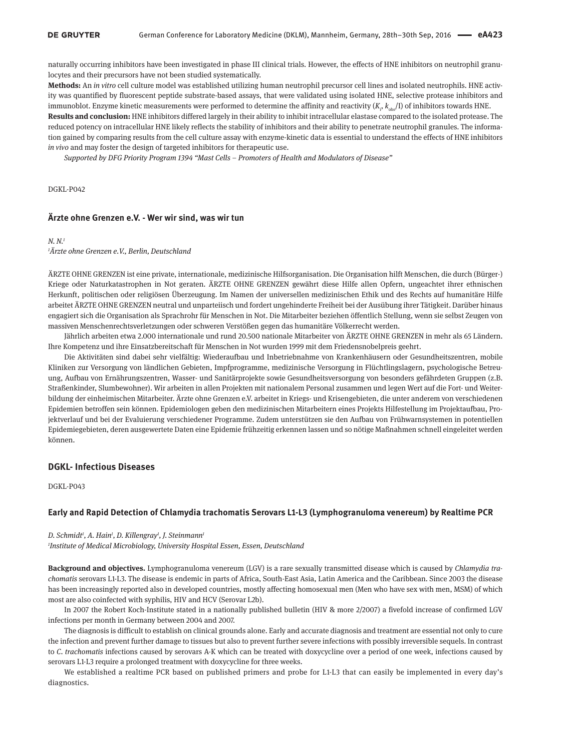naturally occurring inhibitors have been investigated in phase III clinical trials. However, the effects of HNE inhibitors on neutrophil granulocytes and their precursors have not been studied systematically.

**Methods:** An *in vitro* cell culture model was established utilizing human neutrophil precursor cell lines and isolated neutrophils. HNE activity was quantified by fluorescent peptide substrate-based assays, that were validated using isolated HNE, selective protease inhibitors and immunoblot. Enzyme kinetic measurements were performed to determine the affinity and reactivity ($K_i$, $k_{obs}$/I) of inhibitors towards HNE.

**Results and conclusion:** HNE inhibitors differed largely in their ability to inhibit intracellular elastase compared to the isolated protease. The reduced potency on intracellular HNE likely reflects the stability of inhibitors and their ability to penetrate neutrophil granules. The information gained by comparing results from the cell culture assay with enzyme-kinetic data is essential to understand the effects of HNE inhibitors *in vivo* and may foster the design of targeted inhibitors for therapeutic use.

*Supported by DFG Priority Program 1394 "Mast Cells – Promoters of Health and Modulators of Disease"*

DGKL-P042

### Ärzte ohne Grenzen e.V. - Wer wir sind, was wir tun

*N. N.*[1]
[1]*Ärzte ohne Grenzen e.V., Berlin, Deutschland*

ÄRZTE OHNE GRENZEN ist eine private, internationale, medizinische Hilfsorganisation. Die Organisation hilft Menschen, die durch (Bürger-) Kriege oder Naturkatastrophen in Not geraten. ÄRZTE OHNE GRENZEN gewährt diese Hilfe allen Opfern, ungeachtet ihrer ethnischen Herkunft, politischen oder religiösen Überzeugung. Im Namen der universellen medizinischen Ethik und des Rechts auf humanitäre Hilfe arbeitet ÄRZTE OHNE GRENZEN neutral und unparteiisch und fordert ungehinderte Freiheit bei der Ausübung ihrer Tätigkeit. Darüber hinaus engagiert sich die Organisation als Sprachrohr für Menschen in Not. Die Mitarbeiter beziehen öffentlich Stellung, wenn sie selbst Zeugen von massiven Menschenrechtsverletzungen oder schweren Verstößen gegen das humanitäre Völkerrecht werden.

Jährlich arbeiten etwa 2.000 internationale und rund 20.500 nationale Mitarbeiter von ÄRZTE OHNE GRENZEN in mehr als 65 Ländern. Ihre Kompetenz und ihre Einsatzbereitschaft für Menschen in Not wurden 1999 mit dem Friedensnobelpreis geehrt.

Die Aktivitäten sind dabei sehr vielfältig: Wiederaufbau und Inbetriebnahme von Krankenhäusern oder Gesundheitszentren, mobile Kliniken zur Versorgung von ländlichen Gebieten, Impfprogramme, medizinische Versorgung in Flüchtlingslagern, psychologische Betreuung, Aufbau von Ernährungszentren, Wasser- und Sanitärprojekte sowie Gesundheitsversorgung von besonders gefährdeten Gruppen (z.B. Straßenkinder, Slumbewohner). Wir arbeiten in allen Projekten mit nationalem Personal zusammen und legen Wert auf die Fort- und Weiterbildung der einheimischen Mitarbeiter. Ärzte ohne Grenzen e.V. arbeitet in Kriegs- und Krisengebieten, die unter anderem von verschiedenen Epidemien betroffen sein können. Epidemiologen geben den medizinischen Mitarbeitern eines Projekts Hilfestellung im Projektaufbau, Projektverlauf und bei der Evaluierung verschiedener Programme. Zudem unterstützen sie den Aufbau von Frühwarnsystemen in potentiellen Epidemiegebieten, deren ausgewertete Daten eine Epidemie frühzeitig erkennen lassen und so nötige Maßnahmen schnell eingeleitet werden können.

## DGKL- Infectious Diseases

DGKL-P043

### Early and Rapid Detection of Chlamydia trachomatis Serovars L1-L3 (Lymphogranuloma venereum) by Realtime PCR

*D. Schmidt*[1], *A. Hain*[1], *D. Killengray*[1], *J. Steinmann*[1]
[1]*Institute of Medical Microbiology, University Hospital Essen, Essen, Deutschland*

**Background and objectives.** Lymphogranuloma venereum (LGV) is a rare sexually transmitted disease which is caused by *Chlamydia trachomatis* serovars L1-L3. The disease is endemic in parts of Africa, South-East Asia, Latin America and the Caribbean. Since 2003 the disease has been increasingly reported also in developed countries, mostly affecting homosexual men (Men who have sex with men, MSM) of which most are also coinfected with syphilis, HIV and HCV (Serovar L2b).

In 2007 the Robert Koch-Institute stated in a nationally published bulletin (HIV & more 2/2007) a fivefold increase of confirmed LGV infections per month in Germany between 2004 and 2007.

The diagnosis is difficult to establish on clinical grounds alone. Early and accurate diagnosis and treatment are essential not only to cure the infection and prevent further damage to tissues but also to prevent further severe infections with possibly irreversible sequels. In contrast to *C. trachomatis* infections caused by serovars A-K which can be treated with doxycycline over a period of one week, infections caused by serovars L1-L3 require a prolonged treatment with doxycycline for three weeks.

We established a realtime PCR based on published primers and probe for L1-L3 that can easily be implemented in every day's diagnostics.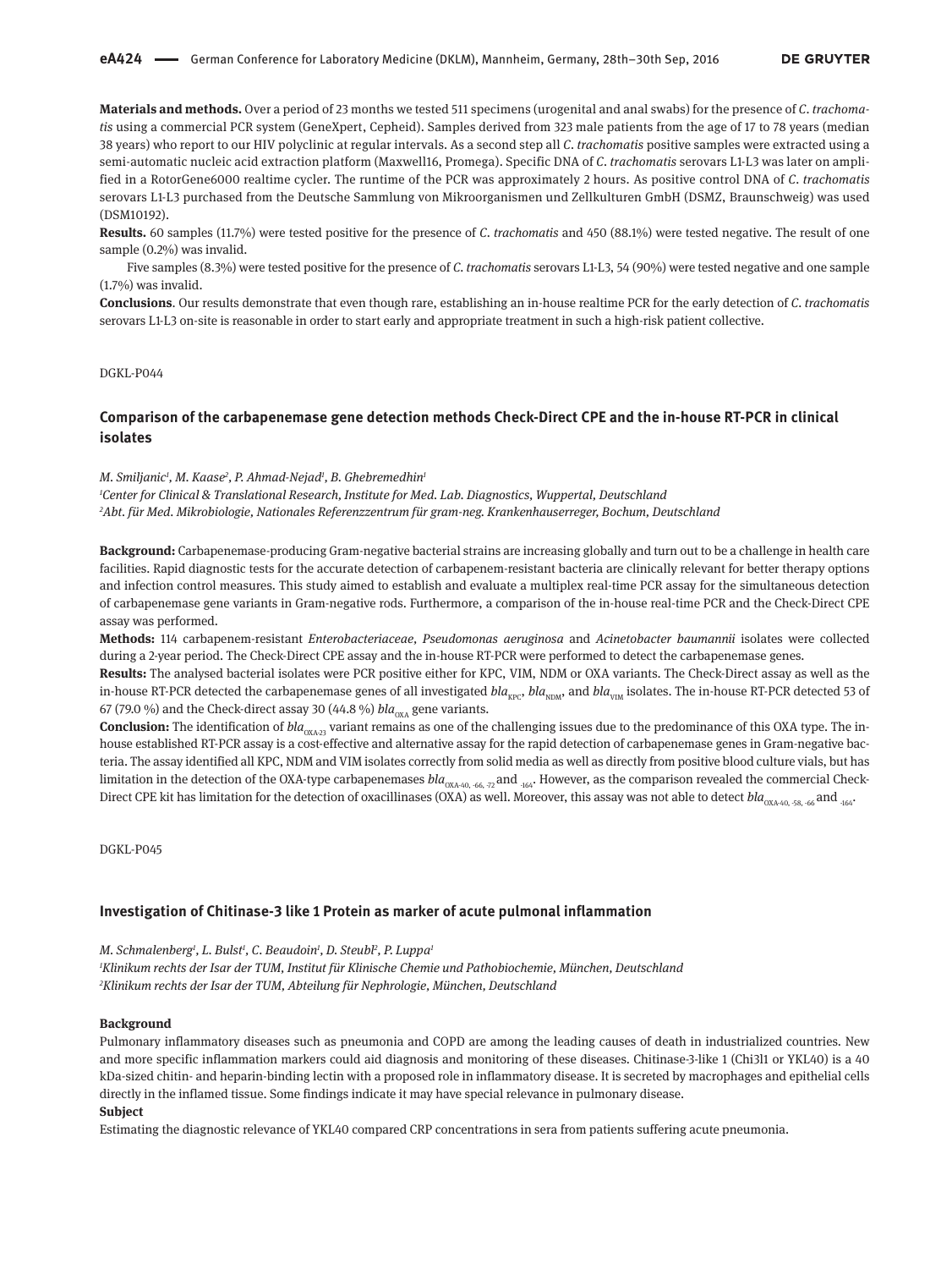**Materials and methods.** Over a period of 23 months we tested 511 specimens (urogenital and anal swabs) for the presence of *C. trachomatis* using a commercial PCR system (GeneXpert, Cepheid). Samples derived from 323 male patients from the age of 17 to 78 years (median 38 years) who report to our HIV polyclinic at regular intervals. As a second step all *C. trachomatis* positive samples were extracted using a semi-automatic nucleic acid extraction platform (Maxwell16, Promega). Specific DNA of *C. trachomatis* serovars L1-L3 was later on amplified in a RotorGene6000 realtime cycler. The runtime of the PCR was approximately 2 hours. As positive control DNA of *C. trachomatis* serovars L1-L3 purchased from the Deutsche Sammlung von Mikroorganismen und Zellkulturen GmbH (DSMZ, Braunschweig) was used (DSM10192).

**Results.** 60 samples (11.7%) were tested positive for the presence of *C. trachomatis* and 450 (88.1%) were tested negative. The result of one sample (0.2%) was invalid.

Five samples (8.3%) were tested positive for the presence of *C. trachomatis* serovars L1-L3, 54 (90%) were tested negative and one sample (1.7%) was invalid.

**Conclusions**. Our results demonstrate that even though rare, establishing an in-house realtime PCR for the early detection of *C. trachomatis* serovars L1-L3 on-site is reasonable in order to start early and appropriate treatment in such a high-risk patient collective.

DGKL-P044

## Comparison of the carbapenemase gene detection methods Check-Direct CPE and the in-house RT-PCR in clinical isolates

*M. Smiljanic[1], M. Kaase[2], P. Ahmad-Nejad[1], B. Ghebremedhin[1]*

*[1]Center for Clinical & Translational Research, Institute for Med. Lab. Diagnostics, Wuppertal, Deutschland*
*[2]Abt. für Med. Mikrobiologie, Nationales Referenzzentrum für gram-neg. Krankenhauserreger, Bochum, Deutschland*

**Background:** Carbapenemase-producing Gram-negative bacterial strains are increasing globally and turn out to be a challenge in health care facilities. Rapid diagnostic tests for the accurate detection of carbapenem-resistant bacteria are clinically relevant for better therapy options and infection control measures. This study aimed to establish and evaluate a multiplex real-time PCR assay for the simultaneous detection of carbapenemase gene variants in Gram-negative rods. Furthermore, a comparison of the in-house real-time PCR and the Check-Direct CPE assay was performed.

**Methods:** 114 carbapenem-resistant *Enterobacteriaceae*, *Pseudomonas aeruginosa* and *Acinetobacter baumannii* isolates were collected during a 2-year period. The Check-Direct CPE assay and the in-house RT-PCR were performed to detect the carbapenemase genes.

**Results:** The analysed bacterial isolates were PCR positive either for KPC, VIM, NDM or OXA variants. The Check-Direct assay as well as the in-house RT-PCR detected the carbapenemase genes of all investigated $bla_{KPC}$, $bla_{NDM}$, and $bla_{VIM}$ isolates. The in-house RT-PCR detected 53 of 67 (79.0 %) and the Check-direct assay 30 (44.8 %) $bla_{OXA}$ gene variants.

**Conclusion:** The identification of $bla_{OXA-23}$ variant remains as one of the challenging issues due to the predominance of this OXA type. The in-house established RT-PCR assay is a cost-effective and alternative assay for the rapid detection of carbapenemase genes in Gram-negative bacteria. The assay identified all KPC, NDM and VIM isolates correctly from solid media as well as directly from positive blood culture vials, but has limitation in the detection of the OXA-type carbapenemases $bla_{OXA-40, -66, -72}$ and $_{-164}$. However, as the comparison revealed the commercial Check-Direct CPE kit has limitation for the detection of oxacillinases (OXA) as well. Moreover, this assay was not able to detect $bla_{OXA-40, -58, -66}$ and $_{-164}$.

DGKL-P045

## Investigation of Chitinase-3 like 1 Protein as marker of acute pulmonal inflammation

*M. Schmalenberg[1], L. Bulst[1], C. Beaudoin[1], D. Steubl[2], P. Luppa[1]*

*[1]Klinikum rechts der Isar der TUM, Institut für Klinische Chemie und Pathobiochemie, München, Deutschland*
*[2]Klinikum rechts der Isar der TUM, Abteilung für Nephrologie, München, Deutschland*

**Background**

Pulmonary inflammatory diseases such as pneumonia and COPD are among the leading causes of death in industrialized countries. New and more specific inflammation markers could aid diagnosis and monitoring of these diseases. Chitinase-3-like 1 (Chi3l1 or YKL40) is a 40 kDa-sized chitin- and heparin-binding lectin with a proposed role in inflammatory disease. It is secreted by macrophages and epithelial cells directly in the inflamed tissue. Some findings indicate it may have special relevance in pulmonary disease.

**Subject**

Estimating the diagnostic relevance of YKL40 compared CRP concentrations in sera from patients suffering acute pneumonia.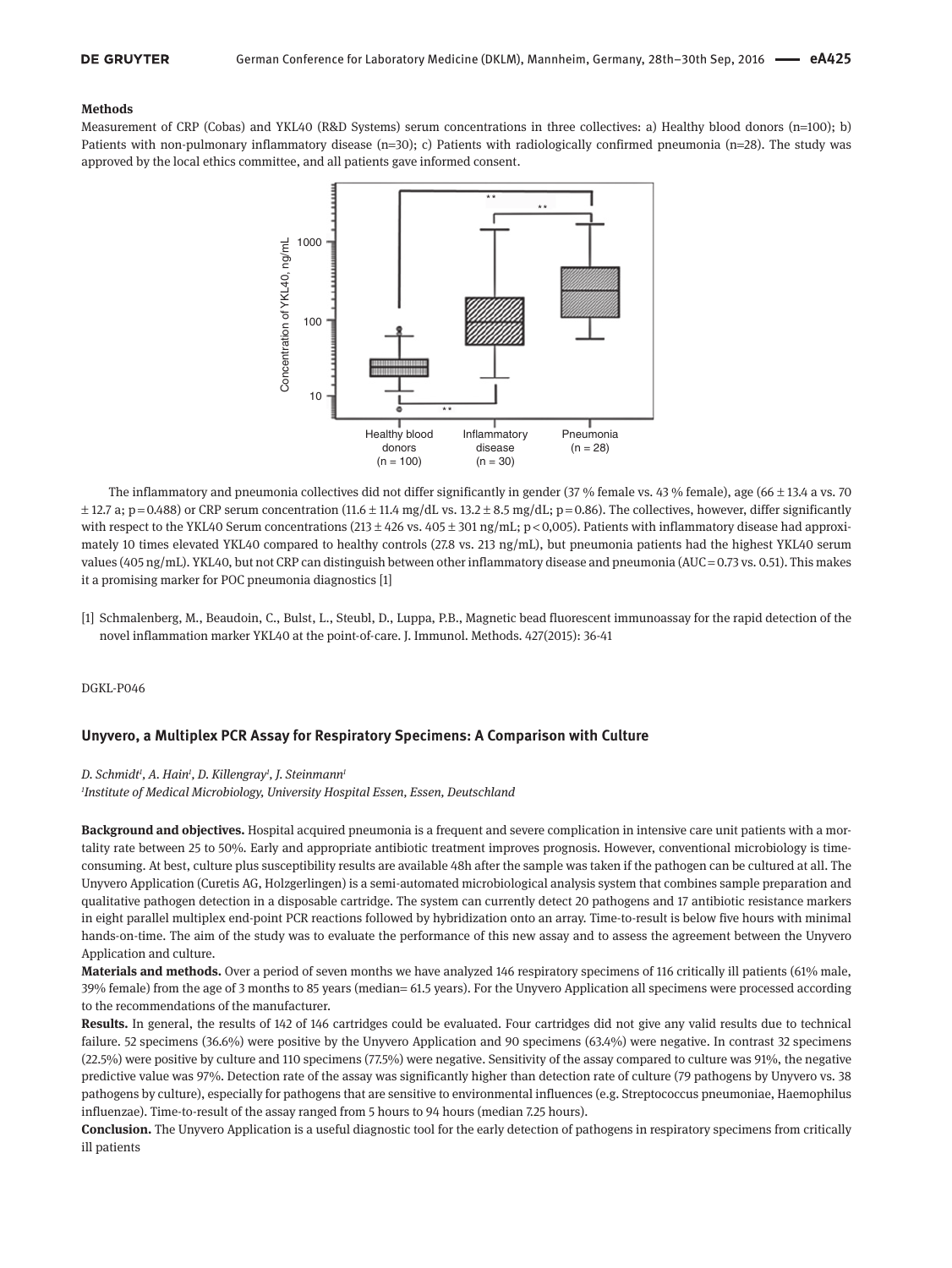**Methods**

Measurement of CRP (Cobas) and YKL40 (R&D Systems) serum concentrations in three collectives: a) Healthy blood donors (n=100); b) Patients with non-pulmonary inflammatory disease (n=30); c) Patients with radiologically confirmed pneumonia (n=28). The study was approved by the local ethics committee, and all patients gave informed consent.

The inflammatory and pneumonia collectives did not differ significantly in gender (37 % female vs. 43 % female), age (66 ± 13.4 a vs. 70 ± 12.7 a; p = 0.488) or CRP serum concentration (11.6 ± 11.4 mg/dL vs. 13.2 ± 8.5 mg/dL; p = 0.86). The collectives, however, differ significantly with respect to the YKL40 Serum concentrations (213 ± 426 vs. 405 ± 301 ng/mL; p < 0,005). Patients with inflammatory disease had approximately 10 times elevated YKL40 compared to healthy controls (27.8 vs. 213 ng/mL), but pneumonia patients had the highest YKL40 serum values (405 ng/mL). YKL40, but not CRP can distinguish between other inflammatory disease and pneumonia (AUC = 0.73 vs. 0.51). This makes it a promising marker for POC pneumonia diagnostics [1]

[1] Schmalenberg, M., Beaudoin, C., Bulst, L., Steubl, D., Luppa, P.B., Magnetic bead fluorescent immunoassay for the rapid detection of the novel inflammation marker YKL40 at the point-of-care. J. Immunol. Methods. 427(2015): 36-41

DGKL-P046

### Unyvero, a Multiplex PCR Assay for Respiratory Specimens: A Comparison with Culture

*D. Schmidt[1], A. Hain[1], D. Killengray[1], J. Steinmann[1]*
*[1]Institute of Medical Microbiology, University Hospital Essen, Essen, Deutschland*

**Background and objectives.** Hospital acquired pneumonia is a frequent and severe complication in intensive care unit patients with a mortality rate between 25 to 50%. Early and appropriate antibiotic treatment improves prognosis. However, conventional microbiology is time-consuming. At best, culture plus susceptibility results are available 48h after the sample was taken if the pathogen can be cultured at all. The Unyvero Application (Curetis AG, Holzgerlingen) is a semi-automated microbiological analysis system that combines sample preparation and qualitative pathogen detection in a disposable cartridge. The system can currently detect 20 pathogens and 17 antibiotic resistance markers in eight parallel multiplex end-point PCR reactions followed by hybridization onto an array. Time-to-result is below five hours with minimal hands-on-time. The aim of the study was to evaluate the performance of this new assay and to assess the agreement between the Unyvero Application and culture.

**Materials and methods.** Over a period of seven months we have analyzed 146 respiratory specimens of 116 critically ill patients (61% male, 39% female) from the age of 3 months to 85 years (median= 61.5 years). For the Unyvero Application all specimens were processed according to the recommendations of the manufacturer.

**Results.** In general, the results of 142 of 146 cartridges could be evaluated. Four cartridges did not give any valid results due to technical failure. 52 specimens (36.6%) were positive by the Unyvero Application and 90 specimens (63.4%) were negative. In contrast 32 specimens (22.5%) were positive by culture and 110 specimens (77.5%) were negative. Sensitivity of the assay compared to culture was 91%, the negative predictive value was 97%. Detection rate of the assay was significantly higher than detection rate of culture (79 pathogens by Unyvero vs. 38 pathogens by culture), especially for pathogens that are sensitive to environmental influences (e.g. Streptococcus pneumoniae, Haemophilus influenzae). Time-to-result of the assay ranged from 5 hours to 94 hours (median 7.25 hours).

**Conclusion.** The Unyvero Application is a useful diagnostic tool for the early detection of pathogens in respiratory specimens from critically ill patients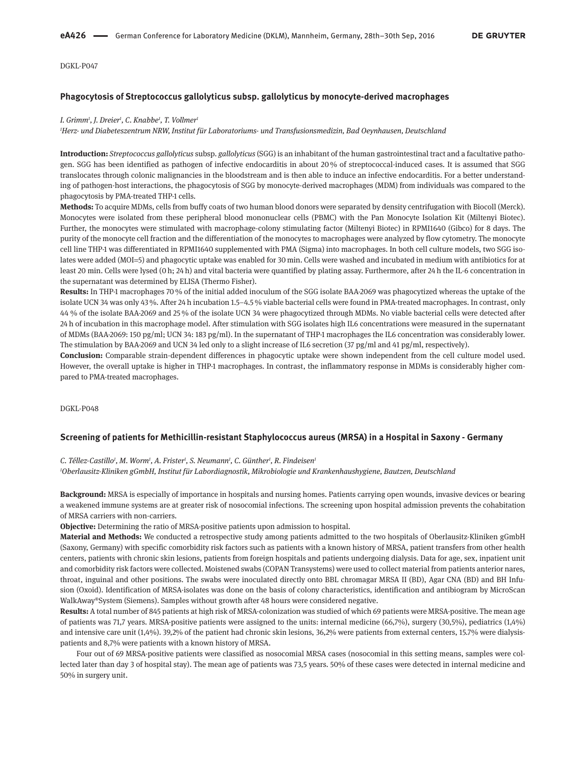DGKL-P047

### Phagocytosis of Streptococcus gallolyticus subsp. gallolyticus by monocyte-derived macrophages

*I. Grimm[1], J. Dreier[1], C. Knabbe[1], T. Vollmer[1]*

*[1]Herz- und Diabeteszentrum NRW, Institut für Laboratoriums- und Transfusionsmedizin, Bad Oeynhausen, Deutschland*

**Introduction:** *Streptococcus gallolyticus* subsp. *gallolyticus* (SGG) is an inhabitant of the human gastrointestinal tract and a facultative pathogen. SGG has been identified as pathogen of infective endocarditis in about 20 % of streptococcal-induced cases. It is assumed that SGG translocates through colonic malignancies in the bloodstream and is then able to induce an infective endocarditis. For a better understanding of pathogen-host interactions, the phagocytosis of SGG by monocyte-derived macrophages (MDM) from individuals was compared to the phagocytosis by PMA-treated THP-1 cells.

**Methods:** To acquire MDMs, cells from buffy coats of two human blood donors were separated by density centrifugation with Biocoll (Merck). Monocytes were isolated from these peripheral blood mononuclear cells (PBMC) with the Pan Monocyte Isolation Kit (Miltenyi Biotec). Further, the monocytes were stimulated with macrophage-colony stimulating factor (Miltenyi Biotec) in RPMI1640 (Gibco) for 8 days. The purity of the monocyte cell fraction and the differentiation of the monocytes to macrophages were analyzed by flow cytometry. The monocyte cell line THP-1 was differentiated in RPMI1640 supplemented with PMA (Sigma) into macrophages. In both cell culture models, two SGG isolates were added (MOI=5) and phagocytic uptake was enabled for 30 min. Cells were washed and incubated in medium with antibiotics for at least 20 min. Cells were lysed (0 h; 24 h) and vital bacteria were quantified by plating assay. Furthermore, after 24 h the IL-6 concentration in the supernatant was determined by ELISA (Thermo Fisher).

**Results:** In THP-1 macrophages 70 % of the initial added inoculum of the SGG isolate BAA-2069 was phagocytized whereas the uptake of the isolate UCN 34 was only 43 %. After 24 h incubation 1.5–4.5 % viable bacterial cells were found in PMA-treated macrophages. In contrast, only 44 % of the isolate BAA-2069 and 25 % of the isolate UCN 34 were phagocytized through MDMs. No viable bacterial cells were detected after 24 h of incubation in this macrophage model. After stimulation with SGG isolates high IL6 concentrations were measured in the supernatant of MDMs (BAA-2069: 150 pg/ml; UCN 34: 183 pg/ml). In the supernatant of THP-1 macrophages the IL6 concentration was considerably lower. The stimulation by BAA-2069 and UCN 34 led only to a slight increase of IL6 secretion (37 pg/ml and 41 pg/ml, respectively).

**Conclusion:** Comparable strain-dependent differences in phagocytic uptake were shown independent from the cell culture model used. However, the overall uptake is higher in THP-1 macrophages. In contrast, the inflammatory response in MDMs is considerably higher compared to PMA-treated macrophages.

DGKL-P048

### Screening of patients for Methicillin-resistant Staphylococcus aureus (MRSA) in a Hospital in Saxony - Germany

*C. Téllez-Castillo[1], M. Worm[1], A. Frister[1], S. Neumann[1], C. Günther[1], R. Findeisen[1]*

*[1]Oberlausitz-Kliniken gGmbH, Institut für Labordiagnostik, Mikrobiologie und Krankenhaushygiene, Bautzen, Deutschland*

**Background:** MRSA is especially of importance in hospitals and nursing homes. Patients carrying open wounds, invasive devices or bearing a weakened immune systems are at greater risk of nosocomial infections. The screening upon hospital admission prevents the cohabitation of MRSA carriers with non-carriers.

**Objective:** Determining the ratio of MRSA-positive patients upon admission to hospital.

**Material and Methods:** We conducted a retrospective study among patients admitted to the two hospitals of Oberlausitz-Kliniken gGmbH (Saxony, Germany) with specific comorbidity risk factors such as patients with a known history of MRSA, patient transfers from other health centers, patients with chronic skin lesions, patients from foreign hospitals and patients undergoing dialysis. Data for age, sex, inpatient unit and comorbidity risk factors were collected. Moistened swabs (COPAN Transystems) were used to collect material from patients anterior nares, throat, inguinal and other positions. The swabs were inoculated directly onto BBL chromagar MRSA II (BD), Agar CNA (BD) and BH Infusion (Oxoid). Identification of MRSA-isolates was done on the basis of colony characteristics, identification and antibiogram by MicroScan WalkAway®System (Siemens). Samples without growth after 48 hours were considered negative.

**Results:** A total number of 845 patients at high risk of MRSA-colonization was studied of which 69 patients were MRSA-positive. The mean age of patients was 71,7 years. MRSA-positive patients were assigned to the units: internal medicine (66,7%), surgery (30,5%), pediatrics (1,4%) and intensive care unit (1,4%). 39,2% of the patient had chronic skin lesions, 36,2% were patients from external centers, 15.7% were dialysis-patients and 8,7% were patients with a known history of MRSA.

Four out of 69 MRSA-positive patients were classified as nosocomial MRSA cases (nosocomial in this setting means, samples were collected later than day 3 of hospital stay). The mean age of patients was 73,5 years. 50% of these cases were detected in internal medicine and 50% in surgery unit.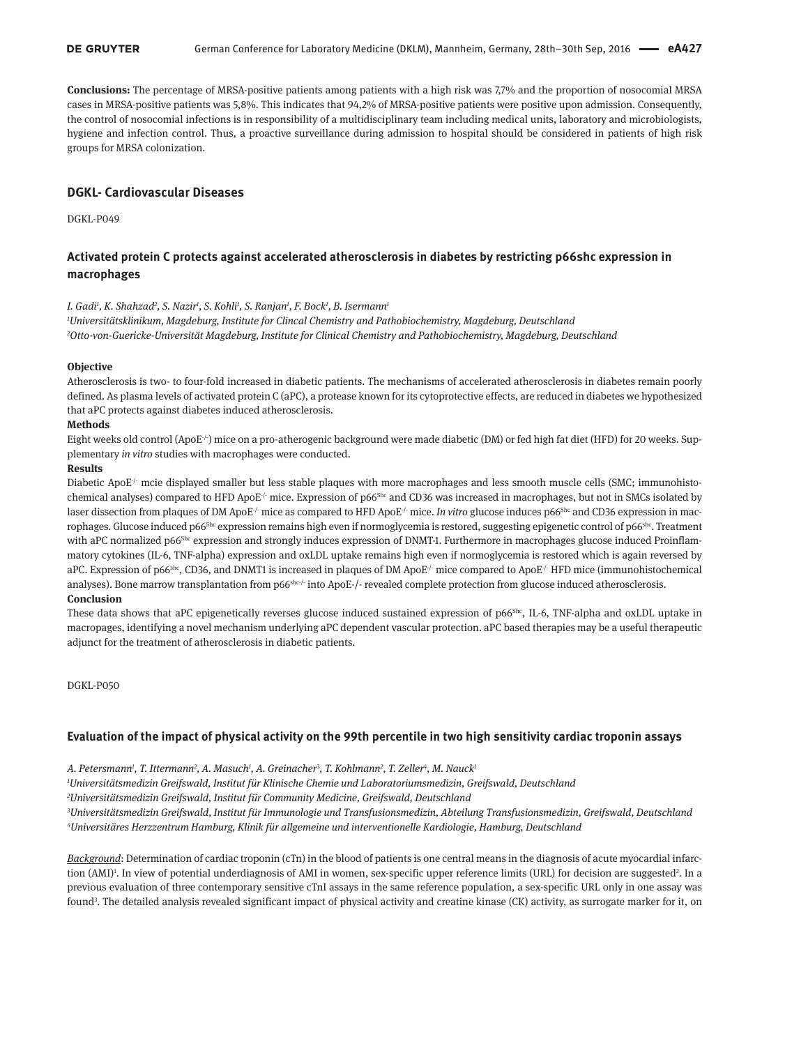**Conclusions:** The percentage of MRSA-positive patients among patients with a high risk was 7,7% and the proportion of nosocomial MRSA cases in MRSA-positive patients was 5,8%. This indicates that 94,2% of MRSA-positive patients were positive upon admission. Consequently, the control of nosocomial infections is in responsibility of a multidisciplinary team including medical units, laboratory and microbiologists, hygiene and infection control. Thus, a proactive surveillance during admission to hospital should be considered in patients of high risk groups for MRSA colonization.

## DGKL- Cardiovascular Diseases

DGKL-P049

### Activated protein C protects against accelerated atherosclerosis in diabetes by restricting p66shc expression in macrophages

*I. Gadi[1], K. Shahzad[2], S. Nazir[1], S. Kohli[1], S. Ranjan[1], F. Bock[1], B. Isermann[1]*

*[1]Universitätsklinikum, Magdeburg, Institute for Clincal Chemistry and Pathobiochemistry, Magdeburg, Deutschland*

*[2]Otto-von-Guericke-Universität Magdeburg, Institute for Clinical Chemistry and Pathobiochemistry, Magdeburg, Deutschland*

**Objective**

Atherosclerosis is two- to four-fold increased in diabetic patients. The mechanisms of accelerated atherosclerosis in diabetes remain poorly defined. As plasma levels of activated protein C (aPC), a protease known for its cytoprotective effects, are reduced in diabetes we hypothesized that aPC protects against diabetes induced atherosclerosis.

**Methods**

Eight weeks old control (ApoE$^{-/-}$) mice on a pro-atherogenic background were made diabetic (DM) or fed high fat diet (HFD) for 20 weeks. Supplementary *in vitro* studies with macrophages were conducted.

**Results**

Diabetic ApoE$^{-/-}$ mcie displayed smaller but less stable plaques with more macrophages and less smooth muscle cells (SMC; immunohistochemical analyses) compared to HFD ApoE$^{-/-}$ mice. Expression of p66$^{Shc}$ and CD36 was increased in macrophages, but not in SMCs isolated by laser dissection from plaques of DM ApoE$^{-/-}$ mice as compared to HFD ApoE$^{-/-}$ mice. *In vitro* glucose induces p66$^{Shc}$ and CD36 expression in macrophages. Glucose induced p66$^{Shc}$ expression remains high even if normoglycemia is restored, suggesting epigenetic control of p66$^{shc}$. Treatment with aPC normalized p66$^{Shc}$ expression and strongly induces expression of DNMT-1. Furthermore in macrophages glucose induced Proinflammatory cytokines (IL-6, TNF-alpha) expression and oxLDL uptake remains high even if normoglycemia is restored which is again reversed by aPC. Expression of p66$^{shc}$, CD36, and DNMT1 is increased in plaques of DM ApoE$^{-/-}$ mice compared to ApoE$^{-/-}$ HFD mice (immunohistochemical analyses). Bone marrow transplantation from p66$^{shc-/-}$ into ApoE-/- revealed complete protection from glucose induced atherosclerosis.

**Conclusion**

These data shows that aPC epigenetically reverses glucose induced sustained expression of p66$^{Shc}$, IL-6, TNF-alpha and oxLDL uptake in macropages, identifying a novel mechanism underlying aPC dependent vascular protection. aPC based therapies may be a useful therapeutic adjunct for the treatment of atherosclerosis in diabetic patients.

DGKL-P050

### Evaluation of the impact of physical activity on the 99th percentile in two high sensitivity cardiac troponin assays

*A. Petersmann[1], T. Ittermann[2], A. Masuch[1], A. Greinacher[3], T. Kohlmann[2], T. Zeller[4], M. Nauck[1]*

*[1]Universitätsmedizin Greifswald, Institut für Klinische Chemie und Laboratoriumsmedizin, Greifswald, Deutschland*

*[2]Universitätsmedizin Greifswald, Institut für Community Medicine, Greifswald, Deutschland*

*[3]Universitätsmedizin Greifswald, Institut für Immunologie und Transfusionsmedizin, Abteilung Transfusionsmedizin, Greifswald, Deutschland*

*[4]Universitäres Herzzentrum Hamburg, Klinik für allgemeine und interventionelle Kardiologie, Hamburg, Deutschland*

*Background*: Determination of cardiac troponin (cTn) in the blood of patients is one central means in the diagnosis of acute myocardial infarction (AMI)[1]. In view of potential underdiagnosis of AMI in women, sex-specific upper reference limits (URL) for decision are suggested[2]. In a previous evaluation of three contemporary sensitive cTnI assays in the same reference population, a sex-specific URL only in one assay was found[3]. The detailed analysis revealed significant impact of physical activity and creatine kinase (CK) activity, as surrogate marker for it, on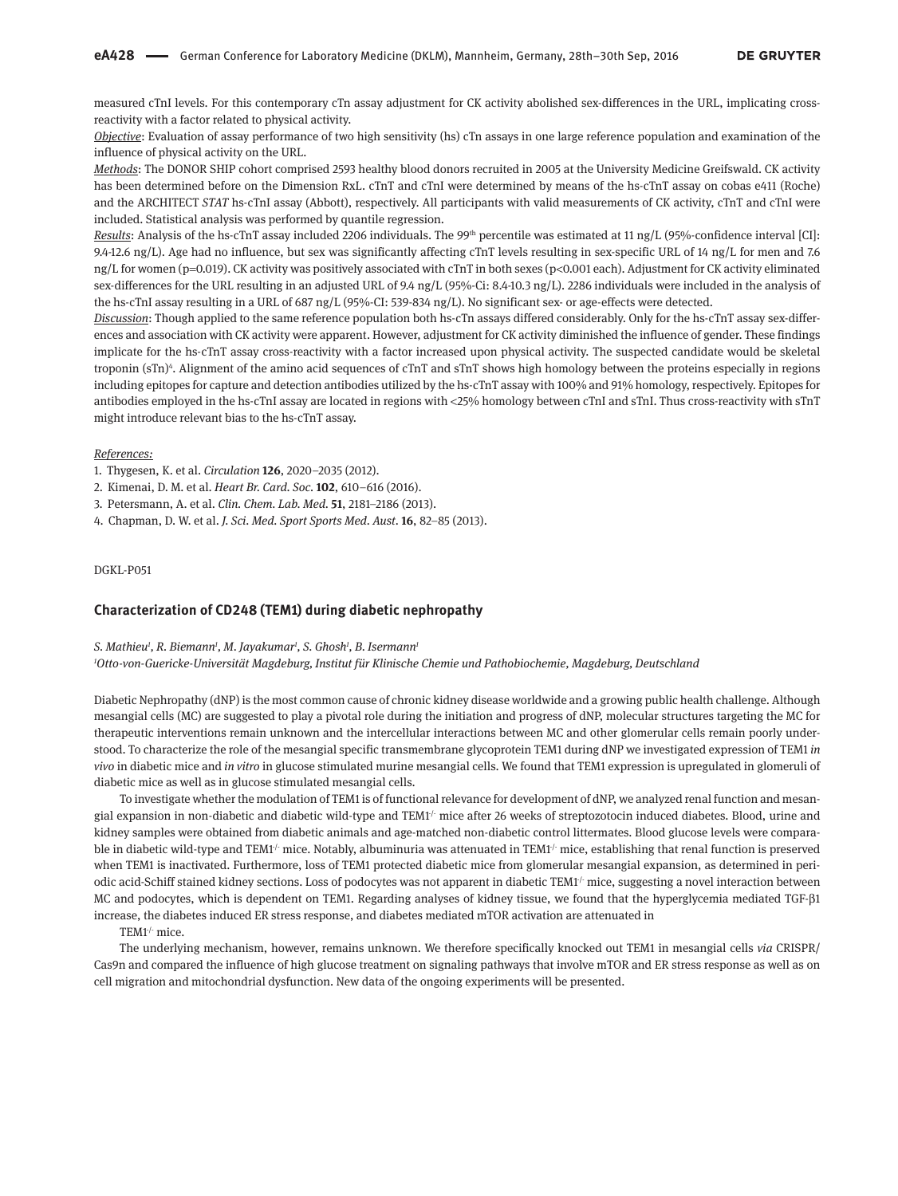measured cTnI levels. For this contemporary cTn assay adjustment for CK activity abolished sex-differences in the URL, implicating cross-reactivity with a factor related to physical activity.

*Objective*: Evaluation of assay performance of two high sensitivity (hs) cTn assays in one large reference population and examination of the influence of physical activity on the URL.

*Methods*: The DONOR SHIP cohort comprised 2593 healthy blood donors recruited in 2005 at the University Medicine Greifswald. CK activity has been determined before on the Dimension RxL. cTnT and cTnI were determined by means of the hs-cTnT assay on cobas e411 (Roche) and the ARCHITECT *STAT* hs-cTnI assay (Abbott), respectively. All participants with valid measurements of CK activity, cTnT and cTnI were included. Statistical analysis was performed by quantile regression.

*Results*: Analysis of the hs-cTnT assay included 2206 individuals. The $99^{th}$ percentile was estimated at 11 ng/L (95%-confidence interval [CI]: 9.4-12.6 ng/L). Age had no influence, but sex was significantly affecting cTnT levels resulting in sex-specific URL of 14 ng/L for men and 7.6 ng/L for women ($p=0.019$). CK activity was positively associated with cTnT in both sexes ($p<0.001$ each). Adjustment for CK activity eliminated sex-differences for the URL resulting in an adjusted URL of 9.4 ng/L (95%-Ci: 8.4-10.3 ng/L). 2286 individuals were included in the analysis of the hs-cTnI assay resulting in a URL of 687 ng/L (95%-CI: 539-834 ng/L). No significant sex- or age-effects were detected.

*Discussion*: Though applied to the same reference population both hs-cTn assays differed considerably. Only for the hs-cTnT assay sex-differences and association with CK activity were apparent. However, adjustment for CK activity diminished the influence of gender. These findings implicate for the hs-cTnT assay cross-reactivity with a factor increased upon physical activity. The suspected candidate would be skeletal troponin (sTn)[4]. Alignment of the amino acid sequences of cTnT and sTnT shows high homology between the proteins especially in regions including epitopes for capture and detection antibodies utilized by the hs-cTnT assay with 100% and 91% homology, respectively. Epitopes for antibodies employed in the hs-cTnI assay are located in regions with <25% homology between cTnI and sTnI. Thus cross-reactivity with sTnT might introduce relevant bias to the hs-cTnT assay.

*References:*

1. Thygesen, K. et al. *Circulation* **126**, 2020–2035 (2012).
2. Kimenai, D. M. et al. *Heart Br. Card. Soc.* **102**, 610–616 (2016).
3. Petersmann, A. et al. *Clin. Chem. Lab. Med.* **51**, 2181–2186 (2013).
4. Chapman, D. W. et al. *J. Sci. Med. Sport Sports Med. Aust.* **16**, 82–85 (2013).

DGKL-P051

### Characterization of CD248 (TEM1) during diabetic nephropathy

*S. Mathieu[1], R. Biemann[1], M. Jayakumar[1], S. Ghosh[1], B. Isermann[1]*

*[1]Otto-von-Guericke-Universität Magdeburg, Institut für Klinische Chemie und Pathobiochemie, Magdeburg, Deutschland*

Diabetic Nephropathy (dNP) is the most common cause of chronic kidney disease worldwide and a growing public health challenge. Although mesangial cells (MC) are suggested to play a pivotal role during the initiation and progress of dNP, molecular structures targeting the MC for therapeutic interventions remain unknown and the intercellular interactions between MC and other glomerular cells remain poorly understood. To characterize the role of the mesangial specific transmembrane glycoprotein TEM1 during dNP we investigated expression of TEM1 *in vivo* in diabetic mice and *in vitro* in glucose stimulated murine mesangial cells. We found that TEM1 expression is upregulated in glomeruli of diabetic mice as well as in glucose stimulated mesangial cells.

To investigate whether the modulation of TEM1 is of functional relevance for development of dNP, we analyzed renal function and mesangial expansion in non-diabetic and diabetic wild-type and TEM1$^{-/-}$ mice after 26 weeks of streptozotocin induced diabetes. Blood, urine and kidney samples were obtained from diabetic animals and age-matched non-diabetic control littermates. Blood glucose levels were comparable in diabetic wild-type and TEM1$^{-/-}$ mice. Notably, albuminuria was attenuated in TEM1$^{-/-}$ mice, establishing that renal function is preserved when TEM1 is inactivated. Furthermore, loss of TEM1 protected diabetic mice from glomerular mesangial expansion, as determined in periodic acid-Schiff stained kidney sections. Loss of podocytes was not apparent in diabetic TEM1$^{-/-}$ mice, suggesting a novel interaction between MC and podocytes, which is dependent on TEM1. Regarding analyses of kidney tissue, we found that the hyperglycemia mediated TGF-β1 increase, the diabetes induced ER stress response, and diabetes mediated mTOR activation are attenuated in

TEM1$^{-/-}$ mice.

The underlying mechanism, however, remains unknown. We therefore specifically knocked out TEM1 in mesangial cells *via* CRISPR/Cas9n and compared the influence of high glucose treatment on signaling pathways that involve mTOR and ER stress response as well as on cell migration and mitochondrial dysfunction. New data of the ongoing experiments will be presented.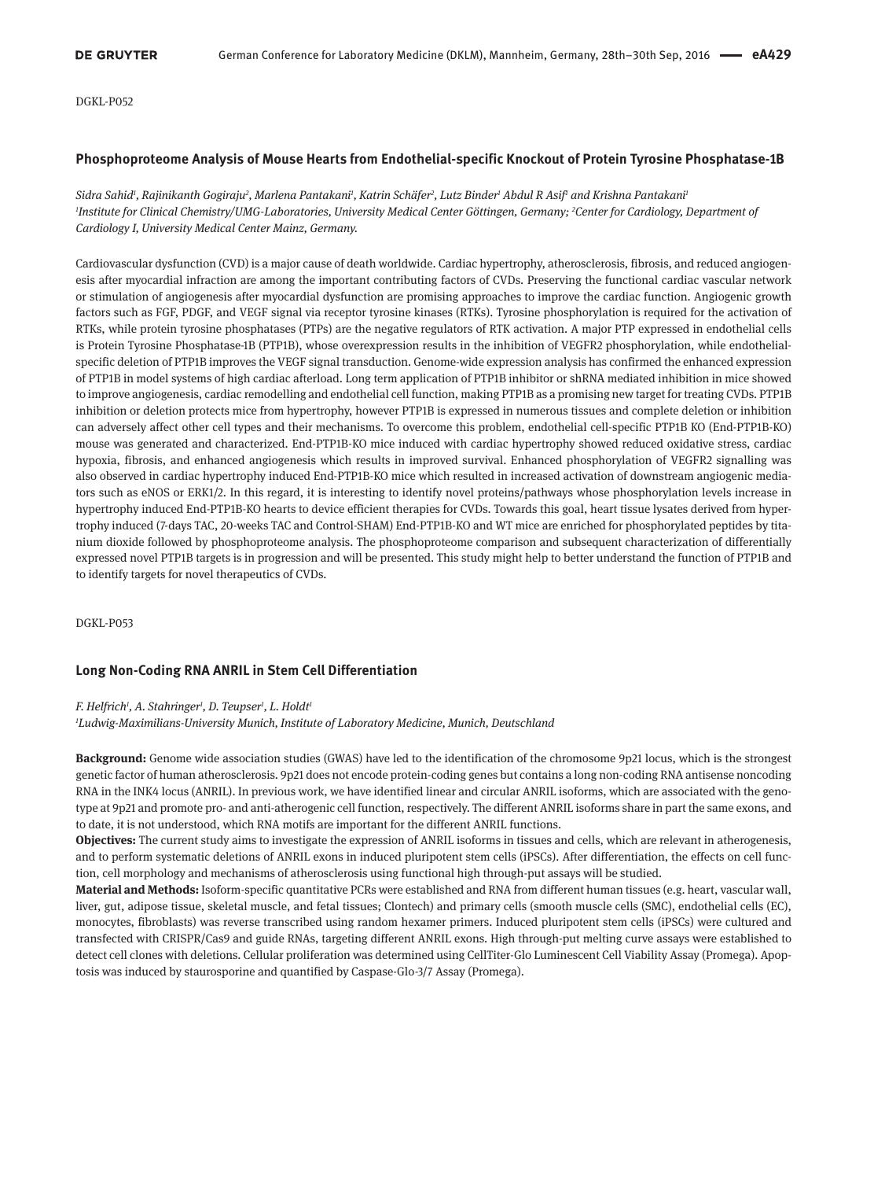DGKL-P052

### Phosphoproteome Analysis of Mouse Hearts from Endothelial-specific Knockout of Protein Tyrosine Phosphatase-1B

*Sidra Sahid[1], Rajinikanth Gogiraju[2], Marlena Pantakani[1], Katrin Schäfer[2], Lutz Binder[1] Abdul R Asif[1] and Krishna Pantakani[1]*
*[1]Institute for Clinical Chemistry/UMG-Laboratories, University Medical Center Göttingen, Germany; [2]Center for Cardiology, Department of Cardiology I, University Medical Center Mainz, Germany.*

Cardiovascular dysfunction (CVD) is a major cause of death worldwide. Cardiac hypertrophy, atherosclerosis, fibrosis, and reduced angiogenesis after myocardial infraction are among the important contributing factors of CVDs. Preserving the functional cardiac vascular network or stimulation of angiogenesis after myocardial dysfunction are promising approaches to improve the cardiac function. Angiogenic growth factors such as FGF, PDGF, and VEGF signal via receptor tyrosine kinases (RTKs). Tyrosine phosphorylation is required for the activation of RTKs, while protein tyrosine phosphatases (PTPs) are the negative regulators of RTK activation. A major PTP expressed in endothelial cells is Protein Tyrosine Phosphatase-1B (PTP1B), whose overexpression results in the inhibition of VEGFR2 phosphorylation, while endothelial-specific deletion of PTP1B improves the VEGF signal transduction. Genome-wide expression analysis has confirmed the enhanced expression of PTP1B in model systems of high cardiac afterload. Long term application of PTP1B inhibitor or shRNA mediated inhibition in mice showed to improve angiogenesis, cardiac remodelling and endothelial cell function, making PTP1B as a promising new target for treating CVDs. PTP1B inhibition or deletion protects mice from hypertrophy, however PTP1B is expressed in numerous tissues and complete deletion or inhibition can adversely affect other cell types and their mechanisms. To overcome this problem, endothelial cell-specific PTP1B KO (End-PTP1B-KO) mouse was generated and characterized. End-PTP1B-KO mice induced with cardiac hypertrophy showed reduced oxidative stress, cardiac hypoxia, fibrosis, and enhanced angiogenesis which results in improved survival. Enhanced phosphorylation of VEGFR2 signalling was also observed in cardiac hypertrophy induced End-PTP1B-KO mice which resulted in increased activation of downstream angiogenic mediators such as eNOS or ERK1/2. In this regard, it is interesting to identify novel proteins/pathways whose phosphorylation levels increase in hypertrophy induced End-PTP1B-KO hearts to device efficient therapies for CVDs. Towards this goal, heart tissue lysates derived from hypertrophy induced (7-days TAC, 20-weeks TAC and Control-SHAM) End-PTP1B-KO and WT mice are enriched for phosphorylated peptides by titanium dioxide followed by phosphoproteome analysis. The phosphoproteome comparison and subsequent characterization of differentially expressed novel PTP1B targets is in progression and will be presented. This study might help to better understand the function of PTP1B and to identify targets for novel therapeutics of CVDs.

DGKL-P053

### Long Non-Coding RNA ANRIL in Stem Cell Differentiation

*F. Helfrich[1], A. Stahringer[1], D. Teupser[1], L. Holdt[1]*
*[1]Ludwig-Maximilians-University Munich, Institute of Laboratory Medicine, Munich, Deutschland*

**Background:** Genome wide association studies (GWAS) have led to the identification of the chromosome 9p21 locus, which is the strongest genetic factor of human atherosclerosis. 9p21 does not encode protein-coding genes but contains a long non-coding RNA antisense noncoding RNA in the INK4 locus (ANRIL). In previous work, we have identified linear and circular ANRIL isoforms, which are associated with the genotype at 9p21 and promote pro- and anti-atherogenic cell function, respectively. The different ANRIL isoforms share in part the same exons, and to date, it is not understood, which RNA motifs are important for the different ANRIL functions.

**Objectives:** The current study aims to investigate the expression of ANRIL isoforms in tissues and cells, which are relevant in atherogenesis, and to perform systematic deletions of ANRIL exons in induced pluripotent stem cells (iPSCs). After differentiation, the effects on cell function, cell morphology and mechanisms of atherosclerosis using functional high through-put assays will be studied.

**Material and Methods:** Isoform-specific quantitative PCRs were established and RNA from different human tissues (e.g. heart, vascular wall, liver, gut, adipose tissue, skeletal muscle, and fetal tissues; Clontech) and primary cells (smooth muscle cells (SMC), endothelial cells (EC), monocytes, fibroblasts) was reverse transcribed using random hexamer primers. Induced pluripotent stem cells (iPSCs) were cultured and transfected with CRISPR/Cas9 and guide RNAs, targeting different ANRIL exons. High through-put melting curve assays were established to detect cell clones with deletions. Cellular proliferation was determined using CellTiter-Glo Luminescent Cell Viability Assay (Promega). Apoptosis was induced by staurosporine and quantified by Caspase-Glo-3/7 Assay (Promega).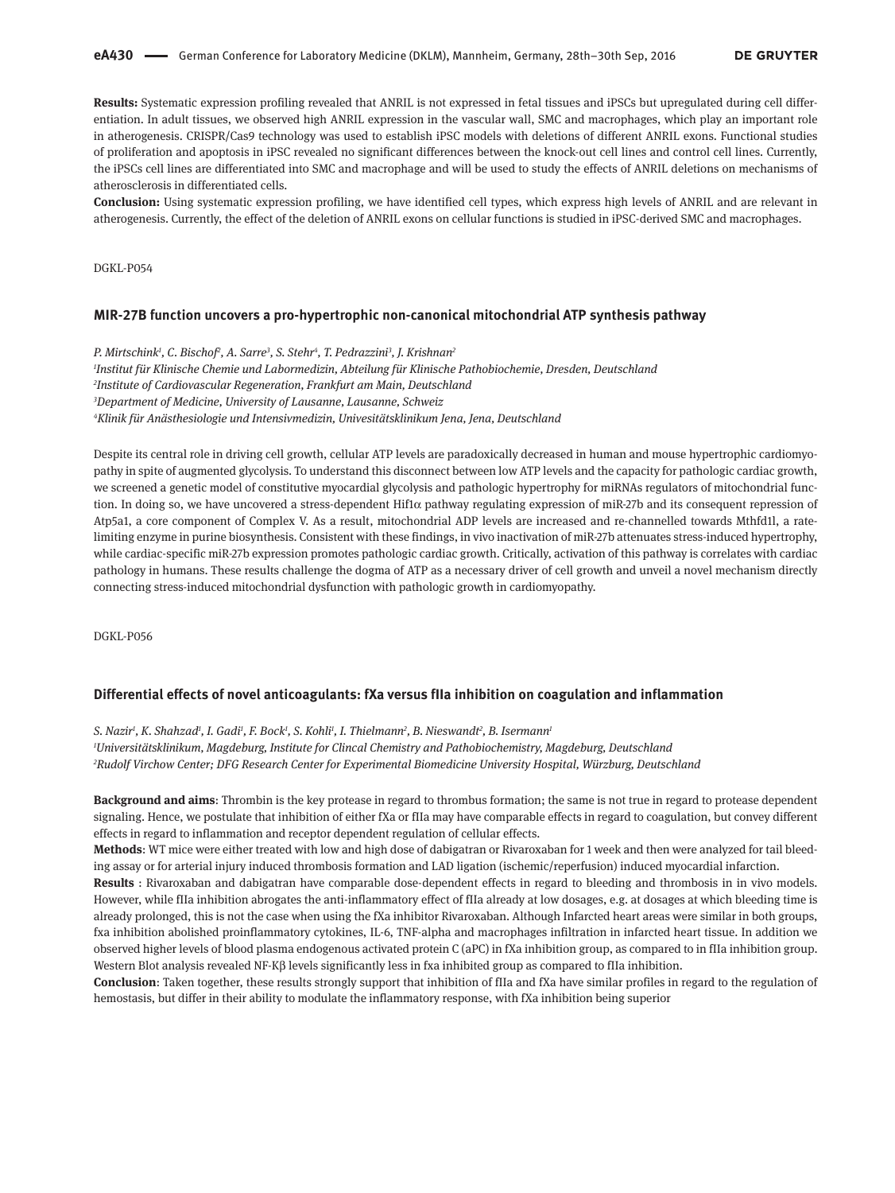**Results:** Systematic expression profiling revealed that ANRIL is not expressed in fetal tissues and iPSCs but upregulated during cell differentiation. In adult tissues, we observed high ANRIL expression in the vascular wall, SMC and macrophages, which play an important role in atherogenesis. CRISPR/Cas9 technology was used to establish iPSC models with deletions of different ANRIL exons. Functional studies of proliferation and apoptosis in iPSC revealed no significant differences between the knock-out cell lines and control cell lines. Currently, the iPSCs cell lines are differentiated into SMC and macrophage and will be used to study the effects of ANRIL deletions on mechanisms of atherosclerosis in differentiated cells.

**Conclusion:** Using systematic expression profiling, we have identified cell types, which express high levels of ANRIL and are relevant in atherogenesis. Currently, the effect of the deletion of ANRIL exons on cellular functions is studied in iPSC-derived SMC and macrophages.

DGKL-P054

### MIR-27B function uncovers a pro-hypertrophic non-canonical mitochondrial ATP synthesis pathway

*P. Mirtschink[1], C. Bischof[2], A. Sarre[3], S. Stehr[4], T. Pedrazzini[3], J. Krishnan[2]*

*[1]Institut für Klinische Chemie und Labormedizin, Abteilung für Klinische Pathobiochemie, Dresden, Deutschland*
*[2]Institute of Cardiovascular Regeneration, Frankfurt am Main, Deutschland*
*[3]Department of Medicine, University of Lausanne, Lausanne, Schweiz*
*[4]Klinik für Anästhesiologie und Intensivmedizin, Univesitätsklinikum Jena, Jena, Deutschland*

Despite its central role in driving cell growth, cellular ATP levels are paradoxically decreased in human and mouse hypertrophic cardiomyopathy in spite of augmented glycolysis. To understand this disconnect between low ATP levels and the capacity for pathologic cardiac growth, we screened a genetic model of constitutive myocardial glycolysis and pathologic hypertrophy for miRNAs regulators of mitochondrial function. In doing so, we have uncovered a stress-dependent Hif1α pathway regulating expression of miR-27b and its consequent repression of Atp5a1, a core component of Complex V. As a result, mitochondrial ADP levels are increased and re-channelled towards Mthfd1l, a rate-limiting enzyme in purine biosynthesis. Consistent with these findings, in vivo inactivation of miR-27b attenuates stress-induced hypertrophy, while cardiac-specific miR-27b expression promotes pathologic cardiac growth. Critically, activation of this pathway is correlates with cardiac pathology in humans. These results challenge the dogma of ATP as a necessary driver of cell growth and unveil a novel mechanism directly connecting stress-induced mitochondrial dysfunction with pathologic growth in cardiomyopathy.

DGKL-P056

### Differential effects of novel anticoagulants: fXa versus fIIa inhibition on coagulation and inflammation

*S. Nazir[1], K. Shahzad[1], I. Gadi[1], F. Bock[1], S. Kohli[1], I. Thielmann[2], B. Nieswandt[2], B. Isermann[1]*

*[1]Universitätsklinikum, Magdeburg, Institute for Clincal Chemistry and Pathobiochemistry, Magdeburg, Deutschland*
*[2]Rudolf Virchow Center; DFG Research Center for Experimental Biomedicine University Hospital, Würzburg, Deutschland*

**Background and aims**: Thrombin is the key protease in regard to thrombus formation; the same is not true in regard to protease dependent signaling. Hence, we postulate that inhibition of either fXa or fIIa may have comparable effects in regard to coagulation, but convey different effects in regard to inflammation and receptor dependent regulation of cellular effects.

**Methods**: WT mice were either treated with low and high dose of dabigatran or Rivaroxaban for 1 week and then were analyzed for tail bleeding assay or for arterial injury induced thrombosis formation and LAD ligation (ischemic/reperfusion) induced myocardial infarction.

**Results** : Rivaroxaban and dabigatran have comparable dose-dependent effects in regard to bleeding and thrombosis in in vivo models. However, while fIIa inhibition abrogates the anti-inflammatory effect of fIIa already at low dosages, e.g. at dosages at which bleeding time is already prolonged, this is not the case when using the fXa inhibitor Rivaroxaban. Although Infarcted heart areas were similar in both groups, fxa inhibition abolished proinflammatory cytokines, IL-6, TNF-alpha and macrophages infiltration in infarcted heart tissue. In addition we observed higher levels of blood plasma endogenous activated protein C (aPC) in fXa inhibition group, as compared to in fIIa inhibition group. Western Blot analysis revealed NF-Kβ levels significantly less in fxa inhibited group as compared to fIIa inhibition.

**Conclusion**: Taken together, these results strongly support that inhibition of fIIa and fXa have similar profiles in regard to the regulation of hemostasis, but differ in their ability to modulate the inflammatory response, with fXa inhibition being superior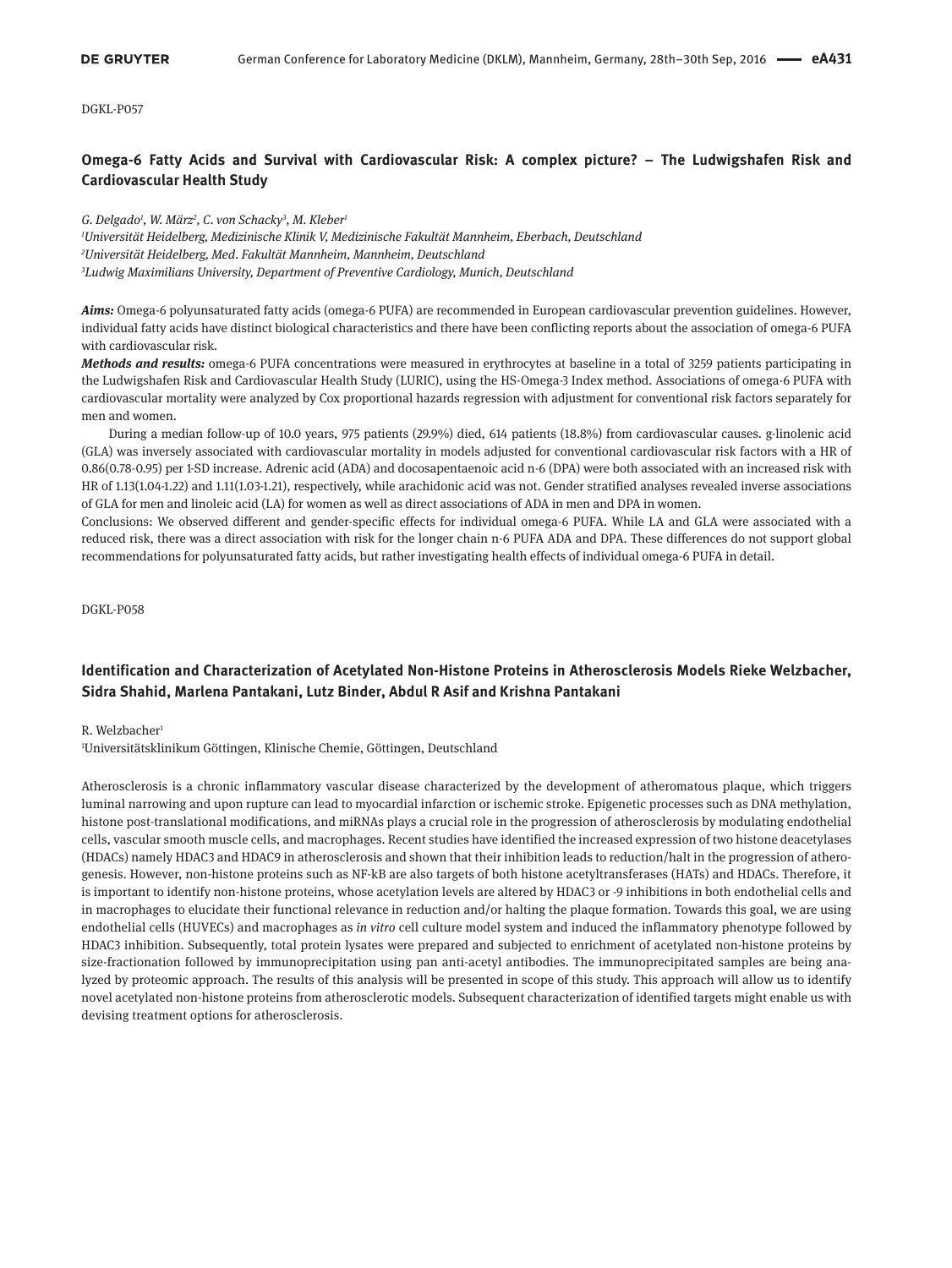DGKL-P057

### Omega-6 Fatty Acids and Survival with Cardiovascular Risk: A complex picture? – The Ludwigshafen Risk and Cardiovascular Health Study

*G. Delgado[1], W. März[2], C. von Schacky[3], M. Kleber[1]*

*[1]Universität Heidelberg, Medizinische Klinik V, Medizinische Fakultät Mannheim, Eberbach, Deutschland*

*[2]Universität Heidelberg, Med. Fakultät Mannheim, Mannheim, Deutschland*

*[3]Ludwig Maximilians University, Department of Preventive Cardiology, Munich, Deutschland*

***Aims:*** Omega-6 polyunsaturated fatty acids (omega-6 PUFA) are recommended in European cardiovascular prevention guidelines. However, individual fatty acids have distinct biological characteristics and there have been conflicting reports about the association of omega-6 PUFA with cardiovascular risk.

***Methods and results:*** omega-6 PUFA concentrations were measured in erythrocytes at baseline in a total of 3259 patients participating in the Ludwigshafen Risk and Cardiovascular Health Study (LURIC), using the HS-Omega-3 Index method. Associations of omega-6 PUFA with cardiovascular mortality were analyzed by Cox proportional hazards regression with adjustment for conventional risk factors separately for men and women.

During a median follow-up of 10.0 years, 975 patients (29.9%) died, 614 patients (18.8%) from cardiovascular causes. g-linolenic acid (GLA) was inversely associated with cardiovascular mortality in models adjusted for conventional cardiovascular risk factors with a HR of 0.86(0.78-0.95) per 1-SD increase. Adrenic acid (ADA) and docosapentaenoic acid n-6 (DPA) were both associated with an increased risk with HR of 1.13(1.04-1.22) and 1.11(1.03-1.21), respectively, while arachidonic acid was not. Gender stratified analyses revealed inverse associations of GLA for men and linoleic acid (LA) for women as well as direct associations of ADA in men and DPA in women.

Conclusions: We observed different and gender-specific effects for individual omega-6 PUFA. While LA and GLA were associated with a reduced risk, there was a direct association with risk for the longer chain n-6 PUFA ADA and DPA. These differences do not support global recommendations for polyunsaturated fatty acids, but rather investigating health effects of individual omega-6 PUFA in detail.

DGKL-P058

### Identification and Characterization of Acetylated Non-Histone Proteins in Atherosclerosis Models Rieke Welzbacher, Sidra Shahid, Marlena Pantakani, Lutz Binder, Abdul R Asif and Krishna Pantakani

R. Welzbacher[1]

[1]Universitätsklinikum Göttingen, Klinische Chemie, Göttingen, Deutschland

Atherosclerosis is a chronic inflammatory vascular disease characterized by the development of atheromatous plaque, which triggers luminal narrowing and upon rupture can lead to myocardial infarction or ischemic stroke. Epigenetic processes such as DNA methylation, histone post-translational modifications, and miRNAs plays a crucial role in the progression of atherosclerosis by modulating endothelial cells, vascular smooth muscle cells, and macrophages. Recent studies have identified the increased expression of two histone deacetylases (HDACs) namely HDAC3 and HDAC9 in atherosclerosis and shown that their inhibition leads to reduction/halt in the progression of atherogenesis. However, non-histone proteins such as NF-kB are also targets of both histone acetyltransferases (HATs) and HDACs. Therefore, it is important to identify non-histone proteins, whose acetylation levels are altered by HDAC3 or -9 inhibitions in both endothelial cells and in macrophages to elucidate their functional relevance in reduction and/or halting the plaque formation. Towards this goal, we are using endothelial cells (HUVECs) and macrophages as *in vitro* cell culture model system and induced the inflammatory phenotype followed by HDAC3 inhibition. Subsequently, total protein lysates were prepared and subjected to enrichment of acetylated non-histone proteins by size-fractionation followed by immunoprecipitation using pan anti-acetyl antibodies. The immunoprecipitated samples are being analyzed by proteomic approach. The results of this analysis will be presented in scope of this study. This approach will allow us to identify novel acetylated non-histone proteins from atherosclerotic models. Subsequent characterization of identified targets might enable us with devising treatment options for atherosclerosis.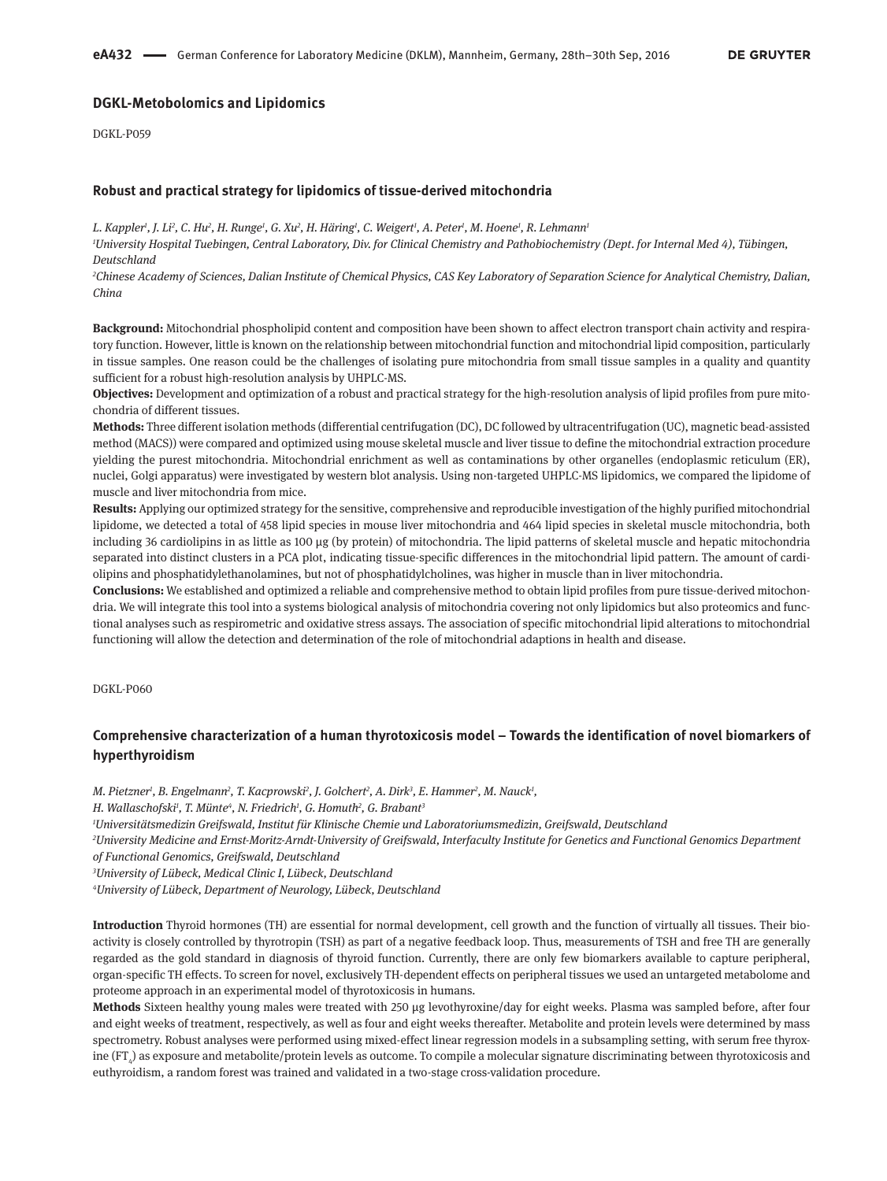## DGKL-Metobolomics and Lipidomics

DGKL-P059

### Robust and practical strategy for lipidomics of tissue-derived mitochondria

*L. Kappler[1], J. Li[2], C. Hu[2], H. Runge[1], G. Xu[2], H. Häring[1], C. Weigert[1], A. Peter[1], M. Hoene[1], R. Lehmann[1]*

*[1]University Hospital Tuebingen, Central Laboratory, Div. for Clinical Chemistry and Pathobiochemistry (Dept. for Internal Med 4), Tübingen, Deutschland*

*[2]Chinese Academy of Sciences, Dalian Institute of Chemical Physics, CAS Key Laboratory of Separation Science for Analytical Chemistry, Dalian, China*

**Background:** Mitochondrial phospholipid content and composition have been shown to affect electron transport chain activity and respiratory function. However, little is known on the relationship between mitochondrial function and mitochondrial lipid composition, particularly in tissue samples. One reason could be the challenges of isolating pure mitochondria from small tissue samples in a quality and quantity sufficient for a robust high-resolution analysis by UHPLC-MS.

**Objectives:** Development and optimization of a robust and practical strategy for the high-resolution analysis of lipid profiles from pure mitochondria of different tissues.

**Methods:** Three different isolation methods (differential centrifugation (DC), DC followed by ultracentrifugation (UC), magnetic bead-assisted method (MACS)) were compared and optimized using mouse skeletal muscle and liver tissue to define the mitochondrial extraction procedure yielding the purest mitochondria. Mitochondrial enrichment as well as contaminations by other organelles (endoplasmic reticulum (ER), nuclei, Golgi apparatus) were investigated by western blot analysis. Using non-targeted UHPLC-MS lipidomics, we compared the lipidome of muscle and liver mitochondria from mice.

**Results:** Applying our optimized strategy for the sensitive, comprehensive and reproducible investigation of the highly purified mitochondrial lipidome, we detected a total of 458 lipid species in mouse liver mitochondria and 464 lipid species in skeletal muscle mitochondria, both including 36 cardiolipins in as little as 100 µg (by protein) of mitochondria. The lipid patterns of skeletal muscle and hepatic mitochondria separated into distinct clusters in a PCA plot, indicating tissue-specific differences in the mitochondrial lipid pattern. The amount of cardiolipins and phosphatidylethanolamines, but not of phosphatidylcholines, was higher in muscle than in liver mitochondria.

**Conclusions:** We established and optimized a reliable and comprehensive method to obtain lipid profiles from pure tissue-derived mitochondria. We will integrate this tool into a systems biological analysis of mitochondria covering not only lipidomics but also proteomics and functional analyses such as respirometric and oxidative stress assays. The association of specific mitochondrial lipid alterations to mitochondrial functioning will allow the detection and determination of the role of mitochondrial adaptions in health and disease.

DGKL-P060

### Comprehensive characterization of a human thyrotoxicosis model – Towards the identification of novel biomarkers of hyperthyroidism

*M. Pietzner[1], B. Engelmann[2], T. Kacprowski[2], J. Golchert[2], A. Dirk[3], E. Hammer[2], M. Nauck[1], H. Wallaschofski[1], T. Münte[4], N. Friedrich[1], G. Homuth[2], G. Brabant[3]*

*[1]Universitätsmedizin Greifswald, Institut für Klinische Chemie und Laboratoriumsmedizin, Greifswald, Deutschland*

*[2]University Medicine and Ernst-Moritz-Arndt-University of Greifswald, Interfaculty Institute for Genetics and Functional Genomics Department of Functional Genomics, Greifswald, Deutschland*

*[3]University of Lübeck, Medical Clinic I, Lübeck, Deutschland*

*[4]University of Lübeck, Department of Neurology, Lübeck, Deutschland*

**Introduction** Thyroid hormones (TH) are essential for normal development, cell growth and the function of virtually all tissues. Their bioactivity is closely controlled by thyrotropin (TSH) as part of a negative feedback loop. Thus, measurements of TSH and free TH are generally regarded as the gold standard in diagnosis of thyroid function. Currently, there are only few biomarkers available to capture peripheral, organ-specific TH effects. To screen for novel, exclusively TH-dependent effects on peripheral tissues we used an untargeted metabolome and proteome approach in an experimental model of thyrotoxicosis in humans.

**Methods** Sixteen healthy young males were treated with 250 µg levothyroxine/day for eight weeks. Plasma was sampled before, after four and eight weeks of treatment, respectively, as well as four and eight weeks thereafter. Metabolite and protein levels were determined by mass spectrometry. Robust analyses were performed using mixed-effect linear regression models in a subsampling setting, with serum free thyroxine ($FT_4$) as exposure and metabolite/protein levels as outcome. To compile a molecular signature discriminating between thyrotoxicosis and euthyroidism, a random forest was trained and validated in a two-stage cross-validation procedure.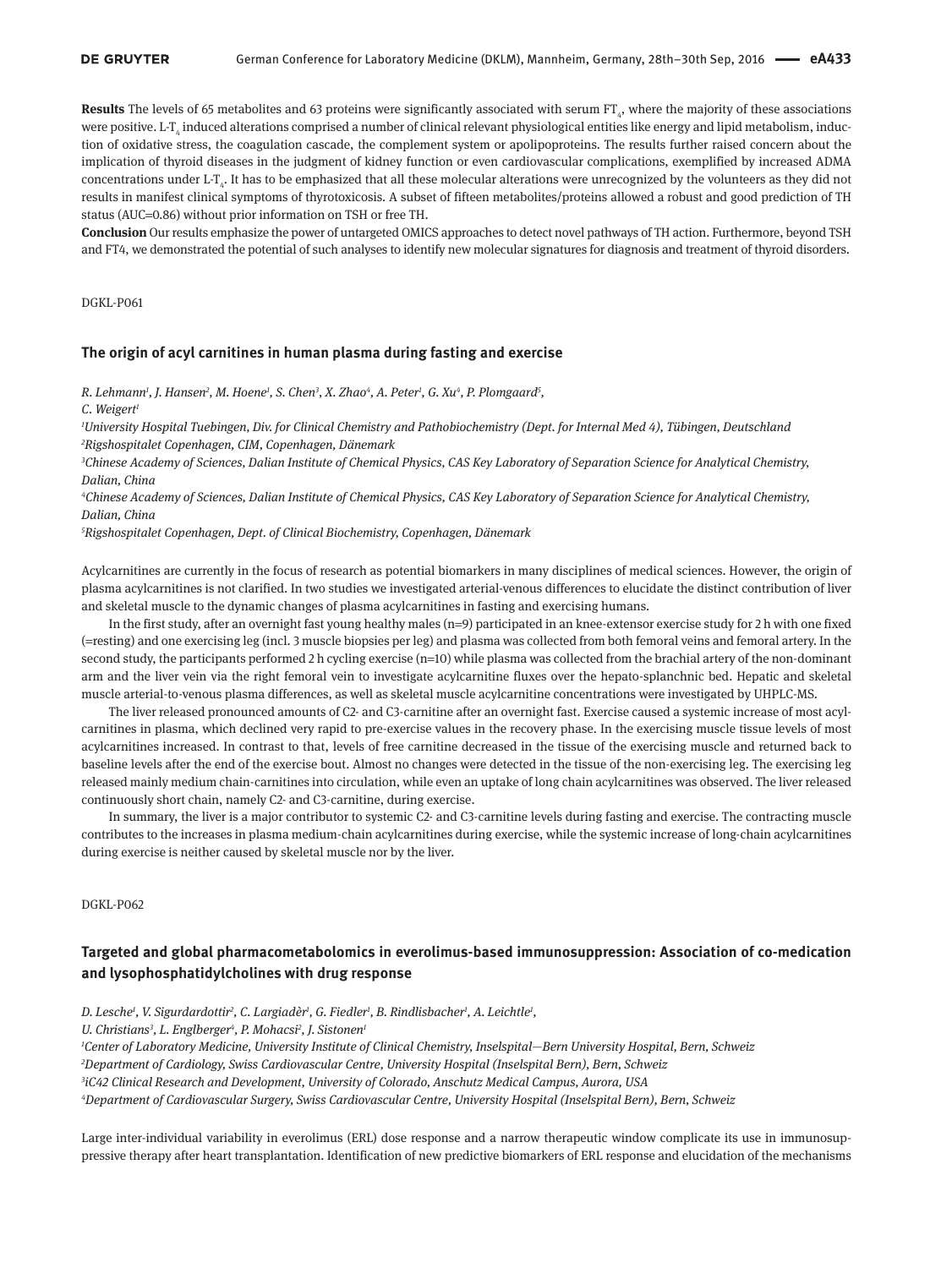**Results** The levels of 65 metabolites and 63 proteins were significantly associated with serum $FT_4$, where the majority of these associations were positive. L-$T_4$ induced alterations comprised a number of clinical relevant physiological entities like energy and lipid metabolism, induction of oxidative stress, the coagulation cascade, the complement system or apolipoproteins. The results further raised concern about the implication of thyroid diseases in the judgment of kidney function or even cardiovascular complications, exemplified by increased ADMA concentrations under L-$T_4$. It has to be emphasized that all these molecular alterations were unrecognized by the volunteers as they did not results in manifest clinical symptoms of thyrotoxicosis. A subset of fifteen metabolites/proteins allowed a robust and good prediction of TH status (AUC=0.86) without prior information on TSH or free TH.

**Conclusion** Our results emphasize the power of untargeted OMICS approaches to detect novel pathways of TH action. Furthermore, beyond TSH and FT4, we demonstrated the potential of such analyses to identify new molecular signatures for diagnosis and treatment of thyroid disorders.

DGKL-P061

## The origin of acyl carnitines in human plasma during fasting and exercise

*R. Lehmann[1], J. Hansen[2], M. Hoene[1], S. Chen[3], X. Zhao[4], A. Peter[1], G. Xu[4], P. Plomgaard[5], C. Weigert[1]*

*[1]University Hospital Tuebingen, Div. for Clinical Chemistry and Pathobiochemistry (Dept. for Internal Med 4), Tübingen, Deutschland*
*[2]Rigshospitalet Copenhagen, CIM, Copenhagen, Dänemark*
*[3]Chinese Academy of Sciences, Dalian Institute of Chemical Physics, CAS Key Laboratory of Separation Science for Analytical Chemistry, Dalian, China*
*[4]Chinese Academy of Sciences, Dalian Institute of Chemical Physics, CAS Key Laboratory of Separation Science for Analytical Chemistry, Dalian, China*
*[5]Rigshospitalet Copenhagen, Dept. of Clinical Biochemistry, Copenhagen, Dänemark*

Acylcarnitines are currently in the focus of research as potential biomarkers in many disciplines of medical sciences. However, the origin of plasma acylcarnitines is not clarified. In two studies we investigated arterial-venous differences to elucidate the distinct contribution of liver and skeletal muscle to the dynamic changes of plasma acylcarnitines in fasting and exercising humans.

In the first study, after an overnight fast young healthy males (n=9) participated in an knee-extensor exercise study for 2 h with one fixed (=resting) and one exercising leg (incl. 3 muscle biopsies per leg) and plasma was collected from both femoral veins and femoral artery. In the second study, the participants performed 2 h cycling exercise (n=10) while plasma was collected from the brachial artery of the non-dominant arm and the liver vein via the right femoral vein to investigate acylcarnitine fluxes over the hepato-splanchnic bed. Hepatic and skeletal muscle arterial-to-venous plasma differences, as well as skeletal muscle acylcarnitine concentrations were investigated by UHPLC-MS.

The liver released pronounced amounts of C2- and C3-carnitine after an overnight fast. Exercise caused a systemic increase of most acylcarnitines in plasma, which declined very rapid to pre-exercise values in the recovery phase. In the exercising muscle tissue levels of most acylcarnitines increased. In contrast to that, levels of free carnitine decreased in the tissue of the exercising muscle and returned back to baseline levels after the end of the exercise bout. Almost no changes were detected in the tissue of the non-exercising leg. The exercising leg released mainly medium chain-carnitines into circulation, while even an uptake of long chain acylcarnitines was observed. The liver released continuously short chain, namely C2- and C3-carnitine, during exercise.

In summary, the liver is a major contributor to systemic C2- and C3-carnitine levels during fasting and exercise. The contracting muscle contributes to the increases in plasma medium-chain acylcarnitines during exercise, while the systemic increase of long-chain acylcarnitines during exercise is neither caused by skeletal muscle nor by the liver.

DGKL-P062

## Targeted and global pharmacometabolomics in everolimus-based immunosuppression: Association of co-medication and lysophosphatidylcholines with drug response

*D. Lesche[1], V. Sigurdardottir[2], C. Largiadèr[1], G. Fiedler[1], B. Rindlisbacher[1], A. Leichtle[1], U. Christians[3], L. Englberger[4], P. Mohacsi[2], J. Sistonen[1]*

*[1]Center of Laboratory Medicine, University Institute of Clinical Chemistry, Inselspital—Bern University Hospital, Bern, Schweiz*
*[2]Department of Cardiology, Swiss Cardiovascular Centre, University Hospital (Inselspital Bern), Bern, Schweiz*
*[3]iC42 Clinical Research and Development, University of Colorado, Anschutz Medical Campus, Aurora, USA*
*[4]Department of Cardiovascular Surgery, Swiss Cardiovascular Centre, University Hospital (Inselspital Bern), Bern, Schweiz*

Large inter-individual variability in everolimus (ERL) dose response and a narrow therapeutic window complicate its use in immunosuppressive therapy after heart transplantation. Identification of new predictive biomarkers of ERL response and elucidation of the mechanisms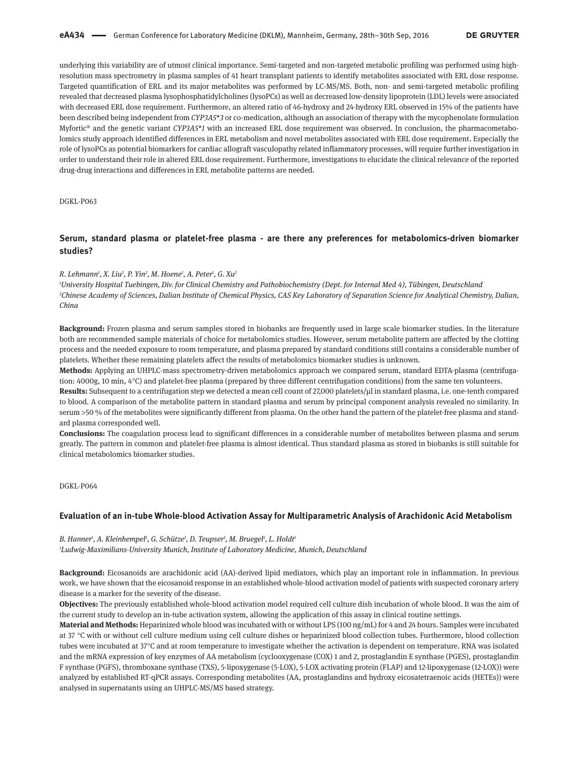underlying this variability are of utmost clinical importance. Semi-targeted and non-targeted metabolic profiling was performed using high-resolution mass spectrometry in plasma samples of 41 heart transplant patients to identify metabolites associated with ERL dose response. Targeted quantification of ERL and its major metabolites was performed by LC-MS/MS. Both, non- and semi-targeted metabolic profiling revealed that decreased plasma lysophosphatidylcholines (lysoPCs) as well as decreased low-density lipoprotein (LDL) levels were associated with decreased ERL dose requirement. Furthermore, an altered ratio of 46-hydroxy and 24-hydroxy ERL observed in 15% of the patients have been described being independent from *CYP3A5\*3* or co-medication, although an association of therapy with the mycophenolate formulation Myfortic® and the genetic variant *CYP3A5\*1* with an increased ERL dose requirement was observed. In conclusion, the pharmacometabolomics study approach identified differences in ERL metabolism and novel metabolites associated with ERL dose requirement. Especially the role of lysoPCs as potential biomarkers for cardiac allograft vasculopathy related inflammatory processes, will require further investigation in order to understand their role in altered ERL dose requirement. Furthermore, investigations to elucidate the clinical relevance of the reported drug-drug interactions and differences in ERL metabolite patterns are needed.

DGKL-P063

## Serum, standard plasma or platelet-free plasma - are there any preferences for metabolomics-driven biomarker studies?

*R. Lehmann[1], X. Liu[2], P. Yin[2], M. Hoene[1], A. Peter[1], G. Xu[2]*

*[1]University Hospital Tuebingen, Div. for Clinical Chemistry and Pathobiochemistry (Dept. for Internal Med 4), Tübingen, Deutschland*
*[2]Chinese Academy of Sciences, Dalian Institute of Chemical Physics, CAS Key Laboratory of Separation Science for Analytical Chemistry, Dalian, China*

**Background:** Frozen plasma and serum samples stored in biobanks are frequently used in large scale biomarker studies. In the literature both are recommended sample materials of choice for metabolomics studies. However, serum metabolite pattern are affected by the clotting process and the needed exposure to room temperature, and plasma prepared by standard conditions still contains a considerable number of platelets. Whether these remaining platelets affect the results of metabolomics biomarker studies is unknown.

**Methods:** Applying an UHPLC-mass spectrometry-driven metabolomics approach we compared serum, standard EDTA-plasma (centrifugation: 4000g, 10 min, 4°C) and platelet-free plasma (prepared by three different centrifugation conditions) from the same ten volunteers.

**Results:** Subsequent to a centrifugation step we detected a mean cell count of 27,000 platelets/µl in standard plasma, i.e. one-tenth compared to blood. A comparison of the metabolite pattern in standard plasma and serum by principal component analysis revealed no similarity. In serum >50 % of the metabolites were significantly different from plasma. On the other hand the pattern of the platelet-free plasma and standard plasma corresponded well.

**Conclusions:** The coagulation process lead to significant differences in a considerable number of metabolites between plasma and serum greatly. The pattern in common and platelet-free plasma is almost identical. Thus standard plasma as stored in biobanks is still suitable for clinical metabolomics biomarker studies.

DGKL-P064

## Evaluation of an in-tube Whole-blood Activation Assay for Multiparametric Analysis of Arachidonic Acid Metabolism

*B. Hanner[1], A. Kleinhempel[1], G. Schütze[1], D. Teupser[1], M. Bruegel[1], L. Holdt[1]*

*[1]Ludwig-Maximilians-University Munich, Institute of Laboratory Medicine, Munich, Deutschland*

**Background:** Eicosanoids are arachidonic acid (AA)-derived lipid mediators, which play an important role in inflammation. In previous work, we have shown that the eicosanoid response in an established whole-blood activation model of patients with suspected coronary artery disease is a marker for the severity of the disease.

**Objectives:** The previously established whole-blood activation model required cell culture dish incubation of whole blood. It was the aim of the current study to develop an in-tube activation system, allowing the application of this assay in clinical routine settings.

**Material and Methods:** Heparinized whole blood was incubated with or without LPS (100 ng/mL) for 4 and 24 hours. Samples were incubated at 37 °C with or without cell culture medium using cell culture dishes or heparinized blood collection tubes. Furthermore, blood collection tubes were incubated at 37°C and at room temperature to investigate whether the activation is dependent on temperature. RNA was isolated and the mRNA expression of key enzymes of AA metabolism (cyclooxygenase (COX) 1 and 2, prostaglandin E synthase (PGES), prostaglandin F synthase (PGFS), thromboxane synthase (TXS), 5-lipoxygenase (5-LOX), 5-LOX activating protein (FLAP) and 12-lipoxygenase (12-LOX)) were analyzed by established RT-qPCR assays. Corresponding metabolites (AA, prostaglandins and hydroxy eicosatetraenoic acids (HETEs)) were analysed in supernatants using an UHPLC-MS/MS based strategy.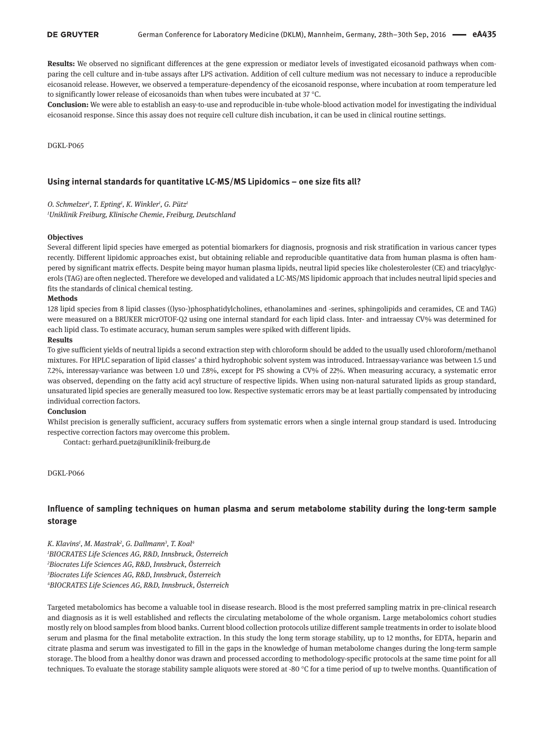**Results:** We observed no significant differences at the gene expression or mediator levels of investigated eicosanoid pathways when comparing the cell culture and in-tube assays after LPS activation. Addition of cell culture medium was not necessary to induce a reproducible eicosanoid release. However, we observed a temperature-dependency of the eicosanoid response, where incubation at room temperature led to significantly lower release of eicosanoids than when tubes were incubated at 37 °C.

**Conclusion:** We were able to establish an easy-to-use and reproducible in-tube whole-blood activation model for investigating the individual eicosanoid response. Since this assay does not require cell culture dish incubation, it can be used in clinical routine settings.

DGKL-P065

## Using internal standards for quantitative LC-MS/MS Lipidomics – one size fits all?

*O. Schmelzer[1], T. Epting[1], K. Winkler[1], G. Pütz[1]*
*[1]Uniklinik Freiburg, Klinische Chemie, Freiburg, Deutschland*

**Objectives**

Several different lipid species have emerged as potential biomarkers for diagnosis, prognosis and risk stratification in various cancer types recently. Different lipidomic approaches exist, but obtaining reliable and reproducible quantitative data from human plasma is often hampered by significant matrix effects. Despite being mayor human plasma lipids, neutral lipid species like cholesterolester (CE) and triacylglycerols (TAG) are often neglected. Therefore we developed and validated a LC-MS/MS lipidomic approach that includes neutral lipid species and fits the standards of clinical chemical testing.

**Methods**

128 lipid species from 8 lipid classes ((lyso-)phosphatidylcholines, ethanolamines and -serines, sphingolipids and ceramides, CE and TAG) were measured on a BRUKER micrOTOF-Q2 using one internal standard for each lipid class. Inter- and intraassay CV% was determined for each lipid class. To estimate accuracy, human serum samples were spiked with different lipids.

**Results**

To give sufficient yields of neutral lipids a second extraction step with chloroform should be added to the usually used chloroform/methanol mixtures. For HPLC separation of lipid classes' a third hydrophobic solvent system was introduced. Intraessay-variance was between 1.5 und 7.2%, interessay-variance was between 1.0 und 7.8%, except for PS showing a CV% of 22%. When measuring accuracy, a systematic error was observed, depending on the fatty acid acyl structure of respective lipids. When using non-natural saturated lipids as group standard, unsaturated lipid species are generally measured too low. Respective systematic errors may be at least partially compensated by introducing individual correction factors.

**Conclusion**

Whilst precision is generally sufficient, accuracy suffers from systematic errors when a single internal group standard is used. Introducing respective correction factors may overcome this problem.

Contact: gerhard.puetz@uniklinik-freiburg.de

DGKL-P066

## Influence of sampling techniques on human plasma and serum metabolome stability during the long-term sample storage

*K. Klavins[1], M. Mastrak[2], G. Dallmann[3], T. Koal[4]*
*[1]BIOCRATES Life Sciences AG, R&D, Innsbruck, Österreich*
*[2]Biocrates Life Sciences AG, R&D, Innsbruck, Österreich*
*[3]Biocrates Life Sciences AG, R&D, Innsbruck, Österreich*
*[4]BIOCRATES Life Sciences AG, R&D, Innsbruck, Österreich*

Targeted metabolomics has become a valuable tool in disease research. Blood is the most preferred sampling matrix in pre-clinical research and diagnosis as it is well established and reflects the circulating metabolome of the whole organism. Large metabolomics cohort studies mostly rely on blood samples from blood banks. Current blood collection protocols utilize different sample treatments in order to isolate blood serum and plasma for the final metabolite extraction. In this study the long term storage stability, up to 12 months, for EDTA, heparin and citrate plasma and serum was investigated to fill in the gaps in the knowledge of human metabolome changes during the long-term sample storage. The blood from a healthy donor was drawn and processed according to methodology-specific protocols at the same time point for all techniques. To evaluate the storage stability sample aliquots were stored at -80 °C for a time period of up to twelve months. Quantification of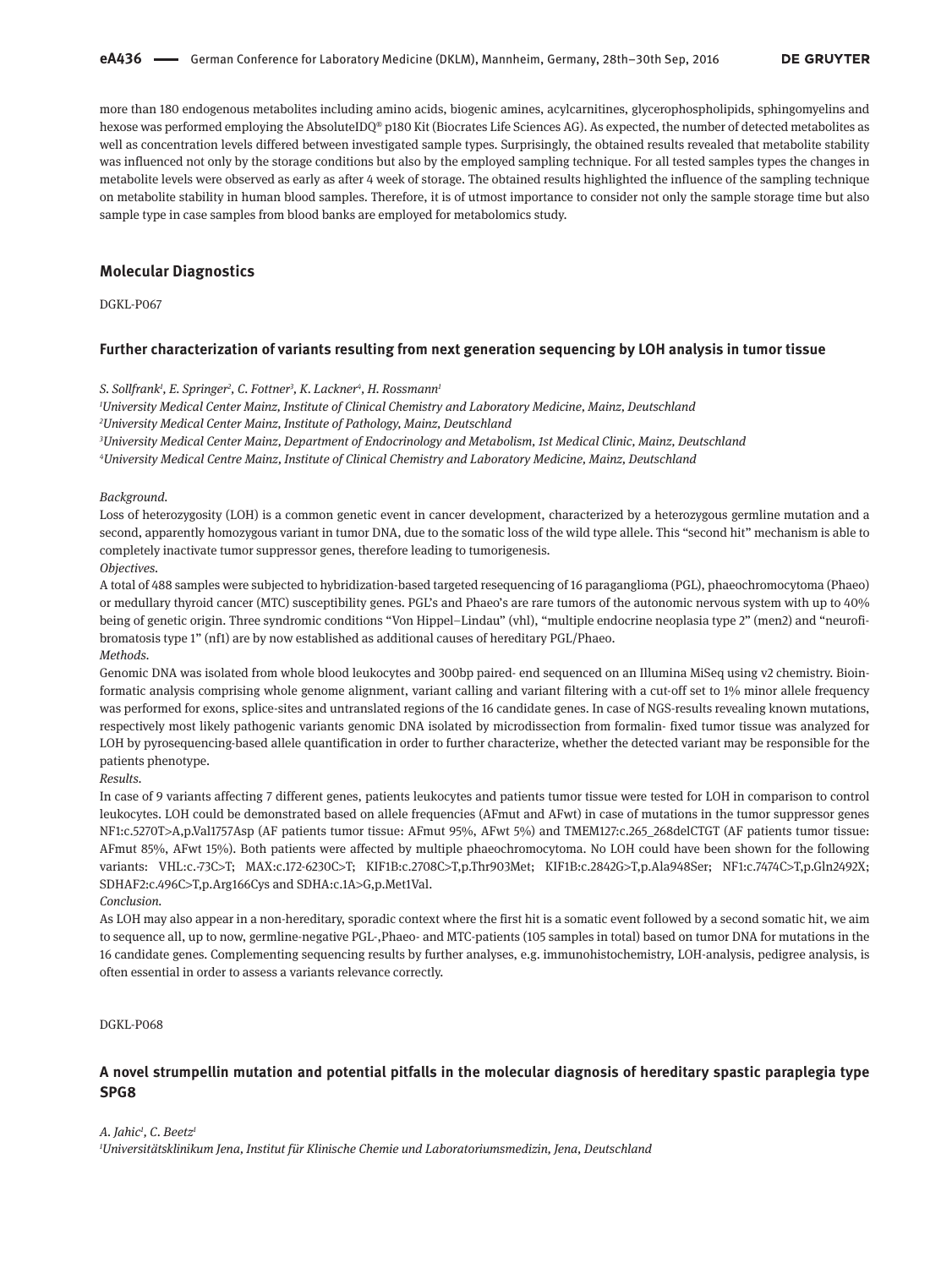more than 180 endogenous metabolites including amino acids, biogenic amines, acylcarnitines, glycerophospholipids, sphingomyelins and hexose was performed employing the AbsoluteIDQ® p180 Kit (Biocrates Life Sciences AG). As expected, the number of detected metabolites as well as concentration levels differed between investigated sample types. Surprisingly, the obtained results revealed that metabolite stability was influenced not only by the storage conditions but also by the employed sampling technique. For all tested samples types the changes in metabolite levels were observed as early as after 4 week of storage. The obtained results highlighted the influence of the sampling technique on metabolite stability in human blood samples. Therefore, it is of utmost importance to consider not only the sample storage time but also sample type in case samples from blood banks are employed for metabolomics study.

## Molecular Diagnostics

DGKL-P067

### Further characterization of variants resulting from next generation sequencing by LOH analysis in tumor tissue

*S. Sollfrank[1], E. Springer[2], C. Fottner[3], K. Lackner[4], H. Rossmann[1]*

*[1]University Medical Center Mainz, Institute of Clinical Chemistry and Laboratory Medicine, Mainz, Deutschland*
*[2]University Medical Center Mainz, Institute of Pathology, Mainz, Deutschland*
*[3]University Medical Center Mainz, Department of Endocrinology and Metabolism, 1st Medical Clinic, Mainz, Deutschland*
*[4]University Medical Centre Mainz, Institute of Clinical Chemistry and Laboratory Medicine, Mainz, Deutschland*

*Background.*

Loss of heterozygosity (LOH) is a common genetic event in cancer development, characterized by a heterozygous germline mutation and a second, apparently homozygous variant in tumor DNA, due to the somatic loss of the wild type allele. This "second hit" mechanism is able to completely inactivate tumor suppressor genes, therefore leading to tumorigenesis.

*Objectives.*

A total of 488 samples were subjected to hybridization-based targeted resequencing of 16 paraganglioma (PGL), phaeochromocytoma (Phaeo) or medullary thyroid cancer (MTC) susceptibility genes. PGL's and Phaeo's are rare tumors of the autonomic nervous system with up to 40% being of genetic origin. Three syndromic conditions "Von Hippel–Lindau" (vhl), "multiple endocrine neoplasia type 2" (men2) and "neurofibromatosis type 1" (nf1) are by now established as additional causes of hereditary PGL/Phaeo.

*Methods.*

Genomic DNA was isolated from whole blood leukocytes and 300bp paired- end sequenced on an Illumina MiSeq using v2 chemistry. Bioinformatic analysis comprising whole genome alignment, variant calling and variant filtering with a cut-off set to 1% minor allele frequency was performed for exons, splice-sites and untranslated regions of the 16 candidate genes. In case of NGS-results revealing known mutations, respectively most likely pathogenic variants genomic DNA isolated by microdissection from formalin- fixed tumor tissue was analyzed for LOH by pyrosequencing-based allele quantification in order to further characterize, whether the detected variant may be responsible for the patients phenotype.

*Results.*

In case of 9 variants affecting 7 different genes, patients leukocytes and patients tumor tissue were tested for LOH in comparison to control leukocytes. LOH could be demonstrated based on allele frequencies (AFmut and AFwt) in case of mutations in the tumor suppressor genes NF1:c.5270T>A,p.Val1757Asp (AF patients tumor tissue: AFmut 95%, AFwt 5%) and TMEM127:c.265_268delCTGT (AF patients tumor tissue: AFmut 85%, AFwt 15%). Both patients were affected by multiple phaeochromocytoma. No LOH could have been shown for the following variants: VHL:c.-73C>T; MAX:c.172-6230C>T; KIF1B:c.2708C>T,p.Thr903Met; KIF1B:c.2842G>T,p.Ala948Ser; NF1:c.7474C>T,p.Gln2492X; SDHAF2:c.496C>T,p.Arg166Cys and SDHA:c.1A>G,p.Met1Val.

*Conclusion.*

As LOH may also appear in a non-hereditary, sporadic context where the first hit is a somatic event followed by a second somatic hit, we aim to sequence all, up to now, germline-negative PGL-,Phaeo- and MTC-patients (105 samples in total) based on tumor DNA for mutations in the 16 candidate genes. Complementing sequencing results by further analyses, e.g. immunohistochemistry, LOH-analysis, pedigree analysis, is often essential in order to assess a variants relevance correctly.

DGKL-P068

### A novel strumpellin mutation and potential pitfalls in the molecular diagnosis of hereditary spastic paraplegia type SPG8

*A. Jahic[1], C. Beetz[1]*

*[1]Universitätsklinikum Jena, Institut für Klinische Chemie und Laboratoriumsmedizin, Jena, Deutschland*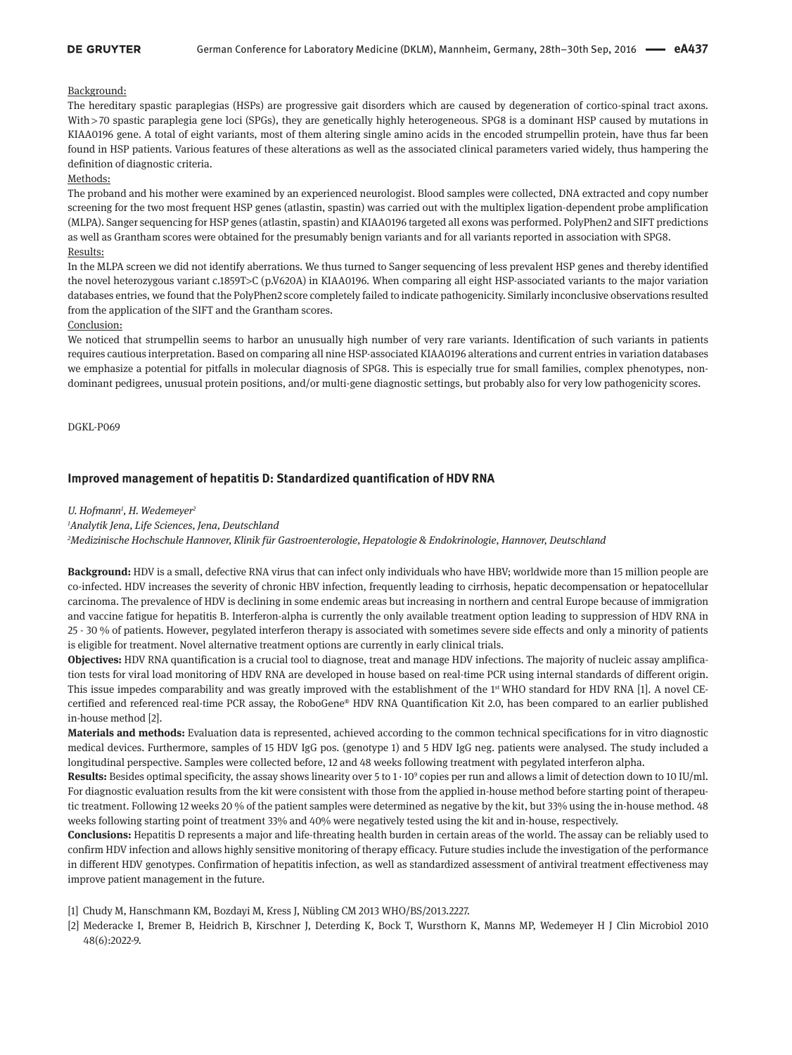Background:

The hereditary spastic paraplegias (HSPs) are progressive gait disorders which are caused by degeneration of cortico-spinal tract axons. With > 70 spastic paraplegia gene loci (SPGs), they are genetically highly heterogeneous. SPG8 is a dominant HSP caused by mutations in KIAA0196 gene. A total of eight variants, most of them altering single amino acids in the encoded strumpellin protein, have thus far been found in HSP patients. Various features of these alterations as well as the associated clinical parameters varied widely, thus hampering the definition of diagnostic criteria.

Methods:

The proband and his mother were examined by an experienced neurologist. Blood samples were collected, DNA extracted and copy number screening for the two most frequent HSP genes (atlastin, spastin) was carried out with the multiplex ligation-dependent probe amplification (MLPA). Sanger sequencing for HSP genes (atlastin, spastin) and KIAA0196 targeted all exons was performed. PolyPhen2 and SIFT predictions as well as Grantham scores were obtained for the presumably benign variants and for all variants reported in association with SPG8.

Results:

In the MLPA screen we did not identify aberrations. We thus turned to Sanger sequencing of less prevalent HSP genes and thereby identified the novel heterozygous variant c.1859T>C (p.V620A) in KIAA0196. When comparing all eight HSP-associated variants to the major variation databases entries, we found that the PolyPhen2 score completely failed to indicate pathogenicity. Similarly inconclusive observations resulted from the application of the SIFT and the Grantham scores.

Conclusion:

We noticed that strumpellin seems to harbor an unusually high number of very rare variants. Identification of such variants in patients requires cautious interpretation. Based on comparing all nine HSP-associated KIAA0196 alterations and current entries in variation databases we emphasize a potential for pitfalls in molecular diagnosis of SPG8. This is especially true for small families, complex phenotypes, non-dominant pedigrees, unusual protein positions, and/or multi-gene diagnostic settings, but probably also for very low pathogenicity scores.

DGKL-P069

### Improved management of hepatitis D: Standardized quantification of HDV RNA

*U. Hofmann[1], H. Wedemeyer[2]*

*[1]Analytik Jena, Life Sciences, Jena, Deutschland*

*[2]Medizinische Hochschule Hannover, Klinik für Gastroenterologie, Hepatologie & Endokrinologie, Hannover, Deutschland*

**Background:** HDV is a small, defective RNA virus that can infect only individuals who have HBV; worldwide more than 15 million people are co-infected. HDV increases the severity of chronic HBV infection, frequently leading to cirrhosis, hepatic decompensation or hepatocellular carcinoma. The prevalence of HDV is declining in some endemic areas but increasing in northern and central Europe because of immigration and vaccine fatigue for hepatitis B. Interferon-alpha is currently the only available treatment option leading to suppression of HDV RNA in 25 - 30 % of patients. However, pegylated interferon therapy is associated with sometimes severe side effects and only a minority of patients is eligible for treatment. Novel alternative treatment options are currently in early clinical trials.

**Objectives:** HDV RNA quantification is a crucial tool to diagnose, treat and manage HDV infections. The majority of nucleic assay amplification tests for viral load monitoring of HDV RNA are developed in house based on real-time PCR using internal standards of different origin. This issue impedes comparability and was greatly improved with the establishment of the 1st WHO standard for HDV RNA [1]. A novel CE-certified and referenced real-time PCR assay, the RoboGene® HDV RNA Quantification Kit 2.0, has been compared to an earlier published in-house method [2].

**Materials and methods:** Evaluation data is represented, achieved according to the common technical specifications for in vitro diagnostic medical devices. Furthermore, samples of 15 HDV IgG pos. (genotype 1) and 5 HDV IgG neg. patients were analysed. The study included a longitudinal perspective. Samples were collected before, 12 and 48 weeks following treatment with pegylated interferon alpha.

**Results:** Besides optimal specificity, the assay shows linearity over 5 to $1 \cdot 10^9$ copies per run and allows a limit of detection down to 10 IU/ml. For diagnostic evaluation results from the kit were consistent with those from the applied in-house method before starting point of therapeutic treatment. Following 12 weeks 20 % of the patient samples were determined as negative by the kit, but 33% using the in-house method. 48 weeks following starting point of treatment 33% and 40% were negatively tested using the kit and in-house, respectively.

**Conclusions:** Hepatitis D represents a major and life-threating health burden in certain areas of the world. The assay can be reliably used to confirm HDV infection and allows highly sensitive monitoring of therapy efficacy. Future studies include the investigation of the performance in different HDV genotypes. Confirmation of hepatitis infection, as well as standardized assessment of antiviral treatment effectiveness may improve patient management in the future.

[1] Chudy M, Hanschmann KM, Bozdayi M, Kress J, Nübling CM 2013 WHO/BS/2013.2227.

[2] Mederacke I, Bremer B, Heidrich B, Kirschner J, Deterding K, Bock T, Wursthorn K, Manns MP, Wedemeyer H J Clin Microbiol 2010 48(6):2022-9.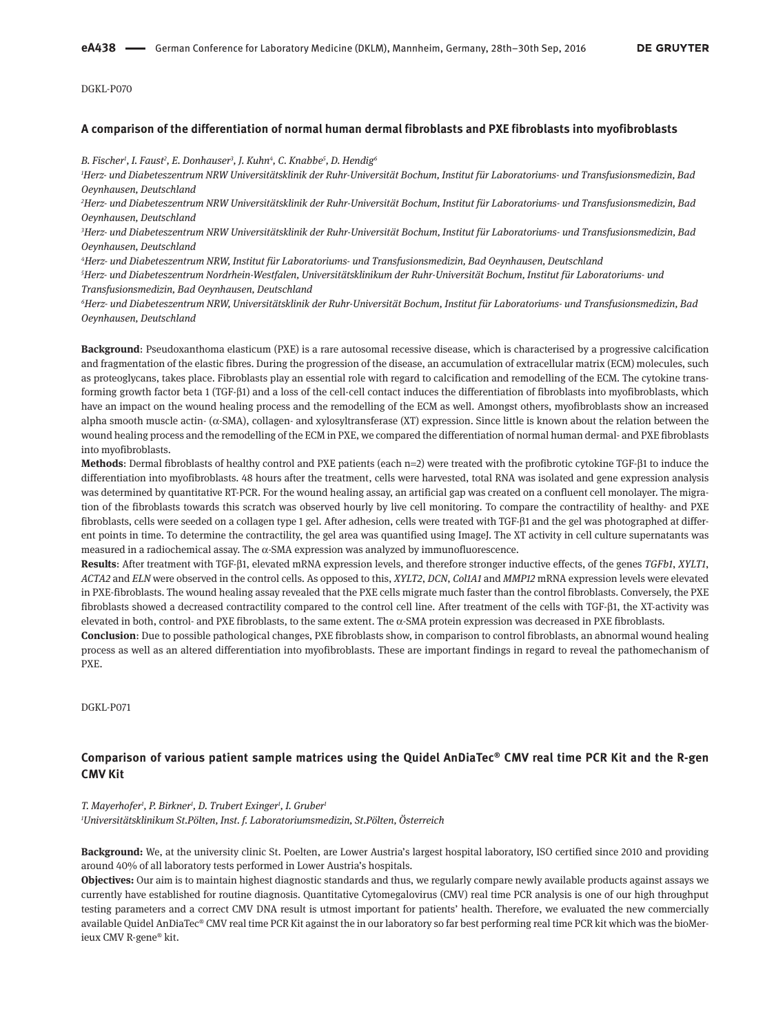DGKL-P070

### A comparison of the differentiation of normal human dermal fibroblasts and PXE fibroblasts into myofibroblasts

*B. Fischer[1], I. Faust[2], E. Donhauser[3], J. Kuhn[4], C. Knabbe[5], D. Hendig[6]*

*[1]Herz- und Diabeteszentrum NRW Universitätsklinik der Ruhr-Universität Bochum, Institut für Laboratoriums- und Transfusionsmedizin, Bad Oeynhausen, Deutschland*

*[2]Herz- und Diabeteszentrum NRW Universitätsklinik der Ruhr-Universität Bochum, Institut für Laboratoriums- und Transfusionsmedizin, Bad Oeynhausen, Deutschland*

*[3]Herz- und Diabeteszentrum NRW Universitätsklinik der Ruhr-Universität Bochum, Institut für Laboratoriums- und Transfusionsmedizin, Bad Oeynhausen, Deutschland*

*[4]Herz- und Diabeteszentrum NRW, Institut für Laboratoriums- und Transfusionsmedizin, Bad Oeynhausen, Deutschland*

*[5]Herz- und Diabeteszentrum Nordrhein-Westfalen, Universitätsklinikum der Ruhr-Universität Bochum, Institut für Laboratoriums- und Transfusionsmedizin, Bad Oeynhausen, Deutschland*

*[6]Herz- und Diabeteszentrum NRW, Universitätsklinik der Ruhr-Universität Bochum, Institut für Laboratoriums- und Transfusionsmedizin, Bad Oeynhausen, Deutschland*

**Background**: Pseudoxanthoma elasticum (PXE) is a rare autosomal recessive disease, which is characterised by a progressive calcification and fragmentation of the elastic fibres. During the progression of the disease, an accumulation of extracellular matrix (ECM) molecules, such as proteoglycans, takes place. Fibroblasts play an essential role with regard to calcification and remodelling of the ECM. The cytokine transforming growth factor beta 1 (TGF-β1) and a loss of the cell-cell contact induces the differentiation of fibroblasts into myofibroblasts, which have an impact on the wound healing process and the remodelling of the ECM as well. Amongst others, myofibroblasts show an increased alpha smooth muscle actin- (α-SMA), collagen- and xylosyltransferase (XT) expression. Since little is known about the relation between the wound healing process and the remodelling of the ECM in PXE, we compared the differentiation of normal human dermal- and PXE fibroblasts into myofibroblasts.

**Methods**: Dermal fibroblasts of healthy control and PXE patients (each n=2) were treated with the profibrotic cytokine TGF-β1 to induce the differentiation into myofibroblasts. 48 hours after the treatment, cells were harvested, total RNA was isolated and gene expression analysis was determined by quantitative RT-PCR. For the wound healing assay, an artificial gap was created on a confluent cell monolayer. The migration of the fibroblasts towards this scratch was observed hourly by live cell monitoring. To compare the contractility of healthy- and PXE fibroblasts, cells were seeded on a collagen type 1 gel. After adhesion, cells were treated with TGF-β1 and the gel was photographed at different points in time. To determine the contractility, the gel area was quantified using ImageJ. The XT activity in cell culture supernatants was measured in a radiochemical assay. The α-SMA expression was analyzed by immunofluorescence.

**Results**: After treatment with TGF-β1, elevated mRNA expression levels, and therefore stronger inductive effects, of the genes *TGFb1*, *XYLT1*, *ACTA2* and *ELN* were observed in the control cells. As opposed to this, *XYLT2*, *DCN*, *Col1A1* and *MMP12* mRNA expression levels were elevated in PXE-fibroblasts. The wound healing assay revealed that the PXE cells migrate much faster than the control fibroblasts. Conversely, the PXE fibroblasts showed a decreased contractility compared to the control cell line. After treatment of the cells with TGF-β1, the XT-activity was elevated in both, control- and PXE fibroblasts, to the same extent. The α-SMA protein expression was decreased in PXE fibroblasts.

**Conclusion**: Due to possible pathological changes, PXE fibroblasts show, in comparison to control fibroblasts, an abnormal wound healing process as well as an altered differentiation into myofibroblasts. These are important findings in regard to reveal the pathomechanism of PXE.

DGKL-P071

### Comparison of various patient sample matrices using the Quidel AnDiaTec® CMV real time PCR Kit and the R-gen CMV Kit

*T. Mayerhofer[1], P. Birkner[1], D. Trubert Exinger[1], I. Gruber[1]*

*[1]Universitätsklinikum St.Pölten, Inst. f. Laboratoriumsmedizin, St.Pölten, Österreich*

**Background:** We, at the university clinic St. Poelten, are Lower Austria's largest hospital laboratory, ISO certified since 2010 and providing around 40% of all laboratory tests performed in Lower Austria's hospitals.

**Objectives:** Our aim is to maintain highest diagnostic standards and thus, we regularly compare newly available products against assays we currently have established for routine diagnosis. Quantitative Cytomegalovirus (CMV) real time PCR analysis is one of our high throughput testing parameters and a correct CMV DNA result is utmost important for patients' health. Therefore, we evaluated the new commercially available Quidel AnDiaTec® CMV real time PCR Kit against the in our laboratory so far best performing real time PCR kit which was the bioMerieux CMV R-gene® kit.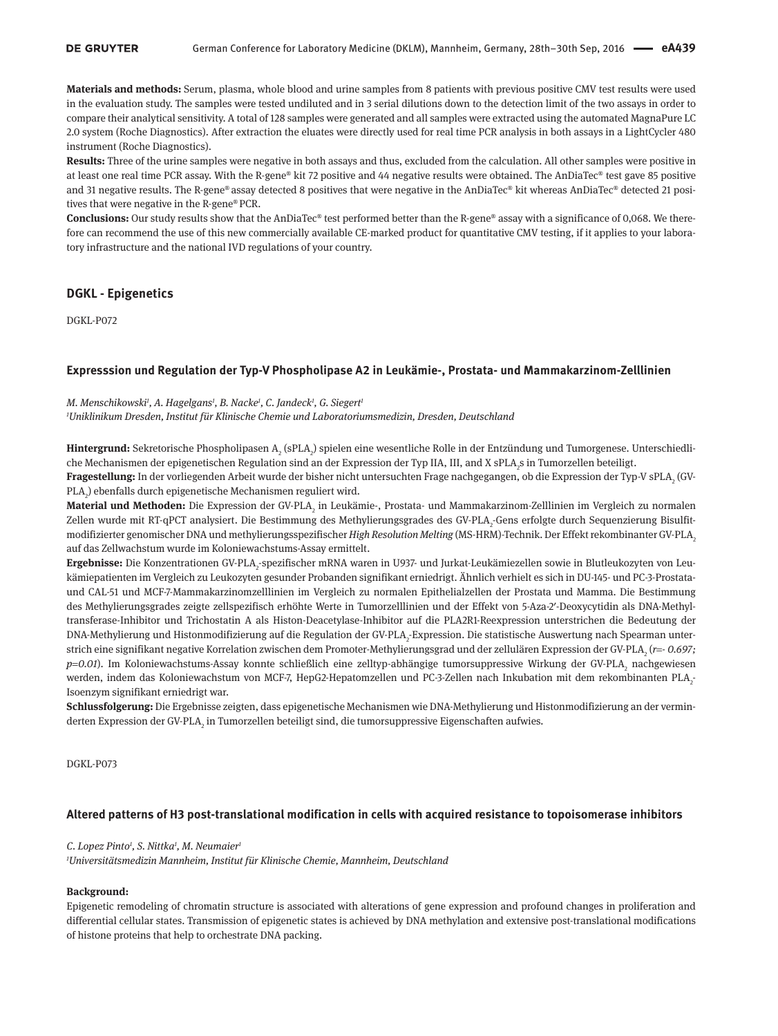**Materials and methods:** Serum, plasma, whole blood and urine samples from 8 patients with previous positive CMV test results were used in the evaluation study. The samples were tested undiluted and in 3 serial dilutions down to the detection limit of the two assays in order to compare their analytical sensitivity. A total of 128 samples were generated and all samples were extracted using the automated MagnaPure LC 2.0 system (Roche Diagnostics). After extraction the eluates were directly used for real time PCR analysis in both assays in a LightCycler 480 instrument (Roche Diagnostics).

**Results:** Three of the urine samples were negative in both assays and thus, excluded from the calculation. All other samples were positive in at least one real time PCR assay. With the R-gene® kit 72 positive and 44 negative results were obtained. The AnDiaTec® test gave 85 positive and 31 negative results. The R-gene® assay detected 8 positives that were negative in the AnDiaTec® kit whereas AnDiaTec® detected 21 positives that were negative in the R-gene® PCR.

**Conclusions:** Our study results show that the AnDiaTec® test performed better than the R-gene® assay with a significance of 0,068. We therefore can recommend the use of this new commercially available CE-marked product for quantitative CMV testing, if it applies to your laboratory infrastructure and the national IVD regulations of your country.

## DGKL - Epigenetics

DGKL-P072

### Expresssion und Regulation der Typ-V Phospholipase A2 in Leukämie-, Prostata- und Mammakarzinom-Zelllinien

*M. Menschikowski[1], A. Hagelgans[1], B. Nacke[1], C. Jandeck[1], G. Siegert[1]*

*[1]Uniklinikum Dresden, Institut für Klinische Chemie und Laboratoriumsmedizin, Dresden, Deutschland*

**Hintergrund:** Sekretorische Phospholipasen $A_2$ ($sPLA_2$) spielen eine wesentliche Rolle in der Entzündung und Tumorgenese. Unterschiedliche Mechanismen der epigenetischen Regulation sind an der Expression der Typ IIA, III, and X $sPLA_2$s in Tumorzellen beteiligt.

**Fragestellung:** In der vorliegenden Arbeit wurde der bisher nicht untersuchten Frage nachgegangen, ob die Expression der Typ-V $sPLA_2$ (GV-$PLA_2$) ebenfalls durch epigenetische Mechanismen reguliert wird.

**Material und Methoden:** Die Expression der GV-$PLA_2$ in Leukämie-, Prostata- und Mammakarzinom-Zelllinien im Vergleich zu normalen Zellen wurde mit RT-qPCT analysiert. Die Bestimmung des Methylierungsgrades des GV-$PLA_2$-Gens erfolgte durch Sequenzierung Bisulfit-modifizierter genomischer DNA und methylierungsspezifischer *High Resolution Melting* (MS-HRM)-Technik. Der Effekt rekombinanter GV-$PLA_2$ auf das Zellwachstum wurde im Koloniewachstums-Assay ermittelt.

**Ergebnisse:** Die Konzentrationen GV-$PLA_2$-spezifischer mRNA waren in U937- und Jurkat-Leukämiezellen sowie in Blutleukozyten von Leukämiepatienten im Vergleich zu Leukozyten gesunder Probanden signifikant erniedrigt. Ähnlich verhielt es sich in DU-145- und PC-3-Prostata- und CAL-51 und MCF-7-Mammakarzinomzelllinien im Vergleich zu normalen Epithelialzellen der Prostata und Mamma. Die Bestimmung des Methylierungsgrades zeigte zellspezifisch erhöhte Werte in Tumorzelllinien und der Effekt von 5-Aza-2'-Deoxycytidin als DNA-Methyltransferase-Inhibitor und Trichostatin A als Histon-Deacetylase-Inhibitor auf die PLA2R1-Reexpression unterstrichen die Bedeutung der DNA-Methylierung und Histonmodifizierung auf die Regulation der GV-$PLA_2$-Expression. Die statistische Auswertung nach Spearman unterstrich eine signifikant negative Korrelation zwischen dem Promoter-Methylierungsgrad und der zellulären Expression der GV-$PLA_2$ (*r=- 0.697; p=0.01*). Im Koloniewachstums-Assay konnte schließlich eine zelltyp-abhängige tumorsuppressive Wirkung der GV-$PLA_2$ nachgewiesen werden, indem das Koloniewachstum von MCF-7, HepG2-Hepatomzellen und PC-3-Zellen nach Inkubation mit dem rekombinanten $PLA_2$-Isoenzym signifikant erniedrigt war.

**Schlussfolgerung:** Die Ergebnisse zeigten, dass epigenetische Mechanismen wie DNA-Methylierung und Histonmodifizierung an der verminderten Expression der GV-$PLA_2$ in Tumorzellen beteiligt sind, die tumorsuppressive Eigenschaften aufwies.

DGKL-P073

### Altered patterns of H3 post-translational modification in cells with acquired resistance to topoisomerase inhibitors

*C. Lopez Pinto[1], S. Nittka[1], M. Neumaier[1]*

*[1]Universitätsmedizin Mannheim, Institut für Klinische Chemie, Mannheim, Deutschland*

**Background:**

Epigenetic remodeling of chromatin structure is associated with alterations of gene expression and profound changes in proliferation and differential cellular states. Transmission of epigenetic states is achieved by DNA methylation and extensive post-translational modifications of histone proteins that help to orchestrate DNA packing.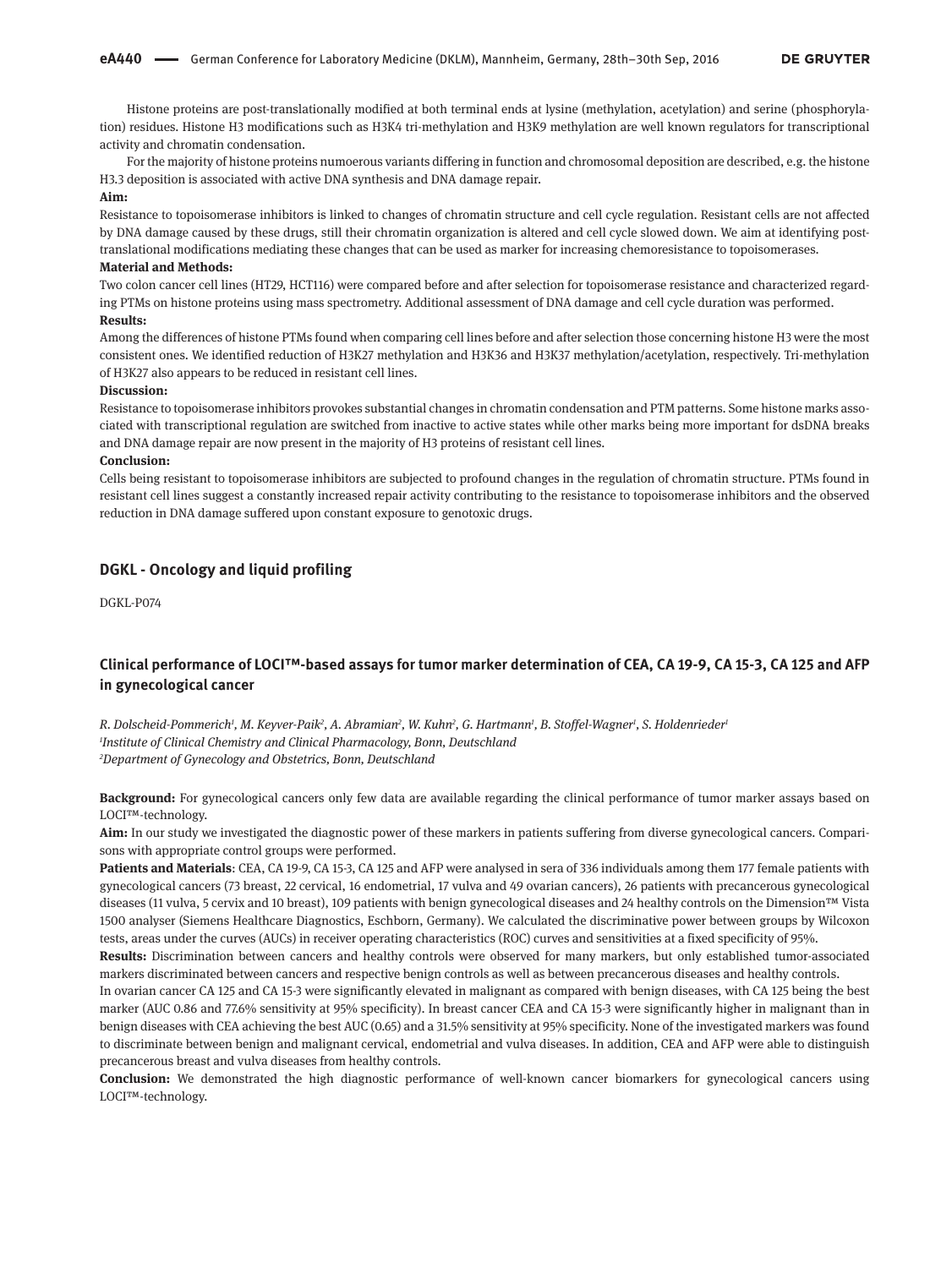Histone proteins are post-translationally modified at both terminal ends at lysine (methylation, acetylation) and serine (phosphorylation) residues. Histone H3 modifications such as H3K4 tri-methylation and H3K9 methylation are well known regulators for transcriptional activity and chromatin condensation.

For the majority of histone proteins numoerous variants differing in function and chromosomal deposition are described, e.g. the histone H3.3 deposition is associated with active DNA synthesis and DNA damage repair.

**Aim:**

Resistance to topoisomerase inhibitors is linked to changes of chromatin structure and cell cycle regulation. Resistant cells are not affected by DNA damage caused by these drugs, still their chromatin organization is altered and cell cycle slowed down. We aim at identifying post-translational modifications mediating these changes that can be used as marker for increasing chemoresistance to topoisomerases.

**Material and Methods:**

Two colon cancer cell lines (HT29, HCT116) were compared before and after selection for topoisomerase resistance and characterized regarding PTMs on histone proteins using mass spectrometry. Additional assessment of DNA damage and cell cycle duration was performed.

**Results:**

Among the differences of histone PTMs found when comparing cell lines before and after selection those concerning histone H3 were the most consistent ones. We identified reduction of H3K27 methylation and H3K36 and H3K37 methylation/acetylation, respectively. Tri-methylation of H3K27 also appears to be reduced in resistant cell lines.

**Discussion:**

Resistance to topoisomerase inhibitors provokes substantial changes in chromatin condensation and PTM patterns. Some histone marks associated with transcriptional regulation are switched from inactive to active states while other marks being more important for dsDNA breaks and DNA damage repair are now present in the majority of H3 proteins of resistant cell lines.

**Conclusion:**

Cells being resistant to topoisomerase inhibitors are subjected to profound changes in the regulation of chromatin structure. PTMs found in resistant cell lines suggest a constantly increased repair activity contributing to the resistance to topoisomerase inhibitors and the observed reduction in DNA damage suffered upon constant exposure to genotoxic drugs.

## DGKL - Oncology and liquid profiling

DGKL-P074

### Clinical performance of LOCI™-based assays for tumor marker determination of CEA, CA 19-9, CA 15-3, CA 125 and AFP in gynecological cancer

*R. Dolscheid-Pommerich[1], M. Keyver-Paik[2], A. Abramian[2], W. Kuhn[2], G. Hartmann[1], B. Stoffel-Wagner[1], S. Holdenrieder[1]*
*[1]Institute of Clinical Chemistry and Clinical Pharmacology, Bonn, Deutschland*
*[2]Department of Gynecology and Obstetrics, Bonn, Deutschland*

**Background:** For gynecological cancers only few data are available regarding the clinical performance of tumor marker assays based on LOCI™-technology.

**Aim:** In our study we investigated the diagnostic power of these markers in patients suffering from diverse gynecological cancers. Comparisons with appropriate control groups were performed.

**Patients and Materials**: CEA, CA 19-9, CA 15-3, CA 125 and AFP were analysed in sera of 336 individuals among them 177 female patients with gynecological cancers (73 breast, 22 cervical, 16 endometrial, 17 vulva and 49 ovarian cancers), 26 patients with precancerous gynecological diseases (11 vulva, 5 cervix and 10 breast), 109 patients with benign gynecological diseases and 24 healthy controls on the Dimension™ Vista 1500 analyser (Siemens Healthcare Diagnostics, Eschborn, Germany). We calculated the discriminative power between groups by Wilcoxon tests, areas under the curves (AUCs) in receiver operating characteristics (ROC) curves and sensitivities at a fixed specificity of 95%.

**Results:** Discrimination between cancers and healthy controls were observed for many markers, but only established tumor-associated markers discriminated between cancers and respective benign controls as well as between precancerous diseases and healthy controls.

In ovarian cancer CA 125 and CA 15-3 were significantly elevated in malignant as compared with benign diseases, with CA 125 being the best marker (AUC 0.86 and 77.6% sensitivity at 95% specificity). In breast cancer CEA and CA 15-3 were significantly higher in malignant than in benign diseases with CEA achieving the best AUC (0.65) and a 31.5% sensitivity at 95% specificity. None of the investigated markers was found to discriminate between benign and malignant cervical, endometrial and vulva diseases. In addition, CEA and AFP were able to distinguish precancerous breast and vulva diseases from healthy controls.

**Conclusion:** We demonstrated the high diagnostic performance of well-known cancer biomarkers for gynecological cancers using LOCI™-technology.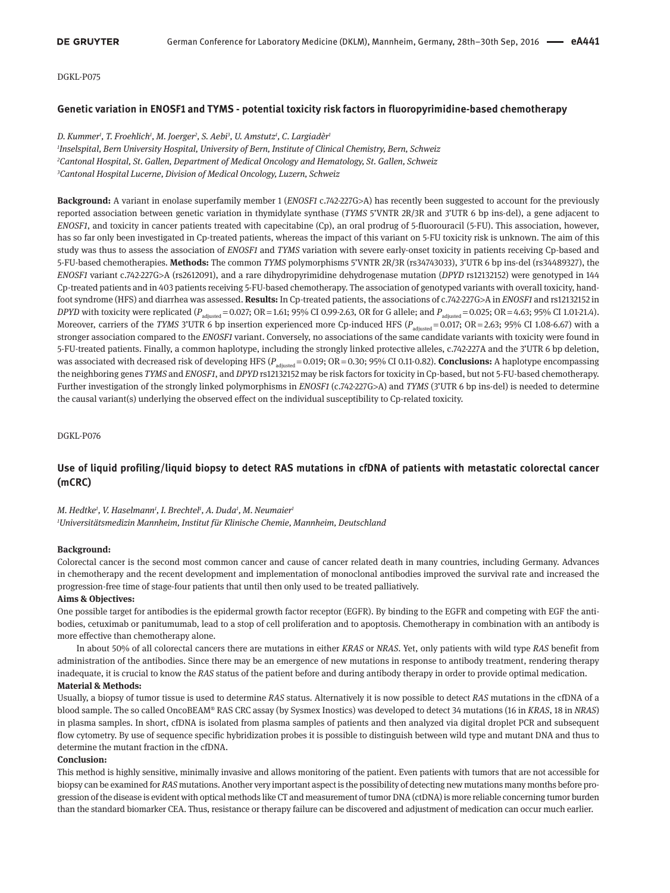DGKL-P075

## Genetic variation in ENOSF1 and TYMS - potential toxicity risk factors in fluoropyrimidine-based chemotherapy

*D. Kummer[1], T. Froehlich[1], M. Joerger[2], S. Aebi[3], U. Amstutz[1], C. Largiadèr[1]*

*[1]Inselspital, Bern University Hospital, University of Bern, Institute of Clinical Chemistry, Bern, Schweiz*
*[2]Cantonal Hospital, St. Gallen, Department of Medical Oncology and Hematology, St. Gallen, Schweiz*
*[3]Cantonal Hospital Lucerne, Division of Medical Oncology, Luzern, Schweiz*

**Background:** A variant in enolase superfamily member 1 (*ENOSF1* c.742-227G>A) has recently been suggested to account for the previously reported association between genetic variation in thymidylate synthase (*TYMS* 5'VNTR 2R/3R and 3'UTR 6 bp ins-del), a gene adjacent to *ENOSF1*, and toxicity in cancer patients treated with capecitabine (Cp), an oral prodrug of 5-fluorouracil (5-FU). This association, however, has so far only been investigated in Cp-treated patients, whereas the impact of this variant on 5-FU toxicity risk is unknown. The aim of this study was thus to assess the association of *ENOSF1* and *TYMS* variation with severe early-onset toxicity in patients receiving Cp-based and 5-FU-based chemotherapies. **Methods:** The common *TYMS* polymorphisms 5'VNTR 2R/3R (rs34743033), 3'UTR 6 bp ins-del (rs34489327), the *ENOSF1* variant c.742-227G>A (rs2612091), and a rare dihydropyrimidine dehydrogenase mutation (*DPYD* rs12132152) were genotyped in 144 Cp-treated patients and in 403 patients receiving 5-FU-based chemotherapy. The association of genotyped variants with overall toxicity, hand-foot syndrome (HFS) and diarrhea was assessed. **Results:** In Cp-treated patients, the associations of c.742-227G>A in *ENOSF1* and rs12132152 in *DPYD* with toxicity were replicated ($P_{adjusted}$ = 0.027; OR = 1.61; 95% CI 0.99-2.63, OR for G allele; and $P_{adjusted}$ = 0.025; OR = 4.63; 95% CI 1.01-21.4). Moreover, carriers of the *TYMS* 3'UTR 6 bp insertion experienced more Cp-induced HFS ($P_{adjusted}$ = 0.017; OR = 2.63; 95% CI 1.08-6.67) with a stronger association compared to the *ENOSF1* variant. Conversely, no associations of the same candidate variants with toxicity were found in 5-FU-treated patients. Finally, a common haplotype, including the strongly linked protective alleles, c.742-227A and the 3'UTR 6 bp deletion, was associated with decreased risk of developing HFS ($P_{adjusted}$ = 0.019; OR = 0.30; 95% CI 0.11-0.82). **Conclusions:** A haplotype encompassing the neighboring genes *TYMS* and *ENOSF1*, and *DPYD* rs12132152 may be risk factors for toxicity in Cp-based, but not 5-FU-based chemotherapy. Further investigation of the strongly linked polymorphisms in *ENOSF1* (c.742-227G>A) and *TYMS* (3'UTR 6 bp ins-del) is needed to determine the causal variant(s) underlying the observed effect on the individual susceptibility to Cp-related toxicity.

DGKL-P076

## Use of liquid profiling/liquid biopsy to detect RAS mutations in cfDNA of patients with metastatic colorectal cancer (mCRC)

*M. Hedtke[1], V. Haselmann[1], I. Brechtel[1], A. Duda[1], M. Neumaier[1]*

*[1]Universitätsmedizin Mannheim, Institut für Klinische Chemie, Mannheim, Deutschland*

**Background:**

Colorectal cancer is the second most common cancer and cause of cancer related death in many countries, including Germany. Advances in chemotherapy and the recent development and implementation of monoclonal antibodies improved the survival rate and increased the progression-free time of stage-four patients that until then only used to be treated palliatively.

**Aims & Objectives:**

One possible target for antibodies is the epidermal growth factor receptor (EGFR). By binding to the EGFR and competing with EGF the antibodies, cetuximab or panitumumab, lead to a stop of cell proliferation and to apoptosis. Chemotherapy in combination with an antibody is more effective than chemotherapy alone.

In about 50% of all colorectal cancers there are mutations in either *KRAS* or *NRAS*. Yet, only patients with wild type *RAS* benefit from administration of the antibodies. Since there may be an emergence of new mutations in response to antibody treatment, rendering therapy inadequate, it is crucial to know the *RAS* status of the patient before and during antibody therapy in order to provide optimal medication.

**Material & Methods:**

Usually, a biopsy of tumor tissue is used to determine *RAS* status. Alternatively it is now possible to detect *RAS* mutations in the cfDNA of a blood sample. The so called OncoBEAM® RAS CRC assay (by Sysmex Inostics) was developed to detect 34 mutations (16 in *KRAS*, 18 in *NRAS*) in plasma samples. In short, cfDNA is isolated from plasma samples of patients and then analyzed via digital droplet PCR and subsequent flow cytometry. By use of sequence specific hybridization probes it is possible to distinguish between wild type and mutant DNA and thus to determine the mutant fraction in the cfDNA.

**Conclusion:**

This method is highly sensitive, minimally invasive and allows monitoring of the patient. Even patients with tumors that are not accessible for biopsy can be examined for *RAS* mutations. Another very important aspect is the possibility of detecting new mutations many months before progression of the disease is evident with optical methods like CT and measurement of tumor DNA (ctDNA) is more reliable concerning tumor burden than the standard biomarker CEA. Thus, resistance or therapy failure can be discovered and adjustment of medication can occur much earlier.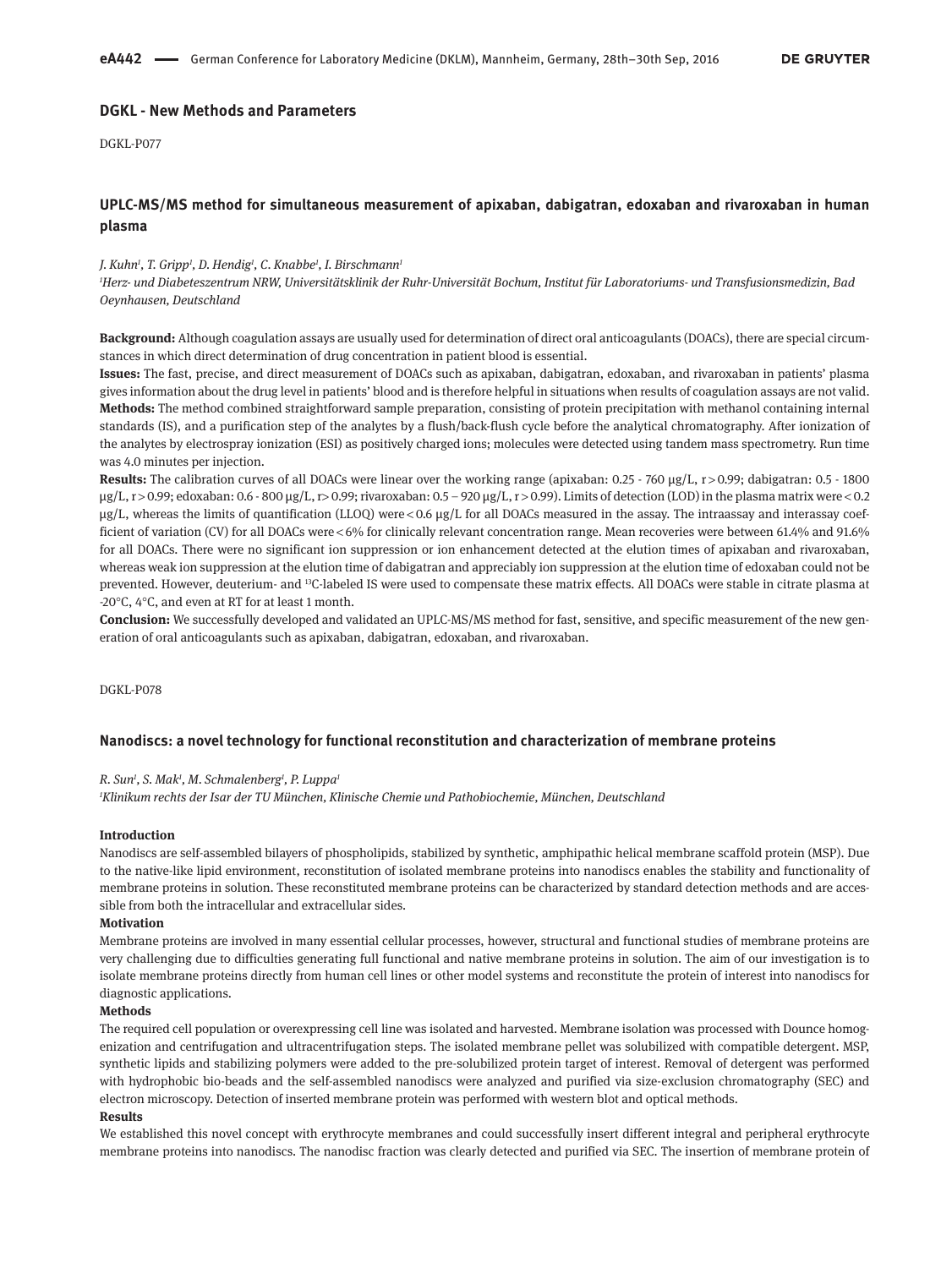## DGKL - New Methods and Parameters

DGKL-P077

### UPLC-MS/MS method for simultaneous measurement of apixaban, dabigatran, edoxaban and rivaroxaban in human plasma

*J. Kuhn[1], T. Gripp[1], D. Hendig[1], C. Knabbe[1], I. Birschmann[1]*

*[1]Herz- und Diabeteszentrum NRW, Universitätsklinik der Ruhr-Universität Bochum, Institut für Laboratoriums- und Transfusionsmedizin, Bad Oeynhausen, Deutschland*

**Background:** Although coagulation assays are usually used for determination of direct oral anticoagulants (DOACs), there are special circumstances in which direct determination of drug concentration in patient blood is essential.

**Issues:** The fast, precise, and direct measurement of DOACs such as apixaban, dabigatran, edoxaban, and rivaroxaban in patients' plasma gives information about the drug level in patients' blood and is therefore helpful in situations when results of coagulation assays are not valid.

**Methods:** The method combined straightforward sample preparation, consisting of protein precipitation with methanol containing internal standards (IS), and a purification step of the analytes by a flush/back-flush cycle before the analytical chromatography. After ionization of the analytes by electrospray ionization (ESI) as positively charged ions; molecules were detected using tandem mass spectrometry. Run time was 4.0 minutes per injection.

**Results:** The calibration curves of all DOACs were linear over the working range (apixaban: 0.25 - 760 µg/L, $r > 0.99$; dabigatran: 0.5 - 1800 µg/L, $r > 0.99$; edoxaban: 0.6 - 800 µg/L, $r > 0.99$; rivaroxaban: 0.5 – 920 µg/L, $r > 0.99$). Limits of detection (LOD) in the plasma matrix were < 0.2 µg/L, whereas the limits of quantification (LLOQ) were < 0.6 µg/L for all DOACs measured in the assay. The intraassay and interassay coefficient of variation (CV) for all DOACs were < 6% for clinically relevant concentration range. Mean recoveries were between 61.4% and 91.6% for all DOACs. There were no significant ion suppression or ion enhancement detected at the elution times of apixaban and rivaroxaban, whereas weak ion suppression at the elution time of dabigatran and appreciably ion suppression at the elution time of edoxaban could not be prevented. However, deuterium- and $^{13}$C-labeled IS were used to compensate these matrix effects. All DOACs were stable in citrate plasma at -20°C, 4°C, and even at RT for at least 1 month.

**Conclusion:** We successfully developed and validated an UPLC-MS/MS method for fast, sensitive, and specific measurement of the new generation of oral anticoagulants such as apixaban, dabigatran, edoxaban, and rivaroxaban.

DGKL-P078

### Nanodiscs: a novel technology for functional reconstitution and characterization of membrane proteins

*R. Sun[1], S. Mak[1], M. Schmalenberg[1], P. Luppa[1]*

*[1]Klinikum rechts der Isar der TU München, Klinische Chemie und Pathobiochemie, München, Deutschland*

**Introduction**

Nanodiscs are self-assembled bilayers of phospholipids, stabilized by synthetic, amphipathic helical membrane scaffold protein (MSP). Due to the native-like lipid environment, reconstitution of isolated membrane proteins into nanodiscs enables the stability and functionality of membrane proteins in solution. These reconstituted membrane proteins can be characterized by standard detection methods and are accessible from both the intracellular and extracellular sides.

**Motivation**

Membrane proteins are involved in many essential cellular processes, however, structural and functional studies of membrane proteins are very challenging due to difficulties generating full functional and native membrane proteins in solution. The aim of our investigation is to isolate membrane proteins directly from human cell lines or other model systems and reconstitute the protein of interest into nanodiscs for diagnostic applications.

**Methods**

The required cell population or overexpressing cell line was isolated and harvested. Membrane isolation was processed with Dounce homogenization and centrifugation and ultracentrifugation steps. The isolated membrane pellet was solubilized with compatible detergent. MSP, synthetic lipids and stabilizing polymers were added to the pre-solubilized protein target of interest. Removal of detergent was performed with hydrophobic bio-beads and the self-assembled nanodiscs were analyzed and purified via size-exclusion chromatography (SEC) and electron microscopy. Detection of inserted membrane protein was performed with western blot and optical methods.

**Results**

We established this novel concept with erythrocyte membranes and could successfully insert different integral and peripheral erythrocyte membrane proteins into nanodiscs. The nanodisc fraction was clearly detected and purified via SEC. The insertion of membrane protein of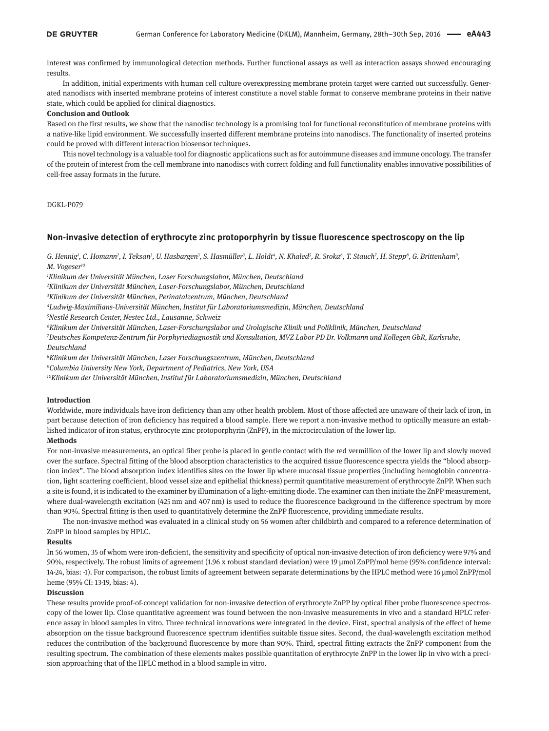interest was confirmed by immunological detection methods. Further functional assays as well as interaction assays showed encouraging results.

In addition, initial experiments with human cell culture overexpressing membrane protein target were carried out successfully. Generated nanodiscs with inserted membrane proteins of interest constitute a novel stable format to conserve membrane proteins in their native state, which could be applied for clinical diagnostics.

**Conclusion and Outlook**

Based on the first results, we show that the nanodisc technology is a promising tool for functional reconstitution of membrane proteins with a native-like lipid environment. We successfully inserted different membrane proteins into nanodiscs. The functionality of inserted proteins could be proved with different interaction biosensor techniques.

This novel technology is a valuable tool for diagnostic applications such as for autoimmune diseases and immune oncology. The transfer of the protein of interest from the cell membrane into nanodiscs with correct folding and full functionality enables innovative possibilities of cell-free assay formats in the future.

DGKL-P079

## Non-invasive detection of erythrocyte zinc protoporphyrin by tissue fluorescence spectroscopy on the lip

*G. Hennig[1], C. Homann[2], I. Teksan[3], U. Hasbargen[3], S. Hasmüller[3], L. Holdt[4], N. Khaled[5], R. Sroka[6], T. Stauch[7], H. Stepp[8], G. Brittenham[9], M. Vogeser[10]*

*[1]Klinikum der Universität München, Laser Forschungslabor, München, Deutschland*
*[2]Klinikum der Universität München, Laser-Forschungslabor, München, Deutschland*
*[3]Klinikum der Universität München, Perinatalzentrum, München, Deutschland*
*[4]Ludwig-Maximilians-Universität München, Institut für Laboratoriumsmedizin, München, Deutschland*
*[5]Nestlé Research Center, Nestec Ltd., Lausanne, Schweiz*
*[6]Klinikum der Universität München, Laser-Forschungslabor und Urologische Klinik und Poliklinik, München, Deutschland*
*[7]Deutsches Kompetenz-Zentrum für Porphyriediagnostik und Konsultation, MVZ Labor PD Dr. Volkmann und Kollegen GbR, Karlsruhe, Deutschland*
*[8]Klinikum der Universität München, Laser Forschungszentrum, München, Deutschland*
*[9]Columbia University New York, Department of Pediatrics, New York, USA*
*[10]Klinikum der Universität München, Institut für Laboratoriumsmedizin, München, Deutschland*

**Introduction**

Worldwide, more individuals have iron deficiency than any other health problem. Most of those affected are unaware of their lack of iron, in part because detection of iron deficiency has required a blood sample. Here we report a non-invasive method to optically measure an established indicator of iron status, erythrocyte zinc protoporphyrin (ZnPP), in the microcirculation of the lower lip.

**Methods**

For non-invasive measurements, an optical fiber probe is placed in gentle contact with the red vermillion of the lower lip and slowly moved over the surface. Spectral fitting of the blood absorption characteristics to the acquired tissue fluorescence spectra yields the "blood absorption index". The blood absorption index identifies sites on the lower lip where mucosal tissue properties (including hemoglobin concentration, light scattering coefficient, blood vessel size and epithelial thickness) permit quantitative measurement of erythrocyte ZnPP. When such a site is found, it is indicated to the examiner by illumination of a light-emitting diode. The examiner can then initiate the ZnPP measurement, where dual-wavelength excitation (425 nm and 407 nm) is used to reduce the fluorescence background in the difference spectrum by more than 90%. Spectral fitting is then used to quantitatively determine the ZnPP fluorescence, providing immediate results.

The non-invasive method was evaluated in a clinical study on 56 women after childbirth and compared to a reference determination of ZnPP in blood samples by HPLC.

**Results**

In 56 women, 35 of whom were iron-deficient, the sensitivity and specificity of optical non-invasive detection of iron deficiency were 97% and 90%, respectively. The robust limits of agreement (1.96 x robust standard deviation) were 19 µmol ZnPP/mol heme (95% confidence interval: 14-24, bias: -1). For comparison, the robust limits of agreement between separate determinations by the HPLC method were 16 µmol ZnPP/mol heme (95% CI: 13-19, bias: 4).

**Discussion**

These results provide proof-of-concept validation for non-invasive detection of erythrocyte ZnPP by optical fiber probe fluorescence spectroscopy of the lower lip. Close quantitative agreement was found between the non-invasive measurements in vivo and a standard HPLC reference assay in blood samples in vitro. Three technical innovations were integrated in the device. First, spectral analysis of the effect of heme absorption on the tissue background fluorescence spectrum identifies suitable tissue sites. Second, the dual-wavelength excitation method reduces the contribution of the background fluorescence by more than 90%. Third, spectral fitting extracts the ZnPP component from the resulting spectrum. The combination of these elements makes possible quantitation of erythrocyte ZnPP in the lower lip in vivo with a precision approaching that of the HPLC method in a blood sample in vitro.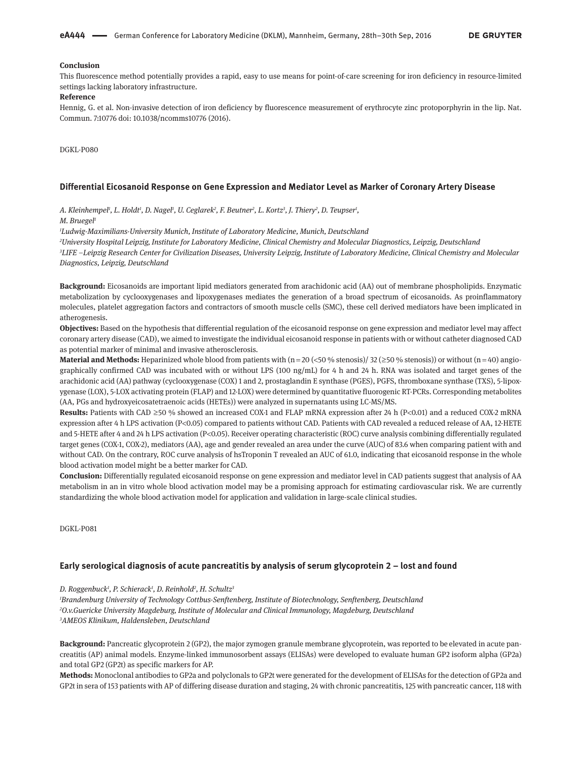**Conclusion**

This fluorescence method potentially provides a rapid, easy to use means for point-of-care screening for iron deficiency in resource-limited settings lacking laboratory infrastructure.

**Reference**

Hennig, G. et al. Non-invasive detection of iron deficiency by fluorescence measurement of erythrocyte zinc protoporphyrin in the lip. Nat. Commun. 7:10776 doi: 10.1038/ncomms10776 (2016).

DGKL-P080

### Differential Eicosanoid Response on Gene Expression and Mediator Level as Marker of Coronary Artery Disease

*A. Kleinhempel[1], L. Holdt[1], D. Nagel[1], U. Ceglarek[2], F. Beutner[2], L. Kortz[3], J. Thiery[2], D. Teupser[1], M. Bruegel[1]*

*[1]Ludwig-Maximilians-University Munich, Institute of Laboratory Medicine, Munich, Deutschland*

*[2]University Hospital Leipzig, Institute for Laboratory Medicine, Clinical Chemistry and Molecular Diagnostics, Leipzig, Deutschland*

*[3]LIFE –Leipzig Research Center for Civilization Diseases, University Leipzig, Institute of Laboratory Medicine, Clinical Chemistry and Molecular Diagnostics, Leipzig, Deutschland*

**Background:** Eicosanoids are important lipid mediators generated from arachidonic acid (AA) out of membrane phospholipids. Enzymatic metabolization by cyclooxygenases and lipoxygenases mediates the generation of a broad spectrum of eicosanoids. As proinflammatory molecules, platelet aggregation factors and contractors of smooth muscle cells (SMC), these cell derived mediators have been implicated in atherogenesis.

**Objectives:** Based on the hypothesis that differential regulation of the eicosanoid response on gene expression and mediator level may affect coronary artery disease (CAD), we aimed to investigate the individual eicosanoid response in patients with or without catheter diagnosed CAD as potential marker of minimal and invasive atherosclerosis.

**Material and Methods:** Heparinized whole blood from patients with (n = 20 (<50 % stenosis)/ 32 (≥50 % stenosis)) or without (n = 40) angiographically confirmed CAD was incubated with or without LPS (100 ng/mL) for 4 h and 24 h. RNA was isolated and target genes of the arachidonic acid (AA) pathway (cyclooxygenase (COX) 1 and 2, prostaglandin E synthase (PGES), PGFS, thromboxane synthase (TXS), 5-lipoxygenase (LOX), 5-LOX activating protein (FLAP) and 12-LOX) were determined by quantitative fluorogenic RT-PCRs. Corresponding metabolites (AA, PGs and hydroxyeicosatetraenoic acids (HETEs)) were analyzed in supernatants using LC-MS/MS.

**Results:** Patients with CAD ≥50 % showed an increased COX-1 and FLAP mRNA expression after 24 h ($P<0.01$) and a reduced COX-2 mRNA expression after 4 h LPS activation ($P<0.05$) compared to patients without CAD. Patients with CAD revealed a reduced release of AA, 12-HETE and 5-HETE after 4 and 24 h LPS activation ($P<0.05$). Receiver operating characteristic (ROC) curve analysis combining differentially regulated target genes (COX-1, COX-2), mediators (AA), age and gender revealed an area under the curve (AUC) of 83.6 when comparing patient with and without CAD. On the contrary, ROC curve analysis of hsTroponin T revealed an AUC of 61.0, indicating that eicosanoid response in the whole blood activation model might be a better marker for CAD.

**Conclusion:** Differentially regulated eicosanoid response on gene expression and mediator level in CAD patients suggest that analysis of AA metabolism in an in vitro whole blood activation model may be a promising approach for estimating cardiovascular risk. We are currently standardizing the whole blood activation model for application and validation in large-scale clinical studies.

DGKL-P081

### Early serological diagnosis of acute pancreatitis by analysis of serum glycoprotein 2 – lost and found

*D. Roggenbuck[1], P. Schierack[1], D. Reinhold[2], H. Schultz[3]*

*[1]Brandenburg University of Technology Cottbus-Senftenberg, Institute of Biotechnology, Senftenberg, Deutschland*

*[2]O.v.Guericke University Magdeburg, Institute of Molecular and Clinical Immunology, Magdeburg, Deutschland*

*[3]AMEOS Klinikum, Haldensleben, Deutschland*

**Background:** Pancreatic glycoprotein 2 (GP2), the major zymogen granule membrane glycoprotein, was reported to be elevated in acute pancreatitis (AP) animal models. Enzyme-linked immunosorbent assays (ELISAs) were developed to evaluate human GP2 isoform alpha (GP2a) and total GP2 (GP2t) as specific markers for AP.

**Methods:** Monoclonal antibodies to GP2a and polyclonals to GP2t were generated for the development of ELISAs for the detection of GP2a and GP2t in sera of 153 patients with AP of differing disease duration and staging, 24 with chronic pancreatitis, 125 with pancreatic cancer, 118 with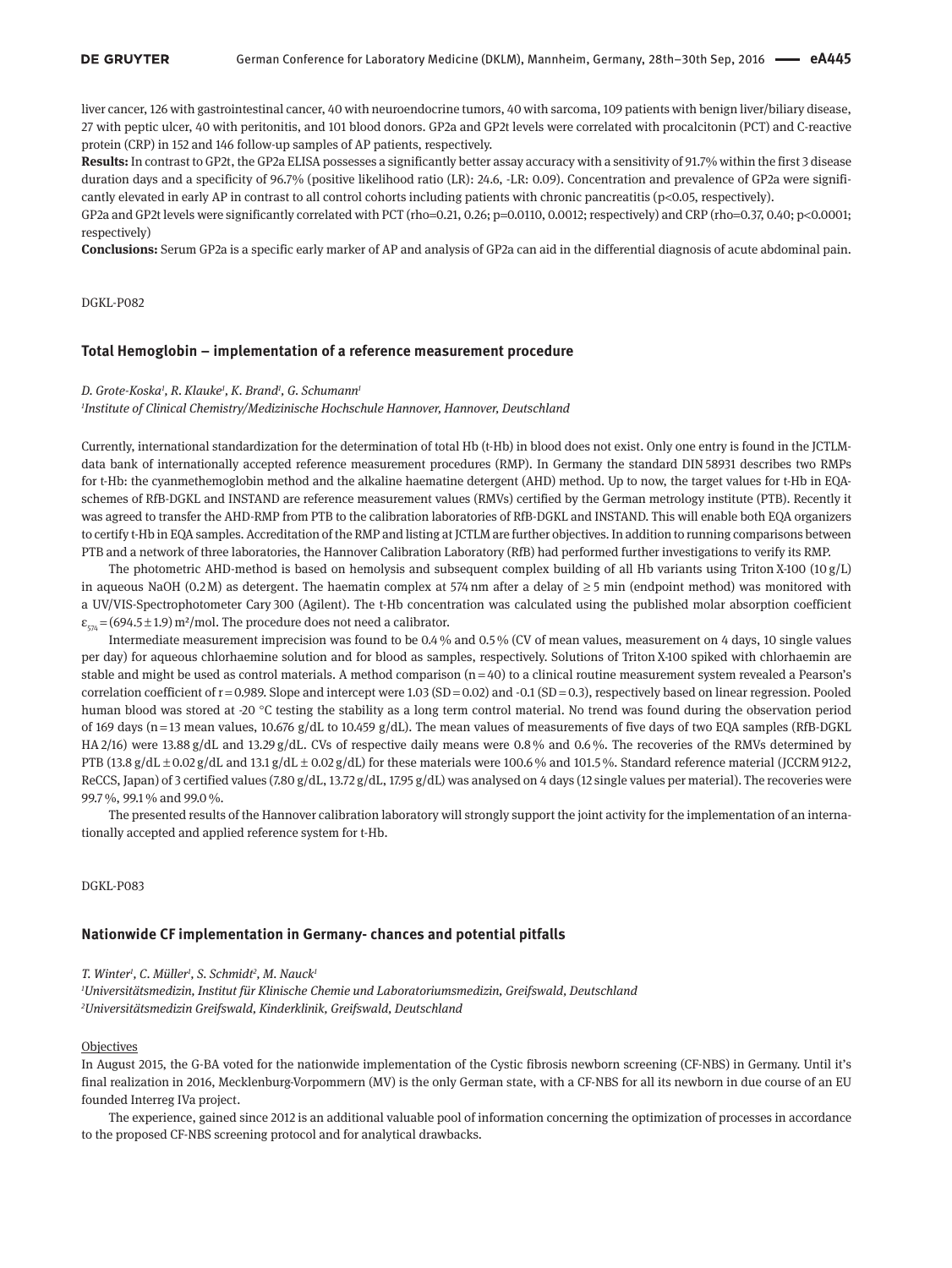liver cancer, 126 with gastrointestinal cancer, 40 with neuroendocrine tumors, 40 with sarcoma, 109 patients with benign liver/biliary disease, 27 with peptic ulcer, 40 with peritonitis, and 101 blood donors. GP2a and GP2t levels were correlated with procalcitonin (PCT) and C-reactive protein (CRP) in 152 and 146 follow-up samples of AP patients, respectively.

**Results:** In contrast to GP2t, the GP2a ELISA possesses a significantly better assay accuracy with a sensitivity of 91.7% within the first 3 disease duration days and a specificity of 96.7% (positive likelihood ratio (LR): 24.6, -LR: 0.09). Concentration and prevalence of GP2a were significantly elevated in early AP in contrast to all control cohorts including patients with chronic pancreatitis ($p<0.05$, respectively).

GP2a and GP2t levels were significantly correlated with PCT (rho=0.21, 0.26; p=0.0110, 0.0012; respectively) and CRP (rho=0.37, 0.40; $p<0.0001$; respectively)

**Conclusions:** Serum GP2a is a specific early marker of AP and analysis of GP2a can aid in the differential diagnosis of acute abdominal pain.

DGKL-P082

## Total Hemoglobin – implementation of a reference measurement procedure

*D. Grote-Koska[1], R. Klauke[1], K. Brand[1], G. Schumann[1]*

*[1]Institute of Clinical Chemistry/Medizinische Hochschule Hannover, Hannover, Deutschland*

Currently, international standardization for the determination of total Hb (t-Hb) in blood does not exist. Only one entry is found in the JCTLM-data bank of internationally accepted reference measurement procedures (RMP). In Germany the standard DIN 58931 describes two RMPs for t-Hb: the cyanmethemoglobin method and the alkaline haematine detergent (AHD) method. Up to now, the target values for t-Hb in EQA-schemes of RfB-DGKL and INSTAND are reference measurement values (RMVs) certified by the German metrology institute (PTB). Recently it was agreed to transfer the AHD-RMP from PTB to the calibration laboratories of RfB-DGKL and INSTAND. This will enable both EQA organizers to certify t-Hb in EQA samples. Accreditation of the RMP and listing at JCTLM are further objectives. In addition to running comparisons between PTB and a network of three laboratories, the Hannover Calibration Laboratory (RfB) had performed further investigations to verify its RMP.

The photometric AHD-method is based on hemolysis and subsequent complex building of all Hb variants using Triton X-100 (10 g/L) in aqueous NaOH (0.2 M) as detergent. The haematin complex at 574 nm after a delay of ≥ 5 min (endpoint method) was monitored with a UV/VIS-Spectrophotometer Cary 300 (Agilent). The t-Hb concentration was calculated using the published molar absorption coefficient $\varepsilon_{574} = (694.5 \pm 1.9)\ m^2/mol$. The procedure does not need a calibrator.

Intermediate measurement imprecision was found to be 0.4 % and 0.5 % (CV of mean values, measurement on 4 days, 10 single values per day) for aqueous chlorhaemine solution and for blood as samples, respectively. Solutions of Triton X-100 spiked with chlorhaemin are stable and might be used as control materials. A method comparison (n = 40) to a clinical routine measurement system revealed a Pearson's correlation coefficient of r = 0.989. Slope and intercept were 1.03 (SD = 0.02) and -0.1 (SD = 0.3), respectively based on linear regression. Pooled human blood was stored at -20 °C testing the stability as a long term control material. No trend was found during the observation period of 169 days (n = 13 mean values, 10.676 g/dL to 10.459 g/dL). The mean values of measurements of five days of two EQA samples (RfB-DGKL HA 2/16) were 13.88 g/dL and 13.29 g/dL. CVs of respective daily means were 0.8 % and 0.6 %. The recoveries of the RMVs determined by PTB (13.8 g/dL ± 0.02 g/dL and 13.1 g/dL ± 0.02 g/dL) for these materials were 100.6 % and 101.5 %. Standard reference material (JCCRM 912-2, ReCCS, Japan) of 3 certified values (7.80 g/dL, 13.72 g/dL, 17.95 g/dL) was analysed on 4 days (12 single values per material). The recoveries were 99.7 %, 99.1 % and 99.0 %.

The presented results of the Hannover calibration laboratory will strongly support the joint activity for the implementation of an internationally accepted and applied reference system for t-Hb.

DGKL-P083

## Nationwide CF implementation in Germany- chances and potential pitfalls

*T. Winter[1], C. Müller[1], S. Schmidt[2], M. Nauck[1]*

*[1]Universitätsmedizin, Institut für Klinische Chemie und Laboratoriumsmedizin, Greifswald, Deutschland*
*[2]Universitätsmedizin Greifswald, Kinderklinik, Greifswald, Deutschland*

Objectives

In August 2015, the G-BA voted for the nationwide implementation of the Cystic fibrosis newborn screening (CF-NBS) in Germany. Until it's final realization in 2016, Mecklenburg-Vorpommern (MV) is the only German state, with a CF-NBS for all its newborn in due course of an EU founded Interreg IVa project.

The experience, gained since 2012 is an additional valuable pool of information concerning the optimization of processes in accordance to the proposed CF-NBS screening protocol and for analytical drawbacks.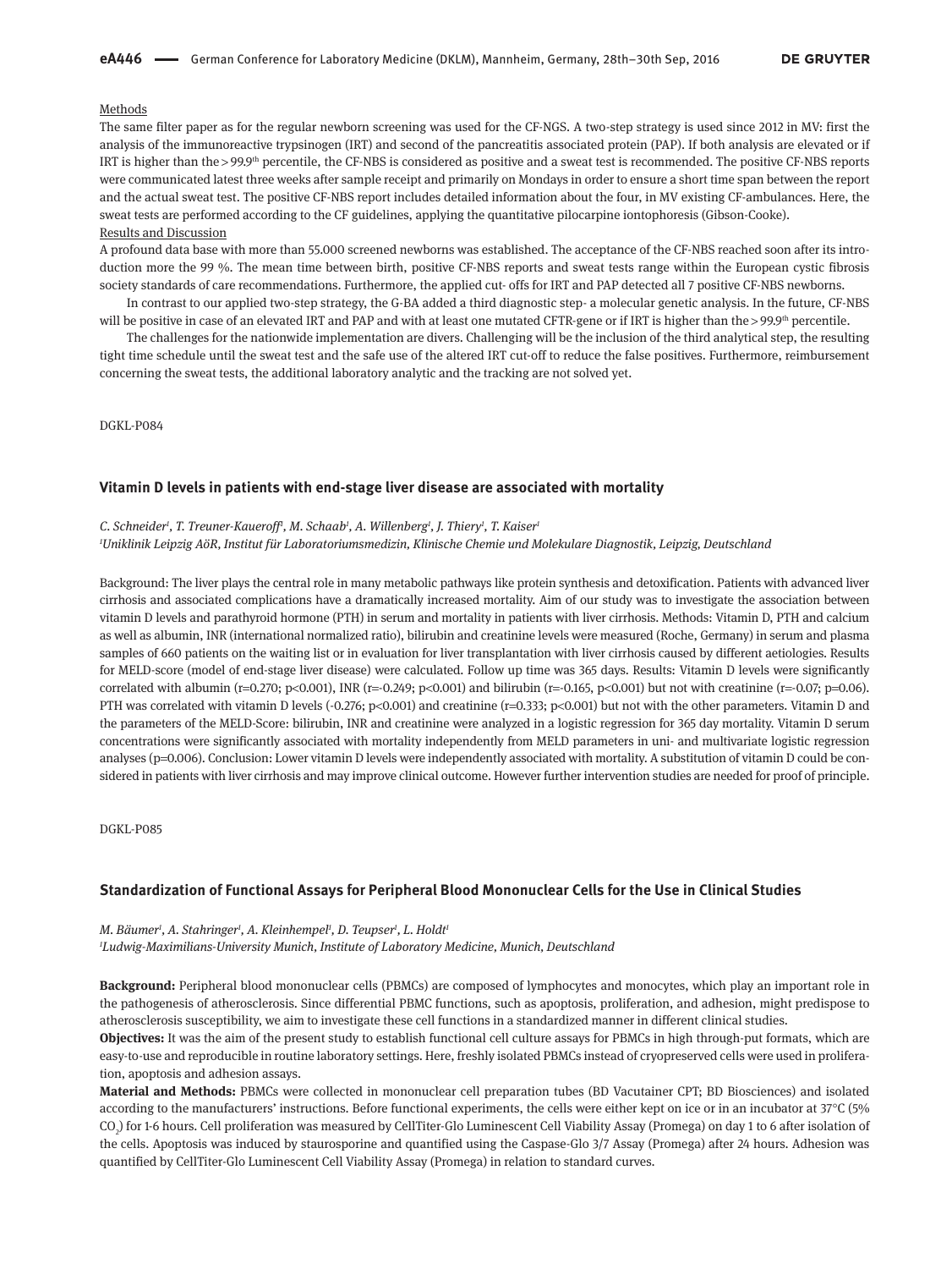Methods

The same filter paper as for the regular newborn screening was used for the CF-NGS. A two-step strategy is used since 2012 in MV: first the analysis of the immunoreactive trypsinogen (IRT) and second of the pancreatitis associated protein (PAP). If both analysis are elevated or if IRT is higher than the >99.9[th] percentile, the CF-NBS is considered as positive and a sweat test is recommended. The positive CF-NBS reports were communicated latest three weeks after sample receipt and primarily on Mondays in order to ensure a short time span between the report and the actual sweat test. The positive CF-NBS report includes detailed information about the four, in MV existing CF-ambulances. Here, the sweat tests are performed according to the CF guidelines, applying the quantitative pilocarpine iontophoresis (Gibson-Cooke).

Results and Discussion

A profound data base with more than 55.000 screened newborns was established. The acceptance of the CF-NBS reached soon after its introduction more the 99 %. The mean time between birth, positive CF-NBS reports and sweat tests range within the European cystic fibrosis society standards of care recommendations. Furthermore, the applied cut- offs for IRT and PAP detected all 7 positive CF-NBS newborns.

In contrast to our applied two-step strategy, the G-BA added a third diagnostic step- a molecular genetic analysis. In the future, CF-NBS will be positive in case of an elevated IRT and PAP and with at least one mutated CFTR-gene or if IRT is higher than the >99.9[th] percentile.

The challenges for the nationwide implementation are divers. Challenging will be the inclusion of the third analytical step, the resulting tight time schedule until the sweat test and the safe use of the altered IRT cut-off to reduce the false positives. Furthermore, reimbursement concerning the sweat tests, the additional laboratory analytic and the tracking are not solved yet.

DGKL-P084

## Vitamin D levels in patients with end-stage liver disease are associated with mortality

*C. Schneider[1], T. Treuner-Kaueroff[1], M. Schaab[1], A. Willenberg[1], J. Thiery[1], T. Kaiser[1]*

*[1]Uniklinik Leipzig AöR, Institut für Laboratoriumsmedizin, Klinische Chemie und Molekulare Diagnostik, Leipzig, Deutschland*

Background: The liver plays the central role in many metabolic pathways like protein synthesis and detoxification. Patients with advanced liver cirrhosis and associated complications have a dramatically increased mortality. Aim of our study was to investigate the association between vitamin D levels and parathyroid hormone (PTH) in serum and mortality in patients with liver cirrhosis. Methods: Vitamin D, PTH and calcium as well as albumin, INR (international normalized ratio), bilirubin and creatinine levels were measured (Roche, Germany) in serum and plasma samples of 660 patients on the waiting list or in evaluation for liver transplantation with liver cirrhosis caused by different aetiologies. Results for MELD-score (model of end-stage liver disease) were calculated. Follow up time was 365 days. Results: Vitamin D levels were significantly correlated with albumin ($r=0.270$; $p<0.001$), INR ($r=-0.249$; $p<0.001$) and bilirubin ($r=-0.165$, $p<0.001$) but not with creatinine ($r=-0.07$; $p=0.06$). PTH was correlated with vitamin D levels ($-0.276$; $p<0.001$) and creatinine ($r=0.333$; $p<0.001$) but not with the other parameters. Vitamin D and the parameters of the MELD-Score: bilirubin, INR and creatinine were analyzed in a logistic regression for 365 day mortality. Vitamin D serum concentrations were significantly associated with mortality independently from MELD parameters in uni- and multivariate logistic regression analyses ($p=0.006$). Conclusion: Lower vitamin D levels were independently associated with mortality. A substitution of vitamin D could be considered in patients with liver cirrhosis and may improve clinical outcome. However further intervention studies are needed for proof of principle.

DGKL-P085

## Standardization of Functional Assays for Peripheral Blood Mononuclear Cells for the Use in Clinical Studies

*M. Bäumer[1], A. Stahringer[1], A. Kleinhempel[1], D. Teupser[1], L. Holdt[1]*

*[1]Ludwig-Maximilians-University Munich, Institute of Laboratory Medicine, Munich, Deutschland*

**Background:** Peripheral blood mononuclear cells (PBMCs) are composed of lymphocytes and monocytes, which play an important role in the pathogenesis of atherosclerosis. Since differential PBMC functions, such as apoptosis, proliferation, and adhesion, might predispose to atherosclerosis susceptibility, we aim to investigate these cell functions in a standardized manner in different clinical studies.

**Objectives:** It was the aim of the present study to establish functional cell culture assays for PBMCs in high through-put formats, which are easy-to-use and reproducible in routine laboratory settings. Here, freshly isolated PBMCs instead of cryopreserved cells were used in proliferation, apoptosis and adhesion assays.

**Material and Methods:** PBMCs were collected in mononuclear cell preparation tubes (BD Vacutainer CPT; BD Biosciences) and isolated according to the manufacturers' instructions. Before functional experiments, the cells were either kept on ice or in an incubator at 37°C (5% $CO_2$) for 1-6 hours. Cell proliferation was measured by CellTiter-Glo Luminescent Cell Viability Assay (Promega) on day 1 to 6 after isolation of the cells. Apoptosis was induced by staurosporine and quantified using the Caspase-Glo 3/7 Assay (Promega) after 24 hours. Adhesion was quantified by CellTiter-Glo Luminescent Cell Viability Assay (Promega) in relation to standard curves.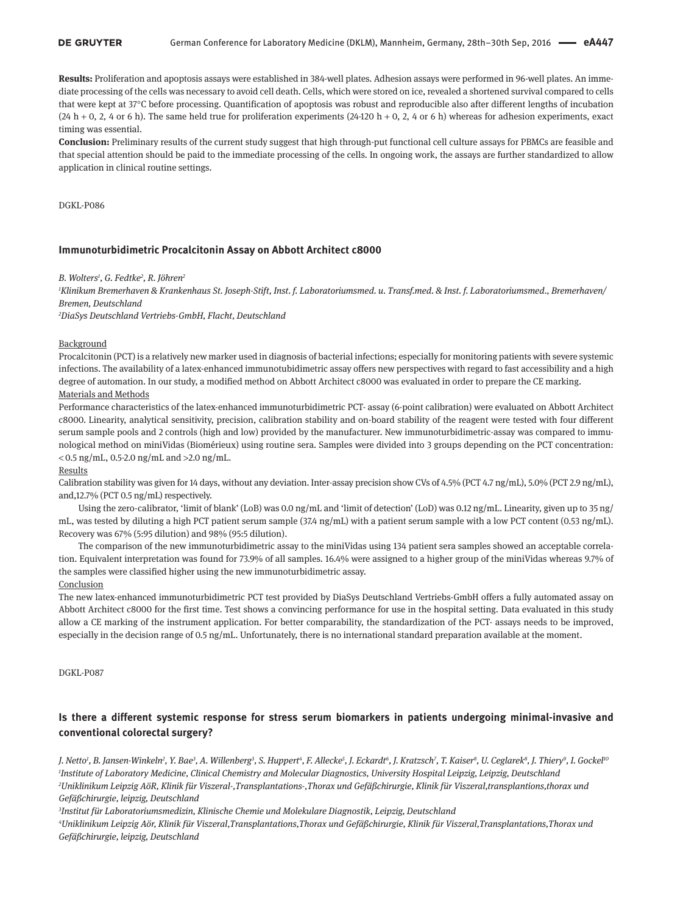**Results:** Proliferation and apoptosis assays were established in 384-well plates. Adhesion assays were performed in 96-well plates. An immediate processing of the cells was necessary to avoid cell death. Cells, which were stored on ice, revealed a shortened survival compared to cells that were kept at 37°C before processing. Quantification of apoptosis was robust and reproducible also after different lengths of incubation (24 h + 0, 2, 4 or 6 h). The same held true for proliferation experiments (24-120 h + 0, 2, 4 or 6 h) whereas for adhesion experiments, exact timing was essential.

**Conclusion:** Preliminary results of the current study suggest that high through-put functional cell culture assays for PBMCs are feasible and that special attention should be paid to the immediate processing of the cells. In ongoing work, the assays are further standardized to allow application in clinical routine settings.

DGKL-P086

## Immunoturbidimetric Procalcitonin Assay on Abbott Architect c8000

*B. Wolters[1], G. Fedtke[2], R. Jöhren[2]*

*[1]Klinikum Bremerhaven & Krankenhaus St. Joseph-Stift, Inst. f. Laboratoriumsmed. u. Transf.med. & Inst. f. Laboratoriumsmed., Bremerhaven/Bremen, Deutschland*

*[2]DiaSys Deutschland Vertriebs-GmbH, Flacht, Deutschland*

Background

Procalcitonin (PCT) is a relatively new marker used in diagnosis of bacterial infections; especially for monitoring patients with severe systemic infections. The availability of a latex-enhanced immunotubidimetric assay offers new perspectives with regard to fast accessibility and a high degree of automation. In our study, a modified method on Abbott Architect c8000 was evaluated in order to prepare the CE marking.

Materials and Methods

Performance characteristics of the latex-enhanced immunoturbidimetric PCT- assay (6-point calibration) were evaluated on Abbott Architect c8000. Linearity, analytical sensitivity, precision, calibration stability and on-board stability of the reagent were tested with four different serum sample pools and 2 controls (high and low) provided by the manufacturer. New immunoturbidimetric-assay was compared to immunological method on miniVidas (Biomérieux) using routine sera. Samples were divided into 3 groups depending on the PCT concentration: < 0.5 ng/mL, 0.5-2.0 ng/mL and >2.0 ng/mL.

Results

Calibration stability was given for 14 days, without any deviation. Inter-assay precision show CVs of 4.5% (PCT 4.7 ng/mL), 5.0% (PCT 2.9 ng/mL), and,12.7% (PCT 0.5 ng/mL) respectively.

Using the zero-calibrator, 'limit of blank' (LoB) was 0.0 ng/mL and 'limit of detection' (LoD) was 0.12 ng/mL. Linearity, given up to 35 ng/mL, was tested by diluting a high PCT patient serum sample (37.4 ng/mL) with a patient serum sample with a low PCT content (0.53 ng/mL). Recovery was 67% (5:95 dilution) and 98% (95:5 dilution).

The comparison of the new immunoturbidimetric assay to the miniVidas using 134 patient sera samples showed an acceptable correlation. Equivalent interpretation was found for 73.9% of all samples. 16.4% were assigned to a higher group of the miniVidas whereas 9.7% of the samples were classified higher using the new immunoturbidimetric assay.

Conclusion

The new latex-enhanced immunoturbidimetric PCT test provided by DiaSys Deutschland Vertriebs-GmbH offers a fully automated assay on Abbott Architect c8000 for the first time. Test shows a convincing performance for use in the hospital setting. Data evaluated in this study allow a CE marking of the instrument application. For better comparability, the standardization of the PCT- assays needs to be improved, especially in the decision range of 0.5 ng/mL. Unfortunately, there is no international standard preparation available at the moment.

DGKL-P087

## Is there a different systemic response for stress serum biomarkers in patients undergoing minimal-invasive and conventional colorectal surgery?

*J. Netto[1], B. Jansen-Winkeln[2], Y. Bae[3], A. Willenberg[3], S. Huppert[4], F. Allecke[5], J. Eckardt[6], J. Kratzsch[7], T. Kaiser[8], U. Ceglarek[8], J. Thiery[9], I. Gockel[10]*

*[1]Institute of Laboratory Medicine, Clinical Chemistry and Molecular Diagnostics, University Hospital Leipzig, Leipzig, Deutschland*

*[2]Uniklinikum Leipzig AöR, Klinik für Viszeral-,Transplantations-,Thorax und Gefäßchirurgie, Klinik für Viszeral,transplantions,thorax und Gefäßchirurgie, leipzig, Deutschland*

*[3]Institut für Laboratoriumsmedizin, Klinische Chemie und Molekulare Diagnostik, Leipzig, Deutschland*

*[4]Uniklinikum Leipzig Aör, Klinik für Viszeral,Transplantations,Thorax und Gefäßchirurgie, Klinik für Viszeral,Transplantations,Thorax und Gefäßchirurgie, leipzig, Deutschland*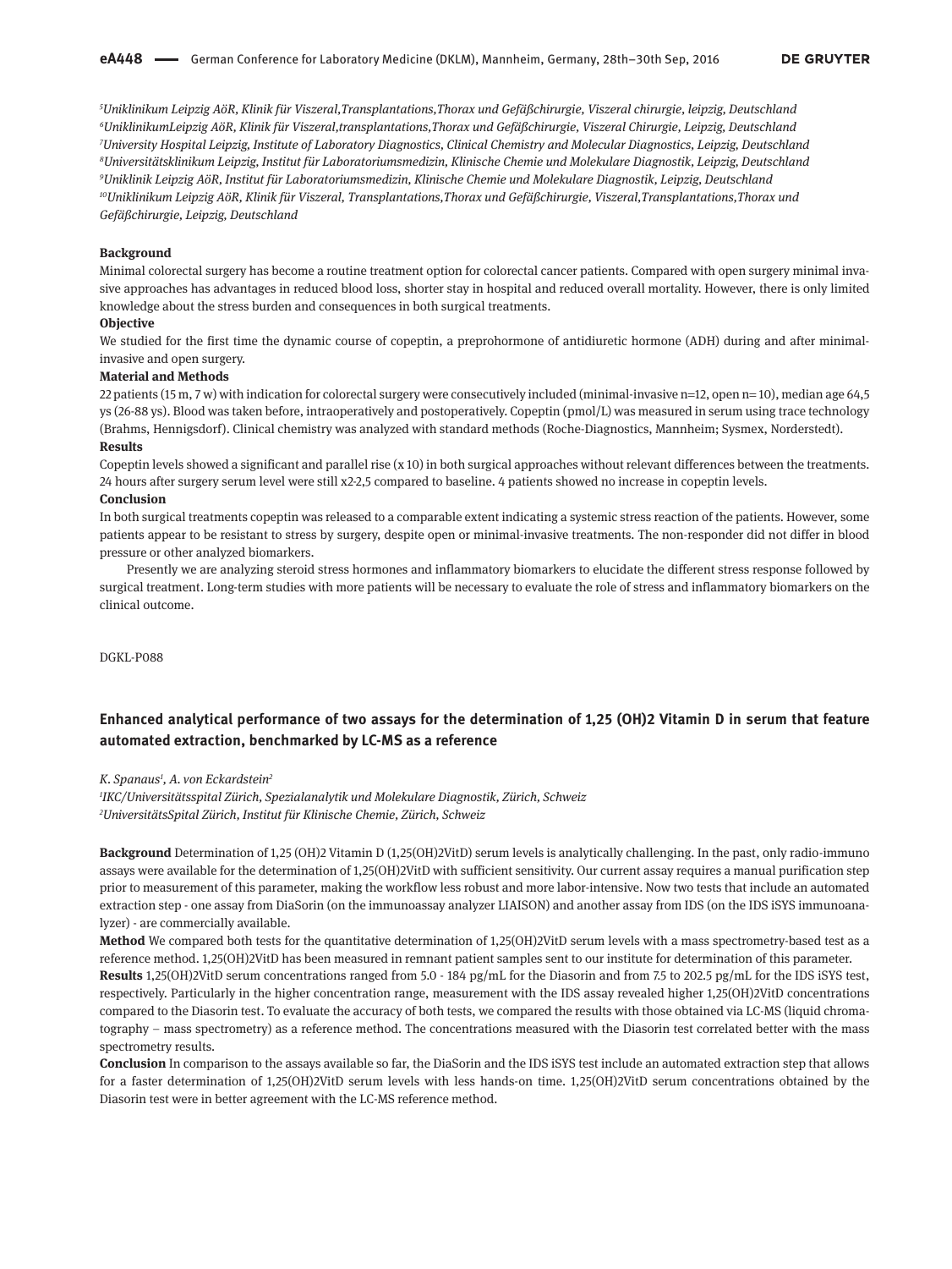[5]Uniklinikum Leipzig AöR, Klinik für Viszeral,Transplantations,Thorax und Gefäßchirurgie, Viszeral chirurgie, leipzig, Deutschland
[6]UniklinikumLeipzig AöR, Klinik für Viszeral,transplantations,Thorax und Gefäßchirurgie, Viszeral Chirurgie, Leipzig, Deutschland
[7]University Hospital Leipzig, Institute of Laboratory Diagnostics, Clinical Chemistry and Molecular Diagnostics, Leipzig, Deutschland
[8]Universitätsklinikum Leipzig, Institut für Laboratoriumsmedizin, Klinische Chemie und Molekulare Diagnostik, Leipzig, Deutschland
[9]Uniklinik Leipzig AöR, Institut für Laboratoriumsmedizin, Klinische Chemie und Molekulare Diagnostik, Leipzig, Deutschland
[10]Uniklinikum Leipzig AöR, Klinik für Viszeral, Transplantations,Thorax und Gefäßchirurgie, Viszeral,Transplantations,Thorax und Gefäßchirurgie, Leipzig, Deutschland

**Background**

Minimal colorectal surgery has become a routine treatment option for colorectal cancer patients. Compared with open surgery minimal invasive approaches has advantages in reduced blood loss, shorter stay in hospital and reduced overall mortality. However, there is only limited knowledge about the stress burden and consequences in both surgical treatments.

**Objective**

We studied for the first time the dynamic course of copeptin, a preprohormone of antidiuretic hormone (ADH) during and after minimal-invasive and open surgery.

**Material and Methods**

22 patients (15 m, 7 w) with indication for colorectal surgery were consecutively included (minimal-invasive n=12, open n= 10), median age 64,5 ys (26-88 ys). Blood was taken before, intraoperatively and postoperatively. Copeptin (pmol/L) was measured in serum using trace technology (Brahms, Hennigsdorf). Clinical chemistry was analyzed with standard methods (Roche-Diagnostics, Mannheim; Sysmex, Norderstedt).

**Results**

Copeptin levels showed a significant and parallel rise (x 10) in both surgical approaches without relevant differences between the treatments. 24 hours after surgery serum level were still x2-2,5 compared to baseline. 4 patients showed no increase in copeptin levels.

**Conclusion**

In both surgical treatments copeptin was released to a comparable extent indicating a systemic stress reaction of the patients. However, some patients appear to be resistant to stress by surgery, despite open or minimal-invasive treatments. The non-responder did not differ in blood pressure or other analyzed biomarkers.

Presently we are analyzing steroid stress hormones and inflammatory biomarkers to elucidate the different stress response followed by surgical treatment. Long-term studies with more patients will be necessary to evaluate the role of stress and inflammatory biomarkers on the clinical outcome.

DGKL-P088

## Enhanced analytical performance of two assays for the determination of 1,25 (OH)2 Vitamin D in serum that feature automated extraction, benchmarked by LC-MS as a reference

*K. Spanaus[1], A. von Eckardstein[2]*

*[1]IKC/Universitätsspital Zürich, Spezialanalytik und Molekulare Diagnostik, Zürich, Schweiz*
*[2]UniversitätsSpital Zürich, Institut für Klinische Chemie, Zürich, Schweiz*

**Background** Determination of 1,25 (OH)2 Vitamin D (1,25(OH)2VitD) serum levels is analytically challenging. In the past, only radio-immuno assays were available for the determination of 1,25(OH)2VitD with sufficient sensitivity. Our current assay requires a manual purification step prior to measurement of this parameter, making the workflow less robust and more labor-intensive. Now two tests that include an automated extraction step - one assay from DiaSorin (on the immunoassay analyzer LIAISON) and another assay from IDS (on the IDS iSYS immunoanalyzer) - are commercially available.

**Method** We compared both tests for the quantitative determination of 1,25(OH)2VitD serum levels with a mass spectrometry-based test as a reference method. 1,25(OH)2VitD has been measured in remnant patient samples sent to our institute for determination of this parameter.

**Results** 1,25(OH)2VitD serum concentrations ranged from 5.0 - 184 pg/mL for the Diasorin and from 7.5 to 202.5 pg/mL for the IDS iSYS test, respectively. Particularly in the higher concentration range, measurement with the IDS assay revealed higher 1,25(OH)2VitD concentrations compared to the Diasorin test. To evaluate the accuracy of both tests, we compared the results with those obtained via LC-MS (liquid chromatography – mass spectrometry) as a reference method. The concentrations measured with the Diasorin test correlated better with the mass spectrometry results.

**Conclusion** In comparison to the assays available so far, the DiaSorin and the IDS iSYS test include an automated extraction step that allows for a faster determination of 1,25(OH)2VitD serum levels with less hands-on time. 1,25(OH)2VitD serum concentrations obtained by the Diasorin test were in better agreement with the LC-MS reference method.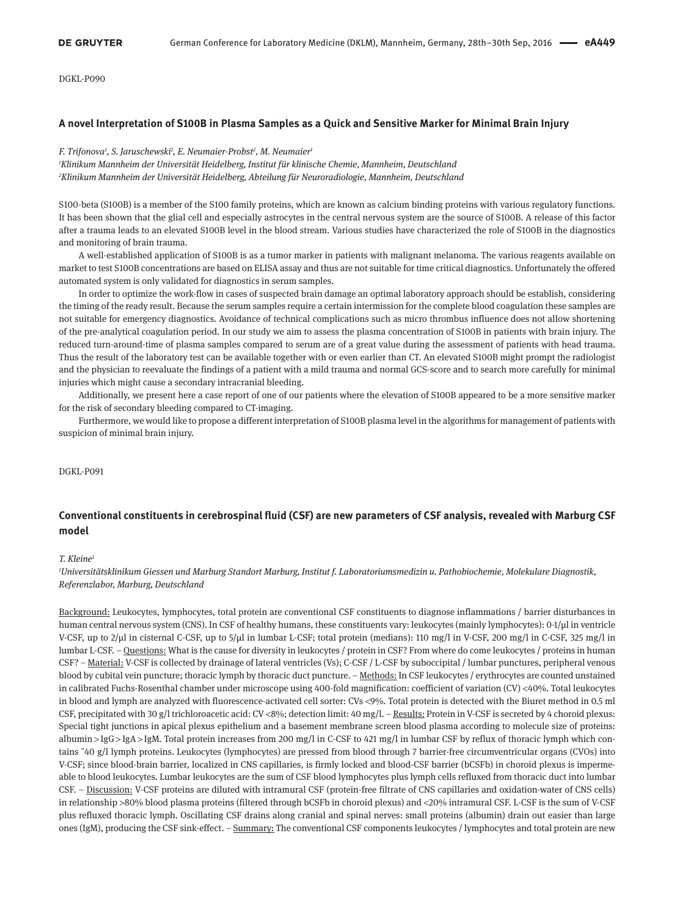DGKL-P090

### A novel Interpretation of S100B in Plasma Samples as a Quick and Sensitive Marker for Minimal Brain Injury

*F. Trifonova[1], S. Jaruschewski[1], E. Neumaier-Probst[2], M. Neumaier[1]*

*[1]Klinikum Mannheim der Universität Heidelberg, Institut für klinische Chemie, Mannheim, Deutschland*
*[2]Klinikum Mannheim der Universität Heidelberg, Abteilung für Neuroradiologie, Mannheim, Deutschland*

S100-beta (S100B) is a member of the S100 family proteins, which are known as calcium binding proteins with various regulatory functions. It has been shown that the glial cell and especially astrocytes in the central nervous system are the source of S100B. A release of this factor after a trauma leads to an elevated S100B level in the blood stream. Various studies have characterized the role of S100B in the diagnostics and monitoring of brain trauma.

A well-established application of S100B is as a tumor marker in patients with malignant melanoma. The various reagents available on market to test S100B concentrations are based on ELISA assay and thus are not suitable for time critical diagnostics. Unfortunately the offered automated system is only validated for diagnostics in serum samples.

In order to optimize the work-flow in cases of suspected brain damage an optimal laboratory approach should be establish, considering the timing of the ready result. Because the serum samples require a certain intermission for the complete blood coagulation these samples are not suitable for emergency diagnostics. Avoidance of technical complications such as micro thrombus influence does not allow shortening of the pre-analytical coagulation period. In our study we aim to assess the plasma concentration of S100B in patients with brain injury. The reduced turn-around-time of plasma samples compared to serum are of a great value during the assessment of patients with head trauma. Thus the result of the laboratory test can be available together with or even earlier than CT. An elevated S100B might prompt the radiologist and the physician to reevaluate the findings of a patient with a mild trauma and normal GCS-score and to search more carefully for minimal injuries which might cause a secondary intracranial bleeding.

Additionally, we present here a case report of one of our patients where the elevation of S100B appeared to be a more sensitive marker for the risk of secondary bleeding compared to CT-imaging.

Furthermore, we would like to propose a different interpretation of S100B plasma level in the algorithms for management of patients with suspicion of minimal brain injury.

DGKL-P091

### Conventional constituents in cerebrospinal fluid (CSF) are new parameters of CSF analysis, revealed with Marburg CSF model

*T. Kleine[1]*

*[1]Universitätsklinikum Giessen und Marburg Standort Marburg, Institut f. Laboratoriumsmedizin u. Pathobiochemie, Molekulare Diagnostik, Referenzlabor, Marburg, Deutschland*

Background: Leukocytes, lymphocytes, total protein are conventional CSF constituents to diagnose inflammations / barrier disturbances in human central nervous system (CNS). In CSF of healthy humans, these constituents vary: leukocytes (mainly lymphocytes): 0-1/µl in ventricle V-CSF, up to 2/µl in cisternal C-CSF, up to 5/µl in lumbar L-CSF; total protein (medians): 110 mg/l in V-CSF, 200 mg/l in C-CSF, 325 mg/l in lumbar L-CSF. – Questions: What is the cause for diversity in leukocytes / protein in CSF? From where do come leukocytes / proteins in human CSF? – Material: V-CSF is collected by drainage of lateral ventricles (Vs); C-CSF / L-CSF by suboccipital / lumbar punctures, peripheral venous blood by cubital vein puncture; thoracic lymph by thoracic duct puncture. – Methods: In CSF leukocytes / erythrocytes are counted unstained in calibrated Fuchs-Rosenthal chamber under microscope using 400-fold magnification: coefficient of variation (CV) <40%. Total leukocytes in blood and lymph are analyzed with fluorescence-activated cell sorter: CVs <9%. Total protein is detected with the Biuret method in 0.5 ml CSF, precipitated with 30 g/l trichloroacetic acid: CV <8%; detection limit: 40 mg/l. – Results: Protein in V-CSF is secreted by 4 choroid plexus: Special tight junctions in apical plexus epithelium and a basement membrane screen blood plasma according to molecule size of proteins: albumin > IgG > IgA > IgM. Total protein increases from 200 mg/l in C-CSF to 421 mg/l in lumbar CSF by reflux of thoracic lymph which contains ˜40 g/l lymph proteins. Leukocytes (lymphocytes) are pressed from blood through 7 barrier-free circumventricular organs (CVOs) into V-CSF; since blood-brain barrier, localized in CNS capillaries, is firmly locked and blood-CSF barrier (bCSFb) in choroid plexus is impermeable to blood leukocytes. Lumbar leukocytes are the sum of CSF blood lymphocytes plus lymph cells refluxed from thoracic duct into lumbar CSF. – Discussion: V-CSF proteins are diluted with intramural CSF (protein-free filtrate of CNS capillaries and oxidation-water of CNS cells) in relationship >80% blood plasma proteins (filtered through bCSFb in choroid plexus) and <20% intramural CSF. L-CSF is the sum of V-CSF plus refluxed thoracic lymph. Oscillating CSF drains along cranial and spinal nerves: small proteins (albumin) drain out easier than large ones (IgM), producing the CSF sink-effect. – Summary: The conventional CSF components leukocytes / lymphocytes and total protein are new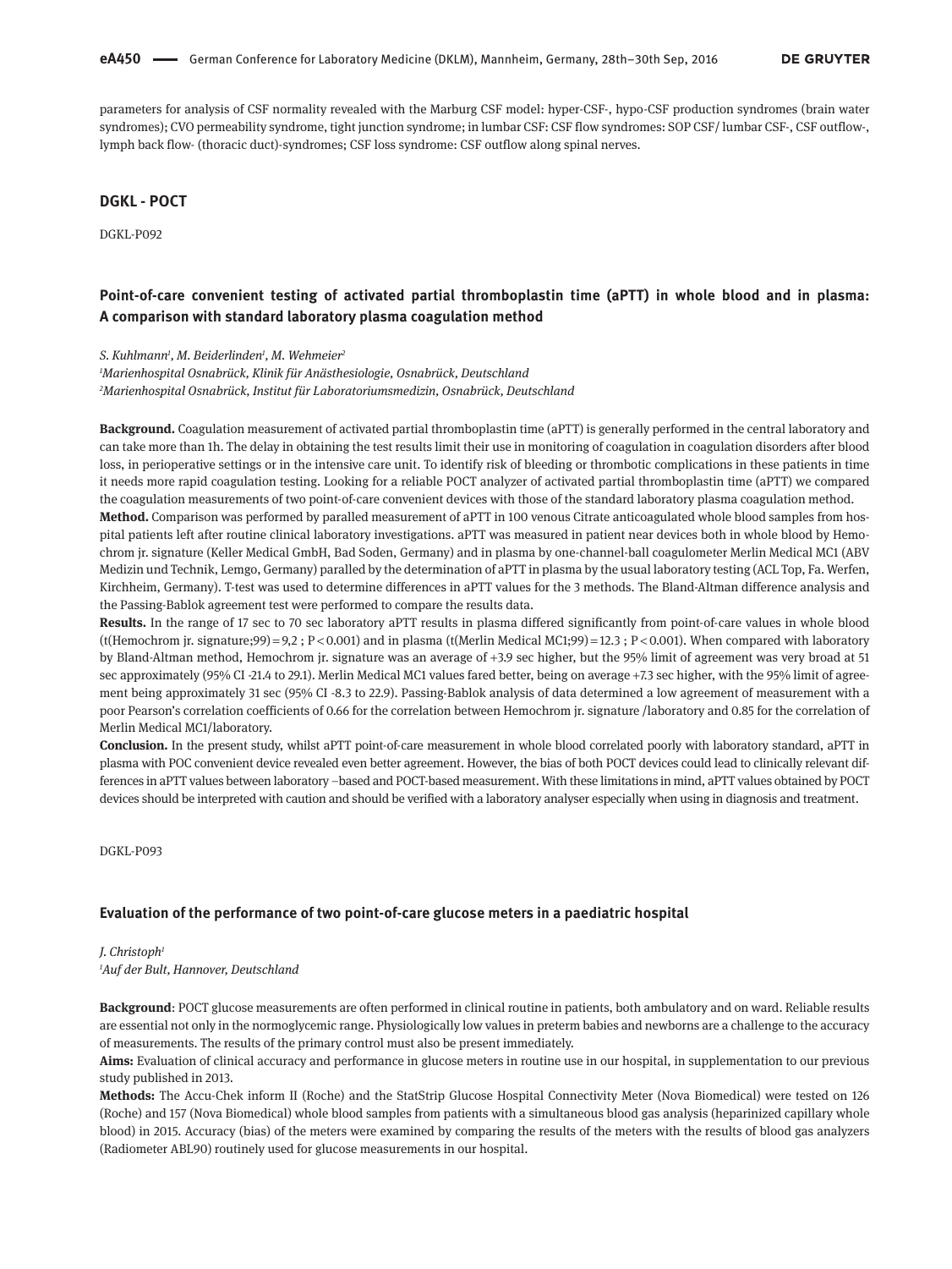parameters for analysis of CSF normality revealed with the Marburg CSF model: hyper-CSF-, hypo-CSF production syndromes (brain water syndromes); CVO permeability syndrome, tight junction syndrome; in lumbar CSF: CSF flow syndromes: SOP CSF/ lumbar CSF-, CSF outflow-, lymph back flow- (thoracic duct)-syndromes; CSF loss syndrome: CSF outflow along spinal nerves.

## DGKL - POCT

DGKL-P092

### Point-of-care convenient testing of activated partial thromboplastin time (aPTT) in whole blood and in plasma: A comparison with standard laboratory plasma coagulation method

*S. Kuhlmann[1], M. Beiderlinden[1], M. Wehmeier[2]*

*[1]Marienhospital Osnabrück, Klinik für Anästhesiologie, Osnabrück, Deutschland*

*[2]Marienhospital Osnabrück, Institut für Laboratoriumsmedizin, Osnabrück, Deutschland*

**Background.** Coagulation measurement of activated partial thromboplastin time (aPTT) is generally performed in the central laboratory and can take more than 1h. The delay in obtaining the test results limit their use in monitoring of coagulation in coagulation disorders after blood loss, in perioperative settings or in the intensive care unit. To identify risk of bleeding or thrombotic complications in these patients in time it needs more rapid coagulation testing. Looking for a reliable POCT analyzer of activated partial thromboplastin time (aPTT) we compared the coagulation measurements of two point-of-care convenient devices with those of the standard laboratory plasma coagulation method.

**Method.** Comparison was performed by paralled measurement of aPTT in 100 venous Citrate anticoagulated whole blood samples from hospital patients left after routine clinical laboratory investigations. aPTT was measured in patient near devices both in whole blood by Hemochrom jr. signature (Keller Medical GmbH, Bad Soden, Germany) and in plasma by one-channel-ball coagulometer Merlin Medical MC1 (ABV Medizin und Technik, Lemgo, Germany) paralled by the determination of aPTT in plasma by the usual laboratory testing (ACL Top, Fa. Werfen, Kirchheim, Germany). T-test was used to determine differences in aPTT values for the 3 methods. The Bland-Altman difference analysis and the Passing-Bablok agreement test were performed to compare the results data.

**Results.** In the range of 17 sec to 70 sec laboratory aPTT results in plasma differed significantly from point-of-care values in whole blood (t(Hemochrom jr. signature;99) = 9,2 ; P < 0.001) and in plasma (t(Merlin Medical MC1;99) = 12.3 ; P < 0.001). When compared with laboratory by Bland-Altman method, Hemochrom jr. signature was an average of +3.9 sec higher, but the 95% limit of agreement was very broad at 51 sec approximately (95% CI -21.4 to 29.1). Merlin Medical MC1 values fared better, being on average +7.3 sec higher, with the 95% limit of agreement being approximately 31 sec (95% CI -8.3 to 22.9). Passing-Bablok analysis of data determined a low agreement of measurement with a poor Pearson's correlation coefficients of 0.66 for the correlation between Hemochrom jr. signature /laboratory and 0.85 for the correlation of Merlin Medical MC1/laboratory.

**Conclusion.** In the present study, whilst aPTT point-of-care measurement in whole blood correlated poorly with laboratory standard, aPTT in plasma with POC convenient device revealed even better agreement. However, the bias of both POCT devices could lead to clinically relevant differences in aPTT values between laboratory –based and POCT-based measurement. With these limitations in mind, aPTT values obtained by POCT devices should be interpreted with caution and should be verified with a laboratory analyser especially when using in diagnosis and treatment.

DGKL-P093

### Evaluation of the performance of two point-of-care glucose meters in a paediatric hospital

*J. Christoph[1]*

*[1]Auf der Bult, Hannover, Deutschland*

**Background**: POCT glucose measurements are often performed in clinical routine in patients, both ambulatory and on ward. Reliable results are essential not only in the normoglycemic range. Physiologically low values in preterm babies and newborns are a challenge to the accuracy of measurements. The results of the primary control must also be present immediately.

**Aims:** Evaluation of clinical accuracy and performance in glucose meters in routine use in our hospital, in supplementation to our previous study published in 2013.

**Methods:** The Accu-Chek inform II (Roche) and the StatStrip Glucose Hospital Connectivity Meter (Nova Biomedical) were tested on 126 (Roche) and 157 (Nova Biomedical) whole blood samples from patients with a simultaneous blood gas analysis (heparinized capillary whole blood) in 2015. Accuracy (bias) of the meters were examined by comparing the results of the meters with the results of blood gas analyzers (Radiometer ABL90) routinely used for glucose measurements in our hospital.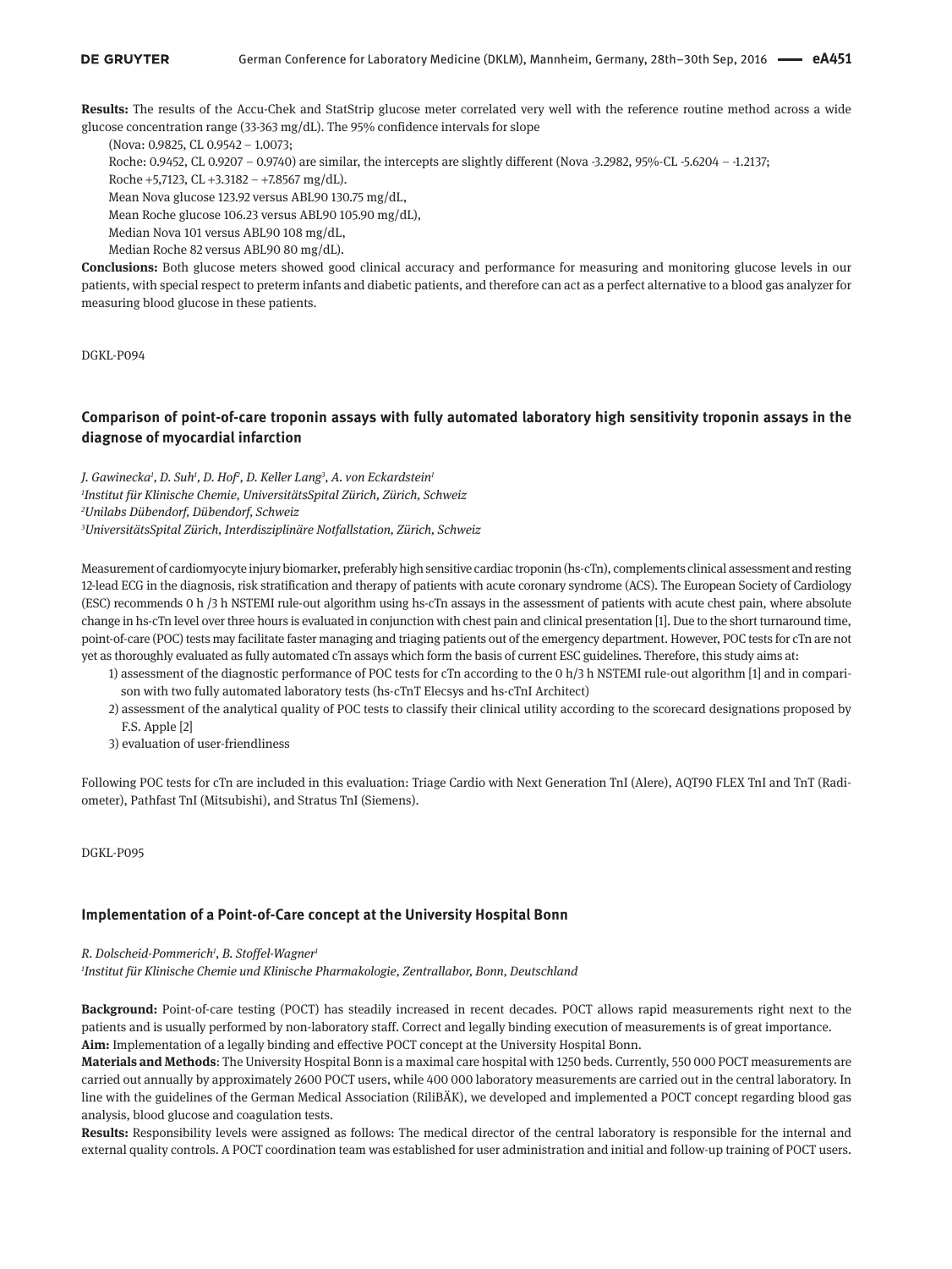**Results:** The results of the Accu-Chek and StatStrip glucose meter correlated very well with the reference routine method across a wide glucose concentration range (33-363 mg/dL). The 95% confidence intervals for slope

(Nova: 0.9825, CL 0.9542 – 1.0073;

Roche: 0.9452, CL 0.9207 – 0.9740) are similar, the intercepts are slightly different (Nova -3.2982, 95%-CL -5.6204 – -1.2137;

Roche +5,7123, CL +3.3182 – +7.8567 mg/dL).

Mean Nova glucose 123.92 versus ABL90 130.75 mg/dL,

Mean Roche glucose 106.23 versus ABL90 105.90 mg/dL),

Median Nova 101 versus ABL90 108 mg/dL,

Median Roche 82 versus ABL90 80 mg/dL).

**Conclusions:** Both glucose meters showed good clinical accuracy and performance for measuring and monitoring glucose levels in our patients, with special respect to preterm infants and diabetic patients, and therefore can act as a perfect alternative to a blood gas analyzer for measuring blood glucose in these patients.

DGKL-P094

## Comparison of point-of-care troponin assays with fully automated laboratory high sensitivity troponin assays in the diagnose of myocardial infarction

*J. Gawinecka[1], D. Suh[1], D. Hof[2], D. Keller Lang[3], A. von Eckardstein[1]*
*[1]Institut für Klinische Chemie, UniversitätsSpital Zürich, Zürich, Schweiz*
*[2]Unilabs Dübendorf, Dübendorf, Schweiz*
*[3]UniversitätsSpital Zürich, Interdisziplinäre Notfallstation, Zürich, Schweiz*

Measurement of cardiomyocyte injury biomarker, preferably high sensitive cardiac troponin (hs-cTn), complements clinical assessment and resting 12-lead ECG in the diagnosis, risk stratification and therapy of patients with acute coronary syndrome (ACS). The European Society of Cardiology (ESC) recommends 0 h /3 h NSTEMI rule-out algorithm using hs-cTn assays in the assessment of patients with acute chest pain, where absolute change in hs-cTn level over three hours is evaluated in conjunction with chest pain and clinical presentation [1]. Due to the short turnaround time, point-of-care (POC) tests may facilitate faster managing and triaging patients out of the emergency department. However, POC tests for cTn are not yet as thoroughly evaluated as fully automated cTn assays which form the basis of current ESC guidelines. Therefore, this study aims at:

1) assessment of the diagnostic performance of POC tests for cTn according to the 0 h/3 h NSTEMI rule-out algorithm [1] and in comparison with two fully automated laboratory tests (hs-cTnT Elecsys and hs-cTnI Architect)
2) assessment of the analytical quality of POC tests to classify their clinical utility according to the scorecard designations proposed by F.S. Apple [2]
3) evaluation of user-friendliness

Following POC tests for cTn are included in this evaluation: Triage Cardio with Next Generation TnI (Alere), AQT90 FLEX TnI and TnT (Radiometer), Pathfast TnI (Mitsubishi), and Stratus TnI (Siemens).

DGKL-P095

## Implementation of a Point-of-Care concept at the University Hospital Bonn

*R. Dolscheid-Pommerich[1], B. Stoffel-Wagner[1]*
*[1]Institut für Klinische Chemie und Klinische Pharmakologie, Zentrallabor, Bonn, Deutschland*

**Background:** Point-of-care testing (POCT) has steadily increased in recent decades. POCT allows rapid measurements right next to the patients and is usually performed by non-laboratory staff. Correct and legally binding execution of measurements is of great importance.
**Aim:** Implementation of a legally binding and effective POCT concept at the University Hospital Bonn.
**Materials and Methods**: The University Hospital Bonn is a maximal care hospital with 1250 beds. Currently, 550 000 POCT measurements are carried out annually by approximately 2600 POCT users, while 400 000 laboratory measurements are carried out in the central laboratory. In line with the guidelines of the German Medical Association (RiliBÄK), we developed and implemented a POCT concept regarding blood gas analysis, blood glucose and coagulation tests.
**Results:** Responsibility levels were assigned as follows: The medical director of the central laboratory is responsible for the internal and external quality controls. A POCT coordination team was established for user administration and initial and follow-up training of POCT users.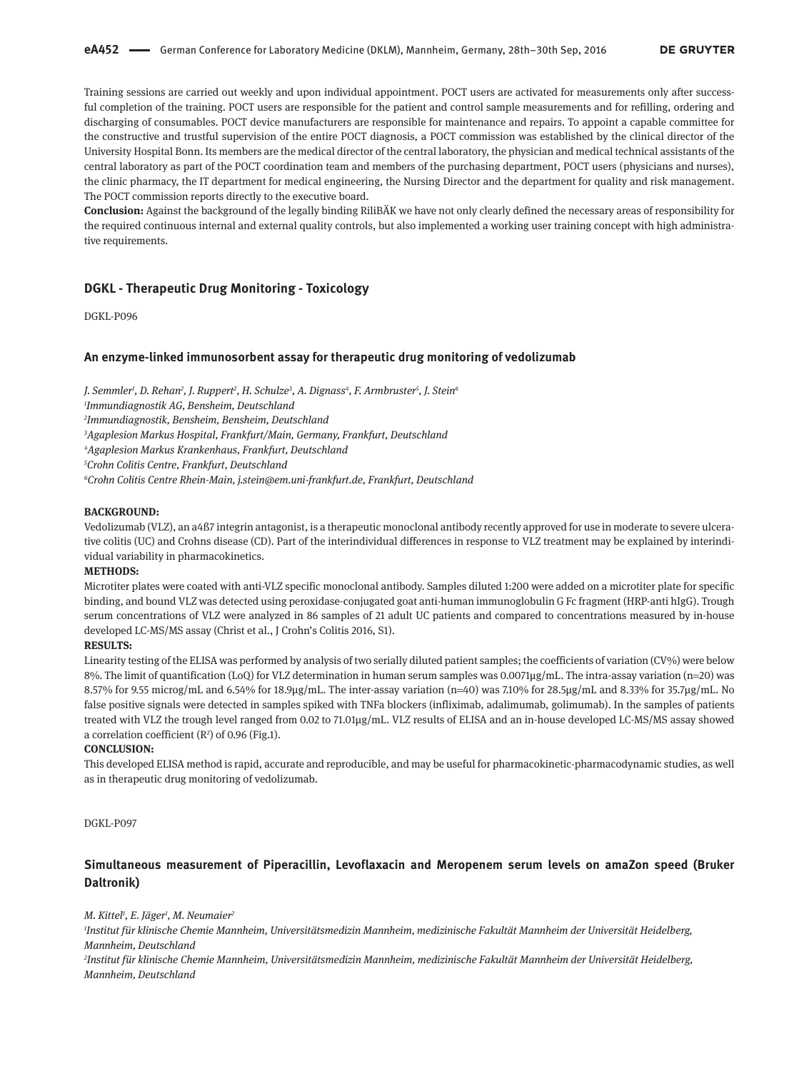Training sessions are carried out weekly and upon individual appointment. POCT users are activated for measurements only after successful completion of the training. POCT users are responsible for the patient and control sample measurements and for refilling, ordering and discharging of consumables. POCT device manufacturers are responsible for maintenance and repairs. To appoint a capable committee for the constructive and trustful supervision of the entire POCT diagnosis, a POCT commission was established by the clinical director of the University Hospital Bonn. Its members are the medical director of the central laboratory, the physician and medical technical assistants of the central laboratory as part of the POCT coordination team and members of the purchasing department, POCT users (physicians and nurses), the clinic pharmacy, the IT department for medical engineering, the Nursing Director and the department for quality and risk management. The POCT commission reports directly to the executive board.

**Conclusion:** Against the background of the legally binding RiliBÄK we have not only clearly defined the necessary areas of responsibility for the required continuous internal and external quality controls, but also implemented a working user training concept with high administrative requirements.

## DGKL - Therapeutic Drug Monitoring - Toxicology

DGKL-P096

### An enzyme-linked immunosorbent assay for therapeutic drug monitoring of vedolizumab

*J. Semmler[1], D. Rehan[2], J. Ruppert[2], H. Schulze[3], A. Dignass[4], F. Armbruster[5], J. Stein[6]*

*[1]Immundiagnostik AG, Bensheim, Deutschland*

*[2]Immundiagnostik, Bensheim, Bensheim, Deutschland*

*[3]Agaplesion Markus Hospital, Frankfurt/Main, Germany, Frankfurt, Deutschland*

*[4]Agaplesion Markus Krankenhaus, Frankfurt, Deutschland*

*[5]Crohn Colitis Centre, Frankfurt, Deutschland*

*[6]Crohn Colitis Centre Rhein-Main, j.stein@em.uni-frankfurt.de, Frankfurt, Deutschland*

**BACKGROUND:**

Vedolizumab (VLZ), an a4ß7 integrin antagonist, is a therapeutic monoclonal antibody recently approved for use in moderate to severe ulcerative colitis (UC) and Crohns disease (CD). Part of the interindividual differences in response to VLZ treatment may be explained by interindividual variability in pharmacokinetics.

**METHODS:**

Microtiter plates were coated with anti-VLZ specific monoclonal antibody. Samples diluted 1:200 were added on a microtiter plate for specific binding, and bound VLZ was detected using peroxidase-conjugated goat anti-human immunoglobulin G Fc fragment (HRP-anti hIgG). Trough serum concentrations of VLZ were analyzed in 86 samples of 21 adult UC patients and compared to concentrations measured by in-house developed LC-MS/MS assay (Christ et al., J Crohn's Colitis 2016, S1).

**RESULTS:**

Linearity testing of the ELISA was performed by analysis of two serially diluted patient samples; the coefficients of variation (CV%) were below 8%. The limit of quantification (LoQ) for VLZ determination in human serum samples was 0.0071µg/mL. The intra-assay variation (n=20) was 8.57% for 9.55 microg/mL and 6.54% for 18.9µg/mL. The inter-assay variation (n=40) was 7.10% for 28.5µg/mL and 8.33% for 35.7µg/mL. No false positive signals were detected in samples spiked with TNFa blockers (infliximab, adalimumab, golimumab). In the samples of patients treated with VLZ the trough level ranged from 0.02 to 71.01µg/mL. VLZ results of ELISA and an in-house developed LC-MS/MS assay showed a correlation coefficient ($R^2$) of 0.96 (Fig.1).

**CONCLUSION:**

This developed ELISA method is rapid, accurate and reproducible, and may be useful for pharmacokinetic-pharmacodynamic studies, as well as in therapeutic drug monitoring of vedolizumab.

DGKL-P097

### Simultaneous measurement of Piperacillin, Levoflaxacin and Meropenem serum levels on amaZon speed (Bruker Daltronik)

*M. Kittel[1], E. Jäger[1], M. Neumaier[2]*

*[1]Institut für klinische Chemie Mannheim, Universitätsmedizin Mannheim, medizinische Fakultät Mannheim der Universität Heidelberg, Mannheim, Deutschland*

*[2]Institut für klinische Chemie Mannheim, Universitätsmedizin Mannheim, medizinische Fakultät Mannheim der Universität Heidelberg, Mannheim, Deutschland*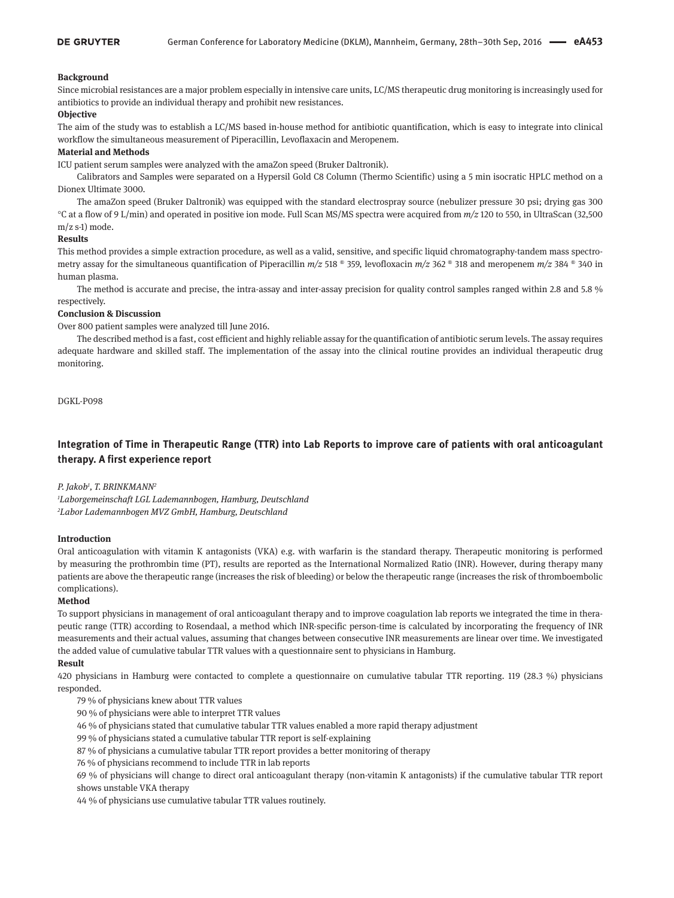**Background**

Since microbial resistances are a major problem especially in intensive care units, LC/MS therapeutic drug monitoring is increasingly used for antibiotics to provide an individual therapy and prohibit new resistances.

**Objective**

The aim of the study was to establish a LC/MS based in-house method for antibiotic quantification, which is easy to integrate into clinical workflow the simultaneous measurement of Piperacillin, Levoflaxacin and Meropenem.

**Material and Methods**

ICU patient serum samples were analyzed with the amaZon speed (Bruker Daltronik).

Calibrators and Samples were separated on a Hypersil Gold C8 Column (Thermo Scientific) using a 5 min isocratic HPLC method on a Dionex Ultimate 3000.

The amaZon speed (Bruker Daltronik) was equipped with the standard electrospray source (nebulizer pressure 30 psi; drying gas 300 °C at a flow of 9 L/min) and operated in positive ion mode. Full Scan MS/MS spectra were acquired from *m/z* 120 to 550, in UltraScan (32,500 m/z s-1) mode.

**Results**

This method provides a simple extraction procedure, as well as a valid, sensitive, and specific liquid chromatography-tandem mass spectrometry assay for the simultaneous quantification of Piperacillin *m/z* 518 ® 359, levofloxacin *m/z* 362 ® 318 and meropenem *m/z* 384 ® 340 in human plasma.

The method is accurate and precise, the intra-assay and inter-assay precision for quality control samples ranged within 2.8 and 5.8 % respectively.

**Conclusion & Discussion**

Over 800 patient samples were analyzed till June 2016.

The described method is a fast, cost efficient and highly reliable assay for the quantification of antibiotic serum levels. The assay requires adequate hardware and skilled staff. The implementation of the assay into the clinical routine provides an individual therapeutic drug monitoring.

DGKL-P098

## Integration of Time in Therapeutic Range (TTR) into Lab Reports to improve care of patients with oral anticoagulant therapy. A first experience report

*P. Jakob[1], T. BRINKMANN[2]*

*[1]Laborgemeinschaft LGL Lademannbogen, Hamburg, Deutschland*

*[2]Labor Lademannbogen MVZ GmbH, Hamburg, Deutschland*

**Introduction**

Oral anticoagulation with vitamin K antagonists (VKA) e.g. with warfarin is the standard therapy. Therapeutic monitoring is performed by measuring the prothrombin time (PT), results are reported as the International Normalized Ratio (INR). However, during therapy many patients are above the therapeutic range (increases the risk of bleeding) or below the therapeutic range (increases the risk of thromboembolic complications).

**Method**

To support physicians in management of oral anticoagulant therapy and to improve coagulation lab reports we integrated the time in therapeutic range (TTR) according to Rosendaal, a method which INR-specific person-time is calculated by incorporating the frequency of INR measurements and their actual values, assuming that changes between consecutive INR measurements are linear over time. We investigated the added value of cumulative tabular TTR values with a questionnaire sent to physicians in Hamburg.

**Result**

420 physicians in Hamburg were contacted to complete a questionnaire on cumulative tabular TTR reporting. 119 (28.3 %) physicians responded.

79 % of physicians knew about TTR values

90 % of physicians were able to interpret TTR values

46 % of physicians stated that cumulative tabular TTR values enabled a more rapid therapy adjustment

99 % of physicians stated a cumulative tabular TTR report is self-explaining

87 % of physicians a cumulative tabular TTR report provides a better monitoring of therapy

76 % of physicians recommend to include TTR in lab reports

69 % of physicians will change to direct oral anticoagulant therapy (non-vitamin K antagonists) if the cumulative tabular TTR report shows unstable VKA therapy

44 % of physicians use cumulative tabular TTR values routinely.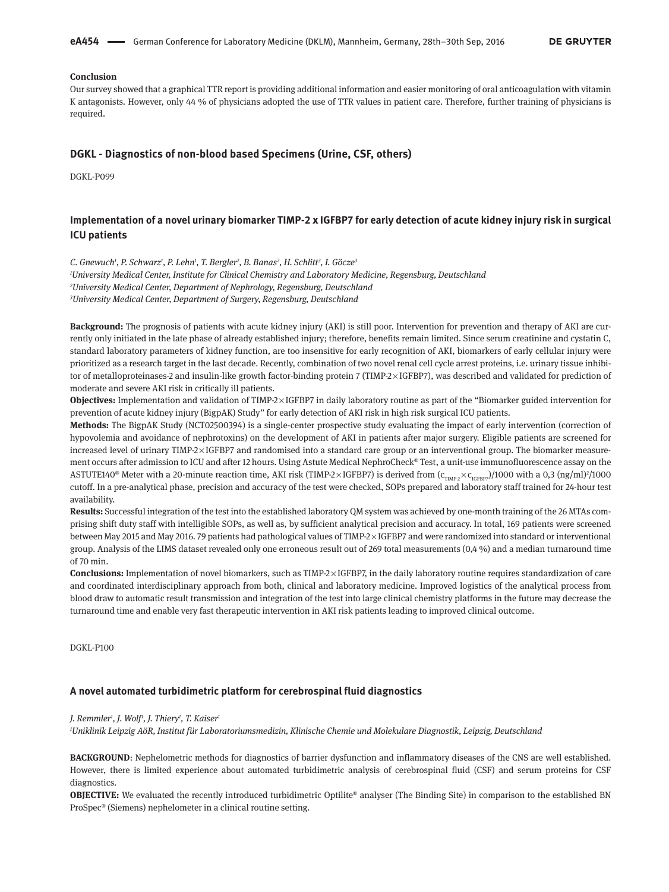**Conclusion**

Our survey showed that a graphical TTR report is providing additional information and easier monitoring of oral anticoagulation with vitamin K antagonists. However, only 44 % of physicians adopted the use of TTR values in patient care. Therefore, further training of physicians is required.

## DGKL - Diagnostics of non-blood based Specimens (Urine, CSF, others)

DGKL-P099

### Implementation of a novel urinary biomarker TIMP-2 x IGFBP7 for early detection of acute kidney injury risk in surgical ICU patients

*C. Gnewuch[1], P. Schwarz[1], P. Lehn[1], T. Bergler[2], B. Banas[2], H. Schlitt[3], I. Göcze[3]*

*[1]University Medical Center, Institute for Clinical Chemistry and Laboratory Medicine, Regensburg, Deutschland*

*[2]University Medical Center, Department of Nephrology, Regensburg, Deutschland*

*[3]University Medical Center, Department of Surgery, Regensburg, Deutschland*

**Background:** The prognosis of patients with acute kidney injury (AKI) is still poor. Intervention for prevention and therapy of AKI are currently only initiated in the late phase of already established injury; therefore, benefits remain limited. Since serum creatinine and cystatin C, standard laboratory parameters of kidney function, are too insensitive for early recognition of AKI, biomarkers of early cellular injury were prioritized as a research target in the last decade. Recently, combination of two novel renal cell cycle arrest proteins, i.e. urinary tissue inhibitor of metalloproteinases-2 and insulin-like growth factor-binding protein 7 (TIMP-2×IGFBP7), was described and validated for prediction of moderate and severe AKI risk in critically ill patients.

**Objectives:** Implementation and validation of TIMP-2×IGFBP7 in daily laboratory routine as part of the "Biomarker guided intervention for prevention of acute kidney injury (BigpAK) Study" for early detection of AKI risk in high risk surgical ICU patients.

**Methods:** The BigpAK Study (NCT02500394) is a single-center prospective study evaluating the impact of early intervention (correction of hypovolemia and avoidance of nephrotoxins) on the development of AKI in patients after major surgery. Eligible patients are screened for increased level of urinary TIMP-2×IGFBP7 and randomised into a standard care group or an interventional group. The biomarker measurement occurs after admission to ICU and after 12 hours. Using Astute Medical NephroCheck® Test, a unit-use immunofluorescence assay on the ASTUTE140® Meter with a 20-minute reaction time, AKI risk (TIMP-2×IGFBP7) is derived from $(c_{TIMP-2} \times c_{IGFBP7})/1000$ with a 0,3 $(ng/ml)^2/1000$ cutoff. In a pre-analytical phase, precision and accuracy of the test were checked, SOPs prepared and laboratory staff trained for 24-hour test availability.

**Results:** Successful integration of the test into the established laboratory QM system was achieved by one-month training of the 26 MTAs comprising shift duty staff with intelligible SOPs, as well as, by sufficient analytical precision and accuracy. In total, 169 patients were screened between May 2015 and May 2016. 79 patients had pathological values of TIMP-2×IGFBP7 and were randomized into standard or interventional group. Analysis of the LIMS dataset revealed only one erroneous result out of 269 total measurements (0,4 %) and a median turnaround time of 70 min.

**Conclusions:** Implementation of novel biomarkers, such as TIMP-2×IGFBP7, in the daily laboratory routine requires standardization of care and coordinated interdisciplinary approach from both, clinical and laboratory medicine. Improved logistics of the analytical process from blood draw to automatic result transmission and integration of the test into large clinical chemistry platforms in the future may decrease the turnaround time and enable very fast therapeutic intervention in AKI risk patients leading to improved clinical outcome.

DGKL-P100

### A novel automated turbidimetric platform for cerebrospinal fluid diagnostics

*J. Remmler[1], J. Wolf[1], J. Thiery[1], T. Kaiser[1]*

*[1]Uniklinik Leipzig AöR, Institut für Laboratoriumsmedizin, Klinische Chemie und Molekulare Diagnostik, Leipzig, Deutschland*

**BACKGROUND**: Nephelometric methods for diagnostics of barrier dysfunction and inflammatory diseases of the CNS are well established. However, there is limited experience about automated turbidimetric analysis of cerebrospinal fluid (CSF) and serum proteins for CSF diagnostics.

**OBJECTIVE:** We evaluated the recently introduced turbidimetric Optilite® analyser (The Binding Site) in comparison to the established BN ProSpec® (Siemens) nephelometer in a clinical routine setting.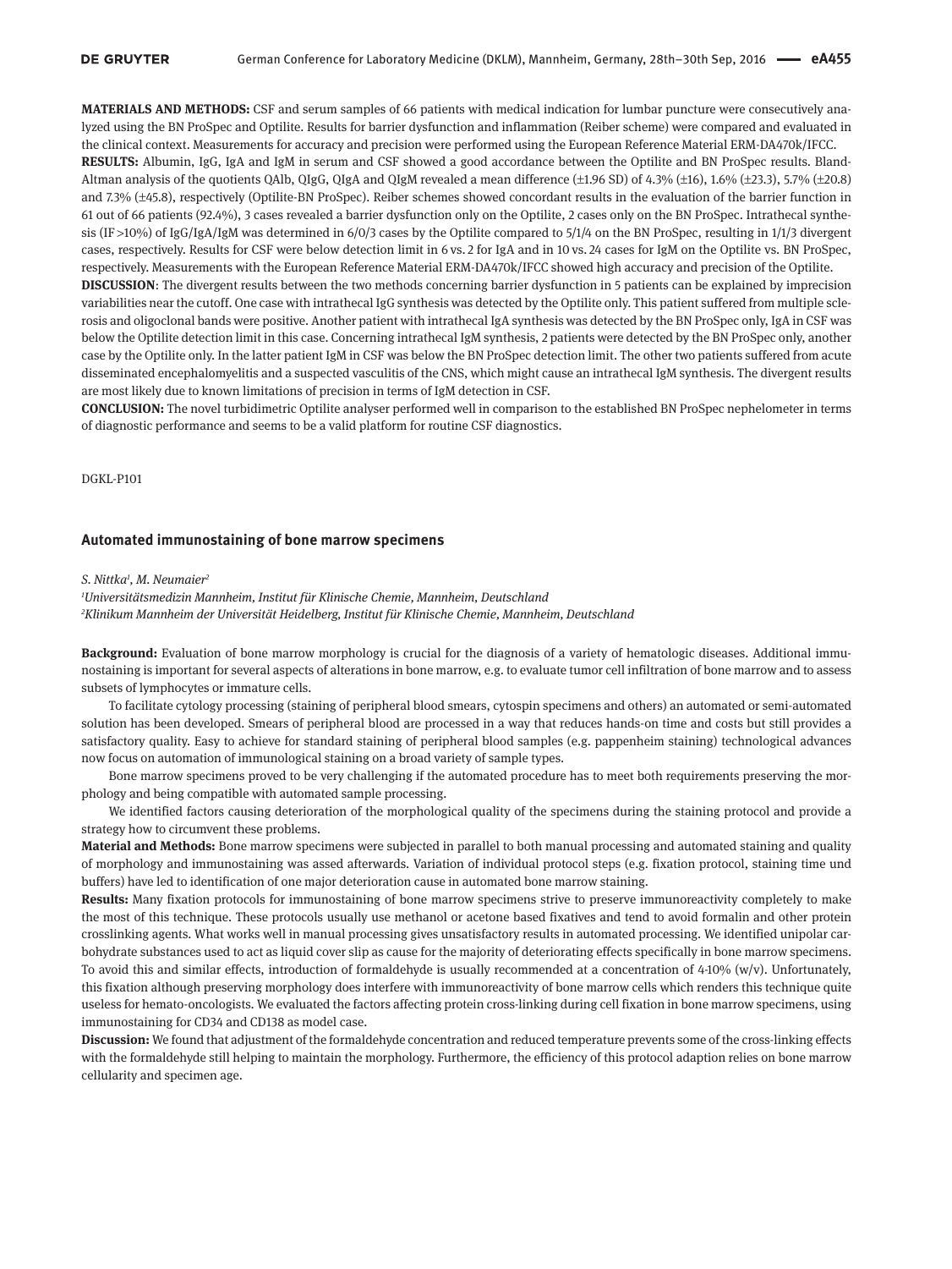**MATERIALS AND METHODS:** CSF and serum samples of 66 patients with medical indication for lumbar puncture were consecutively analyzed using the BN ProSpec and Optilite. Results for barrier dysfunction and inflammation (Reiber scheme) were compared and evaluated in the clinical context. Measurements for accuracy and precision were performed using the European Reference Material ERM-DA470k/IFCC.

**RESULTS:** Albumin, IgG, IgA and IgM in serum and CSF showed a good accordance between the Optilite and BN ProSpec results. Bland-Altman analysis of the quotients QAlb, QIgG, QIgA and QIgM revealed a mean difference (±1.96 SD) of 4.3% (±16), 1.6% (±23.3), 5.7% (±20.8) and 7.3% (±45.8), respectively (Optilite-BN ProSpec). Reiber schemes showed concordant results in the evaluation of the barrier function in 61 out of 66 patients (92.4%), 3 cases revealed a barrier dysfunction only on the Optilite, 2 cases only on the BN ProSpec. Intrathecal synthesis (IF >10%) of IgG/IgA/IgM was determined in 6/0/3 cases by the Optilite compared to 5/1/4 on the BN ProSpec, resulting in 1/1/3 divergent cases, respectively. Results for CSF were below detection limit in 6 vs. 2 for IgA and in 10 vs. 24 cases for IgM on the Optilite vs. BN ProSpec, respectively. Measurements with the European Reference Material ERM-DA470k/IFCC showed high accuracy and precision of the Optilite.

**DISCUSSION**: The divergent results between the two methods concerning barrier dysfunction in 5 patients can be explained by imprecision variabilities near the cutoff. One case with intrathecal IgG synthesis was detected by the Optilite only. This patient suffered from multiple sclerosis and oligoclonal bands were positive. Another patient with intrathecal IgA synthesis was detected by the BN ProSpec only, IgA in CSF was below the Optilite detection limit in this case. Concerning intrathecal IgM synthesis, 2 patients were detected by the BN ProSpec only, another case by the Optilite only. In the latter patient IgM in CSF was below the BN ProSpec detection limit. The other two patients suffered from acute disseminated encephalomyelitis and a suspected vasculitis of the CNS, which might cause an intrathecal IgM synthesis. The divergent results are most likely due to known limitations of precision in terms of IgM detection in CSF.

**CONCLUSION:** The novel turbidimetric Optilite analyser performed well in comparison to the established BN ProSpec nephelometer in terms of diagnostic performance and seems to be a valid platform for routine CSF diagnostics.

DGKL-P101

## Automated immunostaining of bone marrow specimens

*S. Nittka[1], M. Neumaier[2]*

*[1]Universitätsmedizin Mannheim, Institut für Klinische Chemie, Mannheim, Deutschland*
*[2]Klinikum Mannheim der Universität Heidelberg, Institut für Klinische Chemie, Mannheim, Deutschland*

**Background:** Evaluation of bone marrow morphology is crucial for the diagnosis of a variety of hematologic diseases. Additional immunostaining is important for several aspects of alterations in bone marrow, e.g. to evaluate tumor cell infiltration of bone marrow and to assess subsets of lymphocytes or immature cells.

To facilitate cytology processing (staining of peripheral blood smears, cytospin specimens and others) an automated or semi-automated solution has been developed. Smears of peripheral blood are processed in a way that reduces hands-on time and costs but still provides a satisfactory quality. Easy to achieve for standard staining of peripheral blood samples (e.g. pappenheim staining) technological advances now focus on automation of immunological staining on a broad variety of sample types.

Bone marrow specimens proved to be very challenging if the automated procedure has to meet both requirements preserving the morphology and being compatible with automated sample processing.

We identified factors causing deterioration of the morphological quality of the specimens during the staining protocol and provide a strategy how to circumvent these problems.

**Material and Methods:** Bone marrow specimens were subjected in parallel to both manual processing and automated staining and quality of morphology and immunostaining was assed afterwards. Variation of individual protocol steps (e.g. fixation protocol, staining time und buffers) have led to identification of one major deterioration cause in automated bone marrow staining.

**Results:** Many fixation protocols for immunostaining of bone marrow specimens strive to preserve immunoreactivity completely to make the most of this technique. These protocols usually use methanol or acetone based fixatives and tend to avoid formalin and other protein crosslinking agents. What works well in manual processing gives unsatisfactory results in automated processing. We identified unipolar carbohydrate substances used to act as liquid cover slip as cause for the majority of deteriorating effects specifically in bone marrow specimens. To avoid this and similar effects, introduction of formaldehyde is usually recommended at a concentration of 4-10% (w/v). Unfortunately, this fixation although preserving morphology does interfere with immunoreactivity of bone marrow cells which renders this technique quite useless for hemato-oncologists. We evaluated the factors affecting protein cross-linking during cell fixation in bone marrow specimens, using immunostaining for CD34 and CD138 as model case.

**Discussion:** We found that adjustment of the formaldehyde concentration and reduced temperature prevents some of the cross-linking effects with the formaldehyde still helping to maintain the morphology. Furthermore, the efficiency of this protocol adaption relies on bone marrow cellularity and specimen age.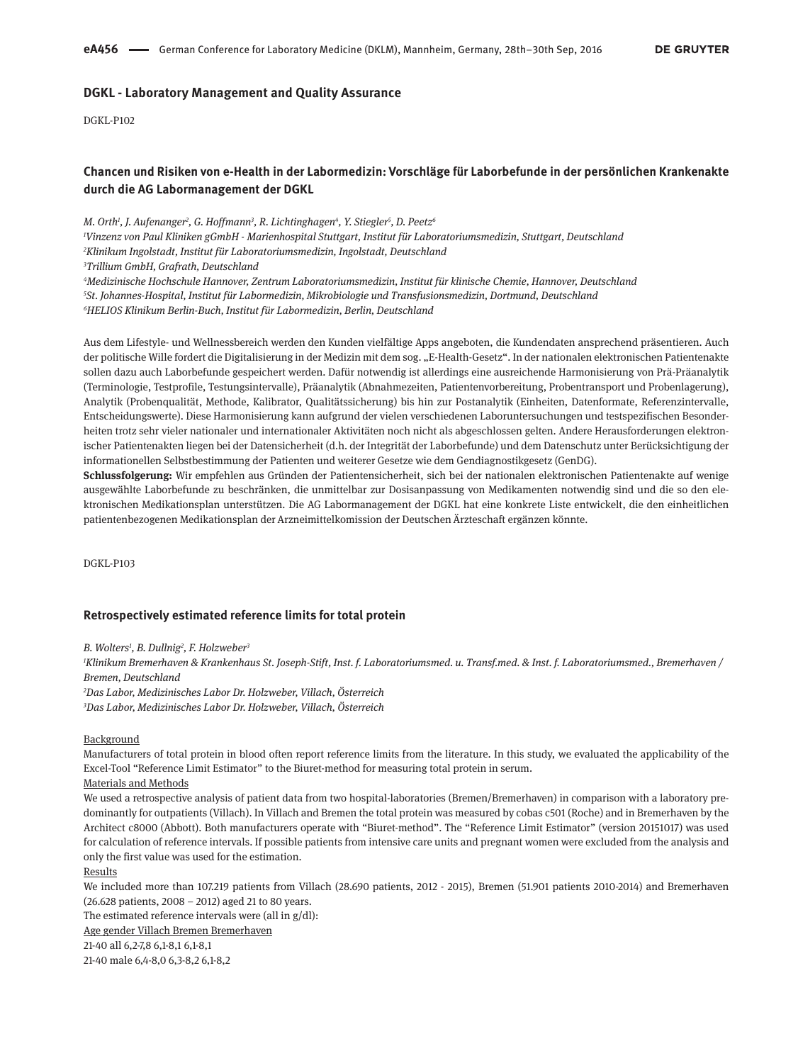## DGKL - Laboratory Management and Quality Assurance

DGKL-P102

### Chancen und Risiken von e-Health in der Labormedizin: Vorschläge für Laborbefunde in der persönlichen Krankenakte durch die AG Labormanagement der DGKL

*M. Orth[1], J. Aufenanger[2], G. Hoffmann[3], R. Lichtinghagen[4], Y. Stiegler[5], D. Peetz[6]*

*[1]Vinzenz von Paul Kliniken gGmbH - Marienhospital Stuttgart, Institut für Laboratoriumsmedizin, Stuttgart, Deutschland*
*[2]Klinikum Ingolstadt, Institut für Laboratoriumsmedizin, Ingolstadt, Deutschland*
*[3]Trillium GmbH, Grafrath, Deutschland*
*[4]Medizinische Hochschule Hannover, Zentrum Laboratoriumsmedizin, Institut für klinische Chemie, Hannover, Deutschland*
*[5]St. Johannes-Hospital, Institut für Labormedizin, Mikrobiologie und Transfusionsmedizin, Dortmund, Deutschland*
*[6]HELIOS Klinikum Berlin-Buch, Institut für Labormedizin, Berlin, Deutschland*

Aus dem Lifestyle- und Wellnessbereich werden den Kunden vielfältige Apps angeboten, die Kundendaten ansprechend präsentieren. Auch der politische Wille fordert die Digitalisierung in der Medizin mit dem sog. „E-Health-Gesetz". In der nationalen elektronischen Patientenakte sollen dazu auch Laborbefunde gespeichert werden. Dafür notwendig ist allerdings eine ausreichende Harmonisierung von Prä-Präanalytik (Terminologie, Testprofile, Testungsintervalle), Präanalytik (Abnahmezeiten, Patientenvorbereitung, Probentransport und Probenlagerung), Analytik (Probenqualität, Methode, Kalibrator, Qualitätssicherung) bis hin zur Postanalytik (Einheiten, Datenformate, Referenzintervalle, Entscheidungswerte). Diese Harmonisierung kann aufgrund der vielen verschiedenen Laboruntersuchungen und testspezifischen Besonderheiten trotz sehr vieler nationaler und internationaler Aktivitäten noch nicht als abgeschlossen gelten. Andere Herausforderungen elektronischer Patientenakten liegen bei der Datensicherheit (d.h. der Integrität der Laborbefunde) und dem Datenschutz unter Berücksichtigung der informationellen Selbstbestimmung der Patienten und weiterer Gesetze wie dem Gendiagnostikgesetz (GenDG).

**Schlussfolgerung:** Wir empfehlen aus Gründen der Patientensicherheit, sich bei der nationalen elektronischen Patientenakte auf wenige ausgewählte Laborbefunde zu beschränken, die unmittelbar zur Dosisanpassung von Medikamenten notwendig sind und die so den elektronischen Medikationsplan unterstützen. Die AG Labormanagement der DGKL hat eine konkrete Liste entwickelt, die den einheitlichen patientenbezogenen Medikationsplan der Arzneimittelkomission der Deutschen Ärzteschaft ergänzen könnte.

DGKL-P103

### Retrospectively estimated reference limits for total protein

*B. Wolters[1], B. Dullnig[2], F. Holzweber[3]*

*[1]Klinikum Bremerhaven & Krankenhaus St. Joseph-Stift, Inst. f. Laboratoriumsmed. u. Transf.med. & Inst. f. Laboratoriumsmed., Bremerhaven / Bremen, Deutschland*
*[2]Das Labor, Medizinisches Labor Dr. Holzweber, Villach, Österreich*
*[3]Das Labor, Medizinisches Labor Dr. Holzweber, Villach, Österreich*

Background

Manufacturers of total protein in blood often report reference limits from the literature. In this study, we evaluated the applicability of the Excel-Tool "Reference Limit Estimator" to the Biuret-method for measuring total protein in serum.

Materials and Methods

We used a retrospective analysis of patient data from two hospital-laboratories (Bremen/Bremerhaven) in comparison with a laboratory predominantly for outpatients (Villach). In Villach and Bremen the total protein was measured by cobas c501 (Roche) and in Bremerhaven by the Architect c8000 (Abbott). Both manufacturers operate with "Biuret-method". The "Reference Limit Estimator" (version 20151017) was used for calculation of reference intervals. If possible patients from intensive care units and pregnant women were excluded from the analysis and only the first value was used for the estimation.

Results

We included more than 107.219 patients from Villach (28.690 patients, 2012 - 2015), Bremen (51.901 patients 2010-2014) and Bremerhaven (26.628 patients, 2008 – 2012) aged 21 to 80 years.

The estimated reference intervals were (all in g/dl):

| Age | gender | Villach | Bremen | Bremerhaven |
|---|---|---|---|---|
| 21-40 | all | 6,2-7,8 | 6,1-8,1 | 6,1-8,1 |
| 21-40 | male | 6,4-8,0 | 6,3-8,2 | 6,1-8,2 |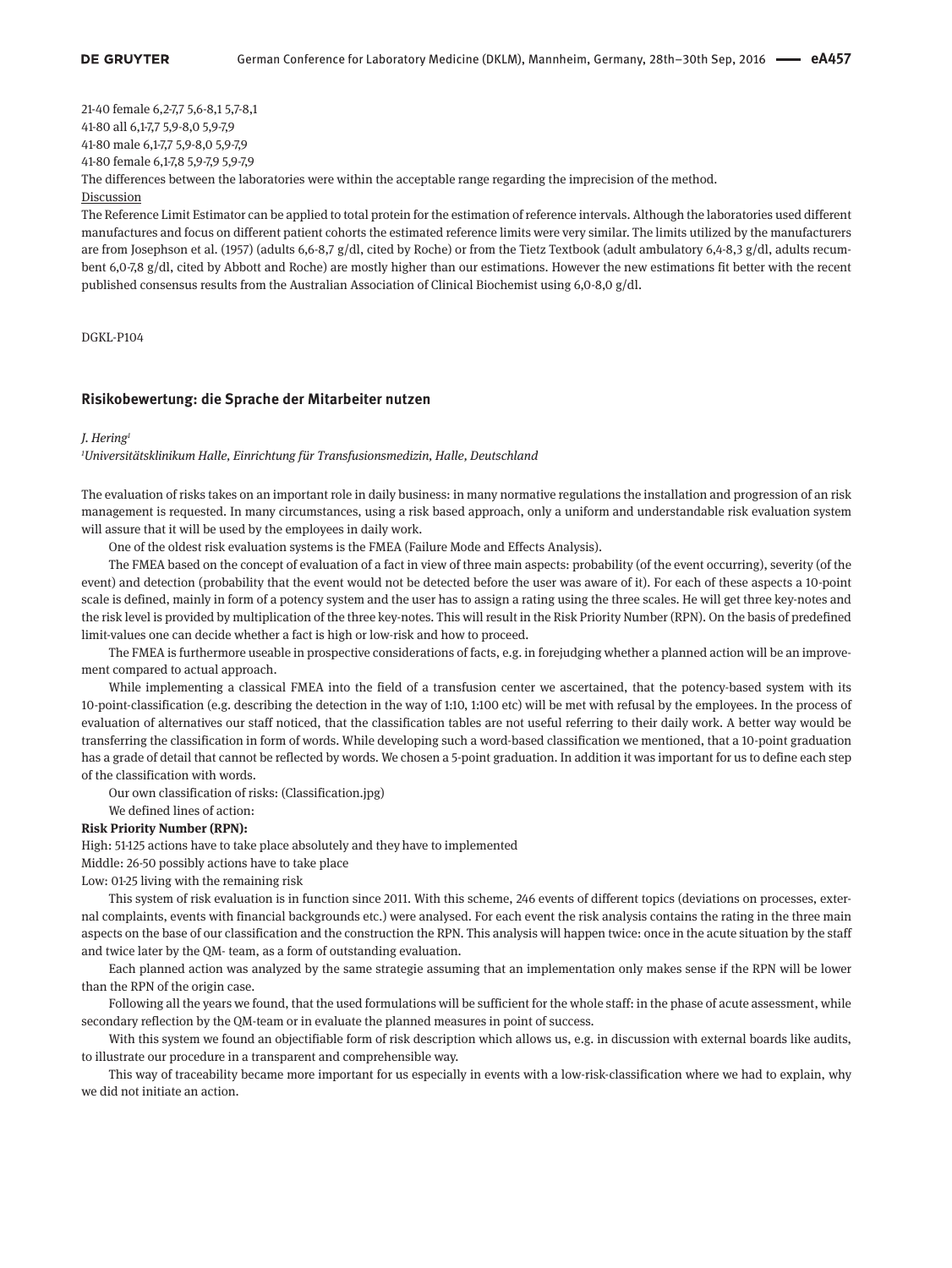21-40 female 6,2-7,7 5,6-8,1 5,7-8,1
41-80 all 6,1-7,7 5,9-8,0 5,9-7,9
41-80 male 6,1-7,7 5,9-8,0 5,9-7,9
41-80 female 6,1-7,8 5,9-7,9 5,9-7,9

The differences between the laboratories were within the acceptable range regarding the imprecision of the method.

Discussion

The Reference Limit Estimator can be applied to total protein for the estimation of reference intervals. Although the laboratories used different manufactures and focus on different patient cohorts the estimated reference limits were very similar. The limits utilized by the manufacturers are from Josephson et al. (1957) (adults 6,6-8,7 g/dl, cited by Roche) or from the Tietz Textbook (adult ambulatory 6,4-8,3 g/dl, adults recumbent 6,0-7,8 g/dl, cited by Abbott and Roche) are mostly higher than our estimations. However the new estimations fit better with the recent published consensus results from the Australian Association of Clinical Biochemist using 6,0-8,0 g/dl.

DGKL-P104

## Risikobewertung: die Sprache der Mitarbeiter nutzen

*J. Hering*[1]

[1]*Universitätsklinikum Halle, Einrichtung für Transfusionsmedizin, Halle, Deutschland*

The evaluation of risks takes on an important role in daily business: in many normative regulations the installation and progression of an risk management is requested. In many circumstances, using a risk based approach, only a uniform and understandable risk evaluation system will assure that it will be used by the employees in daily work.

One of the oldest risk evaluation systems is the FMEA (Failure Mode and Effects Analysis).

The FMEA based on the concept of evaluation of a fact in view of three main aspects: probability (of the event occurring), severity (of the event) and detection (probability that the event would not be detected before the user was aware of it). For each of these aspects a 10-point scale is defined, mainly in form of a potency system and the user has to assign a rating using the three scales. He will get three key-notes and the risk level is provided by multiplication of the three key-notes. This will result in the Risk Priority Number (RPN). On the basis of predefined limit-values one can decide whether a fact is high or low-risk and how to proceed.

The FMEA is furthermore useable in prospective considerations of facts, e.g. in forejudging whether a planned action will be an improvement compared to actual approach.

While implementing a classical FMEA into the field of a transfusion center we ascertained, that the potency-based system with its 10-point-classification (e.g. describing the detection in the way of 1:10, 1:100 etc) will be met with refusal by the employees. In the process of evaluation of alternatives our staff noticed, that the classification tables are not useful referring to their daily work. A better way would be transferring the classification in form of words. While developing such a word-based classification we mentioned, that a 10-point graduation has a grade of detail that cannot be reflected by words. We chosen a 5-point graduation. In addition it was important for us to define each step of the classification with words.

Our own classification of risks: (Classification.jpg)

We defined lines of action:

**Risk Priority Number (RPN):**

High: 51-125 actions have to take place absolutely and they have to implemented

Middle: 26-50 possibly actions have to take place

Low: 01-25 living with the remaining risk

This system of risk evaluation is in function since 2011. With this scheme, 246 events of different topics (deviations on processes, external complaints, events with financial backgrounds etc.) were analysed. For each event the risk analysis contains the rating in the three main aspects on the base of our classification and the construction the RPN. This analysis will happen twice: once in the acute situation by the staff and twice later by the QM- team, as a form of outstanding evaluation.

Each planned action was analyzed by the same strategie assuming that an implementation only makes sense if the RPN will be lower than the RPN of the origin case.

Following all the years we found, that the used formulations will be sufficient for the whole staff: in the phase of acute assessment, while secondary reflection by the QM-team or in evaluate the planned measures in point of success.

With this system we found an objectifiable form of risk description which allows us, e.g. in discussion with external boards like audits, to illustrate our procedure in a transparent and comprehensible way.

This way of traceability became more important for us especially in events with a low-risk-classification where we had to explain, why we did not initiate an action.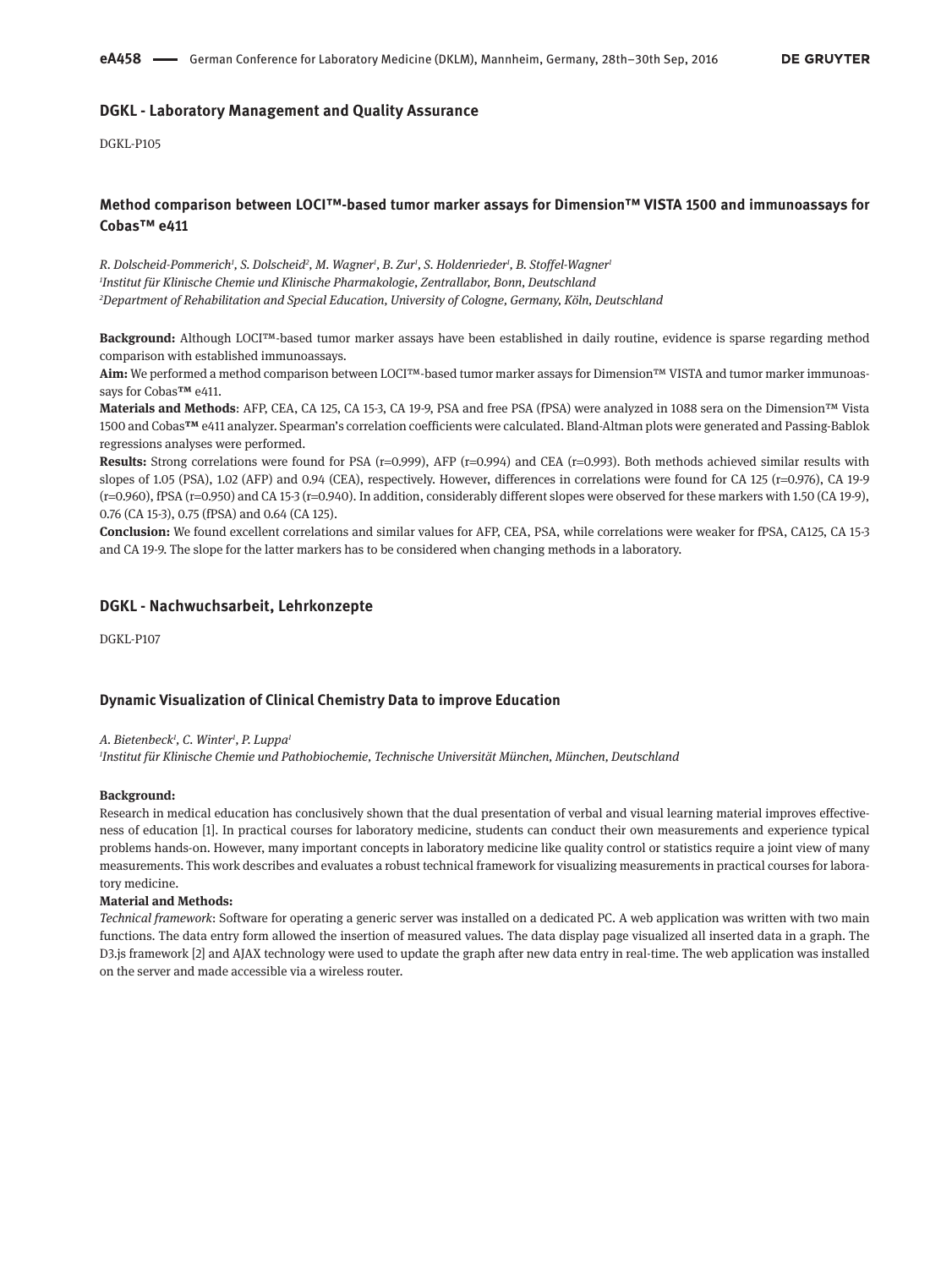## DGKL - Laboratory Management and Quality Assurance

DGKL-P105

### Method comparison between LOCI™-based tumor marker assays for Dimension™ VISTA 1500 and immunoassays for Cobas™ e411

*R. Dolscheid-Pommerich[1], S. Dolscheid[2], M. Wagner[1], B. Zur[1], S. Holdenrieder[1], B. Stoffel-Wagner[1]*
*[1]Institut für Klinische Chemie und Klinische Pharmakologie, Zentrallabor, Bonn, Deutschland*
*[2]Department of Rehabilitation and Special Education, University of Cologne, Germany, Köln, Deutschland*

**Background:** Although LOCI™-based tumor marker assays have been established in daily routine, evidence is sparse regarding method comparison with established immunoassays.
**Aim:** We performed a method comparison between LOCI™-based tumor marker assays for Dimension™ VISTA and tumor marker immunoassays for Cobas**™** e411.
**Materials and Methods**: AFP, CEA, CA 125, CA 15-3, CA 19-9, PSA and free PSA (fPSA) were analyzed in 1088 sera on the Dimension™ Vista 1500 and Cobas**™** e411 analyzer. Spearman's correlation coefficients were calculated. Bland-Altman plots were generated and Passing-Bablok regressions analyses were performed.
**Results:** Strong correlations were found for PSA (r=0.999), AFP (r=0.994) and CEA (r=0.993). Both methods achieved similar results with slopes of 1.05 (PSA), 1.02 (AFP) and 0.94 (CEA), respectively. However, differences in correlations were found for CA 125 (r=0.976), CA 19-9 (r=0.960), fPSA (r=0.950) and CA 15-3 (r=0.940). In addition, considerably different slopes were observed for these markers with 1.50 (CA 19-9), 0.76 (CA 15-3), 0.75 (fPSA) and 0.64 (CA 125).
**Conclusion:** We found excellent correlations and similar values for AFP, CEA, PSA, while correlations were weaker for fPSA, CA125, CA 15-3 and CA 19-9. The slope for the latter markers has to be considered when changing methods in a laboratory.

## DGKL - Nachwuchsarbeit, Lehrkonzepte

DGKL-P107

### Dynamic Visualization of Clinical Chemistry Data to improve Education

*A. Bietenbeck[1], C. Winter[1], P. Luppa[1]*
*[1]Institut für Klinische Chemie und Pathobiochemie, Technische Universität München, München, Deutschland*

**Background:**
Research in medical education has conclusively shown that the dual presentation of verbal and visual learning material improves effectiveness of education [1]. In practical courses for laboratory medicine, students can conduct their own measurements and experience typical problems hands-on. However, many important concepts in laboratory medicine like quality control or statistics require a joint view of many measurements. This work describes and evaluates a robust technical framework for visualizing measurements in practical courses for laboratory medicine.
**Material and Methods:**
*Technical framework*: Software for operating a generic server was installed on a dedicated PC. A web application was written with two main functions. The data entry form allowed the insertion of measured values. The data display page visualized all inserted data in a graph. The D3.js framework [2] and AJAX technology were used to update the graph after new data entry in real-time. The web application was installed on the server and made accessible via a wireless router.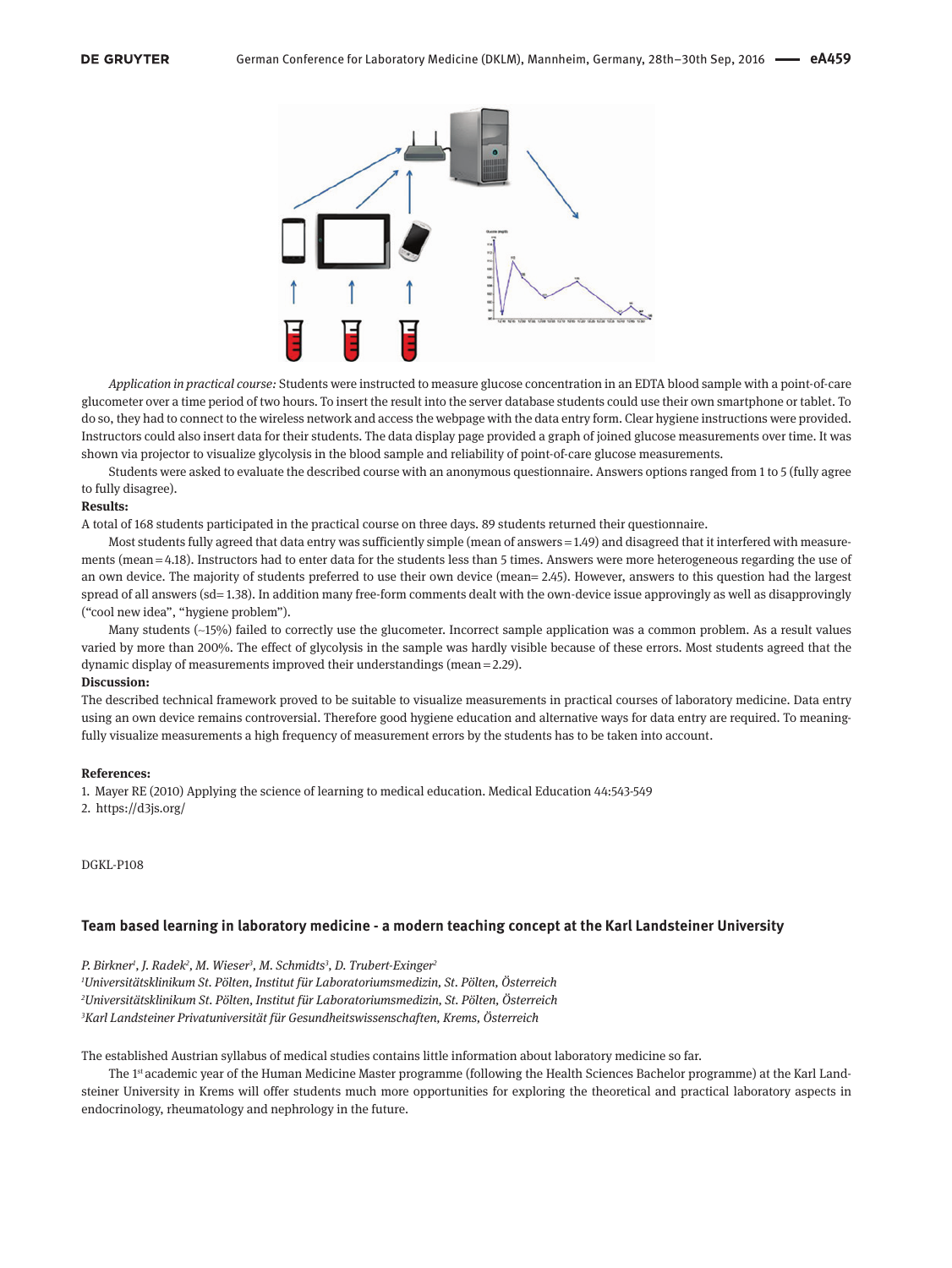*Application in practical course:* Students were instructed to measure glucose concentration in an EDTA blood sample with a point-of-care glucometer over a time period of two hours. To insert the result into the server database students could use their own smartphone or tablet. To do so, they had to connect to the wireless network and access the webpage with the data entry form. Clear hygiene instructions were provided. Instructors could also insert data for their students. The data display page provided a graph of joined glucose measurements over time. It was shown via projector to visualize glycolysis in the blood sample and reliability of point-of-care glucose measurements.

Students were asked to evaluate the described course with an anonymous questionnaire. Answers options ranged from 1 to 5 (fully agree to fully disagree).

**Results:**

A total of 168 students participated in the practical course on three days. 89 students returned their questionnaire.

Most students fully agreed that data entry was sufficiently simple (mean of answers = 1.49) and disagreed that it interfered with measurements (mean = 4.18). Instructors had to enter data for the students less than 5 times. Answers were more heterogeneous regarding the use of an own device. The majority of students preferred to use their own device (mean= 2.45). However, answers to this question had the largest spread of all answers (sd= 1.38). In addition many free-form comments dealt with the own-device issue approvingly as well as disapprovingly ("cool new idea", "hygiene problem").

Many students (~15%) failed to correctly use the glucometer. Incorrect sample application was a common problem. As a result values varied by more than 200%. The effect of glycolysis in the sample was hardly visible because of these errors. Most students agreed that the dynamic display of measurements improved their understandings (mean = 2.29).

**Discussion:**

The described technical framework proved to be suitable to visualize measurements in practical courses of laboratory medicine. Data entry using an own device remains controversial. Therefore good hygiene education and alternative ways for data entry are required. To meaningfully visualize measurements a high frequency of measurement errors by the students has to be taken into account.

**References:**

1. Mayer RE (2010) Applying the science of learning to medical education. Medical Education 44:543-549
2. https://d3js.org/

DGKL-P108

### Team based learning in laboratory medicine - a modern teaching concept at the Karl Landsteiner University

*P. Birkner[1], J. Radek[2], M. Wieser[3], M. Schmidts[3], D. Trubert-Exinger[2]*

*[1]Universitätsklinikum St. Pölten, Institut für Laboratoriumsmedizin, St. Pölten, Österreich*

*[2]Universitätsklinikum St. Pölten, Institut für Laboratoriumsmedizin, St. Pölten, Österreich*

*[3]Karl Landsteiner Privatuniversität für Gesundheitswissenschaften, Krems, Österreich*

The established Austrian syllabus of medical studies contains little information about laboratory medicine so far.

The 1st academic year of the Human Medicine Master programme (following the Health Sciences Bachelor programme) at the Karl Landsteiner University in Krems will offer students much more opportunities for exploring the theoretical and practical laboratory aspects in endocrinology, rheumatology and nephrology in the future.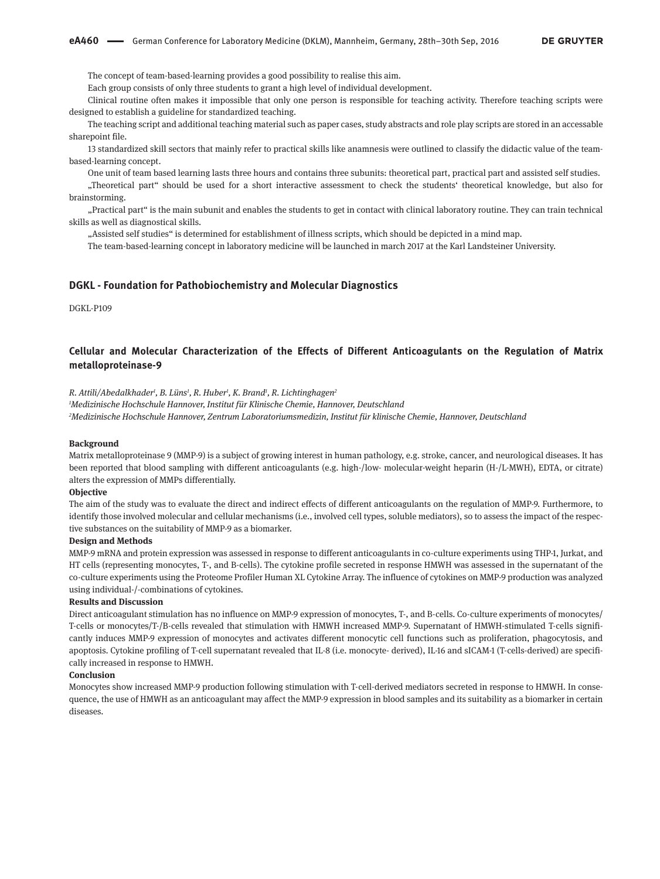The concept of team-based-learning provides a good possibility to realise this aim.

Each group consists of only three students to grant a high level of individual development.

Clinical routine often makes it impossible that only one person is responsible for teaching activity. Therefore teaching scripts were designed to establish a guideline for standardized teaching.

The teaching script and additional teaching material such as paper cases, study abstracts and role play scripts are stored in an accessable sharepoint file.

13 standardized skill sectors that mainly refer to practical skills like anamnesis were outlined to classify the didactic value of the team-based-learning concept.

One unit of team based learning lasts three hours and contains three subunits: theoretical part, practical part and assisted self studies.

„Theoretical part" should be used for a short interactive assessment to check the students' theoretical knowledge, but also for brainstorming.

„Practical part" is the main subunit and enables the students to get in contact with clinical laboratory routine. They can train technical skills as well as diagnostical skills.

„Assisted self studies" is determined for establishment of illness scripts, which should be depicted in a mind map.

The team-based-learning concept in laboratory medicine will be launched in march 2017 at the Karl Landsteiner University.

## DGKL - Foundation for Pathobiochemistry and Molecular Diagnostics

DGKL-P109

### Cellular and Molecular Characterization of the Effects of Different Anticoagulants on the Regulation of Matrix metalloproteinase-9

*R. Attili/Abedalkhader[1], B. Lüns[1], R. Huber[1], K. Brand[1], R. Lichtinghagen[2]*

*[1]Medizinische Hochschule Hannover, Institut für Klinische Chemie, Hannover, Deutschland*

*[2]Medizinische Hochschule Hannover, Zentrum Laboratoriumsmedizin, Institut für klinische Chemie, Hannover, Deutschland*

**Background**

Matrix metalloproteinase 9 (MMP-9) is a subject of growing interest in human pathology, e.g. stroke, cancer, and neurological diseases. It has been reported that blood sampling with different anticoagulants (e.g. high-/low- molecular-weight heparin (H-/L-MWH), EDTA, or citrate) alters the expression of MMPs differentially.

**Objective**

The aim of the study was to evaluate the direct and indirect effects of different anticoagulants on the regulation of MMP-9. Furthermore, to identify those involved molecular and cellular mechanisms (i.e., involved cell types, soluble mediators), so to assess the impact of the respective substances on the suitability of MMP-9 as a biomarker.

**Design and Methods**

MMP-9 mRNA and protein expression was assessed in response to different anticoagulants in co-culture experiments using THP-1, Jurkat, and HT cells (representing monocytes, T-, and B-cells). The cytokine profile secreted in response HMWH was assessed in the supernatant of the co-culture experiments using the Proteome Profiler Human XL Cytokine Array. The influence of cytokines on MMP-9 production was analyzed using individual-/-combinations of cytokines.

**Results and Discussion**

Direct anticoagulant stimulation has no influence on MMP-9 expression of monocytes, T-, and B-cells. Co-culture experiments of monocytes/T-cells or monocytes/T-/B-cells revealed that stimulation with HMWH increased MMP-9. Supernatant of HMWH-stimulated T-cells significantly induces MMP-9 expression of monocytes and activates different monocytic cell functions such as proliferation, phagocytosis, and apoptosis. Cytokine profiling of T-cell supernatant revealed that IL-8 (i.e. monocyte- derived), IL-16 and sICAM-1 (T-cells-derived) are specifically increased in response to HMWH.

**Conclusion**

Monocytes show increased MMP-9 production following stimulation with T-cell-derived mediators secreted in response to HMWH. In consequence, the use of HMWH as an anticoagulant may affect the MMP-9 expression in blood samples and its suitability as a biomarker in certain diseases.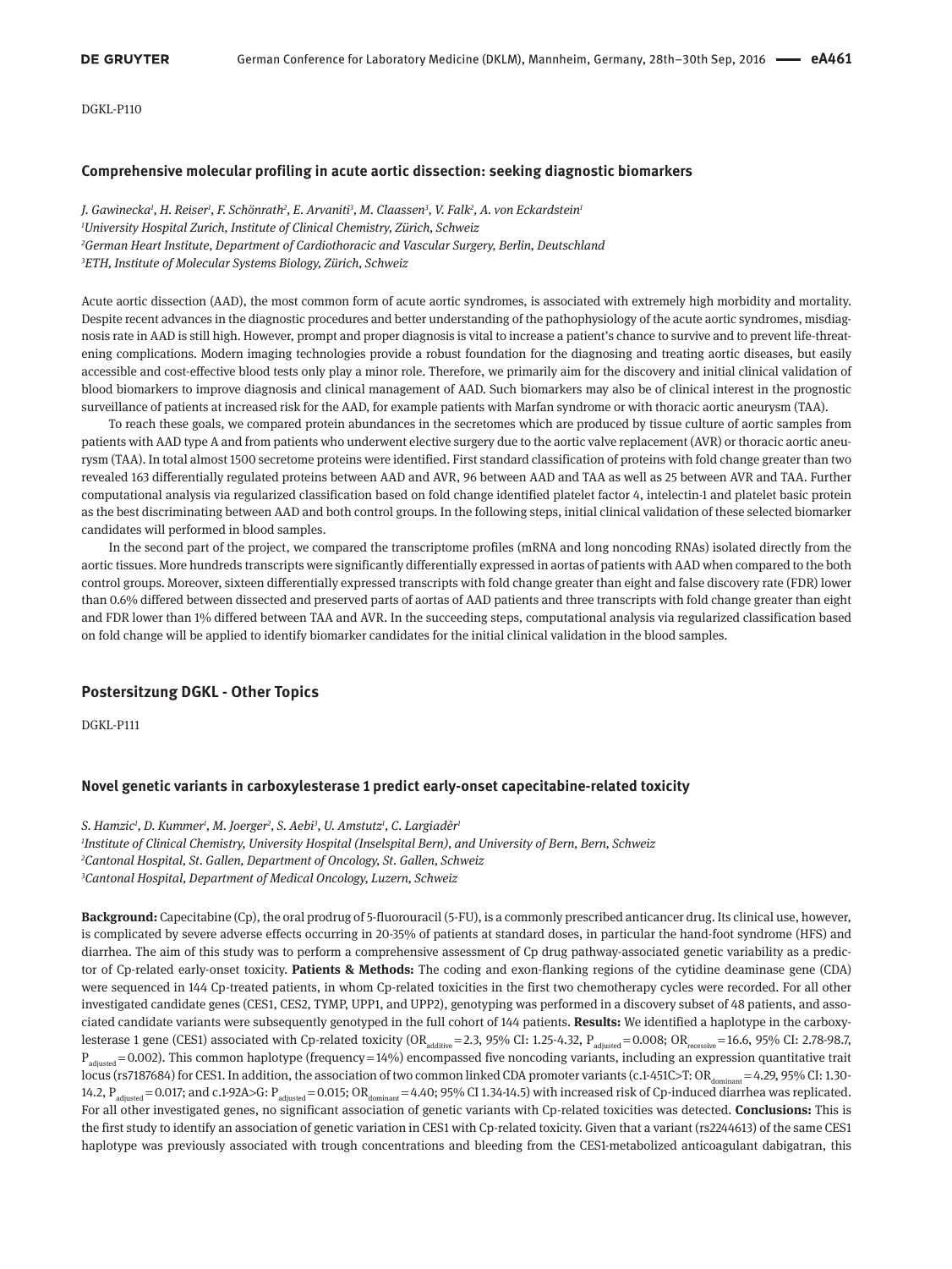DGKL-P110

### Comprehensive molecular profiling in acute aortic dissection: seeking diagnostic biomarkers

*J. Gawinecka[1], H. Reiser[1], F. Schönrath[2], E. Arvaniti[3], M. Claassen[3], V. Falk[2], A. von Eckardstein[1]*
*[1]University Hospital Zurich, Institute of Clinical Chemistry, Zürich, Schweiz*
*[2]German Heart Institute, Department of Cardiothoracic and Vascular Surgery, Berlin, Deutschland*
*[3]ETH, Institute of Molecular Systems Biology, Zürich, Schweiz*

Acute aortic dissection (AAD), the most common form of acute aortic syndromes, is associated with extremely high morbidity and mortality. Despite recent advances in the diagnostic procedures and better understanding of the pathophysiology of the acute aortic syndromes, misdiagnosis rate in AAD is still high. However, prompt and proper diagnosis is vital to increase a patient's chance to survive and to prevent life-threatening complications. Modern imaging technologies provide a robust foundation for the diagnosing and treating aortic diseases, but easily accessible and cost-effective blood tests only play a minor role. Therefore, we primarily aim for the discovery and initial clinical validation of blood biomarkers to improve diagnosis and clinical management of AAD. Such biomarkers may also be of clinical interest in the prognostic surveillance of patients at increased risk for the AAD, for example patients with Marfan syndrome or with thoracic aortic aneurysm (TAA).

To reach these goals, we compared protein abundances in the secretomes which are produced by tissue culture of aortic samples from patients with AAD type A and from patients who underwent elective surgery due to the aortic valve replacement (AVR) or thoracic aortic aneurysm (TAA). In total almost 1500 secretome proteins were identified. First standard classification of proteins with fold change greater than two revealed 163 differentially regulated proteins between AAD and AVR, 96 between AAD and TAA as well as 25 between AVR and TAA. Further computational analysis via regularized classification based on fold change identified platelet factor 4, intelectin-1 and platelet basic protein as the best discriminating between AAD and both control groups. In the following steps, initial clinical validation of these selected biomarker candidates will performed in blood samples.

In the second part of the project, we compared the transcriptome profiles (mRNA and long noncoding RNAs) isolated directly from the aortic tissues. More hundreds transcripts were significantly differentially expressed in aortas of patients with AAD when compared to the both control groups. Moreover, sixteen differentially expressed transcripts with fold change greater than eight and false discovery rate (FDR) lower than 0.6% differed between dissected and preserved parts of aortas of AAD patients and three transcripts with fold change greater than eight and FDR lower than 1% differed between TAA and AVR. In the succeeding steps, computational analysis via regularized classification based on fold change will be applied to identify biomarker candidates for the initial clinical validation in the blood samples.

## Postersitzung DGKL - Other Topics

DGKL-P111

### Novel genetic variants in carboxylesterase 1 predict early-onset capecitabine-related toxicity

*S. Hamzic[1], D. Kummer[1], M. Joerger[2], S. Aebi[3], U. Amstutz[1], C. Largiadèr[1]*
*[1]Institute of Clinical Chemistry, University Hospital (Inselspital Bern), and University of Bern, Bern, Schweiz*
*[2]Cantonal Hospital, St. Gallen, Department of Oncology, St. Gallen, Schweiz*
*[3]Cantonal Hospital, Department of Medical Oncology, Luzern, Schweiz*

**Background:** Capecitabine (Cp), the oral prodrug of 5-fluorouracil (5-FU), is a commonly prescribed anticancer drug. Its clinical use, however, is complicated by severe adverse effects occurring in 20-35% of patients at standard doses, in particular the hand-foot syndrome (HFS) and diarrhea. The aim of this study was to perform a comprehensive assessment of Cp drug pathway-associated genetic variability as a predictor of Cp-related early-onset toxicity. **Patients & Methods:** The coding and exon-flanking regions of the cytidine deaminase gene (CDA) were sequenced in 144 Cp-treated patients, in whom Cp-related toxicities in the first two chemotherapy cycles were recorded. For all other investigated candidate genes (CES1, CES2, TYMP, UPP1, and UPP2), genotyping was performed in a discovery subset of 48 patients, and associated candidate variants were subsequently genotyped in the full cohort of 144 patients. **Results:** We identified a haplotype in the carboxylesterase 1 gene (CES1) associated with Cp-related toxicity ($OR_{additive} = 2.3$, 95% CI: 1.25-4.32, $P_{adjusted} = 0.008$; $OR_{recessive} = 16.6$, 95% CI: 2.78-98.7, $P_{adjusted} = 0.002$). This common haplotype (frequency = 14%) encompassed five noncoding variants, including an expression quantitative trait locus (rs7187684) for CES1. In addition, the association of two common linked CDA promoter variants (c.1-451C>T: $OR_{dominant} = 4.29$, 95% CI: 1.30-14.2, $P_{adjusted} = 0.017$; and c.1-92A>G: $P_{adjusted} = 0.015$; $OR_{dominant} = 4.40$; 95% CI 1.34-14.5) with increased risk of Cp-induced diarrhea was replicated. For all other investigated genes, no significant association of genetic variants with Cp-related toxicities was detected. **Conclusions:** This is the first study to identify an association of genetic variation in CES1 with Cp-related toxicity. Given that a variant (rs2244613) of the same CES1 haplotype was previously associated with trough concentrations and bleeding from the CES1-metabolized anticoagulant dabigatran, this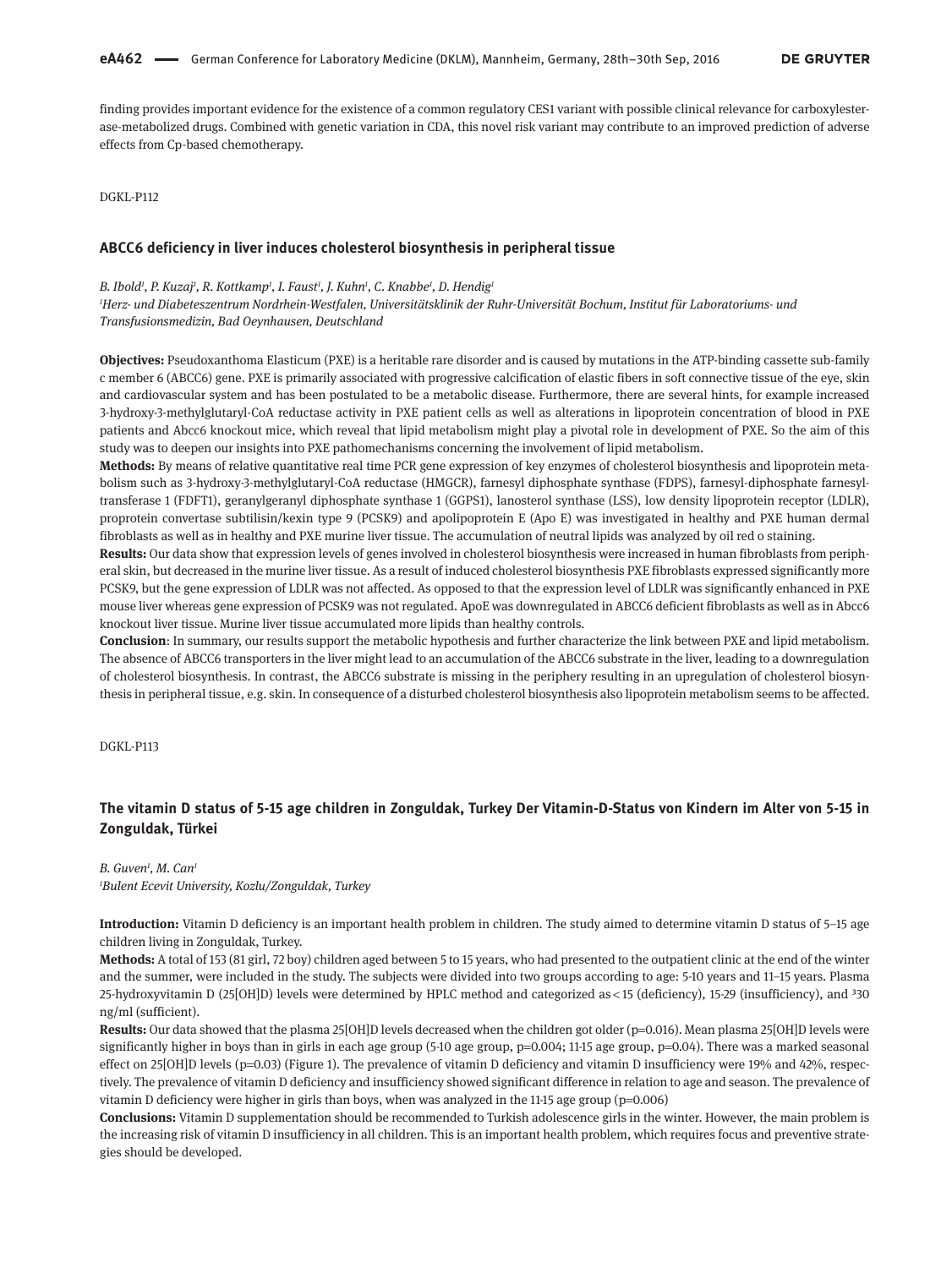finding provides important evidence for the existence of a common regulatory CES1 variant with possible clinical relevance for carboxylesterase-metabolized drugs. Combined with genetic variation in CDA, this novel risk variant may contribute to an improved prediction of adverse effects from Cp-based chemotherapy.

DGKL-P112

### ABCC6 deficiency in liver induces cholesterol biosynthesis in peripheral tissue

*B. Ibold[1], P. Kuzaj[1], R. Kottkamp[1], I. Faust[1], J. Kuhn[1], C. Knabbe[1], D. Hendig[1]*
*[1]Herz- und Diabeteszentrum Nordrhein-Westfalen, Universitätsklinik der Ruhr-Universität Bochum, Institut für Laboratoriums- und Transfusionsmedizin, Bad Oeynhausen, Deutschland*

**Objectives:** Pseudoxanthoma Elasticum (PXE) is a heritable rare disorder and is caused by mutations in the ATP-binding cassette sub-family c member 6 (ABCC6) gene. PXE is primarily associated with progressive calcification of elastic fibers in soft connective tissue of the eye, skin and cardiovascular system and has been postulated to be a metabolic disease. Furthermore, there are several hints, for example increased 3-hydroxy-3-methylglutaryl-CoA reductase activity in PXE patient cells as well as alterations in lipoprotein concentration of blood in PXE patients and Abcc6 knockout mice, which reveal that lipid metabolism might play a pivotal role in development of PXE. So the aim of this study was to deepen our insights into PXE pathomechanisms concerning the involvement of lipid metabolism.

**Methods:** By means of relative quantitative real time PCR gene expression of key enzymes of cholesterol biosynthesis and lipoprotein metabolism such as 3-hydroxy-3-methylglutaryl-CoA reductase (HMGCR), farnesyl diphosphate synthase (FDPS), farnesyl-diphosphate farnesyltransferase 1 (FDFT1), geranylgeranyl diphosphate synthase 1 (GGPS1), lanosterol synthase (LSS), low density lipoprotein receptor (LDLR), proprotein convertase subtilisin/kexin type 9 (PCSK9) and apolipoprotein E (Apo E) was investigated in healthy and PXE human dermal fibroblasts as well as in healthy and PXE murine liver tissue. The accumulation of neutral lipids was analyzed by oil red o staining.

**Results:** Our data show that expression levels of genes involved in cholesterol biosynthesis were increased in human fibroblasts from peripheral skin, but decreased in the murine liver tissue. As a result of induced cholesterol biosynthesis PXE fibroblasts expressed significantly more PCSK9, but the gene expression of LDLR was not affected. As opposed to that the expression level of LDLR was significantly enhanced in PXE mouse liver whereas gene expression of PCSK9 was not regulated. ApoE was downregulated in ABCC6 deficient fibroblasts as well as in Abcc6 knockout liver tissue. Murine liver tissue accumulated more lipids than healthy controls.

**Conclusion**: In summary, our results support the metabolic hypothesis and further characterize the link between PXE and lipid metabolism. The absence of ABCC6 transporters in the liver might lead to an accumulation of the ABCC6 substrate in the liver, leading to a downregulation of cholesterol biosynthesis. In contrast, the ABCC6 substrate is missing in the periphery resulting in an upregulation of cholesterol biosynthesis in peripheral tissue, e.g. skin. In consequence of a disturbed cholesterol biosynthesis also lipoprotein metabolism seems to be affected.

DGKL-P113

### The vitamin D status of 5-15 age children in Zonguldak, Turkey Der Vitamin-D-Status von Kindern im Alter von 5-15 in Zonguldak, Türkei

*B. Guven[1], M. Can[1]*
*[1]Bulent Ecevit University, Kozlu/Zonguldak, Turkey*

**Introduction:** Vitamin D deficiency is an important health problem in children. The study aimed to determine vitamin D status of 5–15 age children living in Zonguldak, Turkey.

**Methods:** A total of 153 (81 girl, 72 boy) children aged between 5 to 15 years, who had presented to the outpatient clinic at the end of the winter and the summer, were included in the study. The subjects were divided into two groups according to age: 5-10 years and 11–15 years. Plasma 25-hydroxyvitamin D (25[OH]D) levels were determined by HPLC method and categorized as < 15 (deficiency), 15-29 (insufficiency), and ³30 ng/ml (sufficient).

**Results:** Our data showed that the plasma 25[OH]D levels decreased when the children got older (p=0.016). Mean plasma 25[OH]D levels were significantly higher in boys than in girls in each age group (5-10 age group, p=0.004; 11-15 age group, p=0.04). There was a marked seasonal effect on 25[OH]D levels (p=0.03) (Figure 1). The prevalence of vitamin D deficiency and vitamin D insufficiency were 19% and 42%, respectively. The prevalence of vitamin D deficiency and insufficiency showed significant difference in relation to age and season. The prevalence of vitamin D deficiency were higher in girls than boys, when was analyzed in the 11-15 age group (p=0.006)

**Conclusions:** Vitamin D supplementation should be recommended to Turkish adolescence girls in the winter. However, the main problem is the increasing risk of vitamin D insufficiency in all children. This is an important health problem, which requires focus and preventive strategies should be developed.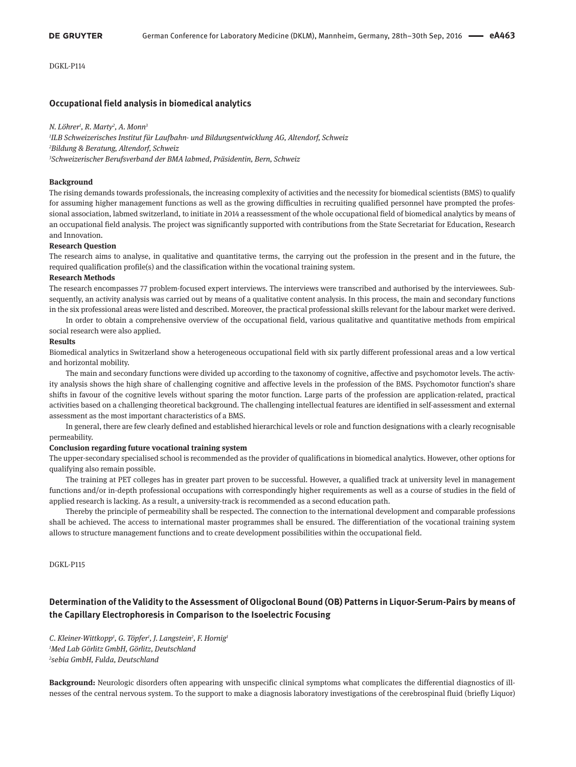DGKL-P114

## Occupational field analysis in biomedical analytics

*N. Löhrer[1], R. Marty[2], A. Monn[3]*

*[1]ILB Schweizerisches Institut für Laufbahn- und Bildungsentwicklung AG, Altendorf, Schweiz*
*[2]Bildung & Beratung, Altendorf, Schweiz*
*[3]Schweizerischer Berufsverband der BMA labmed, Präsidentin, Bern, Schweiz*

**Background**

The rising demands towards professionals, the increasing complexity of activities and the necessity for biomedical scientists (BMS) to qualify for assuming higher management functions as well as the growing difficulties in recruiting qualified personnel have prompted the professional association, labmed switzerland, to initiate in 2014 a reassessment of the whole occupational field of biomedical analytics by means of an occupational field analysis. The project was significantly supported with contributions from the State Secretariat for Education, Research and Innovation.

**Research Question**

The research aims to analyse, in qualitative and quantitative terms, the carrying out the profession in the present and in the future, the required qualification profile(s) and the classification within the vocational training system.

**Research Methods**

The research encompasses 77 problem-focused expert interviews. The interviews were transcribed and authorised by the interviewees. Subsequently, an activity analysis was carried out by means of a qualitative content analysis. In this process, the main and secondary functions in the six professional areas were listed and described. Moreover, the practical professional skills relevant for the labour market were derived.

In order to obtain a comprehensive overview of the occupational field, various qualitative and quantitative methods from empirical social research were also applied.

**Results**

Biomedical analytics in Switzerland show a heterogeneous occupational field with six partly different professional areas and a low vertical and horizontal mobility.

The main and secondary functions were divided up according to the taxonomy of cognitive, affective and psychomotor levels. The activity analysis shows the high share of challenging cognitive and affective levels in the profession of the BMS. Psychomotor function's share shifts in favour of the cognitive levels without sparing the motor function. Large parts of the profession are application-related, practical activities based on a challenging theoretical background. The challenging intellectual features are identified in self-assessment and external assessment as the most important characteristics of a BMS.

In general, there are few clearly defined and established hierarchical levels or role and function designations with a clearly recognisable permeability.

**Conclusion regarding future vocational training system**

The upper-secondary specialised school is recommended as the provider of qualifications in biomedical analytics. However, other options for qualifying also remain possible.

The training at PET colleges has in greater part proven to be successful. However, a qualified track at university level in management functions and/or in-depth professional occupations with correspondingly higher requirements as well as a course of studies in the field of applied research is lacking. As a result, a university-track is recommended as a second education path.

Thereby the principle of permeability shall be respected. The connection to the international development and comparable professions shall be achieved. The access to international master programmes shall be ensured. The differentiation of the vocational training system allows to structure management functions and to create development possibilities within the occupational field.

DGKL-P115

## Determination of the Validity to the Assessment of Oligoclonal Bound (OB) Patterns in Liquor-Serum-Pairs by means of the Capillary Electrophoresis in Comparison to the Isoelectric Focusing

*C. Kleiner-Wittkopp[1], G. Töpfer[1], J. Langstein[2], F. Hornig[1]*
*[1]Med Lab Görlitz GmbH, Görlitz, Deutschland*
*[2]sebia GmbH, Fulda, Deutschland*

**Background:** Neurologic disorders often appearing with unspecific clinical symptoms what complicates the differential diagnostics of illnesses of the central nervous system. To the support to make a diagnosis laboratory investigations of the cerebrospinal fluid (briefly Liquor)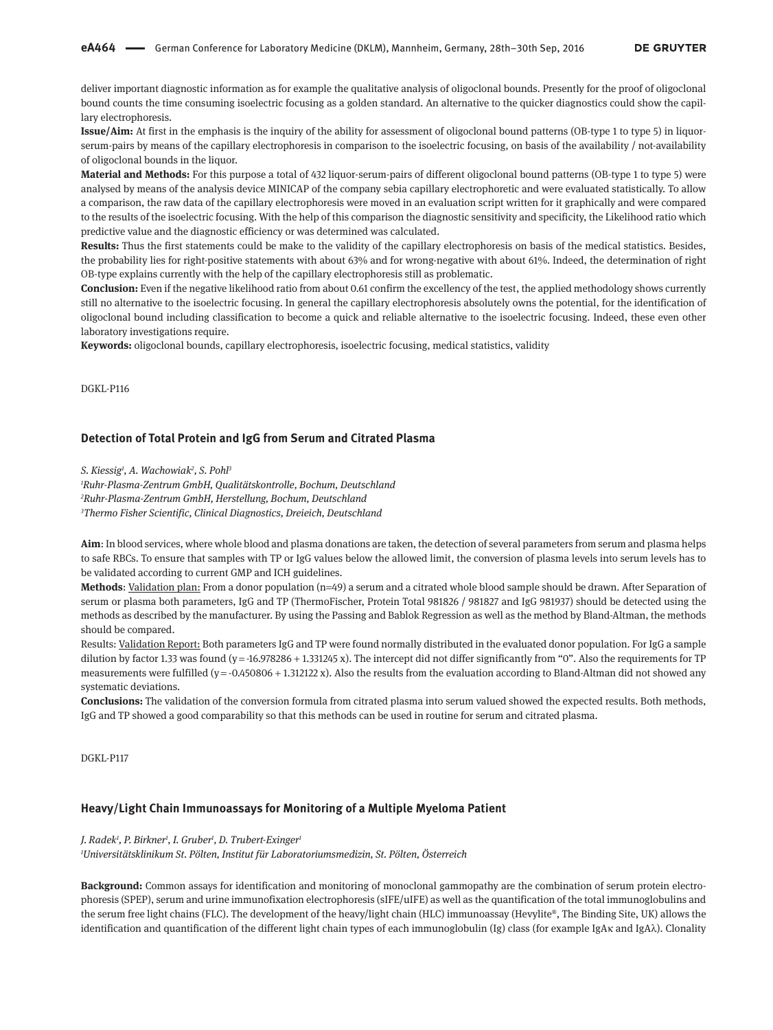deliver important diagnostic information as for example the qualitative analysis of oligoclonal bounds. Presently for the proof of oligoclonal bound counts the time consuming isoelectric focusing as a golden standard. An alternative to the quicker diagnostics could show the capillary electrophoresis.

**Issue/Aim:** At first in the emphasis is the inquiry of the ability for assessment of oligoclonal bound patterns (OB-type 1 to type 5) in liquor-serum-pairs by means of the capillary electrophoresis in comparison to the isoelectric focusing, on basis of the availability / not-availability of oligoclonal bounds in the liquor.

**Material and Methods:** For this purpose a total of 432 liquor-serum-pairs of different oligoclonal bound patterns (OB-type 1 to type 5) were analysed by means of the analysis device MINICAP of the company sebia capillary electrophoretic and were evaluated statistically. To allow a comparison, the raw data of the capillary electrophoresis were moved in an evaluation script written for it graphically and were compared to the results of the isoelectric focusing. With the help of this comparison the diagnostic sensitivity and specificity, the Likelihood ratio which predictive value and the diagnostic efficiency or was determined was calculated.

**Results:** Thus the first statements could be make to the validity of the capillary electrophoresis on basis of the medical statistics. Besides, the probability lies for right-positive statements with about 63% and for wrong-negative with about 61%. Indeed, the determination of right OB-type explains currently with the help of the capillary electrophoresis still as problematic.

**Conclusion:** Even if the negative likelihood ratio from about 0.61 confirm the excellency of the test, the applied methodology shows currently still no alternative to the isoelectric focusing. In general the capillary electrophoresis absolutely owns the potential, for the identification of oligoclonal bound including classification to become a quick and reliable alternative to the isoelectric focusing. Indeed, these even other laboratory investigations require.

**Keywords:** oligoclonal bounds, capillary electrophoresis, isoelectric focusing, medical statistics, validity

DGKL-P116

## Detection of Total Protein and IgG from Serum and Citrated Plasma

*S. Kiessig[1], A. Wachowiak[2], S. Pohl[3]*
*[1]Ruhr-Plasma-Zentrum GmbH, Qualitätskontrolle, Bochum, Deutschland*
*[2]Ruhr-Plasma-Zentrum GmbH, Herstellung, Bochum, Deutschland*
*[3]Thermo Fisher Scientific, Clinical Diagnostics, Dreieich, Deutschland*

**Aim**: In blood services, where whole blood and plasma donations are taken, the detection of several parameters from serum and plasma helps to safe RBCs. To ensure that samples with TP or IgG values below the allowed limit, the conversion of plasma levels into serum levels has to be validated according to current GMP and ICH guidelines.

**Methods**: Validation plan: From a donor population (n=49) a serum and a citrated whole blood sample should be drawn. After Separation of serum or plasma both parameters, IgG and TP (ThermoFischer, Protein Total 981826 / 981827 and IgG 981937) should be detected using the methods as described by the manufacturer. By using the Passing and Bablok Regression as well as the method by Bland-Altman, the methods should be compared.

Results: Validation Report: Both parameters IgG and TP were found normally distributed in the evaluated donor population. For IgG a sample dilution by factor 1.33 was found ($y = -16.978286 + 1.331245\,x$). The intercept did not differ significantly from "0". Also the requirements for TP measurements were fulfilled ($y = -0.450806 + 1.312122\,x$). Also the results from the evaluation according to Bland-Altman did not showed any systematic deviations.

**Conclusions:** The validation of the conversion formula from citrated plasma into serum valued showed the expected results. Both methods, IgG and TP showed a good comparability so that this methods can be used in routine for serum and citrated plasma.

DGKL-P117

## Heavy/Light Chain Immunoassays for Monitoring of a Multiple Myeloma Patient

*J. Radek[1], P. Birkner[1], I. Gruber[1], D. Trubert-Exinger[1]*
*[1]Universitätsklinikum St. Pölten, Institut für Laboratoriumsmedizin, St. Pölten, Österreich*

**Background:** Common assays for identification and monitoring of monoclonal gammopathy are the combination of serum protein electrophoresis (SPEP), serum and urine immunofixation electrophoresis (sIFE/uIFE) as well as the quantification of the total immunoglobulins and the serum free light chains (FLC). The development of the heavy/light chain (HLC) immunoassay (Hevylite®, The Binding Site, UK) allows the identification and quantification of the different light chain types of each immunoglobulin (Ig) class (for example IgAκ and IgAλ). Clonality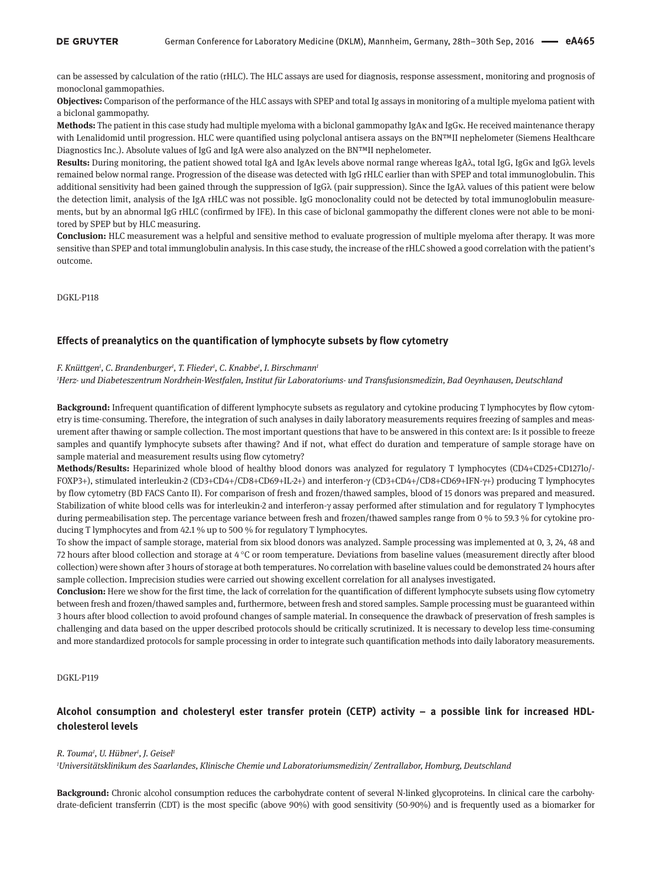can be assessed by calculation of the ratio (rHLC). The HLC assays are used for diagnosis, response assessment, monitoring and prognosis of monoclonal gammopathies.

**Objectives:** Comparison of the performance of the HLC assays with SPEP and total Ig assays in monitoring of a multiple myeloma patient with a biclonal gammopathy.

**Methods:** The patient in this case study had multiple myeloma with a biclonal gammopathy IgAκ and IgGκ. He received maintenance therapy with Lenalidomid until progression. HLC were quantified using polyclonal antisera assays on the BN™II nephelometer (Siemens Healthcare Diagnostics Inc.). Absolute values of IgG and IgA were also analyzed on the BN™II nephelometer.

**Results:** During monitoring, the patient showed total IgA and IgAκ levels above normal range whereas IgAλ, total IgG, IgGκ and IgGλ levels remained below normal range. Progression of the disease was detected with IgG rHLC earlier than with SPEP and total immunoglobulin. This additional sensitivity had been gained through the suppression of IgGλ (pair suppression). Since the IgAλ values of this patient were below the detection limit, analysis of the IgA rHLC was not possible. IgG monoclonality could not be detected by total immunoglobulin measurements, but by an abnormal IgG rHLC (confirmed by IFE). In this case of biclonal gammopathy the different clones were not able to be monitored by SPEP but by HLC measuring.

**Conclusion:** HLC measurement was a helpful and sensitive method to evaluate progression of multiple myeloma after therapy. It was more sensitive than SPEP and total immunglobulin analysis. In this case study, the increase of the rHLC showed a good correlation with the patient's outcome.

DGKL-P118

## Effects of preanalytics on the quantification of lymphocyte subsets by flow cytometry

*F. Knüttgen[1], C. Brandenburger[1], T. Flieder[1], C. Knabbe[1], I. Birschmann[1]*

*[1]Herz- und Diabeteszentrum Nordrhein-Westfalen, Institut für Laboratoriums- und Transfusionsmedizin, Bad Oeynhausen, Deutschland*

**Background:** Infrequent quantification of different lymphocyte subsets as regulatory and cytokine producing T lymphocytes by flow cytometry is time-consuming. Therefore, the integration of such analyses in daily laboratory measurements requires freezing of samples and measurement after thawing or sample collection. The most important questions that have to be answered in this context are: Is it possible to freeze samples and quantify lymphocyte subsets after thawing? And if not, what effect do duration and temperature of sample storage have on sample material and measurement results using flow cytometry?

**Methods/Results:** Heparinized whole blood of healthy blood donors was analyzed for regulatory T lymphocytes (CD4+CD25+CD127lo/-FOXP3+), stimulated interleukin-2 (CD3+CD4+/CD8+CD69+IL-2+) and interferon-γ (CD3+CD4+/CD8+CD69+IFN-γ+) producing T lymphocytes by flow cytometry (BD FACS Canto II). For comparison of fresh and frozen/thawed samples, blood of 15 donors was prepared and measured. Stabilization of white blood cells was for interleukin-2 and interferon-γ assay performed after stimulation and for regulatory T lymphocytes during permeabilisation step. The percentage variance between fresh and frozen/thawed samples range from 0 % to 59.3 % for cytokine producing T lymphocytes and from 42.1 % up to 500 % for regulatory T lymphocytes.

To show the impact of sample storage, material from six blood donors was analyzed. Sample processing was implemented at 0, 3, 24, 48 and 72 hours after blood collection and storage at 4 °C or room temperature. Deviations from baseline values (measurement directly after blood collection) were shown after 3 hours of storage at both temperatures. No correlation with baseline values could be demonstrated 24 hours after sample collection. Imprecision studies were carried out showing excellent correlation for all analyses investigated.

**Conclusion:** Here we show for the first time, the lack of correlation for the quantification of different lymphocyte subsets using flow cytometry between fresh and frozen/thawed samples and, furthermore, between fresh and stored samples. Sample processing must be guaranteed within 3 hours after blood collection to avoid profound changes of sample material. In consequence the drawback of preservation of fresh samples is challenging and data based on the upper described protocols should be critically scrutinized. It is necessary to develop less time-consuming and more standardized protocols for sample processing in order to integrate such quantification methods into daily laboratory measurements.

DGKL-P119

## Alcohol consumption and cholesteryl ester transfer protein (CETP) activity – a possible link for increased HDL-cholesterol levels

*R. Touma[1], U. Hübner[1], J. Geisel[1]*

*[1]Universitätsklinikum des Saarlandes, Klinische Chemie und Laboratoriumsmedizin/ Zentrallabor, Homburg, Deutschland*

**Background:** Chronic alcohol consumption reduces the carbohydrate content of several N-linked glycoproteins. In clinical care the carbohydrate-deficient transferrin (CDT) is the most specific (above 90%) with good sensitivity (50-90%) and is frequently used as a biomarker for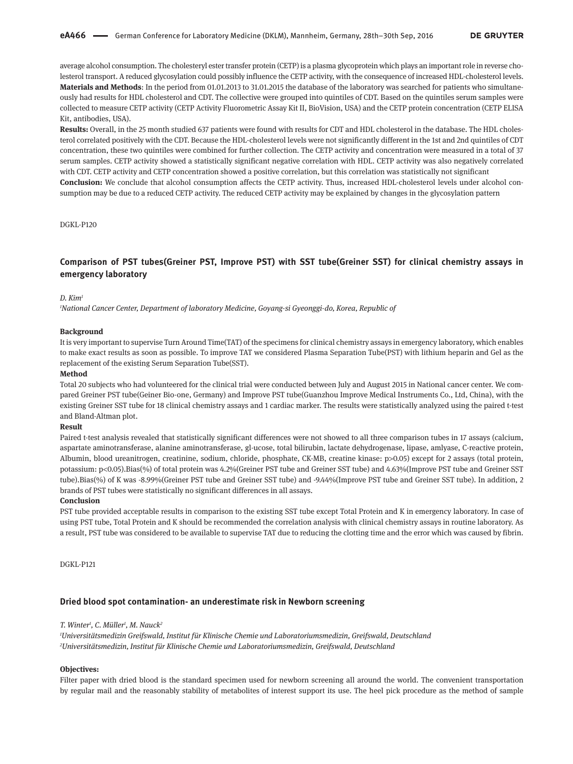average alcohol consumption. The cholesteryl ester transfer protein (CETP) is a plasma glycoprotein which plays an important role in reverse cholesterol transport. A reduced glycosylation could possibly influence the CETP activity, with the consequence of increased HDL-cholesterol levels.

**Materials and Methods**: In the period from 01.01.2013 to 31.01.2015 the database of the laboratory was searched for patients who simultaneously had results for HDL cholesterol and CDT. The collective were grouped into quintiles of CDT. Based on the quintiles serum samples were collected to measure CETP activity (CETP Activity Fluorometric Assay Kit II, BioVision, USA) and the CETP protein concentration (CETP ELISA Kit, antibodies, USA).

**Results:** Overall, in the 25 month studied 637 patients were found with results for CDT and HDL cholesterol in the database. The HDL cholesterol correlated positively with the CDT. Because the HDL-cholesterol levels were not significantly different in the 1st and 2nd quintiles of CDT concentration, these two quintiles were combined for further collection. The CETP activity and concentration were measured in a total of 37 serum samples. CETP activity showed a statistically significant negative correlation with HDL. CETP activity was also negatively correlated with CDT. CETP activity and CETP concentration showed a positive correlation, but this correlation was statistically not significant

**Conclusion:** We conclude that alcohol consumption affects the CETP activity. Thus, increased HDL-cholesterol levels under alcohol consumption may be due to a reduced CETP activity. The reduced CETP activity may be explained by changes in the glycosylation pattern

DGKL-P120

## Comparison of PST tubes(Greiner PST, Improve PST) with SST tube(Greiner SST) for clinical chemistry assays in emergency laboratory

*D. Kim*[1]

[1]*National Cancer Center, Department of laboratory Medicine, Goyang-si Gyeonggi-do, Korea, Republic of*

**Background**

It is very important to supervise Turn Around Time(TAT) of the specimens for clinical chemistry assays in emergency laboratory, which enables to make exact results as soon as possible. To improve TAT we considered Plasma Separation Tube(PST) with lithium heparin and Gel as the replacement of the existing Serum Separation Tube(SST).

**Method**

Total 20 subjects who had volunteered for the clinical trial were conducted between July and August 2015 in National cancer center. We compared Greiner PST tube(Geiner Bio-one, Germany) and Improve PST tube(Guanzhou Improve Medical Instruments Co., Ltd, China), with the existing Greiner SST tube for 18 clinical chemistry assays and 1 cardiac marker. The results were statistically analyzed using the paired t-test and Bland-Altman plot.

**Result**

Paired t-test analysis revealed that statistically significant differences were not showed to all three comparison tubes in 17 assays (calcium, aspartate aminotransferase, alanine aminotransferase, gl-ucose, total bilirubin, lactate dehydrogenase, lipase, amlyase, C-reactive protein, Albumin, blood ureanitrogen, creatinine, sodium, chloride, phosphate, CK-MB, creatine kinase: $p>0.05$) except for 2 assays (total protein, potassium: $p<0.05$).Bias(%) of total protein was 4.2%(Greiner PST tube and Greiner SST tube) and 4.63%(Improve PST tube and Greiner SST tube).Bias(%) of K was -8.99%(Greiner PST tube and Greiner SST tube) and -9.44%(Improve PST tube and Greiner SST tube). In addition, 2 brands of PST tubes were statistically no significant differences in all assays.

**Conclusion**

PST tube provided acceptable results in comparison to the existing SST tube except Total Protein and K in emergency laboratory. In case of using PST tube, Total Protein and K should be recommended the correlation analysis with clinical chemistry assays in routine laboratory. As a result, PST tube was considered to be available to supervise TAT due to reducing the clotting time and the error which was caused by fibrin.

DGKL-P121

## Dried blood spot contamination- an underestimate risk in Newborn screening

*T. Winter*[1], *C. Müller*[1], *M. Nauck*[2]

[1]*Universitätsmedizin Greifswald, Institut für Klinische Chemie und Laboratoriumsmedizin, Greifswald, Deutschland*
[2]*Universitätsmedizin, Institut für Klinische Chemie und Laboratoriumsmedizin, Greifswald, Deutschland*

**Objectives:**

Filter paper with dried blood is the standard specimen used for newborn screening all around the world. The convenient transportation by regular mail and the reasonably stability of metabolites of interest support its use. The heel pick procedure as the method of sample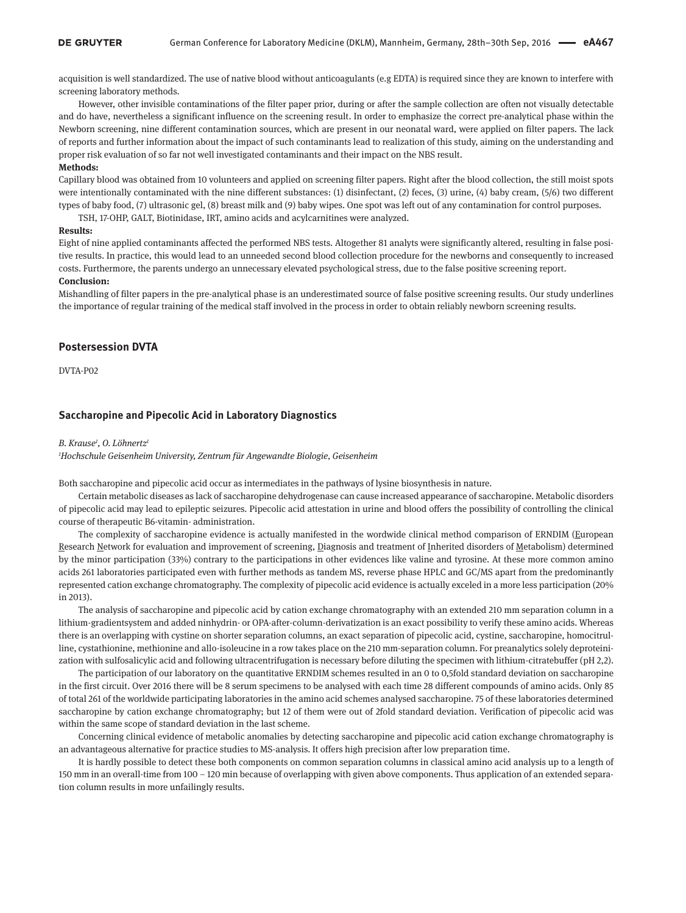acquisition is well standardized. The use of native blood without anticoagulants (e.g EDTA) is required since they are known to interfere with screening laboratory methods.

However, other invisible contaminations of the filter paper prior, during or after the sample collection are often not visually detectable and do have, nevertheless a significant influence on the screening result. In order to emphasize the correct pre-analytical phase within the Newborn screening, nine different contamination sources, which are present in our neonatal ward, were applied on filter papers. The lack of reports and further information about the impact of such contaminants lead to realization of this study, aiming on the understanding and proper risk evaluation of so far not well investigated contaminants and their impact on the NBS result.

**Methods:**

Capillary blood was obtained from 10 volunteers and applied on screening filter papers. Right after the blood collection, the still moist spots were intentionally contaminated with the nine different substances: (1) disinfectant, (2) feces, (3) urine, (4) baby cream, (5/6) two different types of baby food, (7) ultrasonic gel, (8) breast milk and (9) baby wipes. One spot was left out of any contamination for control purposes.

TSH, 17-OHP, GALT, Biotinidase, IRT, amino acids and acylcarnitines were analyzed.

**Results:**

Eight of nine applied contaminants affected the performed NBS tests. Altogether 81 analyts were significantly altered, resulting in false positive results. In practice, this would lead to an unneeded second blood collection procedure for the newborns and consequently to increased costs. Furthermore, the parents undergo an unnecessary elevated psychological stress, due to the false positive screening report.

**Conclusion:**

Mishandling of filter papers in the pre-analytical phase is an underestimated source of false positive screening results. Our study underlines the importance of regular training of the medical staff involved in the process in order to obtain reliably newborn screening results.

## Postersession DVTA

DVTA-P02

### Saccharopine and Pipecolic Acid in Laboratory Diagnostics

*B. Krause[1], O. Löhnertz[1]*

*[1]Hochschule Geisenheim University, Zentrum für Angewandte Biologie, Geisenheim*

Both saccharopine and pipecolic acid occur as intermediates in the pathways of lysine biosynthesis in nature.

Certain metabolic diseases as lack of saccharopine dehydrogenase can cause increased appearance of saccharopine. Metabolic disorders of pipecolic acid may lead to epileptic seizures. Pipecolic acid attestation in urine and blood offers the possibility of controlling the clinical course of therapeutic B6-vitamin- administration.

The complexity of saccharopine evidence is actually manifested in the wordwide clinical method comparison of ERNDIM (European Research Network for evaluation and improvement of screening, Diagnosis and treatment of Inherited disorders of Metabolism) determined by the minor participation (33%) contrary to the participations in other evidences like valine and tyrosine. At these more common amino acids 261 laboratories participated even with further methods as tandem MS, reverse phase HPLC and GC/MS apart from the predominantly represented cation exchange chromatography. The complexity of pipecolic acid evidence is actually exceled in a more less participation (20% in 2013).

The analysis of saccharopine and pipecolic acid by cation exchange chromatography with an extended 210 mm separation column in a lithium-gradientsystem and added ninhydrin- or OPA-after-column-derivatization is an exact possibility to verify these amino acids. Whereas there is an overlapping with cystine on shorter separation columns, an exact separation of pipecolic acid, cystine, saccharopine, homocitrulline, cystathionine, methionine and allo-isoleucine in a row takes place on the 210 mm-separation column. For preanalytics solely deproteinization with sulfosalicylic acid and following ultracentrifugation is necessary before diluting the specimen with lithium-citratebuffer (pH 2,2).

The participation of our laboratory on the quantitative ERNDIM schemes resulted in an 0 to 0,5fold standard deviation on saccharopine in the first circuit. Over 2016 there will be 8 serum specimens to be analysed with each time 28 different compounds of amino acids. Only 85 of total 261 of the worldwide participating laboratories in the amino acid schemes analysed saccharopine. 75 of these laboratories determined saccharopine by cation exchange chromatography; but 12 of them were out of 2fold standard deviation. Verification of pipecolic acid was within the same scope of standard deviation in the last scheme.

Concerning clinical evidence of metabolic anomalies by detecting saccharopine and pipecolic acid cation exchange chromatography is an advantageous alternative for practice studies to MS-analysis. It offers high precision after low preparation time.

It is hardly possible to detect these both components on common separation columns in classical amino acid analysis up to a length of 150 mm in an overall-time from 100 – 120 min because of overlapping with given above components. Thus application of an extended separation column results in more unfailingly results.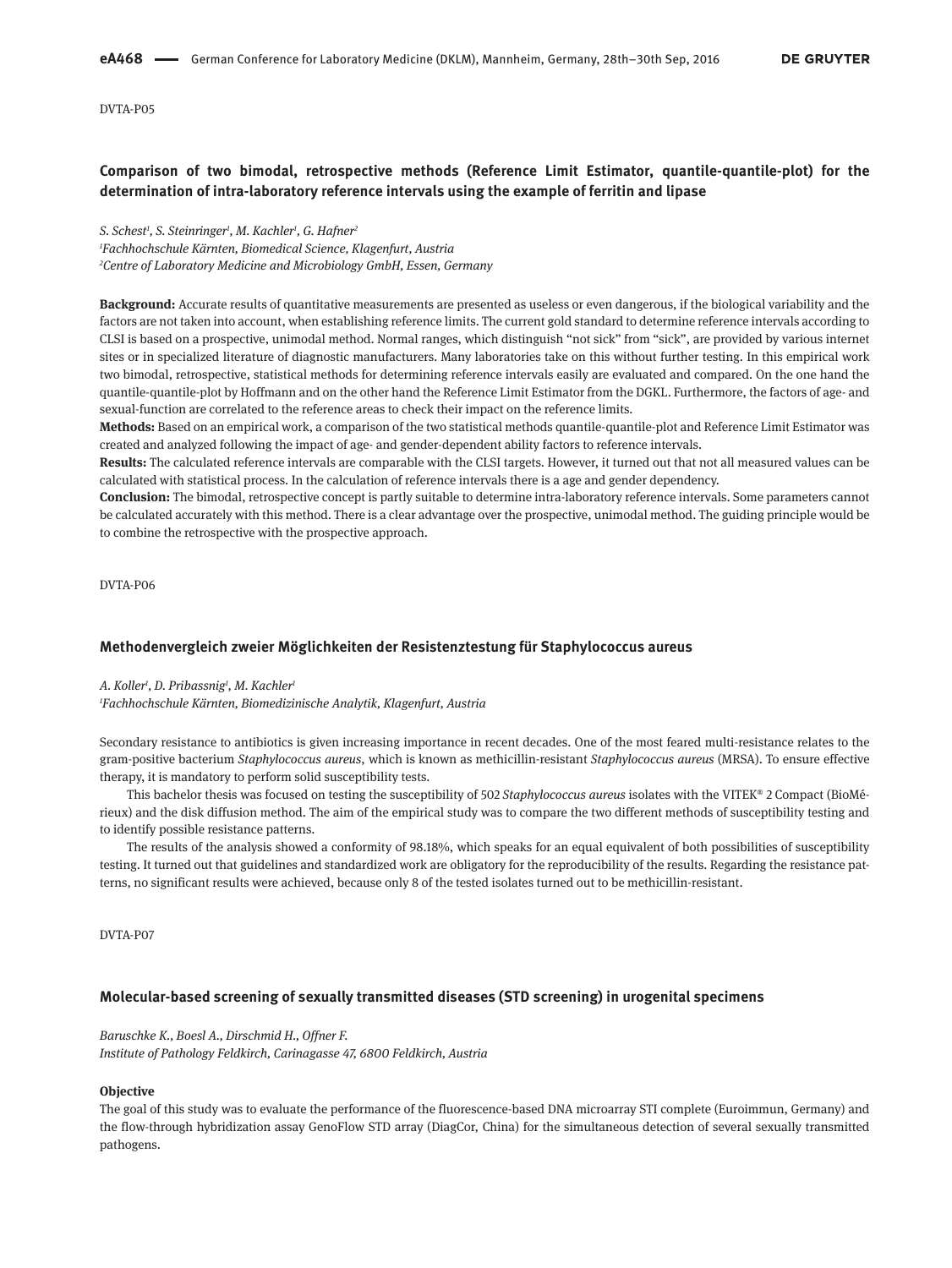DVTA-P05

### Comparison of two bimodal, retrospective methods (Reference Limit Estimator, quantile-quantile-plot) for the determination of intra-laboratory reference intervals using the example of ferritin and lipase

*S. Schest[1], S. Steinringer[1], M. Kachler[1], G. Hafner[2]*
*[1]Fachhochschule Kärnten, Biomedical Science, Klagenfurt, Austria*
*[2]Centre of Laboratory Medicine and Microbiology GmbH, Essen, Germany*

**Background:** Accurate results of quantitative measurements are presented as useless or even dangerous, if the biological variability and the factors are not taken into account, when establishing reference limits. The current gold standard to determine reference intervals according to CLSI is based on a prospective, unimodal method. Normal ranges, which distinguish "not sick" from "sick", are provided by various internet sites or in specialized literature of diagnostic manufacturers. Many laboratories take on this without further testing. In this empirical work two bimodal, retrospective, statistical methods for determining reference intervals easily are evaluated and compared. On the one hand the quantile-quantile-plot by Hoffmann and on the other hand the Reference Limit Estimator from the DGKL. Furthermore, the factors of age- and sexual-function are correlated to the reference areas to check their impact on the reference limits.
**Methods:** Based on an empirical work, a comparison of the two statistical methods quantile-quantile-plot and Reference Limit Estimator was created and analyzed following the impact of age- and gender-dependent ability factors to reference intervals.
**Results:** The calculated reference intervals are comparable with the CLSI targets. However, it turned out that not all measured values can be calculated with statistical process. In the calculation of reference intervals there is a age and gender dependency.
**Conclusion:** The bimodal, retrospective concept is partly suitable to determine intra-laboratory reference intervals. Some parameters cannot be calculated accurately with this method. There is a clear advantage over the prospective, unimodal method. The guiding principle would be to combine the retrospective with the prospective approach.

DVTA-P06

### Methodenvergleich zweier Möglichkeiten der Resistenztestung für Staphylococcus aureus

*A. Koller[1], D. Pribassnig[1], M. Kachler[1]*
*[1]Fachhochschule Kärnten, Biomedizinische Analytik, Klagenfurt, Austria*

Secondary resistance to antibiotics is given increasing importance in recent decades. One of the most feared multi-resistance relates to the gram-positive bacterium *Staphylococcus aureus*, which is known as methicillin-resistant *Staphylococcus aureus* (MRSA). To ensure effective therapy, it is mandatory to perform solid susceptibility tests.

This bachelor thesis was focused on testing the susceptibility of 502 *Staphylococcus aureus* isolates with the VITEK® 2 Compact (BioMérieux) and the disk diffusion method. The aim of the empirical study was to compare the two different methods of susceptibility testing and to identify possible resistance patterns.

The results of the analysis showed a conformity of 98.18%, which speaks for an equal equivalent of both possibilities of susceptibility testing. It turned out that guidelines and standardized work are obligatory for the reproducibility of the results. Regarding the resistance patterns, no significant results were achieved, because only 8 of the tested isolates turned out to be methicillin-resistant.

DVTA-P07

### Molecular-based screening of sexually transmitted diseases (STD screening) in urogenital specimens

*Baruschke K., Boesl A., Dirschmid H., Offner F.*
*Institute of Pathology Feldkirch, Carinagasse 47, 6800 Feldkirch, Austria*

**Objective**
The goal of this study was to evaluate the performance of the fluorescence-based DNA microarray STI complete (Euroimmun, Germany) and the flow-through hybridization assay GenoFlow STD array (DiagCor, China) for the simultaneous detection of several sexually transmitted pathogens.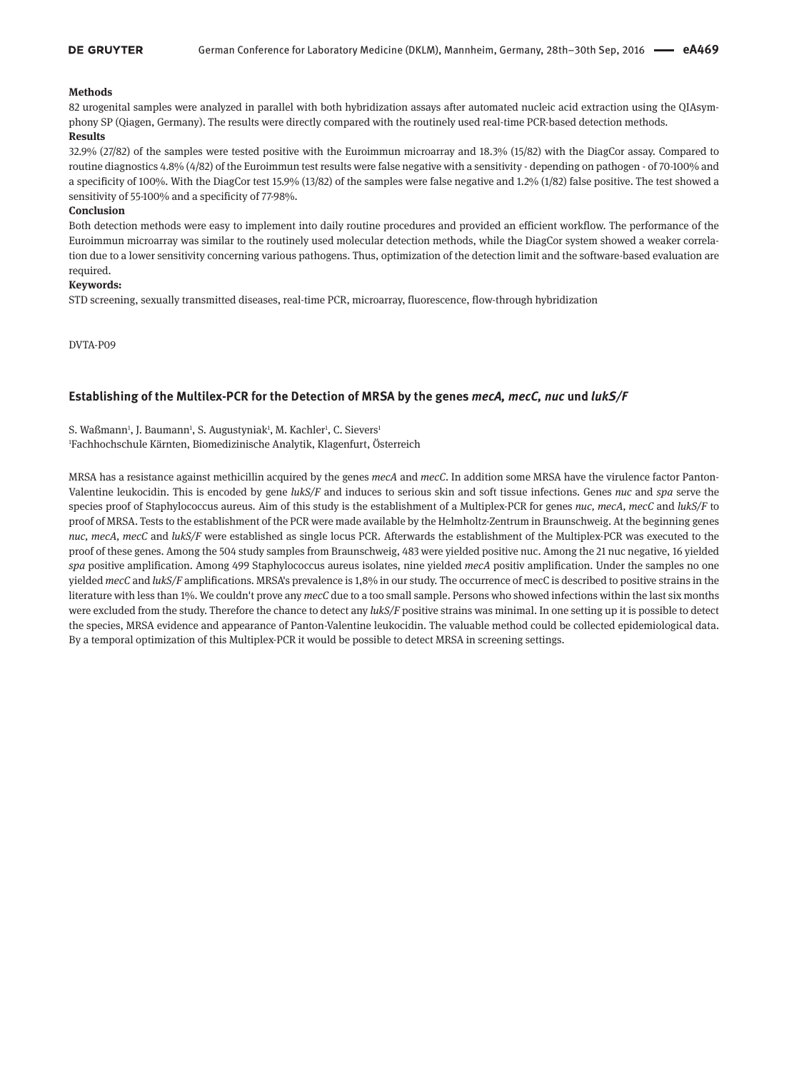**Methods**

82 urogenital samples were analyzed in parallel with both hybridization assays after automated nucleic acid extraction using the QIAsymphony SP (Qiagen, Germany). The results were directly compared with the routinely used real-time PCR-based detection methods.

**Results**

32.9% (27/82) of the samples were tested positive with the Euroimmun microarray and 18.3% (15/82) with the DiagCor assay. Compared to routine diagnostics 4.8% (4/82) of the Euroimmun test results were false negative with a sensitivity - depending on pathogen - of 70-100% and a specificity of 100%. With the DiagCor test 15.9% (13/82) of the samples were false negative and 1.2% (1/82) false positive. The test showed a sensitivity of 55-100% and a specificity of 77-98%.

**Conclusion**

Both detection methods were easy to implement into daily routine procedures and provided an efficient workflow. The performance of the Euroimmun microarray was similar to the routinely used molecular detection methods, while the DiagCor system showed a weaker correlation due to a lower sensitivity concerning various pathogens. Thus, optimization of the detection limit and the software-based evaluation are required.

**Keywords:**

STD screening, sexually transmitted diseases, real-time PCR, microarray, fluorescence, flow-through hybridization

DVTA-P09

## Establishing of the Multilex-PCR for the Detection of MRSA by the genes *mecA, mecC, nuc* und *lukS/F*

S. Waßmann[1], J. Baumann[1], S. Augustyniak[1], M. Kachler[1], C. Sievers[1]

[1]Fachhochschule Kärnten, Biomedizinische Analytik, Klagenfurt, Österreich

MRSA has a resistance against methicillin acquired by the genes *mecA* and *mecC*. In addition some MRSA have the virulence factor Panton-Valentine leukocidin. This is encoded by gene *lukS/F* and induces to serious skin and soft tissue infections. Genes *nuc* and *spa* serve the species proof of Staphylococcus aureus. Aim of this study is the establishment of a Multiplex-PCR for genes *nuc, mecA, mecC* and *lukS/F* to proof of MRSA. Tests to the establishment of the PCR were made available by the Helmholtz-Zentrum in Braunschweig. At the beginning genes *nuc, mecA, mecC* and *lukS/F* were established as single locus PCR. Afterwards the establishment of the Multiplex-PCR was executed to the proof of these genes. Among the 504 study samples from Braunschweig, 483 were yielded positive nuc. Among the 21 nuc negative, 16 yielded *spa* positive amplification. Among 499 Staphylococcus aureus isolates, nine yielded *mecA* positiv amplification. Under the samples no one yielded *mecC* and *lukS/F* amplifications. MRSA's prevalence is 1,8% in our study. The occurrence of mecC is described to positive strains in the literature with less than 1%. We couldn't prove any *mecC* due to a too small sample. Persons who showed infections within the last six months were excluded from the study. Therefore the chance to detect any *lukS/F* positive strains was minimal. In one setting up it is possible to detect the species, MRSA evidence and appearance of Panton-Valentine leukocidin. The valuable method could be collected epidemiological data. By a temporal optimization of this Multiplex-PCR it would be possible to detect MRSA in screening settings.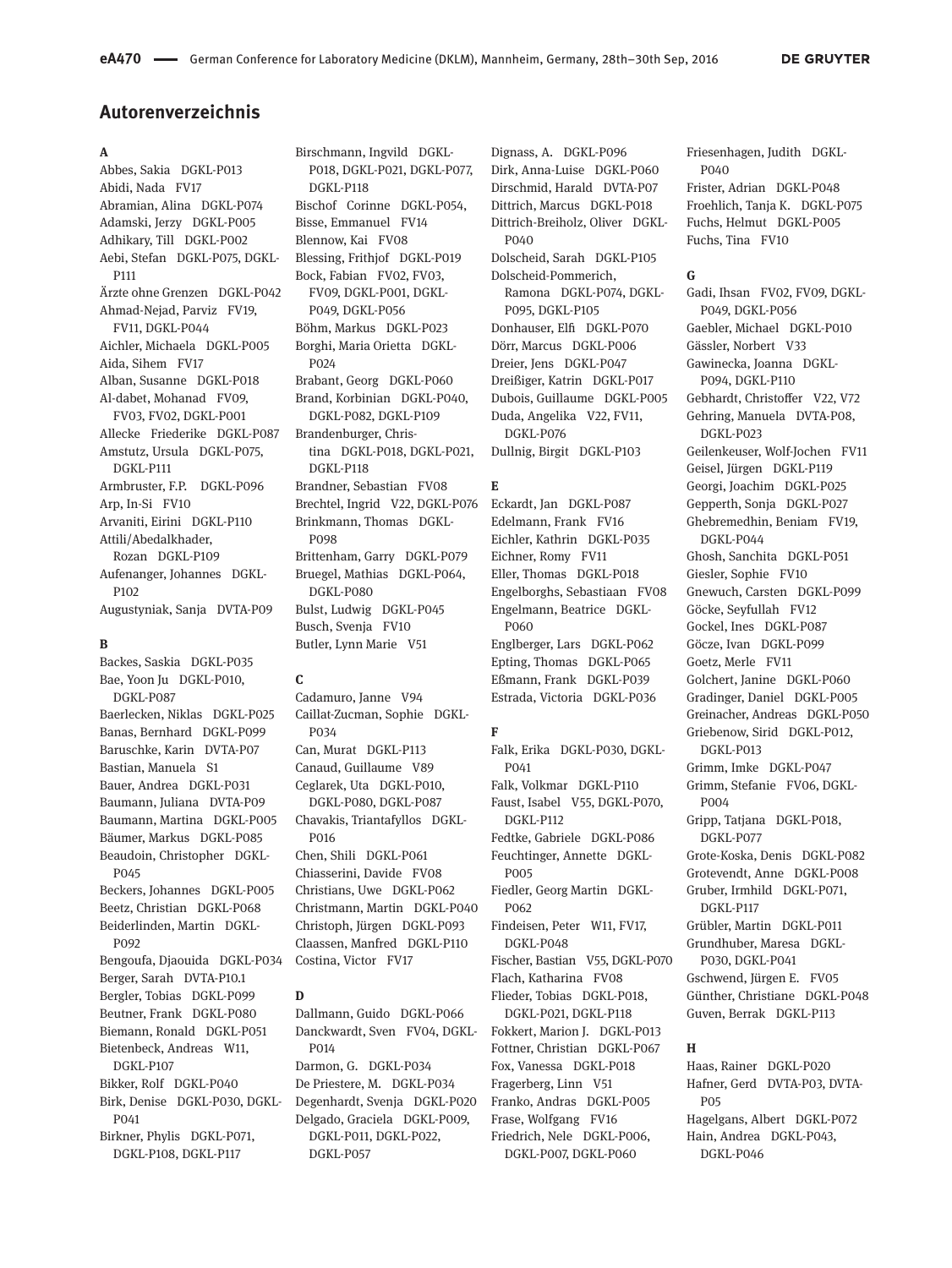## Autorenverzeichnis

**A**

Abbes, Sakia DGKL-P013
Abidi, Nada FV17
Abramian, Alina DGKL-P074
Adamski, Jerzy DGKL-P005
Adhikary, Till DGKL-P002
Aebi, Stefan DGKL-P075, DGKL-P111
Ärzte ohne Grenzen DGKL-P042
Ahmad-Nejad, Parviz FV19, FV11, DGKL-P044
Aichler, Michaela DGKL-P005
Aida, Sihem FV17
Alban, Susanne DGKL-P018
Al-dabet, Mohanad FV09, FV03, FV02, DGKL-P001
Allecke Friederike DGKL-P087
Amstutz, Ursula DGKL-P075, DGKL-P111
Armbruster, F.P. DGKL-P096
Arp, In-Si FV10
Arvaniti, Eirini DGKL-P110
Attili/Abedalkhader, Rozan DGKL-P109
Aufenanger, Johannes DGKL-P102
Augustyniak, Sanja DVTA-P09

**B**

Backes, Saskia DGKL-P035
Bae, Yoon Ju DGKL-P010, DGKL-P087
Baerlecken, Niklas DGKL-P025
Banas, Bernhard DGKL-P099
Baruschke, Karin DVTA-P07
Bastian, Manuela S1
Bauer, Andrea DGKL-P031
Baumann, Juliana DVTA-P09
Baumann, Martina DGKL-P005
Bäumer, Markus DGKL-P085
Beaudoin, Christopher DGKL-P045
Beckers, Johannes DGKL-P005
Beetz, Christian DGKL-P068
Beiderlinden, Martin DGKL-P092
Bengoufa, Djaouida DGKL-P034
Berger, Sarah DVTA-P10.1
Bergler, Tobias DGKL-P099
Beutner, Frank DGKL-P080
Biemann, Ronald DGKL-P051
Bietenbeck, Andreas W11, DGKL-P107
Bikker, Rolf DGKL-P040
Birk, Denise DGKL-P030, DGKL-P041
Birkner, Phylis DGKL-P071, DGKL-P108, DGKL-P117
Birschmann, Ingvild DGKL-P018, DGKL-P021, DGKL-P077, DGKL-P118
Bischof Corinne DGKL-P054,
Bisse, Emmanuel FV14
Blennow, Kai FV08
Blessing, Frithjof DGKL-P019
Bock, Fabian FV02, FV03, FV09, DGKL-P001, DGKL-P049, DGKL-P056
Böhm, Markus DGKL-P023
Borghi, Maria Orietta DGKL-P024
Brabant, Georg DGKL-P060
Brand, Korbinian DGKL-P040, DGKL-P082, DGKL-P109
Brandenburger, Christina DGKL-P018, DGKL-P021, DGKL-P118
Brandner, Sebastian FV08
Brechtel, Ingrid V22, DGKL-P076
Brinkmann, Thomas DGKL-P098
Brittenham, Garry DGKL-P079
Bruegel, Mathias DGKL-P064, DGKL-P080
Bulst, Ludwig DGKL-P045
Busch, Svenja FV10
Butler, Lynn Marie V51

**C**

Cadamuro, Janne V94
Caillat-Zucman, Sophie DGKL-P034
Can, Murat DGKL-P113
Canaud, Guillaume V89
Ceglarek, Uta DGKL-P010, DGKL-P080, DGKL-P087
Chavakis, Triantafyllos DGKL-P016
Chen, Shili DGKL-P061
Chiasserini, Davide FV08
Christians, Uwe DGKL-P062
Christmann, Martin DGKL-P040
Christoph, Jürgen DGKL-P093
Claassen, Manfred DGKL-P110
Costina, Victor FV17

**D**

Dallmann, Guido DGKL-P066
Danckwardt, Sven FV04, DGKL-P014
Darmon, G. DGKL-P034
De Priestere, M. DGKL-P034
Degenhardt, Svenja DGKL-P020
Delgado, Graciela DGKL-P009, DGKL-P011, DGKL-P022, DGKL-P057
Dignass, A. DGKL-P096
Dirk, Anna-Luise DGKL-P060
Dirschmid, Harald DVTA-P07
Dittrich, Marcus DGKL-P018
Dittrich-Breiholz, Oliver DGKL-P040
Dolscheid, Sarah DGKL-P105
Dolscheid-Pommerich, Ramona DGKL-P074, DGKL-P095, DGKL-P105
Donhauser, Elfi DGKL-P070
Dörr, Marcus DGKL-P006
Dreier, Jens DGKL-P047
Dreißiger, Katrin DGKL-P017
Dubois, Guillaume DGKL-P005
Duda, Angelika V22, FV11, DGKL-P076
Dullnig, Birgit DGKL-P103

**E**

Eckardt, Jan DGKL-P087
Edelmann, Frank FV16
Eichler, Kathrin DGKL-P035
Eichner, Romy FV11
Eller, Thomas DGKL-P018
Engelborghs, Sebastiaan FV08
Engelmann, Beatrice DGKL-P060
Englberger, Lars DGKL-P062
Epting, Thomas DGKL-P065
Eßmann, Frank DGKL-P039
Estrada, Victoria DGKL-P036

**F**

Falk, Erika DGKL-P030, DGKL-P041
Falk, Volkmar DGKL-P110
Faust, Isabel V55, DGKL-P070, DGKL-P112
Fedtke, Gabriele DGKL-P086
Feuchtinger, Annette DGKL-P005
Fiedler, Georg Martin DGKL-P062
Findeisen, Peter W11, FV17, DGKL-P048
Fischer, Bastian V55, DGKL-P070
Flach, Katharina FV08
Flieder, Tobias DGKL-P018, DGKL-P021, DGKL-P118
Fokkert, Marion J. DGKL-P013
Fottner, Christian DGKL-P067
Fox, Vanessa DGKL-P018
Fragerberg, Linn V51
Franko, Andras DGKL-P005
Frase, Wolfgang FV16
Friedrich, Nele DGKL-P006, DGKL-P007, DGKL-P060
Friesenhagen, Judith DGKL-P040
Frister, Adrian DGKL-P048
Froehlich, Tanja K. DGKL-P075
Fuchs, Helmut DGKL-P005
Fuchs, Tina FV10

**G**

Gadi, Ihsan FV02, FV09, DGKL-P049, DGKL-P056
Gaebler, Michael DGKL-P010
Gässler, Norbert V33
Gawinecka, Joanna DGKL-P094, DGKL-P110
Gebhardt, Christoffer V22, V72
Gehring, Manuela DVTA-P08, DGKL-P023
Geilenkeuser, Wolf-Jochen FV11
Geisel, Jürgen DGKL-P119
Georgi, Joachim DGKL-P025
Gepperth, Sonja DGKL-P027
Ghebremedhin, Beniam FV19, DGKL-P044
Ghosh, Sanchita DGKL-P051
Giesler, Sophie FV10
Gnewuch, Carsten DGKL-P099
Göcke, Seyfullah FV12
Gockel, Ines DGKL-P087
Göcze, Ivan DGKL-P099
Goetz, Merle FV11
Golchert, Janine DGKL-P060
Gradinger, Daniel DGKL-P005
Greinacher, Andreas DGKL-P050
Griebenow, Sirid DGKL-P012, DGKL-P013
Grimm, Imke DGKL-P047
Grimm, Stefanie FV06, DGKL-P004
Gripp, Tatjana DGKL-P018, DGKL-P077
Grote-Koska, Denis DGKL-P082
Grotevendt, Anne DGKL-P008
Gruber, Irmhild DGKL-P071, DGKL-P117
Grübler, Martin DGKL-P011
Grundhuber, Maresa DGKL-P030, DGKL-P041
Gschwend, Jürgen E. FV05
Günther, Christiane DGKL-P048
Guven, Berrak DGKL-P113

**H**

Haas, Rainer DGKL-P020
Hafner, Gerd DVTA-P03, DVTA-P05
Hagelgans, Albert DGKL-P072
Hain, Andrea DGKL-P043, DGKL-P046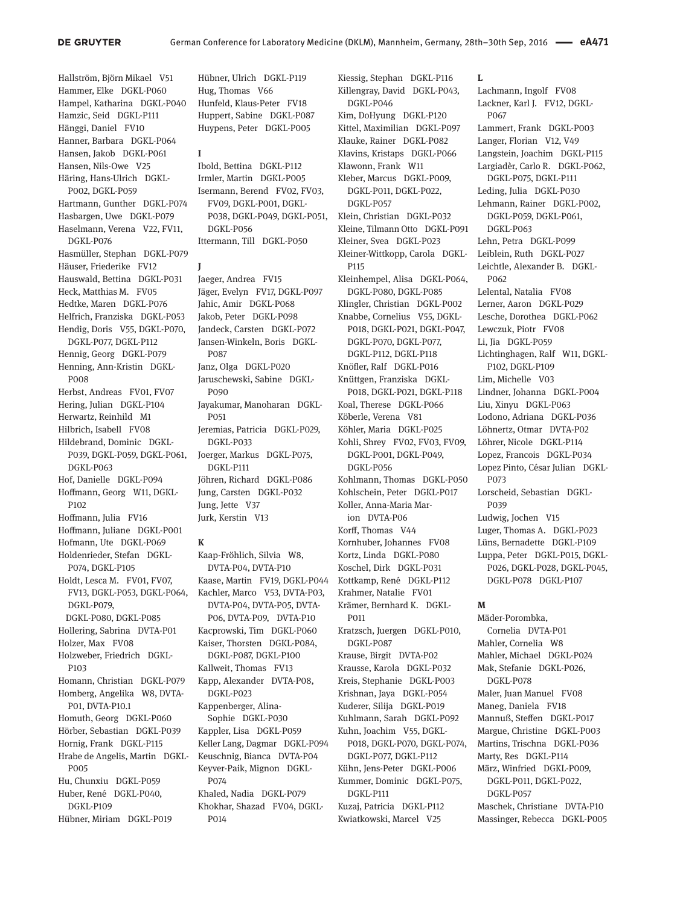Hallström, Björn Mikael V51
Hammer, Elke DGKL-P060
Hampel, Katharina DGKL-P040
Hamzic, Seid DGKL-P111
Hänggi, Daniel FV10
Hanner, Barbara DGKL-P064
Hansen, Jakob DGKL-P061
Hansen, Nils-Owe V25
Häring, Hans-Ulrich DGKL-P002, DGKL-P059
Hartmann, Gunther DGKL-P074
Hasbargen, Uwe DGKL-P079
Haselmann, Verena V22, FV11, DGKL-P076
Hasmüller, Stephan DGKL-P079
Häuser, Friederike FV12
Hauswald, Bettina DGKL-P031
Heck, Matthias M. FV05
Hedtke, Maren DGKL-P076
Helfrich, Franziska DGKL-P053
Hendig, Doris V55, DGKL-P070, DGKL-P077, DGKL-P112
Hennig, Georg DGKL-P079
Henning, Ann-Kristin DGKL-P008
Herbst, Andreas FV01, FV07
Hering, Julian DGKL-P104
Herwartz, Reinhild M1
Hilbrich, Isabell FV08
Hildebrand, Dominic DGKL-P039, DGKL-P059, DGKL-P061, DGKL-P063
Hof, Danielle DGKL-P094
Hoffmann, Georg W11, DGKL-P102
Hoffmann, Julia FV16
Hoffmann, Juliane DGKL-P001
Hofmann, Ute DGKL-P069
Holdenrieder, Stefan DGKL-P074, DGKL-P105
Holdt, Lesca M. FV01, FV07, FV13, DGKL-P053, DGKL-P064, DGKL-P079, DGKL-P080, DGKL-P085
Hollering, Sabrina DVTA-P01
Holzer, Max FV08
Holzweber, Friedrich DGKL-P103
Homann, Christian DGKL-P079
Homberg, Angelika W8, DVTA-P01, DVTA-P10.1
Homuth, Georg DGKL-P060
Hörber, Sebastian DGKL-P039
Hornig, Frank DGKL-P115
Hrabe de Angelis, Martin DGKL-P005
Hu, Chunxiu DGKL-P059
Huber, René DGKL-P040, DGKL-P109
Hübner, Miriam DGKL-P019
Hübner, Ulrich DGKL-P119
Hug, Thomas V66
Hunfeld, Klaus-Peter FV18
Huppert, Sabine DGKL-P087
Huypens, Peter DGKL-P005

**I**

Ibold, Bettina DGKL-P112
Irmler, Martin DGKL-P005
Isermann, Berend FV02, FV03, FV09, DGKL-P001, DGKL-P038, DGKL-P049, DGKL-P051, DGKL-P056
Ittermann, Till DGKL-P050

**J**

Jaeger, Andrea FV15
Jäger, Evelyn FV17, DGKL-P097
Jahic, Amir DGKL-P068
Jakob, Peter DGKL-P098
Jandeck, Carsten DGKL-P072
Jansen-Winkeln, Boris DGKL-P087
Janz, Olga DGKL-P020
Jaruschewski, Sabine DGKL-P090
Jayakumar, Manoharan DGKL-P051
Jeremias, Patricia DGKL-P029, DGKL-P033
Joerger, Markus DGKL-P075, DGKL-P111
Jöhren, Richard DGKL-P086
Jung, Carsten DGKL-P032
Jung, Jette V37
Jurk, Kerstin V13

**K**

Kaap-Fröhlich, Silvia W8, DVTA-P04, DVTA-P10
Kaase, Martin FV19, DGKL-P044
Kachler, Marco V53, DVTA-P03, DVTA-P04, DVTA-P05, DVTA-P06, DVTA-P09, DVTA-P10
Kacprowski, Tim DGKL-P060
Kaiser, Thorsten DGKL-P084, DGKL-P087, DGKL-P100
Kallweit, Thomas FV13
Kapp, Alexander DVTA-P08, DGKL-P023
Kappenberger, Alina-Sophie DGKL-P030
Kappler, Lisa DGKL-P059
Keller Lang, Dagmar DGKL-P094
Keuschnig, Bianca DVTA-P04
Keyver-Paik, Mignon DGKL-P074
Khaled, Nadia DGKL-P079
Khokhar, Shazad FV04, DGKL-P014
Kiessig, Stephan DGKL-P116
Killengray, David DGKL-P043, DGKL-P046
Kim, DoHyung DGKL-P120
Kittel, Maximilian DGKL-P097
Klauke, Rainer DGKL-P082
Klavins, Kristaps DGKL-P066
Klawonn, Frank W11
Kleber, Marcus DGKL-P009, DGKL-P011, DGKL-P022, DGKL-P057
Klein, Christian DGKL-P032
Kleine, Tilmann Otto DGKL-P091
Kleiner, Svea DGKL-P023
Kleiner-Wittkopp, Carola DGKL-P115
Kleinhempel, Alisa DGKL-P064, DGKL-P080, DGKL-P085
Klingler, Christian DGKL-P002
Knabbe, Cornelius V55, DGKL-P018, DGKL-P021, DGKL-P047, DGKL-P070, DGKL-P077, DGKL-P112, DGKL-P118
Knöfler, Ralf DGKL-P016
Knüttgen, Franziska DGKL-P018, DGKL-P021, DGKL-P118
Koal, Therese DGKL-P066
Köberle, Verena V81
Köhler, Maria DGKL-P025
Kohli, Shrey FV02, FV03, FV09, DGKL-P001, DGKL-P049, DGKL-P056
Kohlmann, Thomas DGKL-P050
Kohlschein, Peter DGKL-P017
Koller, Anna-Maria Marion DVTA-P06
Korff, Thomas V44
Kornhuber, Johannes FV08
Kortz, Linda DGKL-P080
Koschel, Dirk DGKL-P031
Kottkamp, René DGKL-P112
Krahmer, Natalie FV01
Krämer, Bernhard K. DGKL-P011
Kratzsch, Juergen DGKL-P010, DGKL-P087
Krause, Birgit DVTA-P02
Krausse, Karola DGKL-P032
Kreis, Stephanie DGKL-P003
Krishnan, Jaya DGKL-P054
Kuderer, Silija DGKL-P019
Kuhlmann, Sarah DGKL-P092
Kuhn, Joachim V55, DGKL-P018, DGKL-P070, DGKL-P074, DGKL-P077, DGKL-P112
Kühn, Jens-Peter DGKL-P006
Kummer, Dominic DGKL-P075, DGKL-P111
Kuzaj, Patricia DGKL-P112
Kwiatkowski, Marcel V25

**L**

Lachmann, Ingolf FV08
Lackner, Karl J. FV12, DGKL-P067
Lammert, Frank DGKL-P003
Langer, Florian V12, V49
Langstein, Joachim DGKL-P115
Largiadèr, Carlo R. DGKL-P062, DGKL-P075, DGKL-P111
Leding, Julia DGKL-P030
Lehmann, Rainer DGKL-P002, DGKL-P059, DGKL-P061, DGKL-P063
Lehn, Petra DGKL-P099
Leiblein, Ruth DGKL-P027
Leichtle, Alexander B. DGKL-P062
Lelental, Natalia FV08
Lerner, Aaron DGKL-P029
Lesche, Dorothea DGKL-P062
Lewczuk, Piotr FV08
Li, Jia DGKL-P059
Lichtinghagen, Ralf W11, DGKL-P102, DGKL-P109
Lim, Michelle V03
Lindner, Johanna DGKL-P004
Liu, Xinyu DGKL-P063
Lodono, Adriana DGKL-P036
Löhnertz, Otmar DVTA-P02
Löhrer, Nicole DGKL-P114
Lopez, Francois DGKL-P034
Lopez Pinto, César Julian DGKL-P073
Lorscheid, Sebastian DGKL-P039
Ludwig, Jochen V15
Luger, Thomas A. DGKL-P023
Lüns, Bernadette DGKL-P109
Luppa, Peter DGKL-P015, DGKL-P026, DGKL-P028, DGKL-P045, DGKL-P078 DGKL-P107

**M**

Mäder-Porombka, Cornelia DVTA-P01
Mahler, Cornelia W8
Mahler, Michael DGKL-P024
Mak, Stefanie DGKL-P026, DGKL-P078
Maler, Juan Manuel FV08
Maneg, Daniela FV18
Mannuß, Steffen DGKL-P017
Margue, Christine DGKL-P003
Martins, Trischna DGKL-P036
Marty, Res DGKL-P114
März, Winfried DGKL-P009, DGKL-P011, DGKL-P022, DGKL-P057
Maschek, Christiane DVTA-P10
Massinger, Rebecca DGKL-P005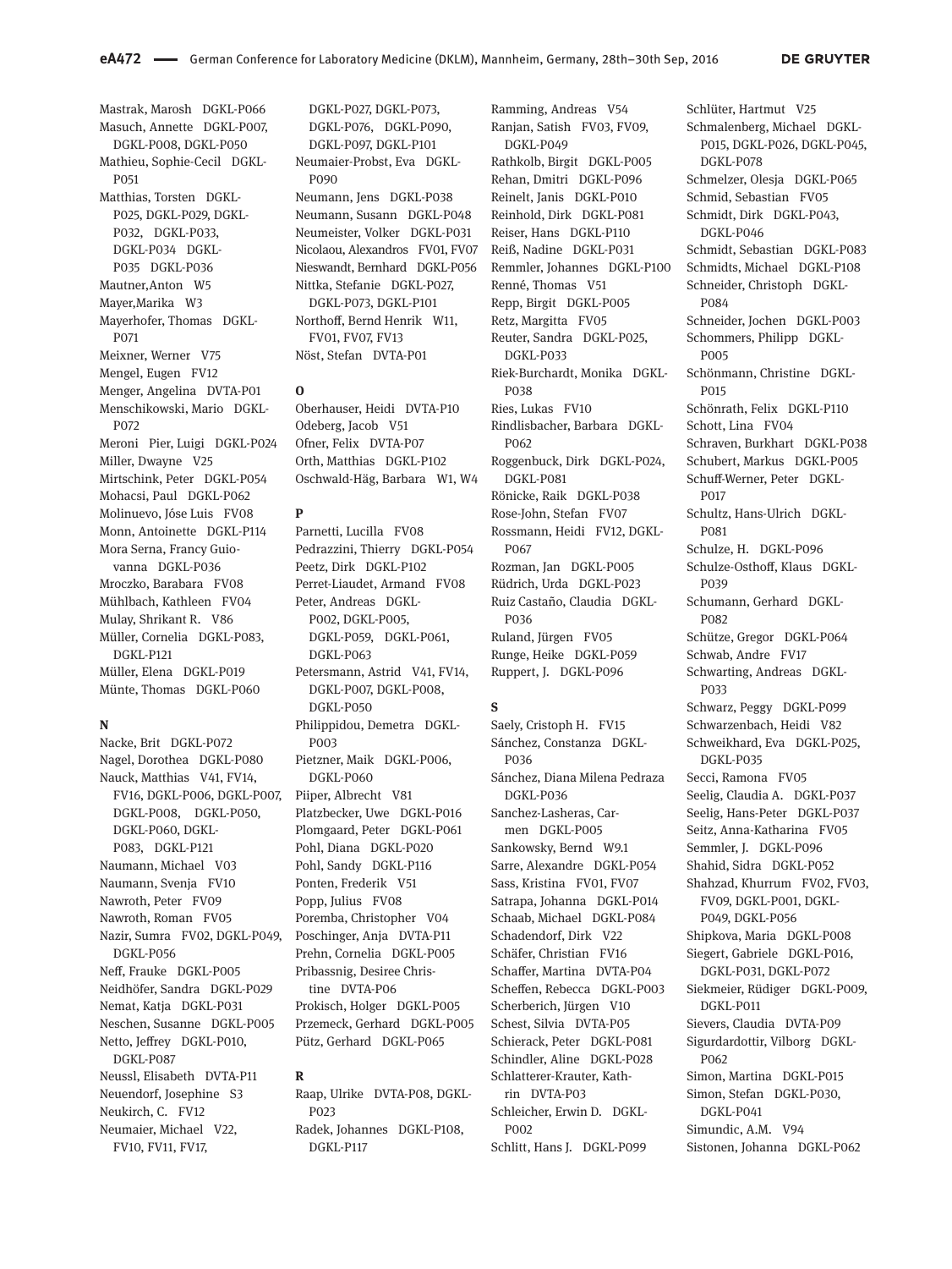Mastrak, Marosh DGKL-P066
Masuch, Annette DGKL-P007, DGKL-P008, DGKL-P050
Mathieu, Sophie-Cecil DGKL-P051
Matthias, Torsten DGKL-P025, DGKL-P029, DGKL-P032, DGKL-P033, DGKL-P034 DGKL-P035 DGKL-P036
Mautner,Anton W5
Mayer,Marika W3
Mayerhofer, Thomas DGKL-P071
Meixner, Werner V75
Mengel, Eugen FV12
Menger, Angelina DVTA-P01
Menschikowski, Mario DGKL-P072
Meroni Pier, Luigi DGKL-P024
Miller, Dwayne V25
Mirtschink, Peter DGKL-P054
Mohacsi, Paul DGKL-P062
Molinuevo, Jóse Luis FV08
Monn, Antoinette DGKL-P114
Mora Serna, Francy Giovanna DGKL-P036
Mroczko, Barabara FV08
Mühlbach, Kathleen FV04
Mulay, Shrikant R. V86
Müller, Cornelia DGKL-P083, DGKL-P121
Müller, Elena DGKL-P019
Münte, Thomas DGKL-P060

**N**

Nacke, Brit DGKL-P072
Nagel, Dorothea DGKL-P080
Nauck, Matthias V41, FV14, FV16, DGKL-P006, DGKL-P007, DGKL-P008, DGKL-P050, DGKL-P060, DGKL-P083, DGKL-P121
Naumann, Michael V03
Naumann, Svenja FV10
Nawroth, Peter FV09
Nawroth, Roman FV05
Nazir, Sumra FV02, DGKL-P049, DGKL-P056
Neff, Frauke DGKL-P005
Neidhöfer, Sandra DGKL-P029
Nemat, Katja DGKL-P031
Neschen, Susanne DGKL-P005
Netto, Jeffrey DGKL-P010, DGKL-P087
Neussl, Elisabeth DVTA-P11
Neuendorf, Josephine S3
Neukirch, C. FV12
Neumaier, Michael V22, FV10, FV11, FV17, DGKL-P027, DGKL-P073, DGKL-P076, DGKL-P090, DGKL-P097, DGKL-P101
Neumaier-Probst, Eva DGKL-P090
Neumann, Jens DGKL-P038
Neumann, Susann DGKL-P048
Neumeister, Volker DGKL-P031
Nicolaou, Alexandros FV01, FV07
Nieswandt, Bernhard DGKL-P056
Nittka, Stefanie DGKL-P027, DGKL-P073, DGKL-P101
Northoff, Bernd Henrik W11, FV01, FV07, FV13
Nöst, Stefan DVTA-P01

**O**

Oberhauser, Heidi DVTA-P10
Odeberg, Jacob V51
Ofner, Felix DVTA-P07
Orth, Matthias DGKL-P102
Oschwald-Häg, Barbara W1, W4

**P**

Parnetti, Lucilla FV08
Pedrazzini, Thierry DGKL-P054
Peetz, Dirk DGKL-P102
Perret-Liaudet, Armand FV08
Peter, Andreas DGKL-P002, DGKL-P005, DGKL-P059, DGKL-P061, DGKL-P063
Petersmann, Astrid V41, FV14, DGKL-P007, DGKL-P008, DGKL-P050
Philippidou, Demetra DGKL-P003
Pietzner, Maik DGKL-P006, DGKL-P060
Piiper, Albrecht V81
Platzbecker, Uwe DGKL-P016
Plomgaard, Peter DGKL-P061
Pohl, Diana DGKL-P020
Pohl, Sandy DGKL-P116
Ponten, Frederik V51
Popp, Julius FV08
Poremba, Christopher V04
Poschinger, Anja DVTA-P11
Prehn, Cornelia DGKL-P005
Pribassnig, Desiree Christine DVTA-P06
Prokisch, Holger DGKL-P005
Przemeck, Gerhard DGKL-P005
Pütz, Gerhard DGKL-P065

**R**

Raap, Ulrike DVTA-P08, DGKL-P023
Radek, Johannes DGKL-P108, DGKL-P117
Ramming, Andreas V54
Ranjan, Satish FV03, FV09, DGKL-P049
Rathkolb, Birgit DGKL-P005
Rehan, Dmitri DGKL-P096
Reinelt, Janis DGKL-P010
Reinhold, Dirk DGKL-P081
Reiser, Hans DGKL-P110
Reiß, Nadine DGKL-P031
Remmler, Johannes DGKL-P100
Renné, Thomas V51
Repp, Birgit DGKL-P005
Retz, Margitta FV05
Reuter, Sandra DGKL-P025, DGKL-P033
Riek-Burchardt, Monika DGKL-P038
Ries, Lukas FV10
Rindlisbacher, Barbara DGKL-P062
Roggenbuck, Dirk DGKL-P024, DGKL-P081
Rönicke, Raik DGKL-P038
Rose-John, Stefan FV07
Rossmann, Heidi FV12, DGKL-P067
Rozman, Jan DGKL-P005
Rüdrich, Urda DGKL-P023
Ruiz Castaño, Claudia DGKL-P036
Ruland, Jürgen FV05
Runge, Heike DGKL-P059
Ruppert, J. DGKL-P096

**S**

Saely, Cristoph H. FV15
Sánchez, Constanza DGKL-P036
Sánchez, Diana Milena Pedraza DGKL-P036
Sanchez-Lasheras, Carmen DGKL-P005
Sankowsky, Bernd W9.1
Sarre, Alexandre DGKL-P054
Sass, Kristina FV01, FV07
Satrapa, Johanna DGKL-P014
Schaab, Michael DGKL-P084
Schadendorf, Dirk V22
Schäfer, Christian FV16
Schaffer, Martina DVTA-P04
Scheffen, Rebecca DGKL-P003
Scherberich, Jürgen V10
Schest, Silvia DVTA-P05
Schierack, Peter DGKL-P081
Schindler, Aline DGKL-P028
Schlatterer-Krauter, Kathrin DVTA-P03
Schleicher, Erwin D. DGKL-P002
Schlitt, Hans J. DGKL-P099
Schlüter, Hartmut V25
Schmalenberg, Michael DGKL-P015, DGKL-P026, DGKL-P045, DGKL-P078
Schmelzer, Olesja DGKL-P065
Schmid, Sebastian FV05
Schmidt, Dirk DGKL-P043, DGKL-P046
Schmidt, Sebastian DGKL-P083
Schmidts, Michael DGKL-P108
Schneider, Christoph DGKL-P084
Schneider, Jochen DGKL-P003
Schommers, Philipp DGKL-P005
Schönmann, Christine DGKL-P015
Schönrath, Felix DGKL-P110
Schott, Lina FV04
Schraven, Burkhart DGKL-P038
Schubert, Markus DGKL-P005
Schuff-Werner, Peter DGKL-P017
Schultz, Hans-Ulrich DGKL-P081
Schulze, H. DGKL-P096
Schulze-Osthoff, Klaus DGKL-P039
Schumann, Gerhard DGKL-P082
Schütze, Gregor DGKL-P064
Schwab, Andre FV17
Schwarting, Andreas DGKL-P033
Schwarz, Peggy DGKL-P099
Schwarzenbach, Heidi V82
Schweikhard, Eva DGKL-P025, DGKL-P035
Secci, Ramona FV05
Seelig, Claudia A. DGKL-P037
Seelig, Hans-Peter DGKL-P037
Seitz, Anna-Katharina FV05
Semmler, J. DGKL-P096
Shahid, Sidra DGKL-P052
Shahzad, Khurrum FV02, FV03, FV09, DGKL-P001, DGKL-P049, DGKL-P056
Shipkova, Maria DGKL-P008
Siegert, Gabriele DGKL-P016, DGKL-P031, DGKL-P072
Siekmeier, Rüdiger DGKL-P009, DGKL-P011
Sievers, Claudia DVTA-P09
Sigurdardottir, Vilborg DGKL-P062
Simon, Martina DGKL-P015
Simon, Stefan DGKL-P030, DGKL-P041
Simundic, A.M. V94
Sistonen, Johanna DGKL-P062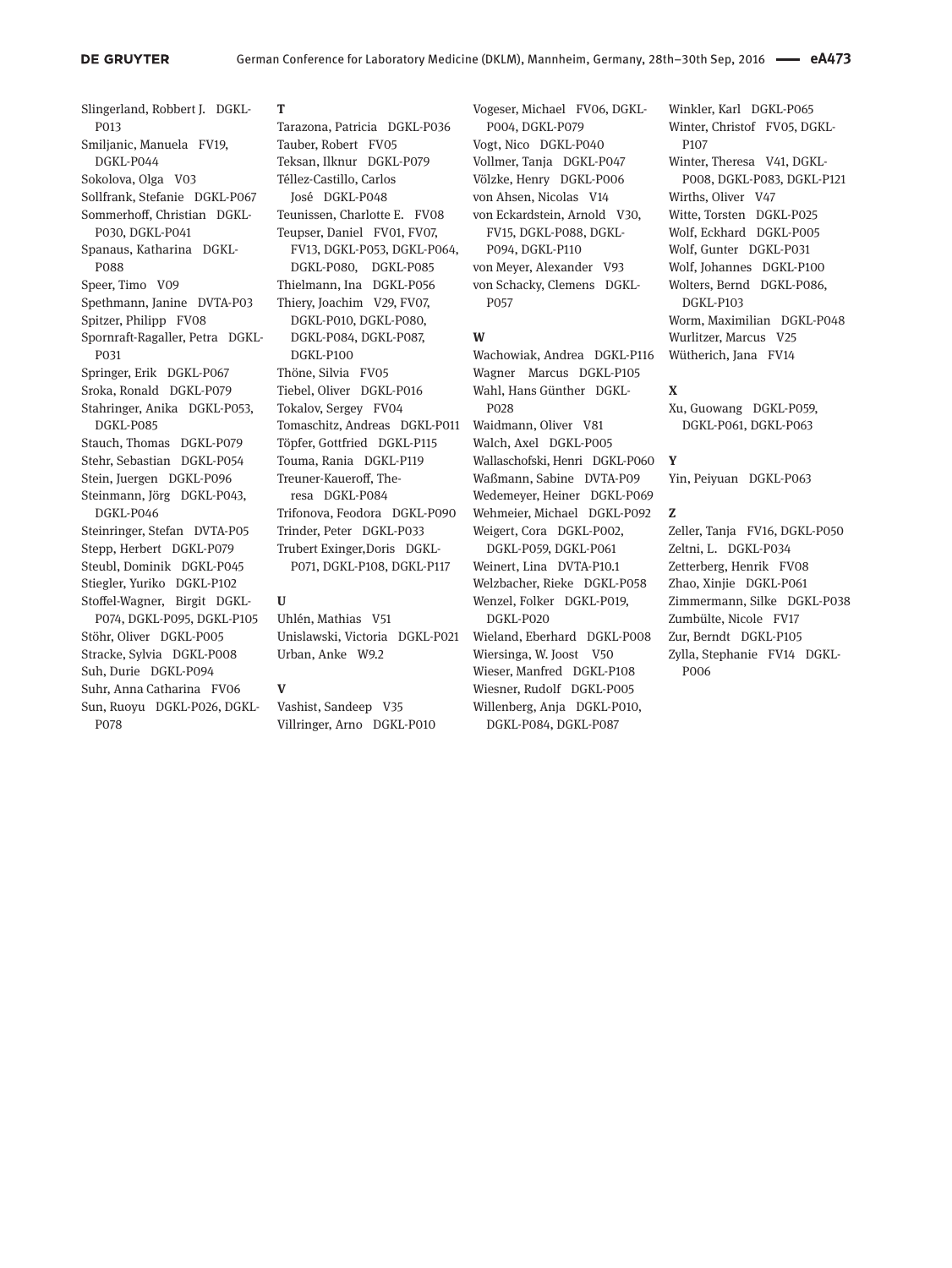Slingerland, Robbert J. DGKL-P013
Smiljanic, Manuela FV19, DGKL-P044
Sokolova, Olga V03
Sollfrank, Stefanie DGKL-P067
Sommerhoff, Christian DGKL-P030, DGKL-P041
Spanaus, Katharina DGKL-P088
Speer, Timo V09
Spethmann, Janine DVTA-P03
Spitzer, Philipp FV08
Spornraft-Ragaller, Petra DGKL-P031
Springer, Erik DGKL-P067
Sroka, Ronald DGKL-P079
Stahringer, Anika DGKL-P053, DGKL-P085
Stauch, Thomas DGKL-P079
Stehr, Sebastian DGKL-P054
Stein, Juergen DGKL-P096
Steinmann, Jörg DGKL-P043, DGKL-P046
Steinringer, Stefan DVTA-P05
Stepp, Herbert DGKL-P079
Steubl, Dominik DGKL-P045
Stiegler, Yuriko DGKL-P102
Stoffel-Wagner, Birgit DGKL-P074, DGKL-P095, DGKL-P105
Stöhr, Oliver DGKL-P005
Stracke, Sylvia DGKL-P008
Suh, Durie DGKL-P094
Suhr, Anna Catharina FV06
Sun, Ruoyu DGKL-P026, DGKL-P078

**T**

Tarazona, Patricia DGKL-P036
Tauber, Robert FV05
Teksan, Ilknur DGKL-P079
Téllez-Castillo, Carlos José DGKL-P048
Teunissen, Charlotte E. FV08
Teupser, Daniel FV01, FV07, FV13, DGKL-P053, DGKL-P064, DGKL-P080, DGKL-P085
Thielmann, Ina DGKL-P056
Thiery, Joachim V29, FV07, DGKL-P010, DGKL-P080, DGKL-P084, DGKL-P087, DGKL-P100
Thöne, Silvia FV05
Tiebel, Oliver DGKL-P016
Tokalov, Sergey FV04
Tomaschitz, Andreas DGKL-P011
Töpfer, Gottfried DGKL-P115
Touma, Rania DGKL-P119
Treuner-Kaueroff, Theresa DGKL-P084
Trifonova, Feodora DGKL-P090
Trinder, Peter DGKL-P033
Trubert Exinger,Doris DGKL-P071, DGKL-P108, DGKL-P117

**U**

Uhlén, Mathias V51
Unislawski, Victoria DGKL-P021
Urban, Anke W9.2

**V**

Vashist, Sandeep V35
Villringer, Arno DGKL-P010
Vogeser, Michael FV06, DGKL-P004, DGKL-P079
Vogt, Nico DGKL-P040
Vollmer, Tanja DGKL-P047
Völzke, Henry DGKL-P006
von Ahsen, Nicolas V14
von Eckardstein, Arnold V30, FV15, DGKL-P088, DGKL-P094, DGKL-P110
von Meyer, Alexander V93
von Schacky, Clemens DGKL-P057

**W**

Wachowiak, Andrea DGKL-P116
Wagner Marcus DGKL-P105
Wahl, Hans Günther DGKL-P028
Waidmann, Oliver V81
Walch, Axel DGKL-P005
Wallaschofski, Henri DGKL-P060
Waßmann, Sabine DVTA-P09
Wedemeyer, Heiner DGKL-P069
Wehmeier, Michael DGKL-P092
Weigert, Cora DGKL-P002, DGKL-P059, DGKL-P061
Weinert, Lina DVTA-P10.1
Welzbacher, Rieke DGKL-P058
Wenzel, Folker DGKL-P019, DGKL-P020
Wieland, Eberhard DGKL-P008
Wiersinga, W. Joost V50
Wieser, Manfred DGKL-P108
Wiesner, Rudolf DGKL-P005
Willenberg, Anja DGKL-P010, DGKL-P084, DGKL-P087
Winkler, Karl DGKL-P065
Winter, Christof FV05, DGKL-P107
Winter, Theresa V41, DGKL-P008, DGKL-P083, DGKL-P121
Wirths, Oliver V47
Witte, Torsten DGKL-P025
Wolf, Eckhard DGKL-P005
Wolf, Gunter DGKL-P031
Wolf, Johannes DGKL-P100
Wolters, Bernd DGKL-P086, DGKL-P103
Worm, Maximilian DGKL-P048
Wurlitzer, Marcus V25
Wütherich, Jana FV14

**X**

Xu, Guowang DGKL-P059, DGKL-P061, DGKL-P063

**Y**

Yin, Peiyuan DGKL-P063

**Z**

Zeller, Tanja FV16, DGKL-P050
Zeltni, L. DGKL-P034
Zetterberg, Henrik FV08
Zhao, Xinjie DGKL-P061
Zimmermann, Silke DGKL-P038
Zumbülte, Nicole FV17
Zur, Berndt DGKL-P105
Zylla, Stephanie FV14 DGKL-P006